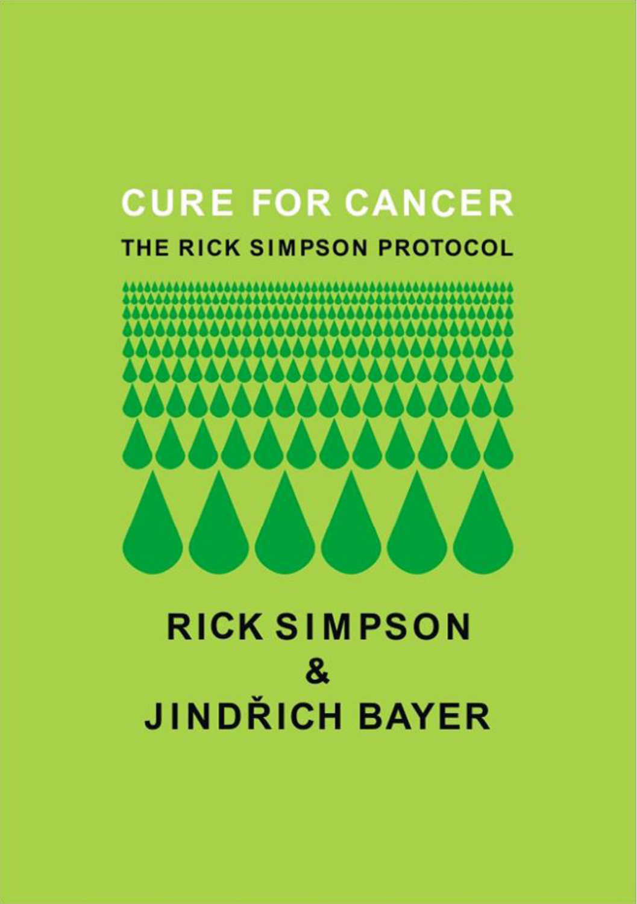# CURE FOR CANCER

## THE RICK SIMPSON PROTOCOL

**RICK SIMPSON**

**&**

**JINDŘICH BAYER**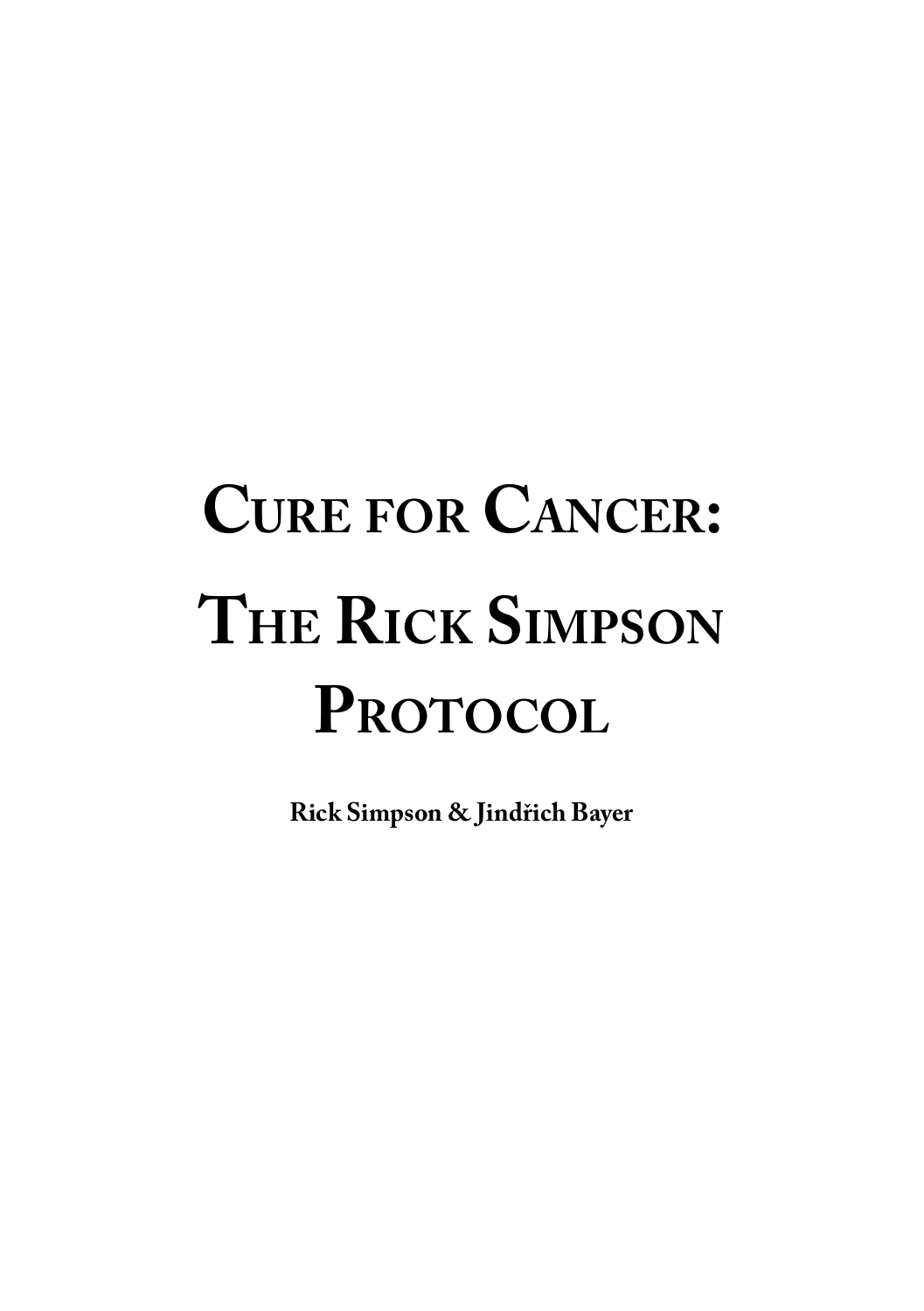# Cure for Cancer: The Rick Simpson Protocol

**Rick Simpson & Jindřich Bayer**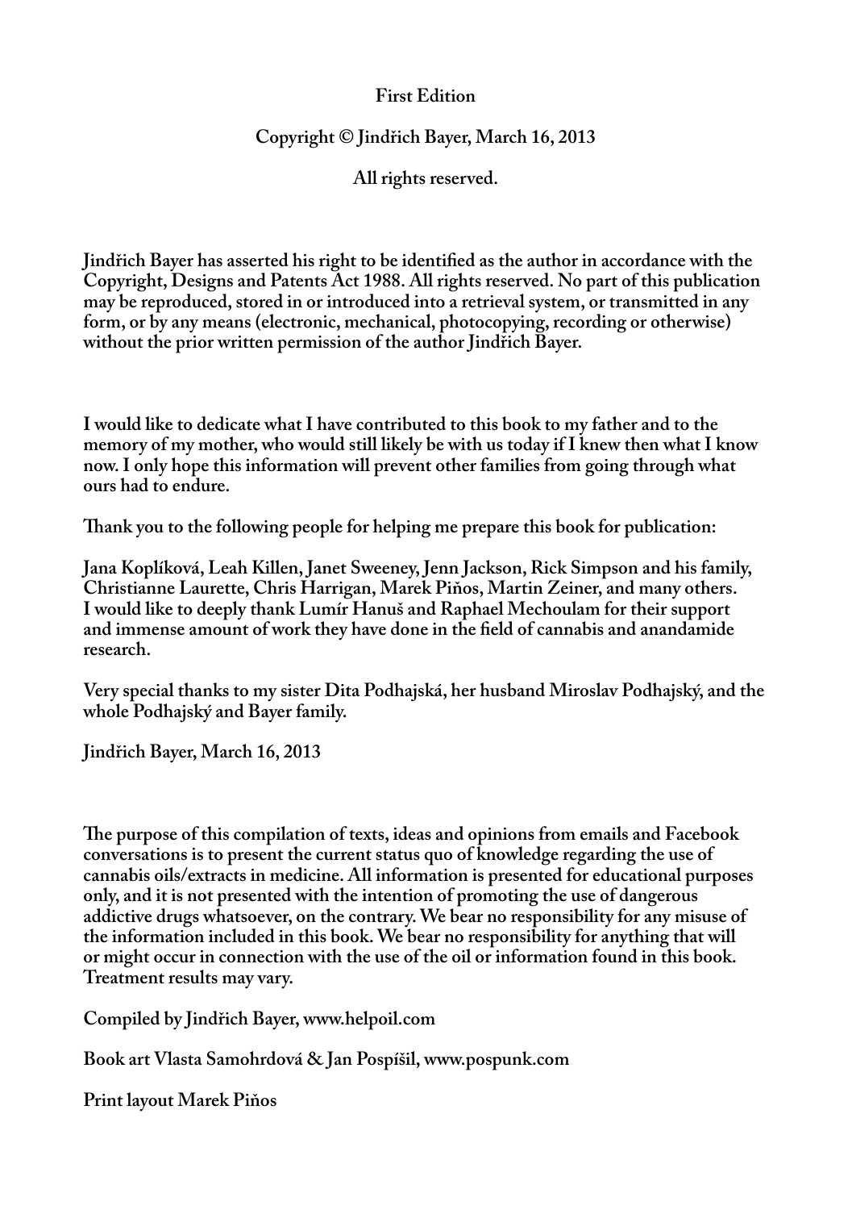**First Edition**

**Copyright © Jindřich Bayer, March 16, 2013**

**All rights reserved.**

**Jindřich Bayer has asserted his right to be identified as the author in accordance with the Copyright, Designs and Patents Act 1988. All rights reserved. No part of this publication may be reproduced, stored in or introduced into a retrieval system, or transmitted in any form, or by any means (electronic, mechanical, photocopying, recording or otherwise) without the prior written permission of the author Jindřich Bayer.**

**I would like to dedicate what I have contributed to this book to my father and to the memory of my mother, who would still likely be with us today if I knew then what I know now. I only hope this information will prevent other families from going through what ours had to endure.**

**Thank you to the following people for helping me prepare this book for publication:**

**Jana Koplíková, Leah Killen, Janet Sweeney, Jenn Jackson, Rick Simpson and his family, Christianne Laurette, Chris Harrigan, Marek Piňos, Martin Zeiner, and many others. I would like to deeply thank Lumír Hanuš and Raphael Mechoulam for their support and immense amount of work they have done in the field of cannabis and anandamide research.**

**Very special thanks to my sister Dita Podhajská, her husband Miroslav Podhajský, and the whole Podhajský and Bayer family.**

**Jindřich Bayer, March 16, 2013**

**The purpose of this compilation of texts, ideas and opinions from emails and Facebook conversations is to present the current status quo of knowledge regarding the use of cannabis oils/extracts in medicine. All information is presented for educational purposes only, and it is not presented with the intention of promoting the use of dangerous addictive drugs whatsoever, on the contrary. We bear no responsibility for any misuse of the information included in this book. We bear no responsibility for anything that will or might occur in connection with the use of the oil or information found in this book. Treatment results may vary.**

**Compiled by Jindřich Bayer, www.helpoil.com**

**Book art Vlasta Samohrdová & Jan Pospíšil, www.pospunk.com**

**Print layout Marek Piňos**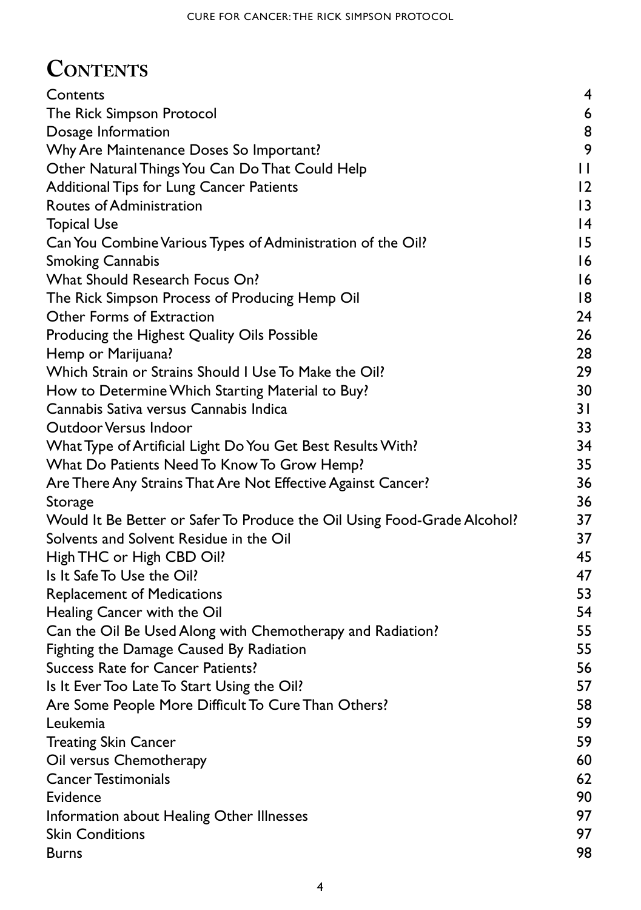# Contents

| | |
|---|---|
| Contents | 4 |
| The Rick Simpson Protocol | 6 |
| Dosage Information | 8 |
| Why Are Maintenance Doses So Important? | 9 |
| Other Natural Things You Can Do That Could Help | 11 |
| Additional Tips for Lung Cancer Patients | 12 |
| Routes of Administration | 13 |
| Topical Use | 14 |
| Can You Combine Various Types of Administration of the Oil? | 15 |
| Smoking Cannabis | 16 |
| What Should Research Focus On? | 16 |
| The Rick Simpson Process of Producing Hemp Oil | 18 |
| Other Forms of Extraction | 24 |
| Producing the Highest Quality Oils Possible | 26 |
| Hemp or Marijuana? | 28 |
| Which Strain or Strains Should I Use To Make the Oil? | 29 |
| How to Determine Which Starting Material to Buy? | 30 |
| Cannabis Sativa versus Cannabis Indica | 31 |
| Outdoor Versus Indoor | 33 |
| What Type of Artificial Light Do You Get Best Results With? | 34 |
| What Do Patients Need To Know To Grow Hemp? | 35 |
| Are There Any Strains That Are Not Effective Against Cancer? | 36 |
| Storage | 36 |
| Would It Be Better or Safer To Produce the Oil Using Food-Grade Alcohol? | 37 |
| Solvents and Solvent Residue in the Oil | 37 |
| High THC or High CBD Oil? | 45 |
| Is It Safe To Use the Oil? | 47 |
| Replacement of Medications | 53 |
| Healing Cancer with the Oil | 54 |
| Can the Oil Be Used Along with Chemotherapy and Radiation? | 55 |
| Fighting the Damage Caused By Radiation | 55 |
| Success Rate for Cancer Patients? | 56 |
| Is It Ever Too Late To Start Using the Oil? | 57 |
| Are Some People More Difficult To Cure Than Others? | 58 |
| Leukemia | 59 |
| Treating Skin Cancer | 59 |
| Oil versus Chemotherapy | 60 |
| Cancer Testimonials | 62 |
| Evidence | 90 |
| Information about Healing Other Illnesses | 97 |
| Skin Conditions | 97 |
| Burns | 98 |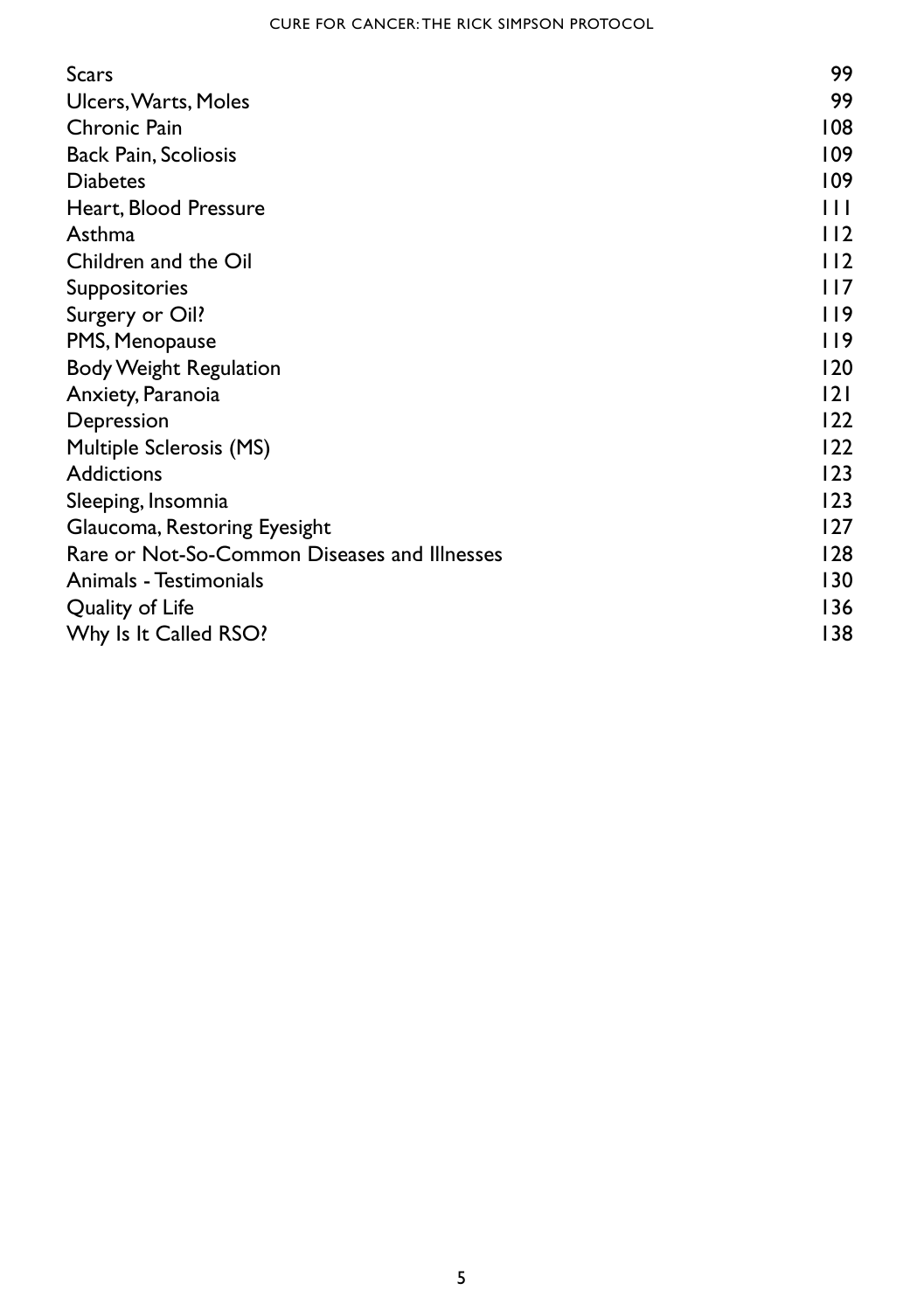| | |
|---|---|
| Scars | 99 |
| Ulcers, Warts, Moles | 99 |
| Chronic Pain | 108 |
| Back Pain, Scoliosis | 109 |
| Diabetes | 109 |
| Heart, Blood Pressure | 111 |
| Asthma | 112 |
| Children and the Oil | 112 |
| Suppositories | 117 |
| Surgery or Oil? | 119 |
| PMS, Menopause | 119 |
| Body Weight Regulation | 120 |
| Anxiety, Paranoia | 121 |
| Depression | 122 |
| Multiple Sclerosis (MS) | 122 |
| Addictions | 123 |
| Sleeping, Insomnia | 123 |
| Glaucoma, Restoring Eyesight | 127 |
| Rare or Not-So-Common Diseases and Illnesses | 128 |
| Animals - Testimonials | 130 |
| Quality of Life | 136 |
| Why Is It Called RSO? | 138 |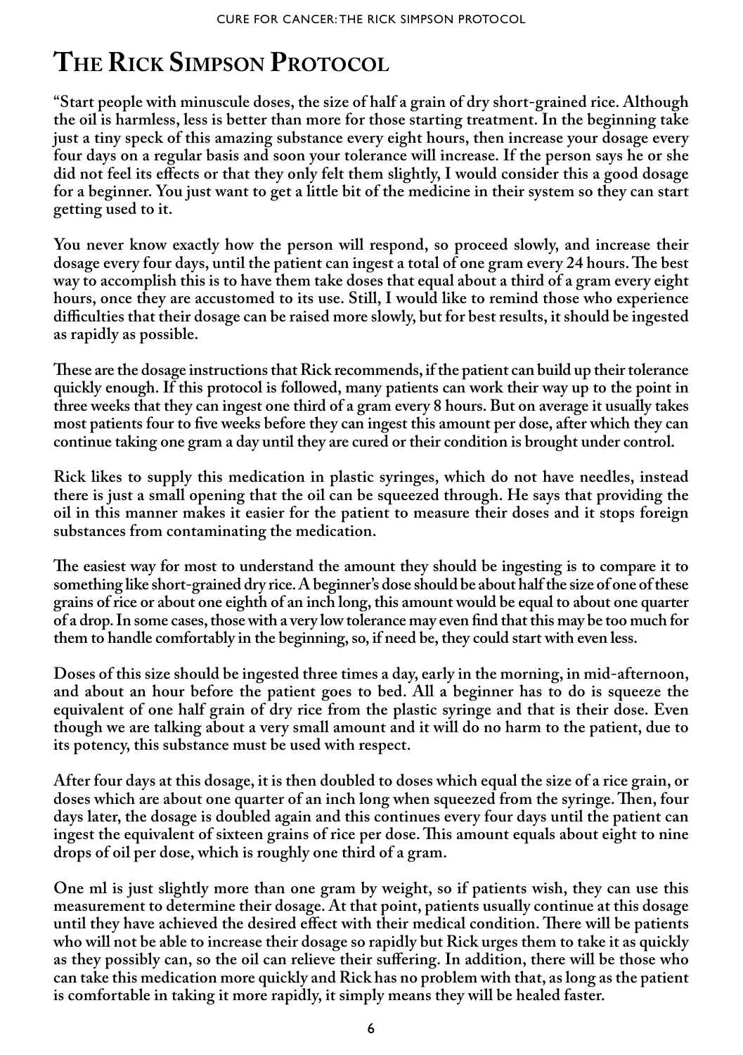# The Rick Simpson Protocol

**"Start people with minuscule doses, the size of half a grain of dry short-grained rice. Although the oil is harmless, less is better than more for those starting treatment. In the beginning take just a tiny speck of this amazing substance every eight hours, then increase your dosage every four days on a regular basis and soon your tolerance will increase. If the person says he or she did not feel its effects or that they only felt them slightly, I would consider this a good dosage for a beginner. You just want to get a little bit of the medicine in their system so they can start getting used to it.**

**You never know exactly how the person will respond, so proceed slowly, and increase their dosage every four days, until the patient can ingest a total of one gram every 24 hours. The best way to accomplish this is to have them take doses that equal about a third of a gram every eight hours, once they are accustomed to its use. Still, I would like to remind those who experience difficulties that their dosage can be raised more slowly, but for best results, it should be ingested as rapidly as possible.**

**These are the dosage instructions that Rick recommends, if the patient can build up their tolerance quickly enough. If this protocol is followed, many patients can work their way up to the point in three weeks that they can ingest one third of a gram every 8 hours. But on average it usually takes most patients four to five weeks before they can ingest this amount per dose, after which they can continue taking one gram a day until they are cured or their condition is brought under control.**

**Rick likes to supply this medication in plastic syringes, which do not have needles, instead there is just a small opening that the oil can be squeezed through. He says that providing the oil in this manner makes it easier for the patient to measure their doses and it stops foreign substances from contaminating the medication.**

**The easiest way for most to understand the amount they should be ingesting is to compare it to something like short-grained dry rice. A beginner's dose should be about half the size of one of these grains of rice or about one eighth of an inch long, this amount would be equal to about one quarter of a drop. In some cases, those with a very low tolerance may even find that this may be too much for them to handle comfortably in the beginning, so, if need be, they could start with even less.**

**Doses of this size should be ingested three times a day, early in the morning, in mid-afternoon, and about an hour before the patient goes to bed. All a beginner has to do is squeeze the equivalent of one half grain of dry rice from the plastic syringe and that is their dose. Even though we are talking about a very small amount and it will do no harm to the patient, due to its potency, this substance must be used with respect.**

**After four days at this dosage, it is then doubled to doses which equal the size of a rice grain, or doses which are about one quarter of an inch long when squeezed from the syringe. Then, four days later, the dosage is doubled again and this continues every four days until the patient can ingest the equivalent of sixteen grains of rice per dose. This amount equals about eight to nine drops of oil per dose, which is roughly one third of a gram.**

**One ml is just slightly more than one gram by weight, so if patients wish, they can use this measurement to determine their dosage. At that point, patients usually continue at this dosage until they have achieved the desired effect with their medical condition. There will be patients who will not be able to increase their dosage so rapidly but Rick urges them to take it as quickly as they possibly can, so the oil can relieve their suffering. In addition, there will be those who can take this medication more quickly and Rick has no problem with that, as long as the patient is comfortable in taking it more rapidly, it simply means they will be healed faster.**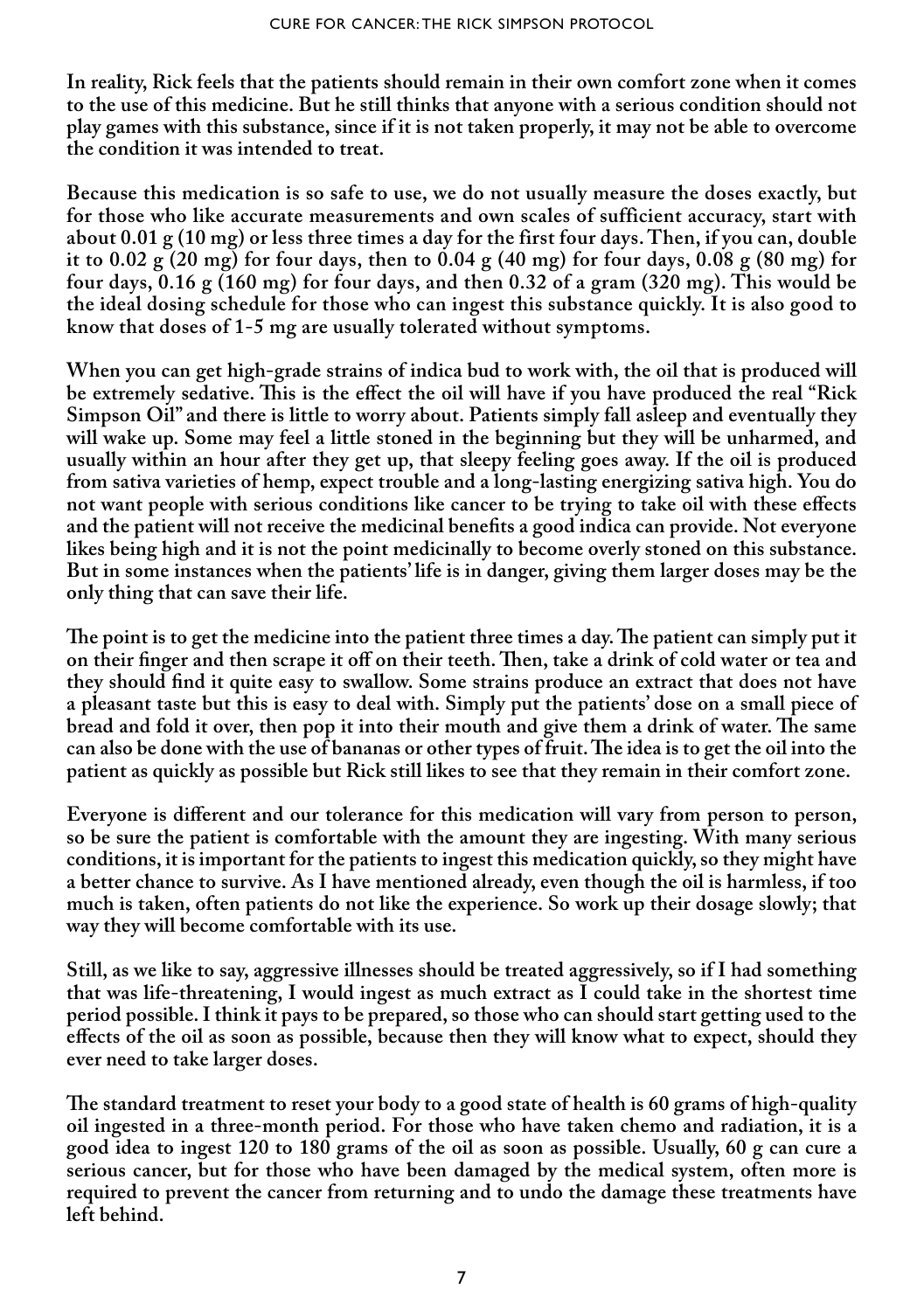**In reality, Rick feels that the patients should remain in their own comfort zone when it comes to the use of this medicine. But he still thinks that anyone with a serious condition should not play games with this substance, since if it is not taken properly, it may not be able to overcome the condition it was intended to treat.**

**Because this medication is so safe to use, we do not usually measure the doses exactly, but for those who like accurate measurements and own scales of sufficient accuracy, start with about 0.01 g (10 mg) or less three times a day for the first four days. Then, if you can, double it to 0.02 g (20 mg) for four days, then to 0.04 g (40 mg) for four days, 0.08 g (80 mg) for four days, 0.16 g (160 mg) for four days, and then 0.32 of a gram (320 mg). This would be the ideal dosing schedule for those who can ingest this substance quickly. It is also good to know that doses of 1-5 mg are usually tolerated without symptoms.**

**When you can get high-grade strains of indica bud to work with, the oil that is produced will be extremely sedative. This is the effect the oil will have if you have produced the real "Rick Simpson Oil" and there is little to worry about. Patients simply fall asleep and eventually they will wake up. Some may feel a little stoned in the beginning but they will be unharmed, and usually within an hour after they get up, that sleepy feeling goes away. If the oil is produced from sativa varieties of hemp, expect trouble and a long-lasting energizing sativa high. You do not want people with serious conditions like cancer to be trying to take oil with these effects and the patient will not receive the medicinal benefits a good indica can provide. Not everyone likes being high and it is not the point medicinally to become overly stoned on this substance. But in some instances when the patients' life is in danger, giving them larger doses may be the only thing that can save their life.**

**The point is to get the medicine into the patient three times a day. The patient can simply put it on their finger and then scrape it off on their teeth. Then, take a drink of cold water or tea and they should find it quite easy to swallow. Some strains produce an extract that does not have a pleasant taste but this is easy to deal with. Simply put the patients' dose on a small piece of bread and fold it over, then pop it into their mouth and give them a drink of water. The same can also be done with the use of bananas or other types of fruit. The idea is to get the oil into the patient as quickly as possible but Rick still likes to see that they remain in their comfort zone.**

**Everyone is different and our tolerance for this medication will vary from person to person, so be sure the patient is comfortable with the amount they are ingesting. With many serious conditions, it is important for the patients to ingest this medication quickly, so they might have a better chance to survive. As I have mentioned already, even though the oil is harmless, if too much is taken, often patients do not like the experience. So work up their dosage slowly; that way they will become comfortable with its use.**

**Still, as we like to say, aggressive illnesses should be treated aggressively, so if I had something that was life-threatening, I would ingest as much extract as I could take in the shortest time period possible. I think it pays to be prepared, so those who can should start getting used to the effects of the oil as soon as possible, because then they will know what to expect, should they ever need to take larger doses.**

**The standard treatment to reset your body to a good state of health is 60 grams of high-quality oil ingested in a three-month period. For those who have taken chemo and radiation, it is a good idea to ingest 120 to 180 grams of the oil as soon as possible. Usually, 60 g can cure a serious cancer, but for those who have been damaged by the medical system, often more is required to prevent the cancer from returning and to undo the damage these treatments have left behind.**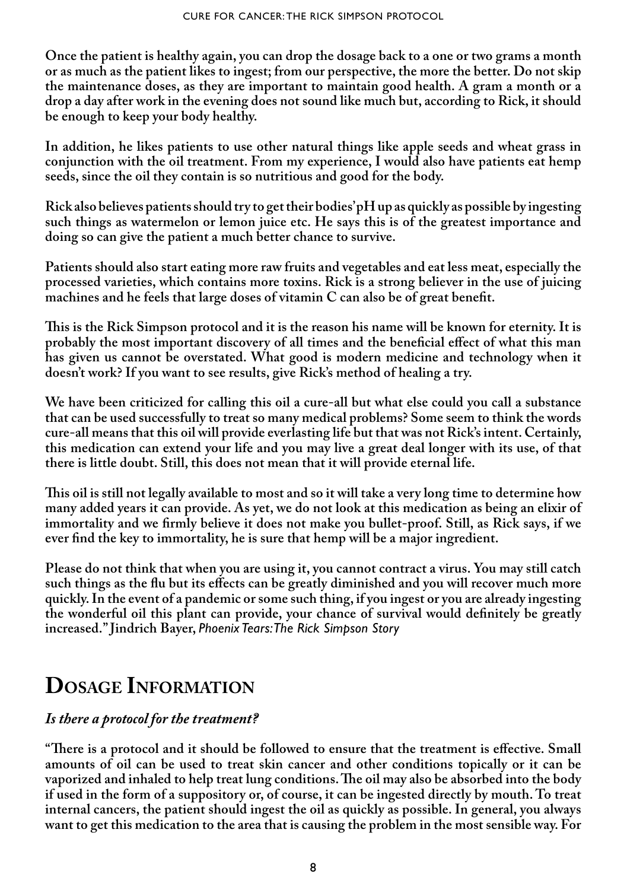**Once the patient is healthy again, you can drop the dosage back to a one or two grams a month or as much as the patient likes to ingest; from our perspective, the more the better. Do not skip the maintenance doses, as they are important to maintain good health. A gram a month or a drop a day after work in the evening does not sound like much but, according to Rick, it should be enough to keep your body healthy.**

**In addition, he likes patients to use other natural things like apple seeds and wheat grass in conjunction with the oil treatment. From my experience, I would also have patients eat hemp seeds, since the oil they contain is so nutritious and good for the body.**

**Rick also believes patients should try to get their bodies' pH up as quickly as possible by ingesting such things as watermelon or lemon juice etc. He says this is of the greatest importance and doing so can give the patient a much better chance to survive.**

**Patients should also start eating more raw fruits and vegetables and eat less meat, especially the processed varieties, which contains more toxins. Rick is a strong believer in the use of juicing machines and he feels that large doses of vitamin C can also be of great benefit.**

**This is the Rick Simpson protocol and it is the reason his name will be known for eternity. It is probably the most important discovery of all times and the beneficial effect of what this man has given us cannot be overstated. What good is modern medicine and technology when it doesn't work? If you want to see results, give Rick's method of healing a try.**

**We have been criticized for calling this oil a cure-all but what else could you call a substance that can be used successfully to treat so many medical problems? Some seem to think the words cure-all means that this oil will provide everlasting life but that was not Rick's intent. Certainly, this medication can extend your life and you may live a great deal longer with its use, of that there is little doubt. Still, this does not mean that it will provide eternal life.**

**This oil is still not legally available to most and so it will take a very long time to determine how many added years it can provide. As yet, we do not look at this medication as being an elixir of immortality and we firmly believe it does not make you bullet-proof. Still, as Rick says, if we ever find the key to immortality, he is sure that hemp will be a major ingredient.**

**Please do not think that when you are using it, you cannot contract a virus. You may still catch such things as the flu but its effects can be greatly diminished and you will recover much more quickly. In the event of a pandemic or some such thing, if you ingest or you are already ingesting the wonderful oil this plant can provide, your chance of survival would definitely be greatly increased." Jindrich Bayer,** *Phoenix Tears: The Rick Simpson Story*

# Dosage Information

### *Is there a protocol for the treatment?*

**"There is a protocol and it should be followed to ensure that the treatment is effective. Small amounts of oil can be used to treat skin cancer and other conditions topically or it can be vaporized and inhaled to help treat lung conditions. The oil may also be absorbed into the body if used in the form of a suppository or, of course, it can be ingested directly by mouth. To treat internal cancers, the patient should ingest the oil as quickly as possible. In general, you always want to get this medication to the area that is causing the problem in the most sensible way. For**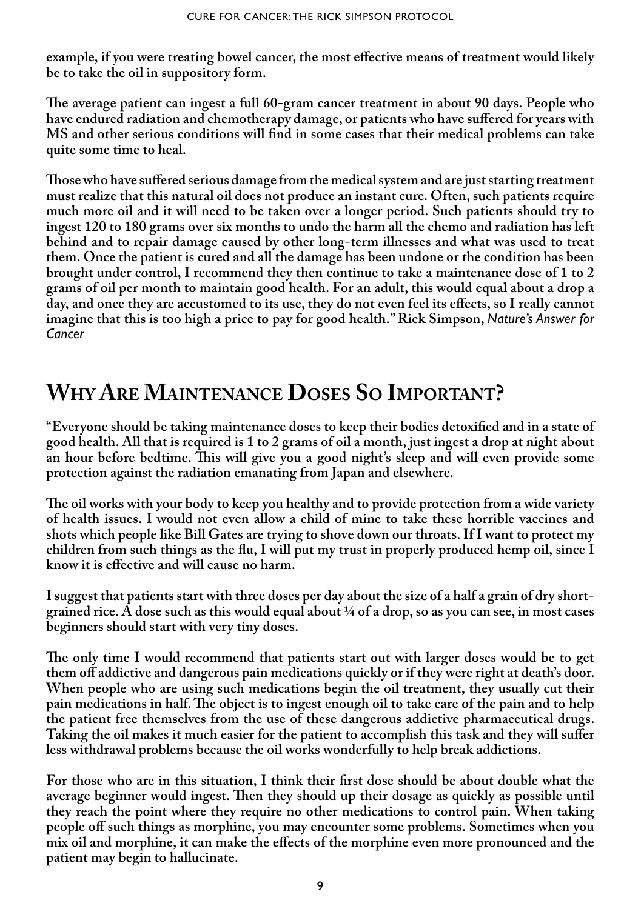**example, if you were treating bowel cancer, the most effective means of treatment would likely be to take the oil in suppository form.**

**The average patient can ingest a full 60-gram cancer treatment in about 90 days. People who have endured radiation and chemotherapy damage, or patients who have suffered for years with MS and other serious conditions will find in some cases that their medical problems can take quite some time to heal.**

**Those who have suffered serious damage from the medical system and are just starting treatment must realize that this natural oil does not produce an instant cure. Often, such patients require much more oil and it will need to be taken over a longer period. Such patients should try to ingest 120 to 180 grams over six months to undo the harm all the chemo and radiation has left behind and to repair damage caused by other long-term illnesses and what was used to treat them. Once the patient is cured and all the damage has been undone or the condition has been brought under control, I recommend they then continue to take a maintenance dose of 1 to 2 grams of oil per month to maintain good health. For an adult, this would equal about a drop a day, and once they are accustomed to its use, they do not even feel its effects, so I really cannot imagine that this is too high a price to pay for good health." Rick Simpson,** ***Nature's Answer for Cancer***

## Why Are Maintenance Doses So Important?

**"Everyone should be taking maintenance doses to keep their bodies detoxified and in a state of good health. All that is required is 1 to 2 grams of oil a month, just ingest a drop at night about an hour before bedtime. This will give you a good night's sleep and will even provide some protection against the radiation emanating from Japan and elsewhere.**

**The oil works with your body to keep you healthy and to provide protection from a wide variety of health issues. I would not even allow a child of mine to take these horrible vaccines and shots which people like Bill Gates are trying to shove down our throats. If I want to protect my children from such things as the flu, I will put my trust in properly produced hemp oil, since I know it is effective and will cause no harm.**

**I suggest that patients start with three doses per day about the size of a half a grain of dry short-grained rice. A dose such as this would equal about ¼ of a drop, so as you can see, in most cases beginners should start with very tiny doses.**

**The only time I would recommend that patients start out with larger doses would be to get them off addictive and dangerous pain medications quickly or if they were right at death's door. When people who are using such medications begin the oil treatment, they usually cut their pain medications in half. The object is to ingest enough oil to take care of the pain and to help the patient free themselves from the use of these dangerous addictive pharmaceutical drugs. Taking the oil makes it much easier for the patient to accomplish this task and they will suffer less withdrawal problems because the oil works wonderfully to help break addictions.**

**For those who are in this situation, I think their first dose should be about double what the average beginner would ingest. Then they should up their dosage as quickly as possible until they reach the point where they require no other medications to control pain. When taking people off such things as morphine, you may encounter some problems. Sometimes when you mix oil and morphine, it can make the effects of the morphine even more pronounced and the patient may begin to hallucinate.**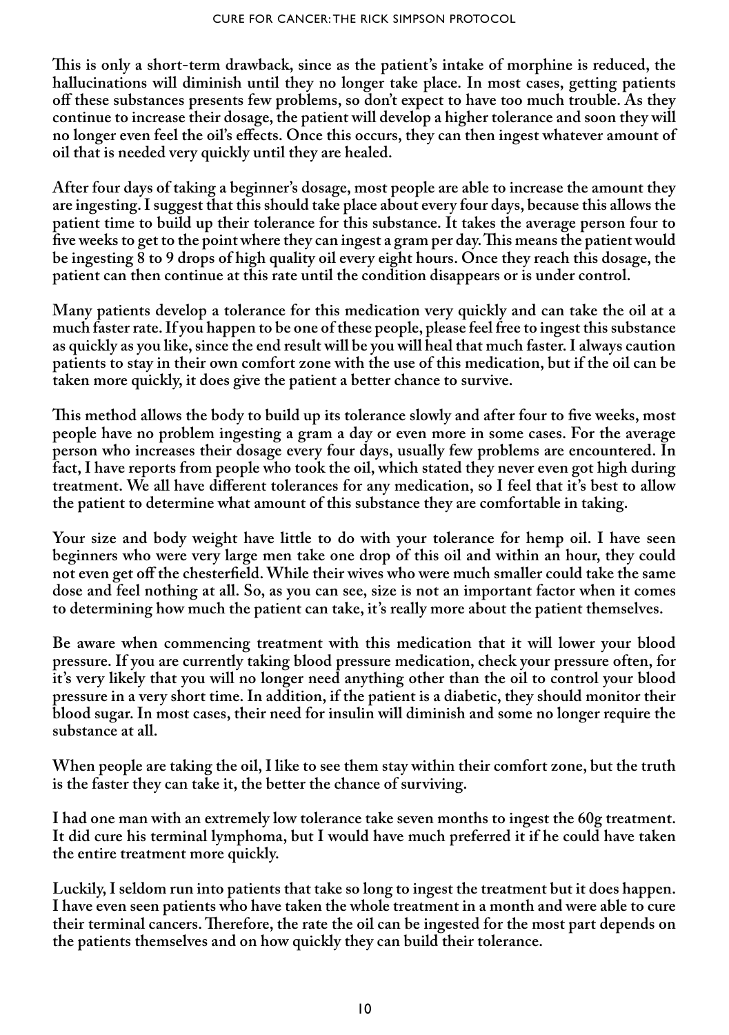**This is only a short-term drawback, since as the patient's intake of morphine is reduced, the hallucinations will diminish until they no longer take place. In most cases, getting patients off these substances presents few problems, so don't expect to have too much trouble. As they continue to increase their dosage, the patient will develop a higher tolerance and soon they will no longer even feel the oil's effects. Once this occurs, they can then ingest whatever amount of oil that is needed very quickly until they are healed.**

**After four days of taking a beginner's dosage, most people are able to increase the amount they are ingesting. I suggest that this should take place about every four days, because this allows the patient time to build up their tolerance for this substance. It takes the average person four to five weeks to get to the point where they can ingest a gram per day. This means the patient would be ingesting 8 to 9 drops of high quality oil every eight hours. Once they reach this dosage, the patient can then continue at this rate until the condition disappears or is under control.**

**Many patients develop a tolerance for this medication very quickly and can take the oil at a much faster rate. If you happen to be one of these people, please feel free to ingest this substance as quickly as you like, since the end result will be you will heal that much faster. I always caution patients to stay in their own comfort zone with the use of this medication, but if the oil can be taken more quickly, it does give the patient a better chance to survive.**

**This method allows the body to build up its tolerance slowly and after four to five weeks, most people have no problem ingesting a gram a day or even more in some cases. For the average person who increases their dosage every four days, usually few problems are encountered. In fact, I have reports from people who took the oil, which stated they never even got high during treatment. We all have different tolerances for any medication, so I feel that it's best to allow the patient to determine what amount of this substance they are comfortable in taking.**

**Your size and body weight have little to do with your tolerance for hemp oil. I have seen beginners who were very large men take one drop of this oil and within an hour, they could not even get off the chesterfield. While their wives who were much smaller could take the same dose and feel nothing at all. So, as you can see, size is not an important factor when it comes to determining how much the patient can take, it's really more about the patient themselves.**

**Be aware when commencing treatment with this medication that it will lower your blood pressure. If you are currently taking blood pressure medication, check your pressure often, for it's very likely that you will no longer need anything other than the oil to control your blood pressure in a very short time. In addition, if the patient is a diabetic, they should monitor their blood sugar. In most cases, their need for insulin will diminish and some no longer require the substance at all.**

**When people are taking the oil, I like to see them stay within their comfort zone, but the truth is the faster they can take it, the better the chance of surviving.**

**I had one man with an extremely low tolerance take seven months to ingest the 60g treatment. It did cure his terminal lymphoma, but I would have much preferred it if he could have taken the entire treatment more quickly.**

**Luckily, I seldom run into patients that take so long to ingest the treatment but it does happen. I have even seen patients who have taken the whole treatment in a month and were able to cure their terminal cancers. Therefore, the rate the oil can be ingested for the most part depends on the patients themselves and on how quickly they can build their tolerance.**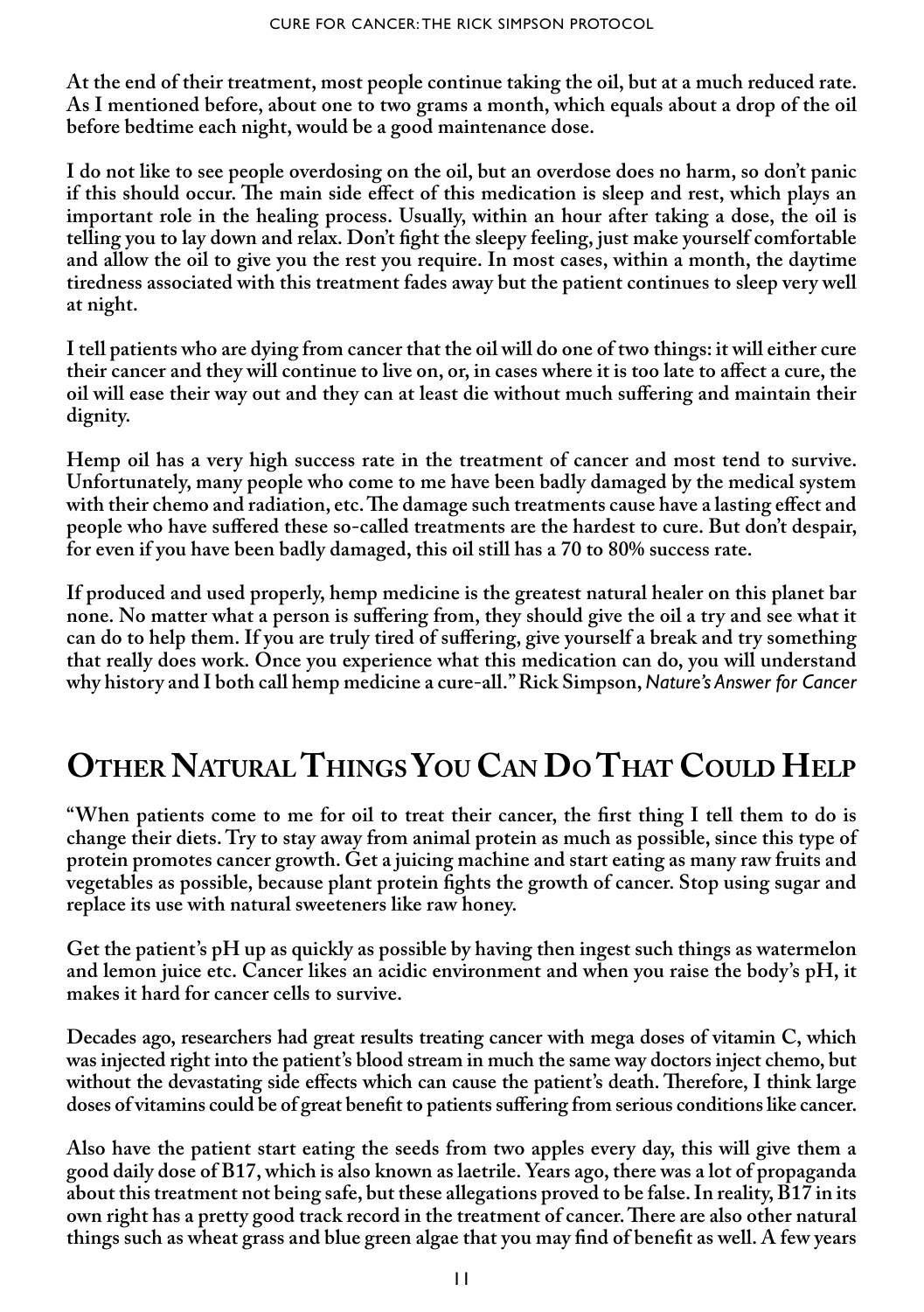**At the end of their treatment, most people continue taking the oil, but at a much reduced rate. As I mentioned before, about one to two grams a month, which equals about a drop of the oil before bedtime each night, would be a good maintenance dose.**

**I do not like to see people overdosing on the oil, but an overdose does no harm, so don't panic if this should occur. The main side effect of this medication is sleep and rest, which plays an important role in the healing process. Usually, within an hour after taking a dose, the oil is telling you to lay down and relax. Don't fight the sleepy feeling, just make yourself comfortable and allow the oil to give you the rest you require. In most cases, within a month, the daytime tiredness associated with this treatment fades away but the patient continues to sleep very well at night.**

**I tell patients who are dying from cancer that the oil will do one of two things: it will either cure their cancer and they will continue to live on, or, in cases where it is too late to affect a cure, the oil will ease their way out and they can at least die without much suffering and maintain their dignity.**

**Hemp oil has a very high success rate in the treatment of cancer and most tend to survive. Unfortunately, many people who come to me have been badly damaged by the medical system with their chemo and radiation, etc. The damage such treatments cause have a lasting effect and people who have suffered these so-called treatments are the hardest to cure. But don't despair, for even if you have been badly damaged, this oil still has a 70 to 80% success rate.**

**If produced and used properly, hemp medicine is the greatest natural healer on this planet bar none. No matter what a person is suffering from, they should give the oil a try and see what it can do to help them. If you are truly tired of suffering, give yourself a break and try something that really does work. Once you experience what this medication can do, you will understand why history and I both call hemp medicine a cure-all." Rick Simpson,** ***Nature's Answer for Cancer***

# Other Natural Things You Can Do That Could Help

**"When patients come to me for oil to treat their cancer, the first thing I tell them to do is change their diets. Try to stay away from animal protein as much as possible, since this type of protein promotes cancer growth. Get a juicing machine and start eating as many raw fruits and vegetables as possible, because plant protein fights the growth of cancer. Stop using sugar and replace its use with natural sweeteners like raw honey.**

**Get the patient's pH up as quickly as possible by having then ingest such things as watermelon and lemon juice etc. Cancer likes an acidic environment and when you raise the body's pH, it makes it hard for cancer cells to survive.**

**Decades ago, researchers had great results treating cancer with mega doses of vitamin C, which was injected right into the patient's blood stream in much the same way doctors inject chemo, but without the devastating side effects which can cause the patient's death. Therefore, I think large doses of vitamins could be of great benefit to patients suffering from serious conditions like cancer.**

**Also have the patient start eating the seeds from two apples every day, this will give them a good daily dose of B17, which is also known as laetrile. Years ago, there was a lot of propaganda about this treatment not being safe, but these allegations proved to be false. In reality, B17 in its own right has a pretty good track record in the treatment of cancer. There are also other natural things such as wheat grass and blue green algae that you may find of benefit as well. A few years**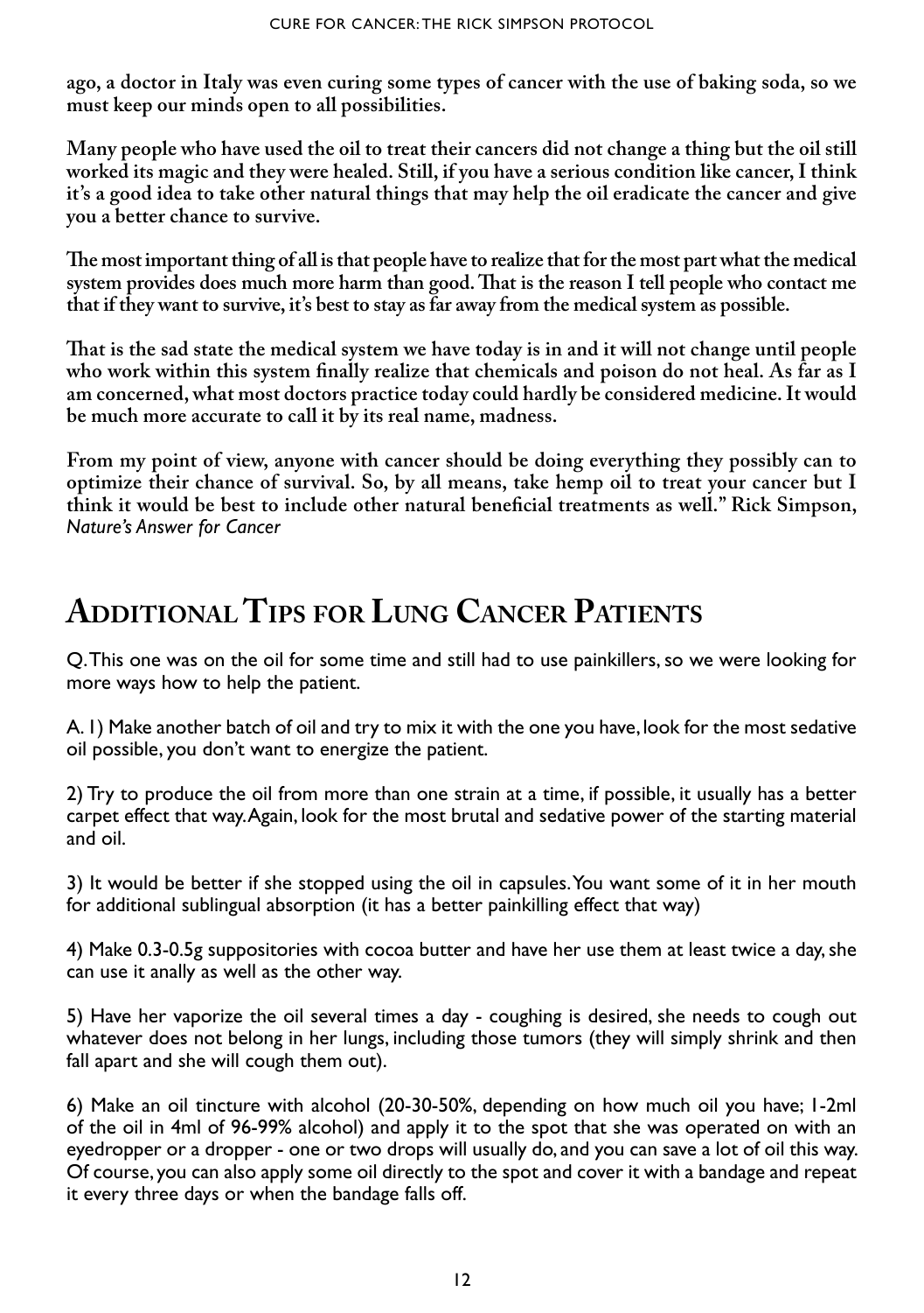**ago, a doctor in Italy was even curing some types of cancer with the use of baking soda, so we must keep our minds open to all possibilities.**

**Many people who have used the oil to treat their cancers did not change a thing but the oil still worked its magic and they were healed. Still, if you have a serious condition like cancer, I think it's a good idea to take other natural things that may help the oil eradicate the cancer and give you a better chance to survive.**

**The most important thing of all is that people have to realize that for the most part what the medical system provides does much more harm than good. That is the reason I tell people who contact me that if they want to survive, it's best to stay as far away from the medical system as possible.**

**That is the sad state the medical system we have today is in and it will not change until people who work within this system finally realize that chemicals and poison do not heal. As far as I am concerned, what most doctors practice today could hardly be considered medicine. It would be much more accurate to call it by its real name, madness.**

**From my point of view, anyone with cancer should be doing everything they possibly can to optimize their chance of survival. So, by all means, take hemp oil to treat your cancer but I think it would be best to include other natural beneficial treatments as well." Rick Simpson,** *Nature's Answer for Cancer*

## Additional Tips for Lung Cancer Patients

Q. This one was on the oil for some time and still had to use painkillers, so we were looking for more ways how to help the patient.

A. 1) Make another batch of oil and try to mix it with the one you have, look for the most sedative oil possible, you don't want to energize the patient.

2) Try to produce the oil from more than one strain at a time, if possible, it usually has a better carpet effect that way. Again, look for the most brutal and sedative power of the starting material and oil.

3) It would be better if she stopped using the oil in capsules. You want some of it in her mouth for additional sublingual absorption (it has a better painkilling effect that way)

4) Make 0.3-0.5g suppositories with cocoa butter and have her use them at least twice a day, she can use it anally as well as the other way.

5) Have her vaporize the oil several times a day - coughing is desired, she needs to cough out whatever does not belong in her lungs, including those tumors (they will simply shrink and then fall apart and she will cough them out).

6) Make an oil tincture with alcohol (20-30-50%, depending on how much oil you have; 1-2ml of the oil in 4ml of 96-99% alcohol) and apply it to the spot that she was operated on with an eyedropper or a dropper - one or two drops will usually do, and you can save a lot of oil this way. Of course, you can also apply some oil directly to the spot and cover it with a bandage and repeat it every three days or when the bandage falls off.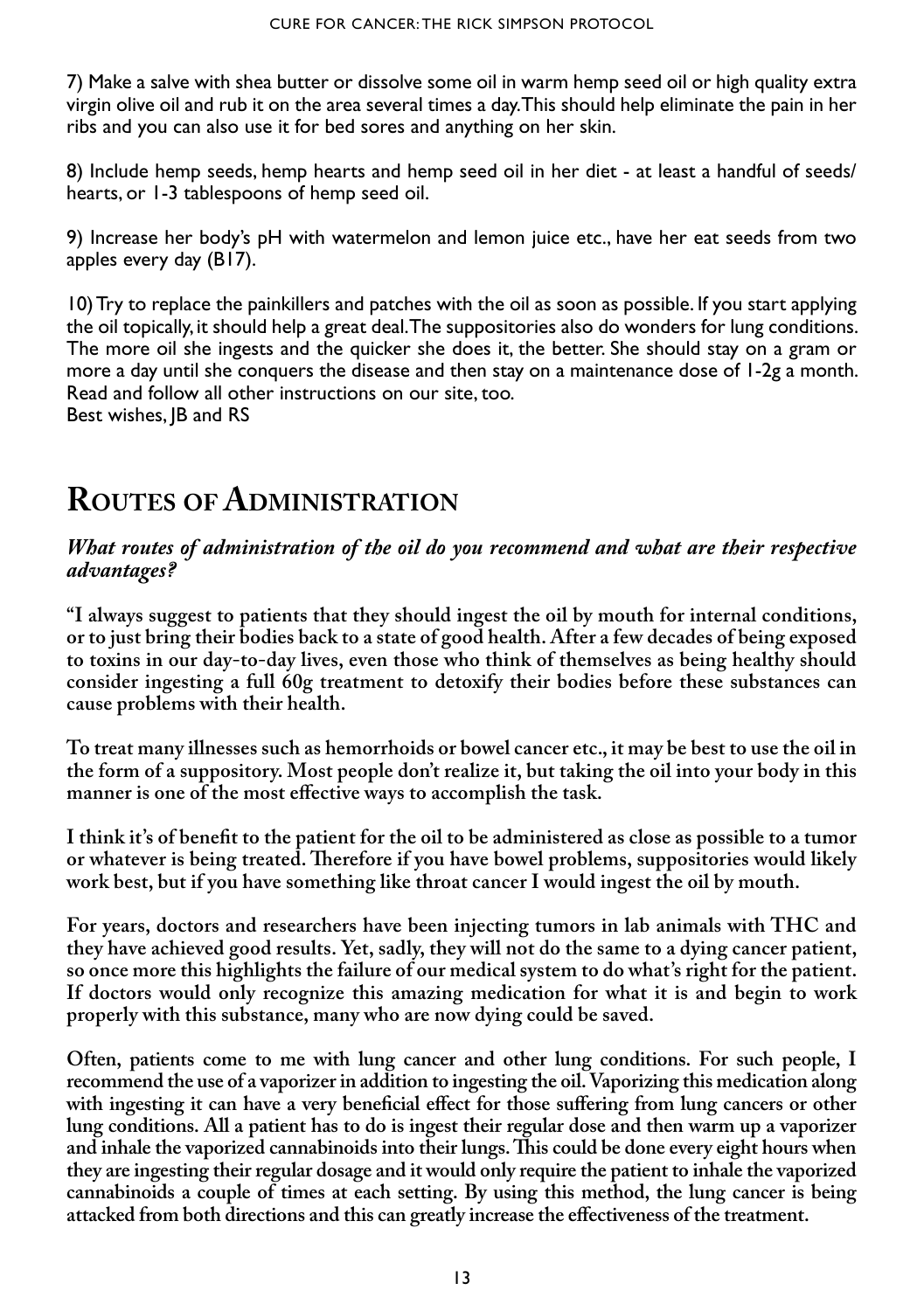7) Make a salve with shea butter or dissolve some oil in warm hemp seed oil or high quality extra virgin olive oil and rub it on the area several times a day. This should help eliminate the pain in her ribs and you can also use it for bed sores and anything on her skin.

8) Include hemp seeds, hemp hearts and hemp seed oil in her diet - at least a handful of seeds/hearts, or 1-3 tablespoons of hemp seed oil.

9) Increase her body's pH with watermelon and lemon juice etc., have her eat seeds from two apples every day (B17).

10) Try to replace the painkillers and patches with the oil as soon as possible. If you start applying the oil topically, it should help a great deal. The suppositories also do wonders for lung conditions. The more oil she ingests and the quicker she does it, the better. She should stay on a gram or more a day until she conquers the disease and then stay on a maintenance dose of 1-2g a month. Read and follow all other instructions on our site, too.
Best wishes, JB and RS

# Routes of Administration

***What routes of administration of the oil do you recommend and what are their respective advantages?***

**"I always suggest to patients that they should ingest the oil by mouth for internal conditions, or to just bring their bodies back to a state of good health. After a few decades of being exposed to toxins in our day-to-day lives, even those who think of themselves as being healthy should consider ingesting a full 60g treatment to detoxify their bodies before these substances can cause problems with their health.**

**To treat many illnesses such as hemorrhoids or bowel cancer etc., it may be best to use the oil in the form of a suppository. Most people don't realize it, but taking the oil into your body in this manner is one of the most effective ways to accomplish the task.**

**I think it's of benefit to the patient for the oil to be administered as close as possible to a tumor or whatever is being treated. Therefore if you have bowel problems, suppositories would likely work best, but if you have something like throat cancer I would ingest the oil by mouth.**

**For years, doctors and researchers have been injecting tumors in lab animals with THC and they have achieved good results. Yet, sadly, they will not do the same to a dying cancer patient, so once more this highlights the failure of our medical system to do what's right for the patient. If doctors would only recognize this amazing medication for what it is and begin to work properly with this substance, many who are now dying could be saved.**

**Often, patients come to me with lung cancer and other lung conditions. For such people, I recommend the use of a vaporizer in addition to ingesting the oil. Vaporizing this medication along with ingesting it can have a very beneficial effect for those suffering from lung cancers or other lung conditions. All a patient has to do is ingest their regular dose and then warm up a vaporizer and inhale the vaporized cannabinoids into their lungs. This could be done every eight hours when they are ingesting their regular dosage and it would only require the patient to inhale the vaporized cannabinoids a couple of times at each setting. By using this method, the lung cancer is being attacked from both directions and this can greatly increase the effectiveness of the treatment.**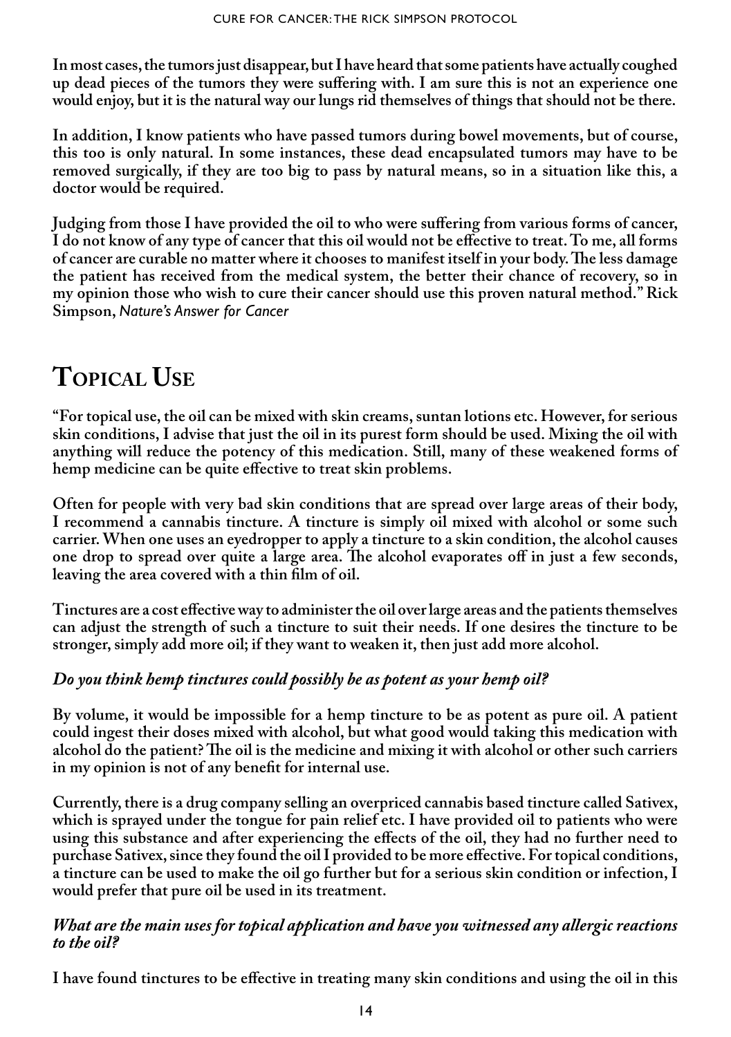**In most cases, the tumors just disappear, but I have heard that some patients have actually coughed up dead pieces of the tumors they were suffering with. I am sure this is not an experience one would enjoy, but it is the natural way our lungs rid themselves of things that should not be there.**

**In addition, I know patients who have passed tumors during bowel movements, but of course, this too is only natural. In some instances, these dead encapsulated tumors may have to be removed surgically, if they are too big to pass by natural means, so in a situation like this, a doctor would be required.**

**Judging from those I have provided the oil to who were suffering from various forms of cancer, I do not know of any type of cancer that this oil would not be effective to treat. To me, all forms of cancer are curable no matter where it chooses to manifest itself in your body. The less damage the patient has received from the medical system, the better their chance of recovery, so in my opinion those who wish to cure their cancer should use this proven natural method." Rick Simpson,** *Nature's Answer for Cancer*

# Topical Use

**"For topical use, the oil can be mixed with skin creams, suntan lotions etc. However, for serious skin conditions, I advise that just the oil in its purest form should be used. Mixing the oil with anything will reduce the potency of this medication. Still, many of these weakened forms of hemp medicine can be quite effective to treat skin problems.**

**Often for people with very bad skin conditions that are spread over large areas of their body, I recommend a cannabis tincture. A tincture is simply oil mixed with alcohol or some such carrier. When one uses an eyedropper to apply a tincture to a skin condition, the alcohol causes one drop to spread over quite a large area. The alcohol evaporates off in just a few seconds, leaving the area covered with a thin film of oil.**

**Tinctures are a cost effective way to administer the oil over large areas and the patients themselves can adjust the strength of such a tincture to suit their needs. If one desires the tincture to be stronger, simply add more oil; if they want to weaken it, then just add more alcohol.**

***Do you think hemp tinctures could possibly be as potent as your hemp oil?***

**By volume, it would be impossible for a hemp tincture to be as potent as pure oil. A patient could ingest their doses mixed with alcohol, but what good would taking this medication with alcohol do the patient? The oil is the medicine and mixing it with alcohol or other such carriers in my opinion is not of any benefit for internal use.**

**Currently, there is a drug company selling an overpriced cannabis based tincture called Sativex, which is sprayed under the tongue for pain relief etc. I have provided oil to patients who were using this substance and after experiencing the effects of the oil, they had no further need to purchase Sativex, since they found the oil I provided to be more effective. For topical conditions, a tincture can be used to make the oil go further but for a serious skin condition or infection, I would prefer that pure oil be used in its treatment.**

***What are the main uses for topical application and have you witnessed any allergic reactions to the oil?***

**I have found tinctures to be effective in treating many skin conditions and using the oil in this**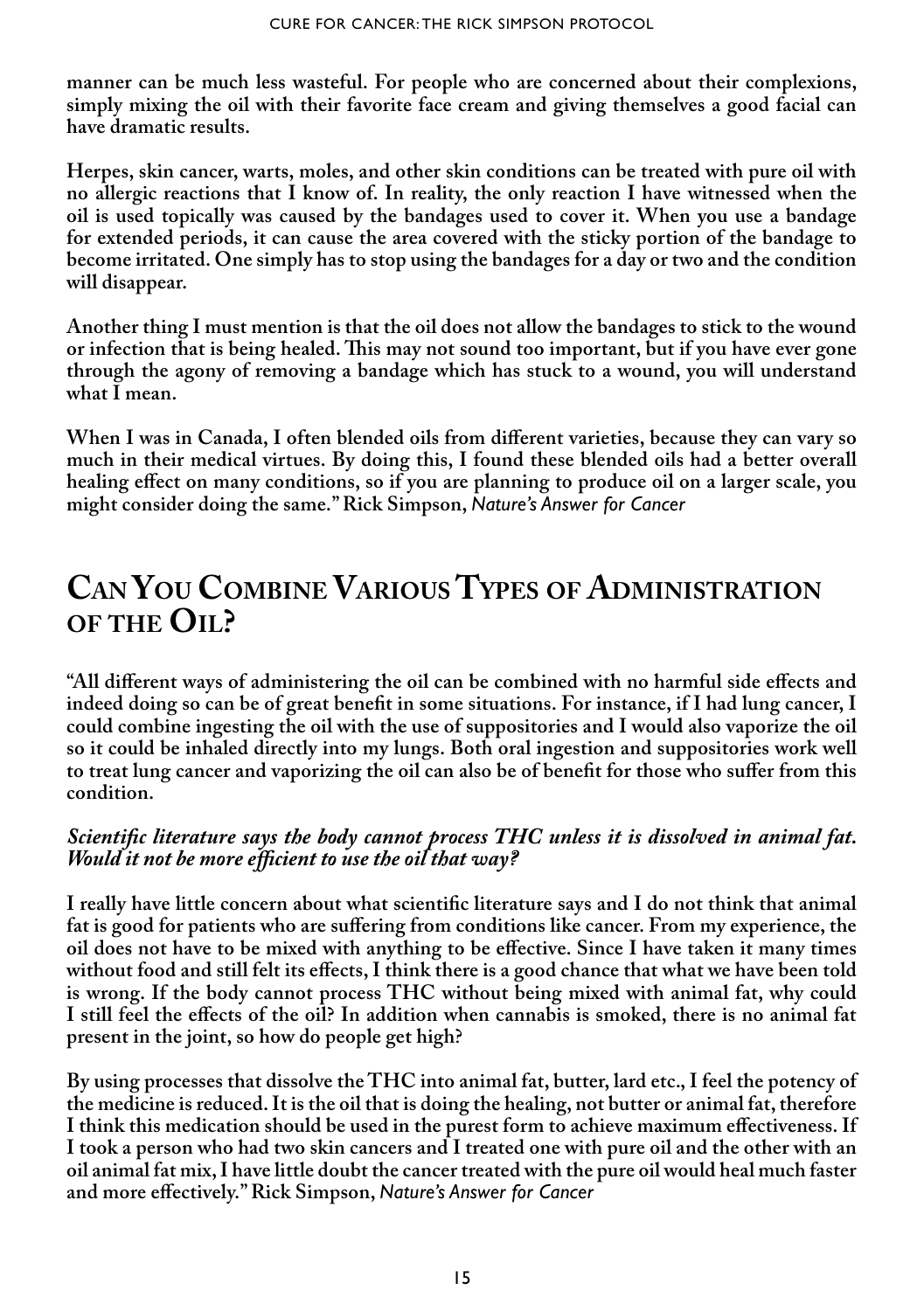**manner can be much less wasteful. For people who are concerned about their complexions, simply mixing the oil with their favorite face cream and giving themselves a good facial can have dramatic results.**

**Herpes, skin cancer, warts, moles, and other skin conditions can be treated with pure oil with no allergic reactions that I know of. In reality, the only reaction I have witnessed when the oil is used topically was caused by the bandages used to cover it. When you use a bandage for extended periods, it can cause the area covered with the sticky portion of the bandage to become irritated. One simply has to stop using the bandages for a day or two and the condition will disappear.**

**Another thing I must mention is that the oil does not allow the bandages to stick to the wound or infection that is being healed. This may not sound too important, but if you have ever gone through the agony of removing a bandage which has stuck to a wound, you will understand what I mean.**

**When I was in Canada, I often blended oils from different varieties, because they can vary so much in their medical virtues. By doing this, I found these blended oils had a better overall healing effect on many conditions, so if you are planning to produce oil on a larger scale, you might consider doing the same." Rick Simpson,** *Nature's Answer for Cancer*

## Can You Combine Various Types of Administration of the Oil?

**"All different ways of administering the oil can be combined with no harmful side effects and indeed doing so can be of great benefit in some situations. For instance, if I had lung cancer, I could combine ingesting the oil with the use of suppositories and I would also vaporize the oil so it could be inhaled directly into my lungs. Both oral ingestion and suppositories work well to treat lung cancer and vaporizing the oil can also be of benefit for those who suffer from this condition.**

***Scientific literature says the body cannot process THC unless it is dissolved in animal fat. Would it not be more efficient to use the oil that way?***

**I really have little concern about what scientific literature says and I do not think that animal fat is good for patients who are suffering from conditions like cancer. From my experience, the oil does not have to be mixed with anything to be effective. Since I have taken it many times without food and still felt its effects, I think there is a good chance that what we have been told is wrong. If the body cannot process THC without being mixed with animal fat, why could I still feel the effects of the oil? In addition when cannabis is smoked, there is no animal fat present in the joint, so how do people get high?**

**By using processes that dissolve the THC into animal fat, butter, lard etc., I feel the potency of the medicine is reduced. It is the oil that is doing the healing, not butter or animal fat, therefore I think this medication should be used in the purest form to achieve maximum effectiveness. If I took a person who had two skin cancers and I treated one with pure oil and the other with an oil animal fat mix, I have little doubt the cancer treated with the pure oil would heal much faster and more effectively." Rick Simpson,** *Nature's Answer for Cancer*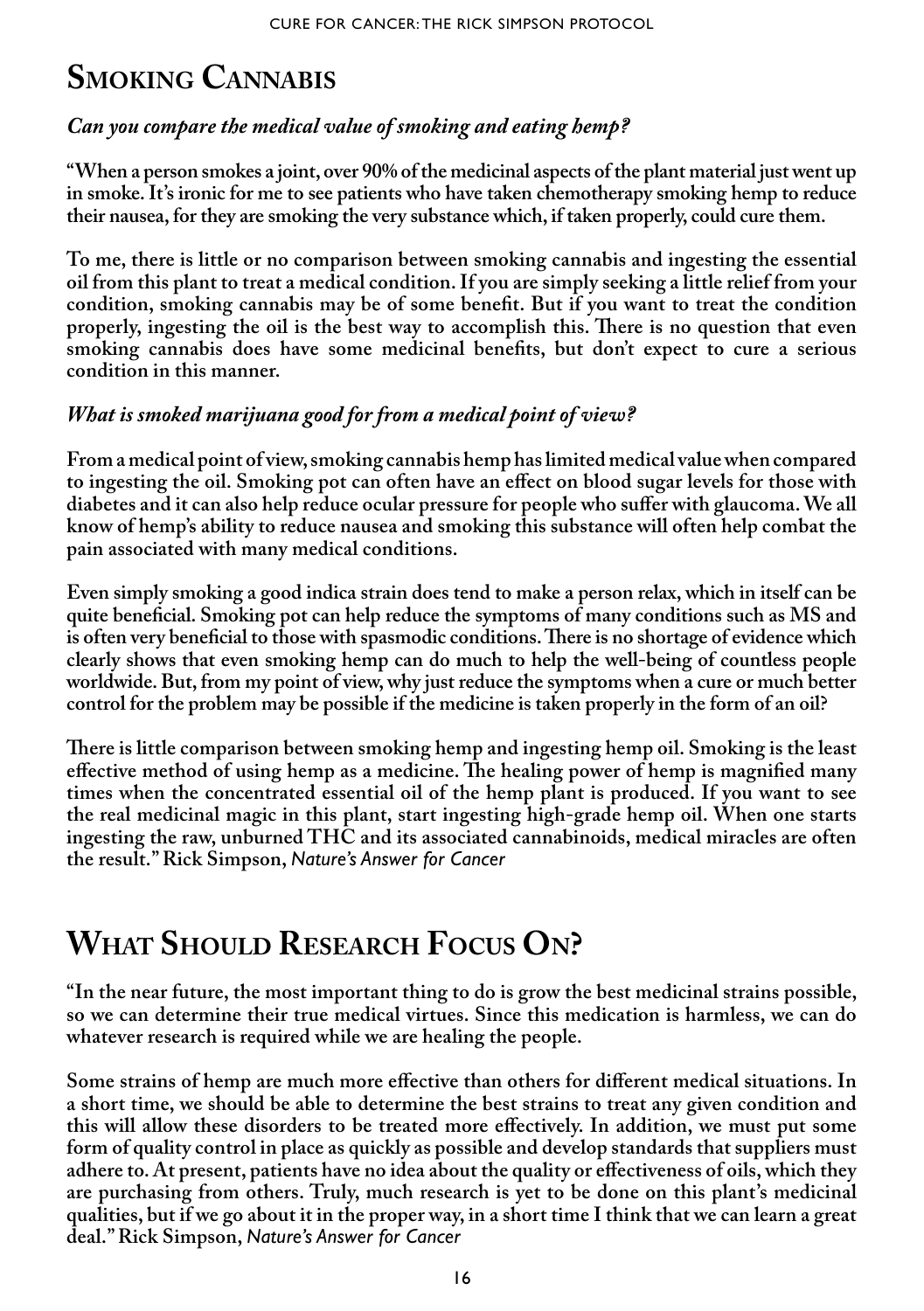## Smoking Cannabis

***Can you compare the medical value of smoking and eating hemp?***

**"When a person smokes a joint, over 90% of the medicinal aspects of the plant material just went up in smoke. It's ironic for me to see patients who have taken chemotherapy smoking hemp to reduce their nausea, for they are smoking the very substance which, if taken properly, could cure them.**

**To me, there is little or no comparison between smoking cannabis and ingesting the essential oil from this plant to treat a medical condition. If you are simply seeking a little relief from your condition, smoking cannabis may be of some benefit. But if you want to treat the condition properly, ingesting the oil is the best way to accomplish this. There is no question that even smoking cannabis does have some medicinal benefits, but don't expect to cure a serious condition in this manner.**

***What is smoked marijuana good for from a medical point of view?***

**From a medical point of view, smoking cannabis hemp has limited medical value when compared to ingesting the oil. Smoking pot can often have an effect on blood sugar levels for those with diabetes and it can also help reduce ocular pressure for people who suffer with glaucoma. We all know of hemp's ability to reduce nausea and smoking this substance will often help combat the pain associated with many medical conditions.**

**Even simply smoking a good indica strain does tend to make a person relax, which in itself can be quite beneficial. Smoking pot can help reduce the symptoms of many conditions such as MS and is often very beneficial to those with spasmodic conditions. There is no shortage of evidence which clearly shows that even smoking hemp can do much to help the well-being of countless people worldwide. But, from my point of view, why just reduce the symptoms when a cure or much better control for the problem may be possible if the medicine is taken properly in the form of an oil?**

**There is little comparison between smoking hemp and ingesting hemp oil. Smoking is the least effective method of using hemp as a medicine. The healing power of hemp is magnified many times when the concentrated essential oil of the hemp plant is produced. If you want to see the real medicinal magic in this plant, start ingesting high-grade hemp oil. When one starts ingesting the raw, unburned THC and its associated cannabinoids, medical miracles are often the result." Rick Simpson,** *Nature's Answer for Cancer*

## What Should Research Focus On?

**"In the near future, the most important thing to do is grow the best medicinal strains possible, so we can determine their true medical virtues. Since this medication is harmless, we can do whatever research is required while we are healing the people.**

**Some strains of hemp are much more effective than others for different medical situations. In a short time, we should be able to determine the best strains to treat any given condition and this will allow these disorders to be treated more effectively. In addition, we must put some form of quality control in place as quickly as possible and develop standards that suppliers must adhere to. At present, patients have no idea about the quality or effectiveness of oils, which they are purchasing from others. Truly, much research is yet to be done on this plant's medicinal qualities, but if we go about it in the proper way, in a short time I think that we can learn a great deal." Rick Simpson,** *Nature's Answer for Cancer*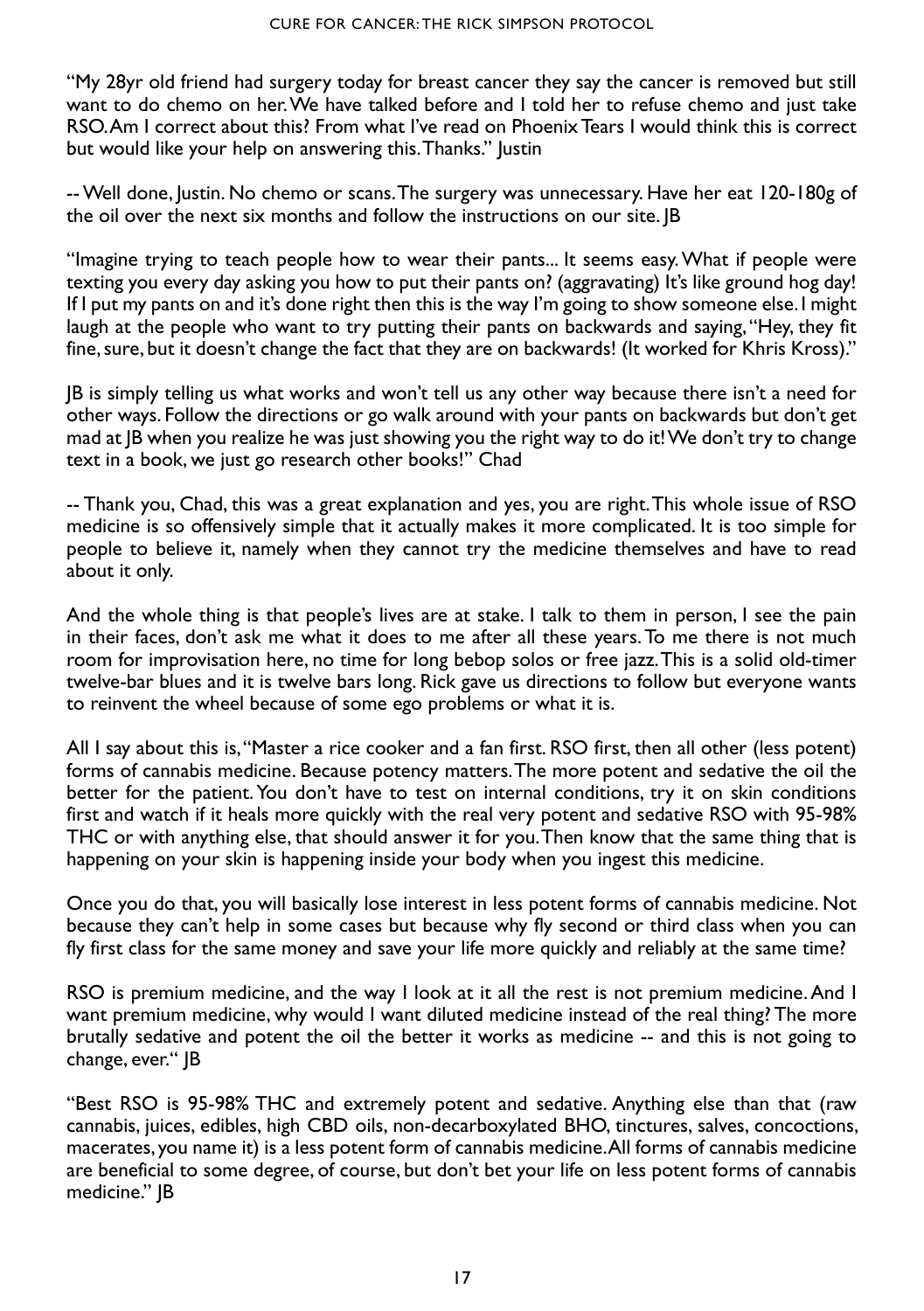"My 28yr old friend had surgery today for breast cancer they say the cancer is removed but still want to do chemo on her. We have talked before and I told her to refuse chemo and just take RSO. Am I correct about this? From what I've read on Phoenix Tears I would think this is correct but would like your help on answering this. Thanks." Justin

-- Well done, Justin. No chemo or scans. The surgery was unnecessary. Have her eat 120-180g of the oil over the next six months and follow the instructions on our site. JB

"Imagine trying to teach people how to wear their pants... It seems easy. What if people were texting you every day asking you how to put their pants on? (aggravating) It's like ground hog day! If I put my pants on and it's done right then this is the way I'm going to show someone else. I might laugh at the people who want to try putting their pants on backwards and saying, "Hey, they fit fine, sure, but it doesn't change the fact that they are on backwards! (It worked for Khris Kross)."

JB is simply telling us what works and won't tell us any other way because there isn't a need for other ways. Follow the directions or go walk around with your pants on backwards but don't get mad at JB when you realize he was just showing you the right way to do it! We don't try to change text in a book, we just go research other books!" Chad

-- Thank you, Chad, this was a great explanation and yes, you are right. This whole issue of RSO medicine is so offensively simple that it actually makes it more complicated. It is too simple for people to believe it, namely when they cannot try the medicine themselves and have to read about it only.

And the whole thing is that people's lives are at stake. I talk to them in person, I see the pain in their faces, don't ask me what it does to me after all these years. To me there is not much room for improvisation here, no time for long bebop solos or free jazz. This is a solid old-timer twelve-bar blues and it is twelve bars long. Rick gave us directions to follow but everyone wants to reinvent the wheel because of some ego problems or what it is.

All I say about this is, "Master a rice cooker and a fan first. RSO first, then all other (less potent) forms of cannabis medicine. Because potency matters. The more potent and sedative the oil the better for the patient. You don't have to test on internal conditions, try it on skin conditions first and watch if it heals more quickly with the real very potent and sedative RSO with 95-98% THC or with anything else, that should answer it for you. Then know that the same thing that is happening on your skin is happening inside your body when you ingest this medicine.

Once you do that, you will basically lose interest in less potent forms of cannabis medicine. Not because they can't help in some cases but because why fly second or third class when you can fly first class for the same money and save your life more quickly and reliably at the same time?

RSO is premium medicine, and the way I look at it all the rest is not premium medicine. And I want premium medicine, why would I want diluted medicine instead of the real thing? The more brutally sedative and potent the oil the better it works as medicine -- and this is not going to change, ever." JB

"Best RSO is 95-98% THC and extremely potent and sedative. Anything else than that (raw cannabis, juices, edibles, high CBD oils, non-decarboxylated BHO, tinctures, salves, concoctions, macerates, you name it) is a less potent form of cannabis medicine. All forms of cannabis medicine are beneficial to some degree, of course, but don't bet your life on less potent forms of cannabis medicine." JB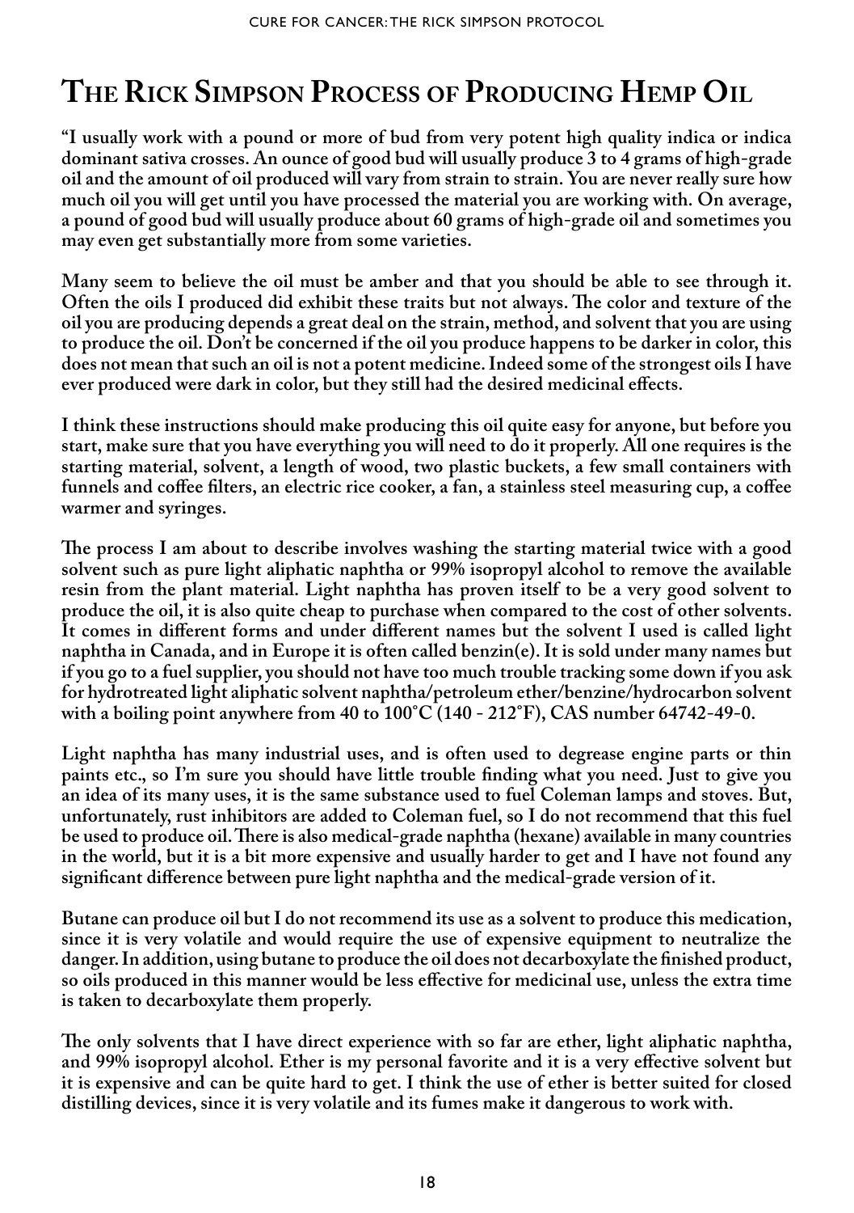# The Rick Simpson Process of Producing Hemp Oil

**"I usually work with a pound or more of bud from very potent high quality indica or indica dominant sativa crosses. An ounce of good bud will usually produce 3 to 4 grams of high-grade oil and the amount of oil produced will vary from strain to strain. You are never really sure how much oil you will get until you have processed the material you are working with. On average, a pound of good bud will usually produce about 60 grams of high-grade oil and sometimes you may even get substantially more from some varieties.**

**Many seem to believe the oil must be amber and that you should be able to see through it. Often the oils I produced did exhibit these traits but not always. The color and texture of the oil you are producing depends a great deal on the strain, method, and solvent that you are using to produce the oil. Don't be concerned if the oil you produce happens to be darker in color, this does not mean that such an oil is not a potent medicine. Indeed some of the strongest oils I have ever produced were dark in color, but they still had the desired medicinal effects.**

**I think these instructions should make producing this oil quite easy for anyone, but before you start, make sure that you have everything you will need to do it properly. All one requires is the starting material, solvent, a length of wood, two plastic buckets, a few small containers with funnels and coffee filters, an electric rice cooker, a fan, a stainless steel measuring cup, a coffee warmer and syringes.**

**The process I am about to describe involves washing the starting material twice with a good solvent such as pure light aliphatic naphtha or 99% isopropyl alcohol to remove the available resin from the plant material. Light naphtha has proven itself to be a very good solvent to produce the oil, it is also quite cheap to purchase when compared to the cost of other solvents. It comes in different forms and under different names but the solvent I used is called light naphtha in Canada, and in Europe it is often called benzin(e). It is sold under many names but if you go to a fuel supplier, you should not have too much trouble tracking some down if you ask for hydrotreated light aliphatic solvent naphtha/petroleum ether/benzine/hydrocarbon solvent with a boiling point anywhere from 40 to 100˚C (140 - 212˚F), CAS number 64742-49-0.**

**Light naphtha has many industrial uses, and is often used to degrease engine parts or thin paints etc., so I'm sure you should have little trouble finding what you need. Just to give you an idea of its many uses, it is the same substance used to fuel Coleman lamps and stoves. But, unfortunately, rust inhibitors are added to Coleman fuel, so I do not recommend that this fuel be used to produce oil. There is also medical-grade naphtha (hexane) available in many countries in the world, but it is a bit more expensive and usually harder to get and I have not found any significant difference between pure light naphtha and the medical-grade version of it.**

**Butane can produce oil but I do not recommend its use as a solvent to produce this medication, since it is very volatile and would require the use of expensive equipment to neutralize the danger. In addition, using butane to produce the oil does not decarboxylate the finished product, so oils produced in this manner would be less effective for medicinal use, unless the extra time is taken to decarboxylate them properly.**

**The only solvents that I have direct experience with so far are ether, light aliphatic naphtha, and 99% isopropyl alcohol. Ether is my personal favorite and it is a very effective solvent but it is expensive and can be quite hard to get. I think the use of ether is better suited for closed distilling devices, since it is very volatile and its fumes make it dangerous to work with.**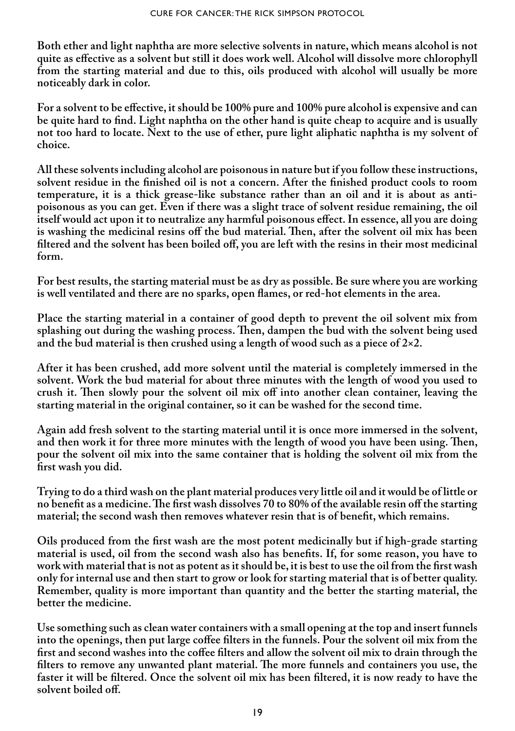Both ether and light naphtha are more selective solvents in nature, which means alcohol is not quite as effective as a solvent but still it does work well. Alcohol will dissolve more chlorophyll from the starting material and due to this, oils produced with alcohol will usually be more noticeably dark in color.

For a solvent to be effective, it should be 100% pure and 100% pure alcohol is expensive and can be quite hard to find. Light naphtha on the other hand is quite cheap to acquire and is usually not too hard to locate. Next to the use of ether, pure light aliphatic naphtha is my solvent of choice.

All these solvents including alcohol are poisonous in nature but if you follow these instructions, solvent residue in the finished oil is not a concern. After the finished product cools to room temperature, it is a thick grease-like substance rather than an oil and it is about as anti-poisonous as you can get. Even if there was a slight trace of solvent residue remaining, the oil itself would act upon it to neutralize any harmful poisonous effect. In essence, all you are doing is washing the medicinal resins off the bud material. Then, after the solvent oil mix has been filtered and the solvent has been boiled off, you are left with the resins in their most medicinal form.

For best results, the starting material must be as dry as possible. Be sure where you are working is well ventilated and there are no sparks, open flames, or red-hot elements in the area.

Place the starting material in a container of good depth to prevent the oil solvent mix from splashing out during the washing process. Then, dampen the bud with the solvent being used and the bud material is then crushed using a length of wood such as a piece of 2×2.

After it has been crushed, add more solvent until the material is completely immersed in the solvent. Work the bud material for about three minutes with the length of wood you used to crush it. Then slowly pour the solvent oil mix off into another clean container, leaving the starting material in the original container, so it can be washed for the second time.

Again add fresh solvent to the starting material until it is once more immersed in the solvent, and then work it for three more minutes with the length of wood you have been using. Then, pour the solvent oil mix into the same container that is holding the solvent oil mix from the first wash you did.

Trying to do a third wash on the plant material produces very little oil and it would be of little or no benefit as a medicine. The first wash dissolves 70 to 80% of the available resin off the starting material; the second wash then removes whatever resin that is of benefit, which remains.

Oils produced from the first wash are the most potent medicinally but if high-grade starting material is used, oil from the second wash also has benefits. If, for some reason, you have to work with material that is not as potent as it should be, it is best to use the oil from the first wash only for internal use and then start to grow or look for starting material that is of better quality. Remember, quality is more important than quantity and the better the starting material, the better the medicine.

Use something such as clean water containers with a small opening at the top and insert funnels into the openings, then put large coffee filters in the funnels. Pour the solvent oil mix from the first and second washes into the coffee filters and allow the solvent oil mix to drain through the filters to remove any unwanted plant material. The more funnels and containers you use, the faster it will be filtered. Once the solvent oil mix has been filtered, it is now ready to have the solvent boiled off.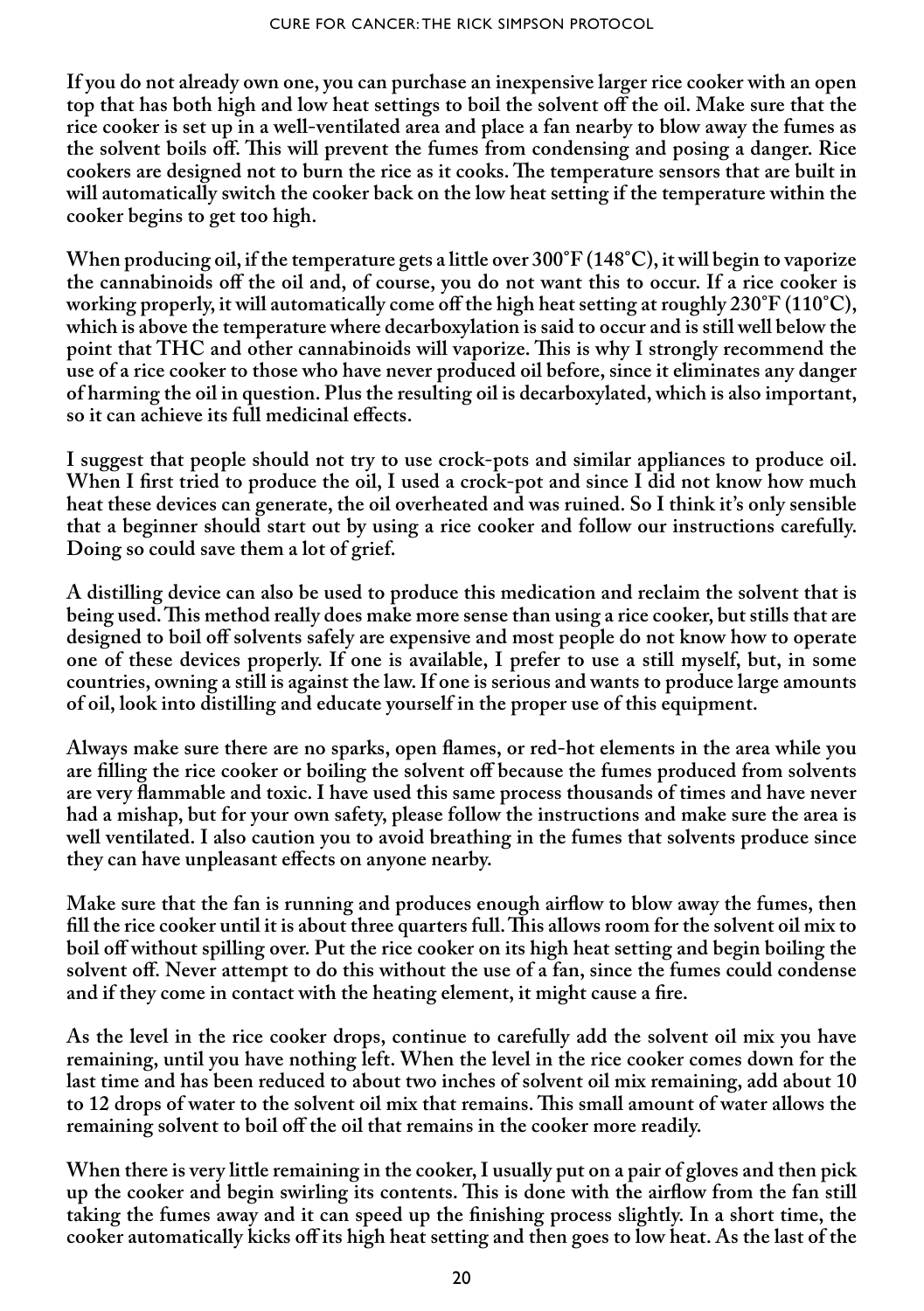If you do not already own one, you can purchase an inexpensive larger rice cooker with an open top that has both high and low heat settings to boil the solvent off the oil. Make sure that the rice cooker is set up in a well-ventilated area and place a fan nearby to blow away the fumes as the solvent boils off. This will prevent the fumes from condensing and posing a danger. Rice cookers are designed not to burn the rice as it cooks. The temperature sensors that are built in will automatically switch the cooker back on the low heat setting if the temperature within the cooker begins to get too high.

When producing oil, if the temperature gets a little over 300˚F (148˚C), it will begin to vaporize the cannabinoids off the oil and, of course, you do not want this to occur. If a rice cooker is working properly, it will automatically come off the high heat setting at roughly 230˚F (110˚C), which is above the temperature where decarboxylation is said to occur and is still well below the point that THC and other cannabinoids will vaporize. This is why I strongly recommend the use of a rice cooker to those who have never produced oil before, since it eliminates any danger of harming the oil in question. Plus the resulting oil is decarboxylated, which is also important, so it can achieve its full medicinal effects.

I suggest that people should not try to use crock-pots and similar appliances to produce oil. When I first tried to produce the oil, I used a crock-pot and since I did not know how much heat these devices can generate, the oil overheated and was ruined. So I think it's only sensible that a beginner should start out by using a rice cooker and follow our instructions carefully. Doing so could save them a lot of grief.

A distilling device can also be used to produce this medication and reclaim the solvent that is being used. This method really does make more sense than using a rice cooker, but stills that are designed to boil off solvents safely are expensive and most people do not know how to operate one of these devices properly. If one is available, I prefer to use a still myself, but, in some countries, owning a still is against the law. If one is serious and wants to produce large amounts of oil, look into distilling and educate yourself in the proper use of this equipment.

Always make sure there are no sparks, open flames, or red-hot elements in the area while you are filling the rice cooker or boiling the solvent off because the fumes produced from solvents are very flammable and toxic. I have used this same process thousands of times and have never had a mishap, but for your own safety, please follow the instructions and make sure the area is well ventilated. I also caution you to avoid breathing in the fumes that solvents produce since they can have unpleasant effects on anyone nearby.

Make sure that the fan is running and produces enough airflow to blow away the fumes, then fill the rice cooker until it is about three quarters full. This allows room for the solvent oil mix to boil off without spilling over. Put the rice cooker on its high heat setting and begin boiling the solvent off. Never attempt to do this without the use of a fan, since the fumes could condense and if they come in contact with the heating element, it might cause a fire.

As the level in the rice cooker drops, continue to carefully add the solvent oil mix you have remaining, until you have nothing left. When the level in the rice cooker comes down for the last time and has been reduced to about two inches of solvent oil mix remaining, add about 10 to 12 drops of water to the solvent oil mix that remains. This small amount of water allows the remaining solvent to boil off the oil that remains in the cooker more readily.

When there is very little remaining in the cooker, I usually put on a pair of gloves and then pick up the cooker and begin swirling its contents. This is done with the airflow from the fan still taking the fumes away and it can speed up the finishing process slightly. In a short time, the cooker automatically kicks off its high heat setting and then goes to low heat. As the last of the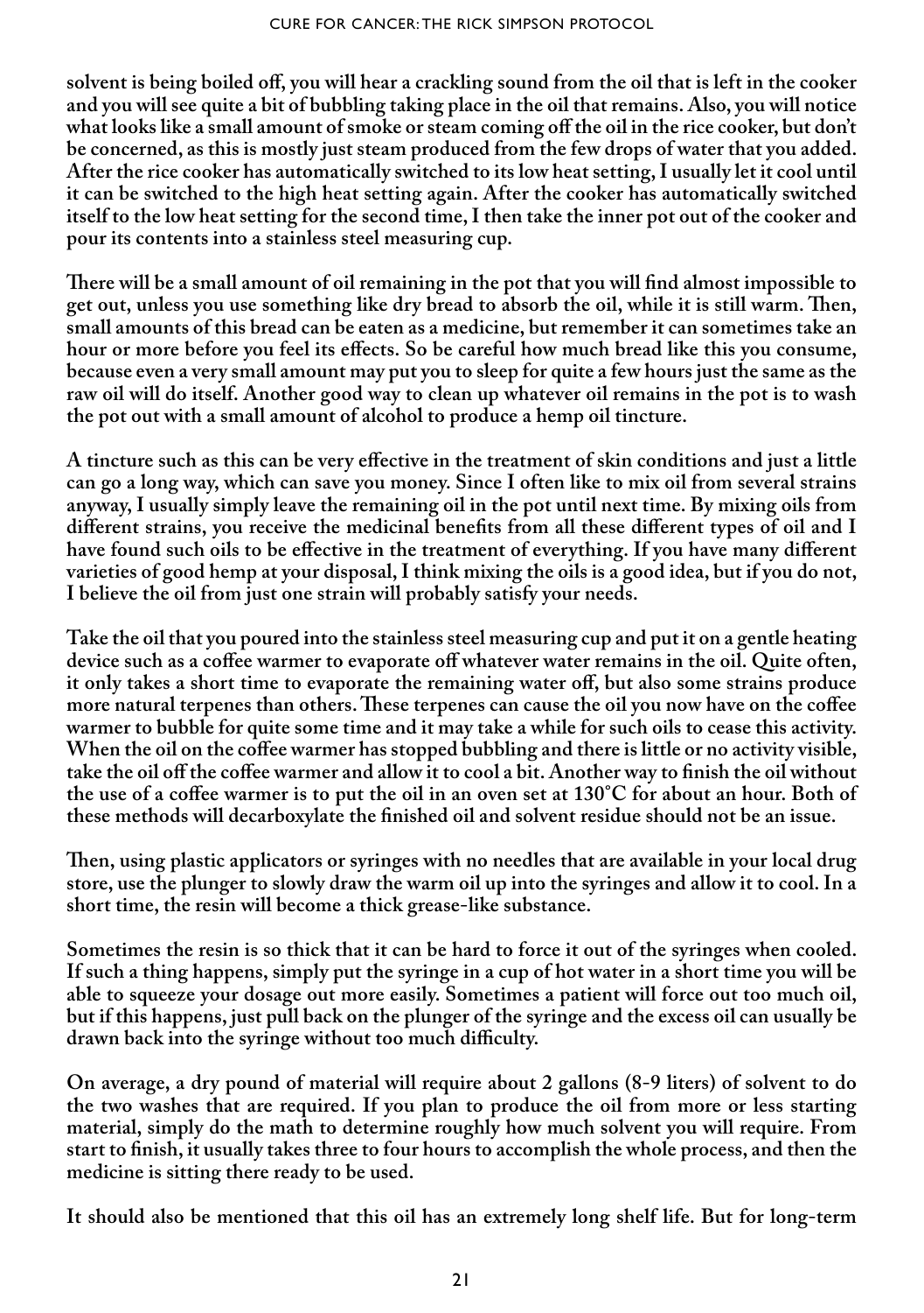**solvent is being boiled off, you will hear a crackling sound from the oil that is left in the cooker and you will see quite a bit of bubbling taking place in the oil that remains. Also, you will notice what looks like a small amount of smoke or steam coming off the oil in the rice cooker, but don't be concerned, as this is mostly just steam produced from the few drops of water that you added. After the rice cooker has automatically switched to its low heat setting, I usually let it cool until it can be switched to the high heat setting again. After the cooker has automatically switched itself to the low heat setting for the second time, I then take the inner pot out of the cooker and pour its contents into a stainless steel measuring cup.**

**There will be a small amount of oil remaining in the pot that you will find almost impossible to get out, unless you use something like dry bread to absorb the oil, while it is still warm. Then, small amounts of this bread can be eaten as a medicine, but remember it can sometimes take an hour or more before you feel its effects. So be careful how much bread like this you consume, because even a very small amount may put you to sleep for quite a few hours just the same as the raw oil will do itself. Another good way to clean up whatever oil remains in the pot is to wash the pot out with a small amount of alcohol to produce a hemp oil tincture.**

**A tincture such as this can be very effective in the treatment of skin conditions and just a little can go a long way, which can save you money. Since I often like to mix oil from several strains anyway, I usually simply leave the remaining oil in the pot until next time. By mixing oils from different strains, you receive the medicinal benefits from all these different types of oil and I have found such oils to be effective in the treatment of everything. If you have many different varieties of good hemp at your disposal, I think mixing the oils is a good idea, but if you do not, I believe the oil from just one strain will probably satisfy your needs.**

**Take the oil that you poured into the stainless steel measuring cup and put it on a gentle heating device such as a coffee warmer to evaporate off whatever water remains in the oil. Quite often, it only takes a short time to evaporate the remaining water off, but also some strains produce more natural terpenes than others. These terpenes can cause the oil you now have on the coffee warmer to bubble for quite some time and it may take a while for such oils to cease this activity. When the oil on the coffee warmer has stopped bubbling and there is little or no activity visible, take the oil off the coffee warmer and allow it to cool a bit. Another way to finish the oil without the use of a coffee warmer is to put the oil in an oven set at 130°C for about an hour. Both of these methods will decarboxylate the finished oil and solvent residue should not be an issue.**

**Then, using plastic applicators or syringes with no needles that are available in your local drug store, use the plunger to slowly draw the warm oil up into the syringes and allow it to cool. In a short time, the resin will become a thick grease-like substance.**

**Sometimes the resin is so thick that it can be hard to force it out of the syringes when cooled. If such a thing happens, simply put the syringe in a cup of hot water in a short time you will be able to squeeze your dosage out more easily. Sometimes a patient will force out too much oil, but if this happens, just pull back on the plunger of the syringe and the excess oil can usually be drawn back into the syringe without too much difficulty.**

**On average, a dry pound of material will require about 2 gallons (8-9 liters) of solvent to do the two washes that are required. If you plan to produce the oil from more or less starting material, simply do the math to determine roughly how much solvent you will require. From start to finish, it usually takes three to four hours to accomplish the whole process, and then the medicine is sitting there ready to be used.**

**It should also be mentioned that this oil has an extremely long shelf life. But for long-term**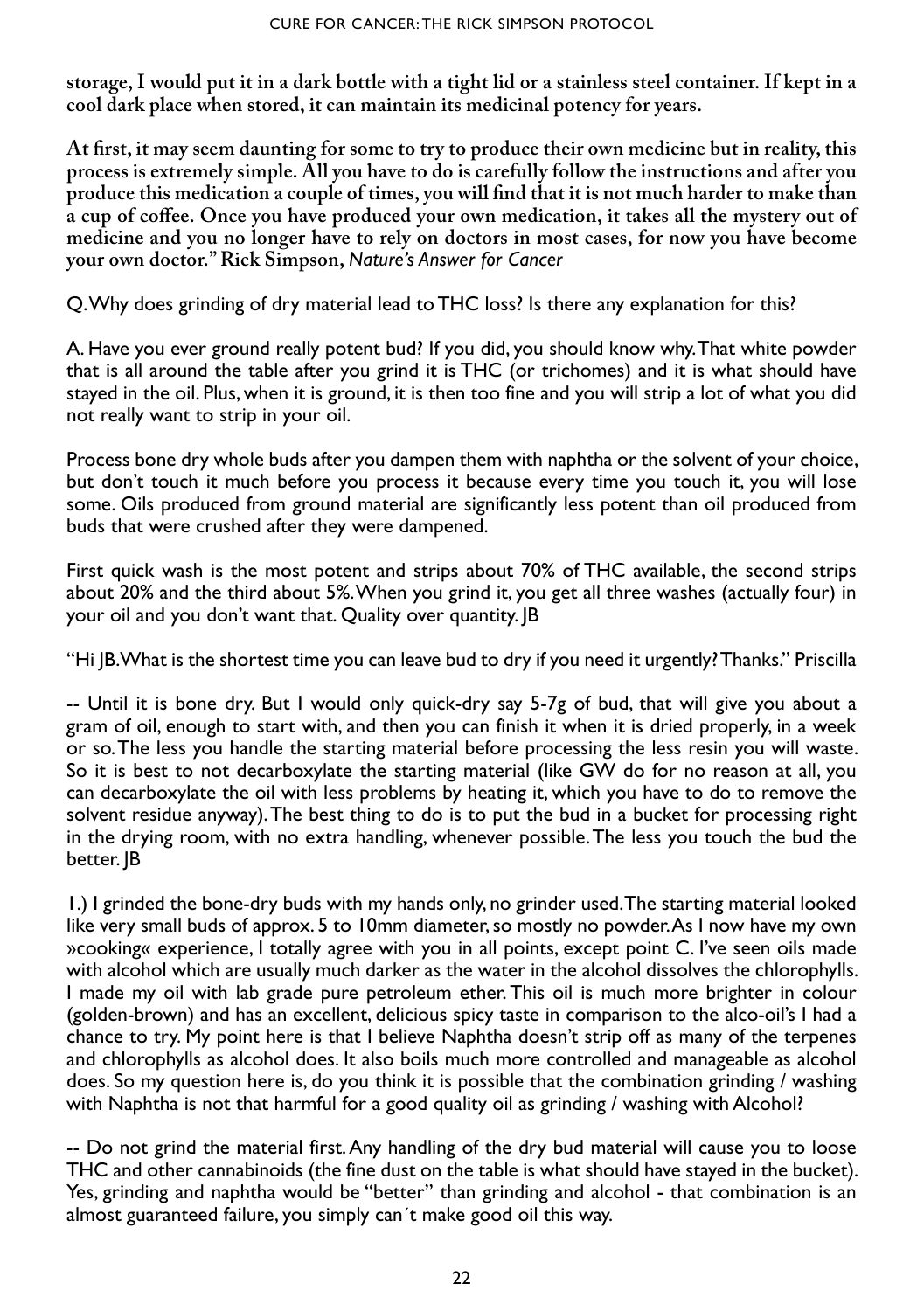**storage, I would put it in a dark bottle with a tight lid or a stainless steel container. If kept in a cool dark place when stored, it can maintain its medicinal potency for years.**

**At first, it may seem daunting for some to try to produce their own medicine but in reality, this process is extremely simple. All you have to do is carefully follow the instructions and after you produce this medication a couple of times, you will find that it is not much harder to make than a cup of coffee. Once you have produced your own medication, it takes all the mystery out of medicine and you no longer have to rely on doctors in most cases, for now you have become your own doctor." Rick Simpson,** ***Nature's Answer for Cancer***

Q. Why does grinding of dry material lead to THC loss? Is there any explanation for this?

A. Have you ever ground really potent bud? If you did, you should know why. That white powder that is all around the table after you grind it is THC (or trichomes) and it is what should have stayed in the oil. Plus, when it is ground, it is then too fine and you will strip a lot of what you did not really want to strip in your oil.

Process bone dry whole buds after you dampen them with naphtha or the solvent of your choice, but don't touch it much before you process it because every time you touch it, you will lose some. Oils produced from ground material are significantly less potent than oil produced from buds that were crushed after they were dampened.

First quick wash is the most potent and strips about 70% of THC available, the second strips about 20% and the third about 5%. When you grind it, you get all three washes (actually four) in your oil and you don't want that. Quality over quantity. JB

"Hi JB. What is the shortest time you can leave bud to dry if you need it urgently? Thanks." Priscilla

-- Until it is bone dry. But I would only quick-dry say 5-7g of bud, that will give you about a gram of oil, enough to start with, and then you can finish it when it is dried properly, in a week or so. The less you handle the starting material before processing the less resin you will waste. So it is best to not decarboxylate the starting material (like GW do for no reason at all, you can decarboxylate the oil with less problems by heating it, which you have to do to remove the solvent residue anyway). The best thing to do is to put the bud in a bucket for processing right in the drying room, with no extra handling, whenever possible. The less you touch the bud the better. JB

1.) I grinded the bone-dry buds with my hands only, no grinder used. The starting material looked like very small buds of approx. 5 to 10mm diameter, so mostly no powder. As I now have my own »cooking« experience, I totally agree with you in all points, except point C. I've seen oils made with alcohol which are usually much darker as the water in the alcohol dissolves the chlorophylls. I made my oil with lab grade pure petroleum ether. This oil is much more brighter in colour (golden-brown) and has an excellent, delicious spicy taste in comparison to the alco-oil's I had a chance to try. My point here is that I believe Naphtha doesn't strip off as many of the terpenes and chlorophylls as alcohol does. It also boils much more controlled and manageable as alcohol does. So my question here is, do you think it is possible that the combination grinding / washing with Naphtha is not that harmful for a good quality oil as grinding / washing with Alcohol?

-- Do not grind the material first. Any handling of the dry bud material will cause you to loose THC and other cannabinoids (the fine dust on the table is what should have stayed in the bucket). Yes, grinding and naphtha would be "better" than grinding and alcohol - that combination is an almost guaranteed failure, you simply can´t make good oil this way.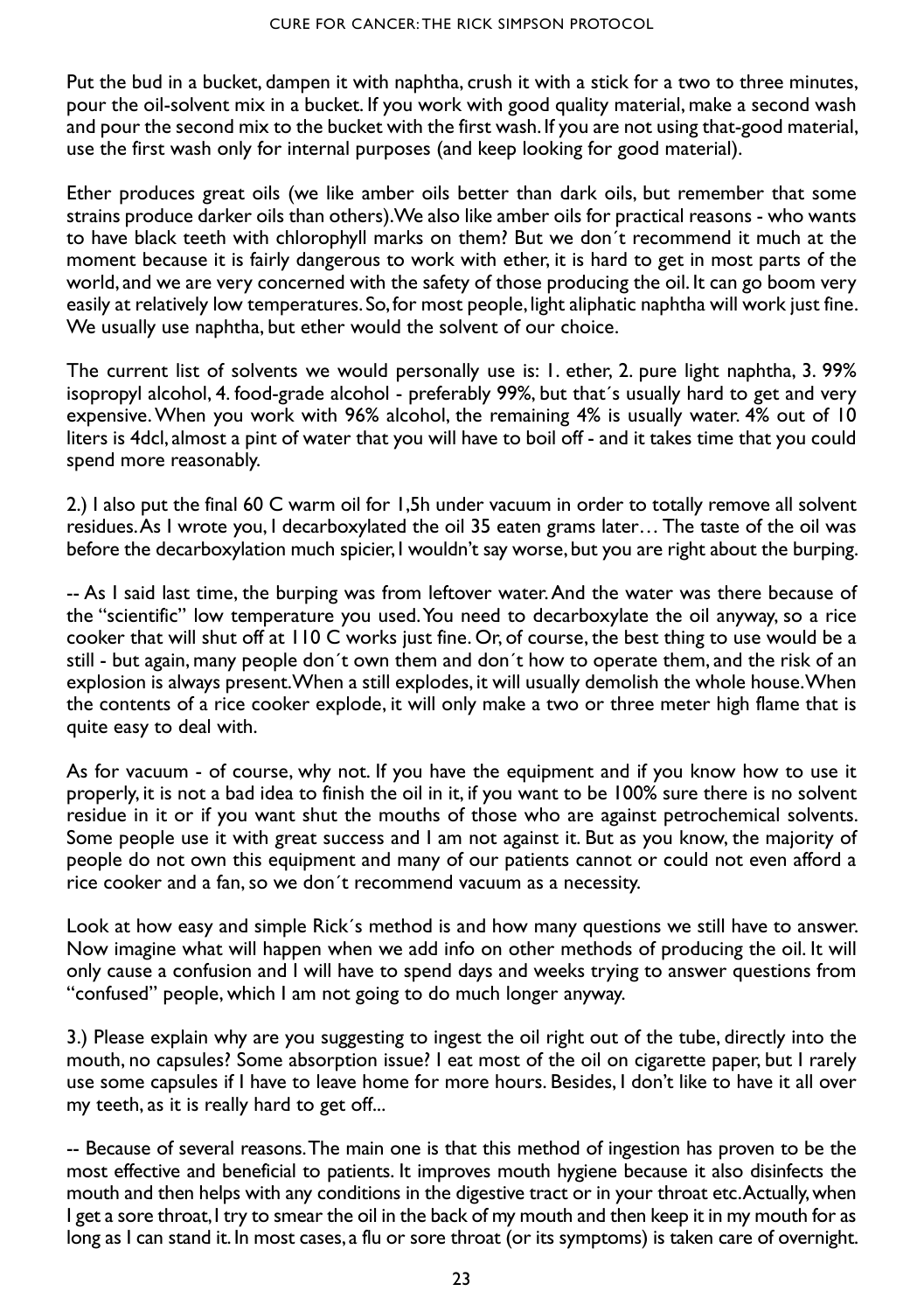Put the bud in a bucket, dampen it with naphtha, crush it with a stick for a two to three minutes, pour the oil-solvent mix in a bucket. If you work with good quality material, make a second wash and pour the second mix to the bucket with the first wash. If you are not using that-good material, use the first wash only for internal purposes (and keep looking for good material).

Ether produces great oils (we like amber oils better than dark oils, but remember that some strains produce darker oils than others). We also like amber oils for practical reasons - who wants to have black teeth with chlorophyll marks on them? But we don´t recommend it much at the moment because it is fairly dangerous to work with ether, it is hard to get in most parts of the world, and we are very concerned with the safety of those producing the oil. It can go boom very easily at relatively low temperatures. So, for most people, light aliphatic naphtha will work just fine. We usually use naphtha, but ether would the solvent of our choice.

The current list of solvents we would personally use is: 1. ether, 2. pure light naphtha, 3. 99% isopropyl alcohol, 4. food-grade alcohol - preferably 99%, but that´s usually hard to get and very expensive. When you work with 96% alcohol, the remaining 4% is usually water. 4% out of 10 liters is 4dcl, almost a pint of water that you will have to boil off - and it takes time that you could spend more reasonably.

2.) I also put the final 60 C warm oil for 1,5h under vacuum in order to totally remove all solvent residues. As I wrote you, I decarboxylated the oil 35 eaten grams later… The taste of the oil was before the decarboxylation much spicier, I wouldn't say worse, but you are right about the burping.

-- As I said last time, the burping was from leftover water. And the water was there because of the "scientific" low temperature you used. You need to decarboxylate the oil anyway, so a rice cooker that will shut off at 110 C works just fine. Or, of course, the best thing to use would be a still - but again, many people don´t own them and don´t how to operate them, and the risk of an explosion is always present. When a still explodes, it will usually demolish the whole house. When the contents of a rice cooker explode, it will only make a two or three meter high flame that is quite easy to deal with.

As for vacuum - of course, why not. If you have the equipment and if you know how to use it properly, it is not a bad idea to finish the oil in it, if you want to be 100% sure there is no solvent residue in it or if you want shut the mouths of those who are against petrochemical solvents. Some people use it with great success and I am not against it. But as you know, the majority of people do not own this equipment and many of our patients cannot or could not even afford a rice cooker and a fan, so we don´t recommend vacuum as a necessity.

Look at how easy and simple Rick´s method is and how many questions we still have to answer. Now imagine what will happen when we add info on other methods of producing the oil. It will only cause a confusion and I will have to spend days and weeks trying to answer questions from "confused" people, which I am not going to do much longer anyway.

3.) Please explain why are you suggesting to ingest the oil right out of the tube, directly into the mouth, no capsules? Some absorption issue? I eat most of the oil on cigarette paper, but I rarely use some capsules if I have to leave home for more hours. Besides, I don't like to have it all over my teeth, as it is really hard to get off...

-- Because of several reasons. The main one is that this method of ingestion has proven to be the most effective and beneficial to patients. It improves mouth hygiene because it also disinfects the mouth and then helps with any conditions in the digestive tract or in your throat etc. Actually, when I get a sore throat, I try to smear the oil in the back of my mouth and then keep it in my mouth for as long as I can stand it. In most cases, a flu or sore throat (or its symptoms) is taken care of overnight.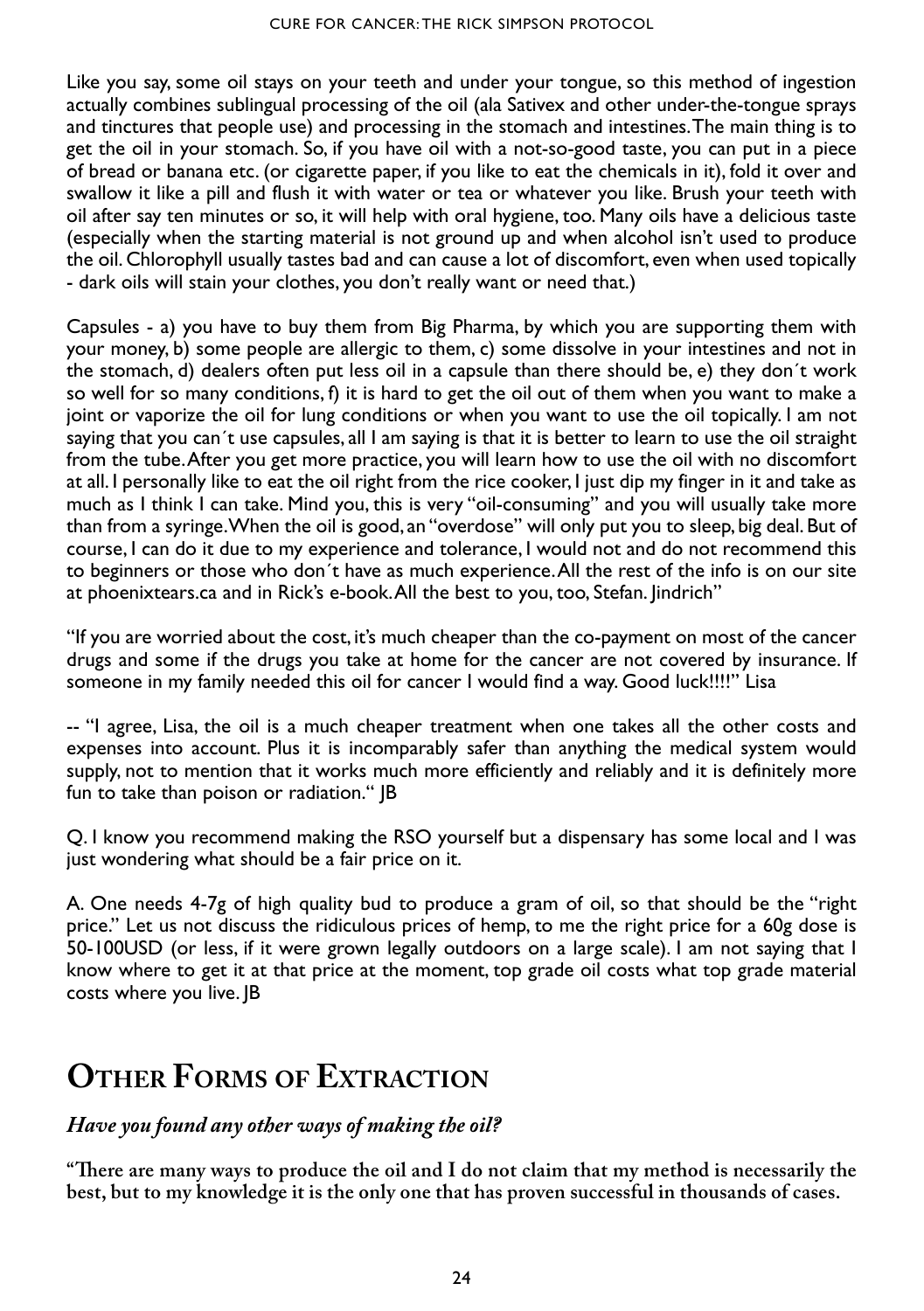Like you say, some oil stays on your teeth and under your tongue, so this method of ingestion actually combines sublingual processing of the oil (ala Sativex and other under-the-tongue sprays and tinctures that people use) and processing in the stomach and intestines. The main thing is to get the oil in your stomach. So, if you have oil with a not-so-good taste, you can put in a piece of bread or banana etc. (or cigarette paper, if you like to eat the chemicals in it), fold it over and swallow it like a pill and flush it with water or tea or whatever you like. Brush your teeth with oil after say ten minutes or so, it will help with oral hygiene, too. Many oils have a delicious taste (especially when the starting material is not ground up and when alcohol isn't used to produce the oil. Chlorophyll usually tastes bad and can cause a lot of discomfort, even when used topically - dark oils will stain your clothes, you don't really want or need that.)

Capsules - a) you have to buy them from Big Pharma, by which you are supporting them with your money, b) some people are allergic to them, c) some dissolve in your intestines and not in the stomach, d) dealers often put less oil in a capsule than there should be, e) they don´t work so well for so many conditions, f) it is hard to get the oil out of them when you want to make a joint or vaporize the oil for lung conditions or when you want to use the oil topically. I am not saying that you can´t use capsules, all I am saying is that it is better to learn to use the oil straight from the tube. After you get more practice, you will learn how to use the oil with no discomfort at all. I personally like to eat the oil right from the rice cooker, I just dip my finger in it and take as much as I think I can take. Mind you, this is very "oil-consuming" and you will usually take more than from a syringe. When the oil is good, an "overdose" will only put you to sleep, big deal. But of course, I can do it due to my experience and tolerance, I would not and do not recommend this to beginners or those who don´t have as much experience. All the rest of the info is on our site at phoenixtears.ca and in Rick's e-book. All the best to you, too, Stefan. Jindrich"

"If you are worried about the cost, it's much cheaper than the co-payment on most of the cancer drugs and some if the drugs you take at home for the cancer are not covered by insurance. If someone in my family needed this oil for cancer I would find a way. Good luck!!!!" Lisa

-- "I agree, Lisa, the oil is a much cheaper treatment when one takes all the other costs and expenses into account. Plus it is incomparably safer than anything the medical system would supply, not to mention that it works much more efficiently and reliably and it is definitely more fun to take than poison or radiation." JB

Q. I know you recommend making the RSO yourself but a dispensary has some local and I was just wondering what should be a fair price on it.

A. One needs 4-7g of high quality bud to produce a gram of oil, so that should be the "right price." Let us not discuss the ridiculous prices of hemp, to me the right price for a 60g dose is 50-100USD (or less, if it were grown legally outdoors on a large scale). I am not saying that I know where to get it at that price at the moment, top grade oil costs what top grade material costs where you live. JB

## Other Forms of Extraction

***Have you found any other ways of making the oil?***

**"There are many ways to produce the oil and I do not claim that my method is necessarily the best, but to my knowledge it is the only one that has proven successful in thousands of cases.**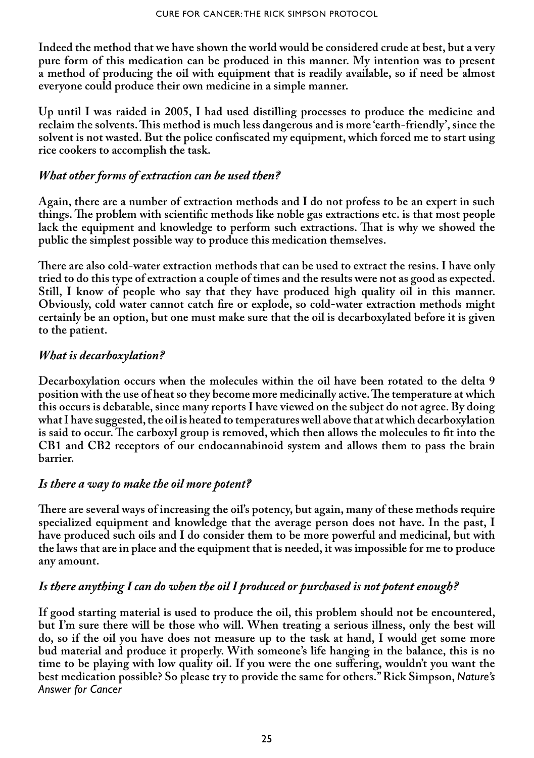**Indeed the method that we have shown the world would be considered crude at best, but a very pure form of this medication can be produced in this manner. My intention was to present a method of producing the oil with equipment that is readily available, so if need be almost everyone could produce their own medicine in a simple manner.**

**Up until I was raided in 2005, I had used distilling processes to produce the medicine and reclaim the solvents. This method is much less dangerous and is more 'earth-friendly', since the solvent is not wasted. But the police confiscated my equipment, which forced me to start using rice cookers to accomplish the task.**

***What other forms of extraction can be used then?***

**Again, there are a number of extraction methods and I do not profess to be an expert in such things. The problem with scientific methods like noble gas extractions etc. is that most people lack the equipment and knowledge to perform such extractions. That is why we showed the public the simplest possible way to produce this medication themselves.**

**There are also cold-water extraction methods that can be used to extract the resins. I have only tried to do this type of extraction a couple of times and the results were not as good as expected. Still, I know of people who say that they have produced high quality oil in this manner. Obviously, cold water cannot catch fire or explode, so cold-water extraction methods might certainly be an option, but one must make sure that the oil is decarboxylated before it is given to the patient.**

***What is decarboxylation?***

**Decarboxylation occurs when the molecules within the oil have been rotated to the delta 9 position with the use of heat so they become more medicinally active. The temperature at which this occurs is debatable, since many reports I have viewed on the subject do not agree. By doing what I have suggested, the oil is heated to temperatures well above that at which decarboxylation is said to occur. The carboxyl group is removed, which then allows the molecules to fit into the CB1 and CB2 receptors of our endocannabinoid system and allows them to pass the brain barrier.**

***Is there a way to make the oil more potent?***

**There are several ways of increasing the oil's potency, but again, many of these methods require specialized equipment and knowledge that the average person does not have. In the past, I have produced such oils and I do consider them to be more powerful and medicinal, but with the laws that are in place and the equipment that is needed, it was impossible for me to produce any amount.**

***Is there anything I can do when the oil I produced or purchased is not potent enough?***

**If good starting material is used to produce the oil, this problem should not be encountered, but I'm sure there will be those who will. When treating a serious illness, only the best will do, so if the oil you have does not measure up to the task at hand, I would get some more bud material and produce it properly. With someone's life hanging in the balance, this is no time to be playing with low quality oil. If you were the one suffering, wouldn't you want the best medication possible? So please try to provide the same for others." Rick Simpson,** *Nature's Answer for Cancer*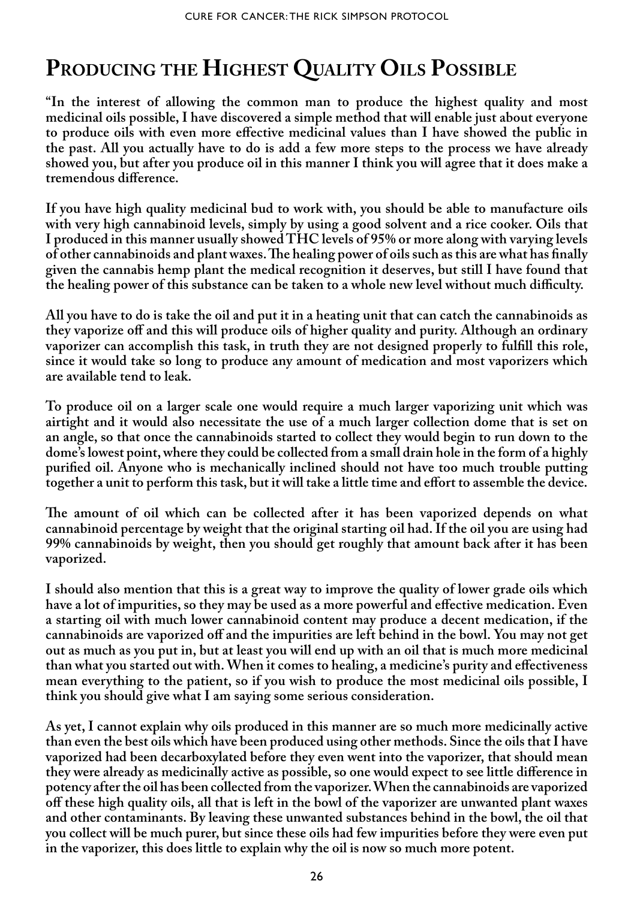## Producing the Highest Quality Oils Possible

**"In the interest of allowing the common man to produce the highest quality and most medicinal oils possible, I have discovered a simple method that will enable just about everyone to produce oils with even more effective medicinal values than I have showed the public in the past. All you actually have to do is add a few more steps to the process we have already showed you, but after you produce oil in this manner I think you will agree that it does make a tremendous difference.**

**If you have high quality medicinal bud to work with, you should be able to manufacture oils with very high cannabinoid levels, simply by using a good solvent and a rice cooker. Oils that I produced in this manner usually showed THC levels of 95% or more along with varying levels of other cannabinoids and plant waxes. The healing power of oils such as this are what has finally given the cannabis hemp plant the medical recognition it deserves, but still I have found that the healing power of this substance can be taken to a whole new level without much difficulty.**

**All you have to do is take the oil and put it in a heating unit that can catch the cannabinoids as they vaporize off and this will produce oils of higher quality and purity. Although an ordinary vaporizer can accomplish this task, in truth they are not designed properly to fulfill this role, since it would take so long to produce any amount of medication and most vaporizers which are available tend to leak.**

**To produce oil on a larger scale one would require a much larger vaporizing unit which was airtight and it would also necessitate the use of a much larger collection dome that is set on an angle, so that once the cannabinoids started to collect they would begin to run down to the dome's lowest point, where they could be collected from a small drain hole in the form of a highly purified oil. Anyone who is mechanically inclined should not have too much trouble putting together a unit to perform this task, but it will take a little time and effort to assemble the device.**

**The amount of oil which can be collected after it has been vaporized depends on what cannabinoid percentage by weight that the original starting oil had. If the oil you are using had 99% cannabinoids by weight, then you should get roughly that amount back after it has been vaporized.**

**I should also mention that this is a great way to improve the quality of lower grade oils which have a lot of impurities, so they may be used as a more powerful and effective medication. Even a starting oil with much lower cannabinoid content may produce a decent medication, if the cannabinoids are vaporized off and the impurities are left behind in the bowl. You may not get out as much as you put in, but at least you will end up with an oil that is much more medicinal than what you started out with. When it comes to healing, a medicine's purity and effectiveness mean everything to the patient, so if you wish to produce the most medicinal oils possible, I think you should give what I am saying some serious consideration.**

**As yet, I cannot explain why oils produced in this manner are so much more medicinally active than even the best oils which have been produced using other methods. Since the oils that I have vaporized had been decarboxylated before they even went into the vaporizer, that should mean they were already as medicinally active as possible, so one would expect to see little difference in potency after the oil has been collected from the vaporizer. When the cannabinoids are vaporized off these high quality oils, all that is left in the bowl of the vaporizer are unwanted plant waxes and other contaminants. By leaving these unwanted substances behind in the bowl, the oil that you collect will be much purer, but since these oils had few impurities before they were even put in the vaporizer, this does little to explain why the oil is now so much more potent.**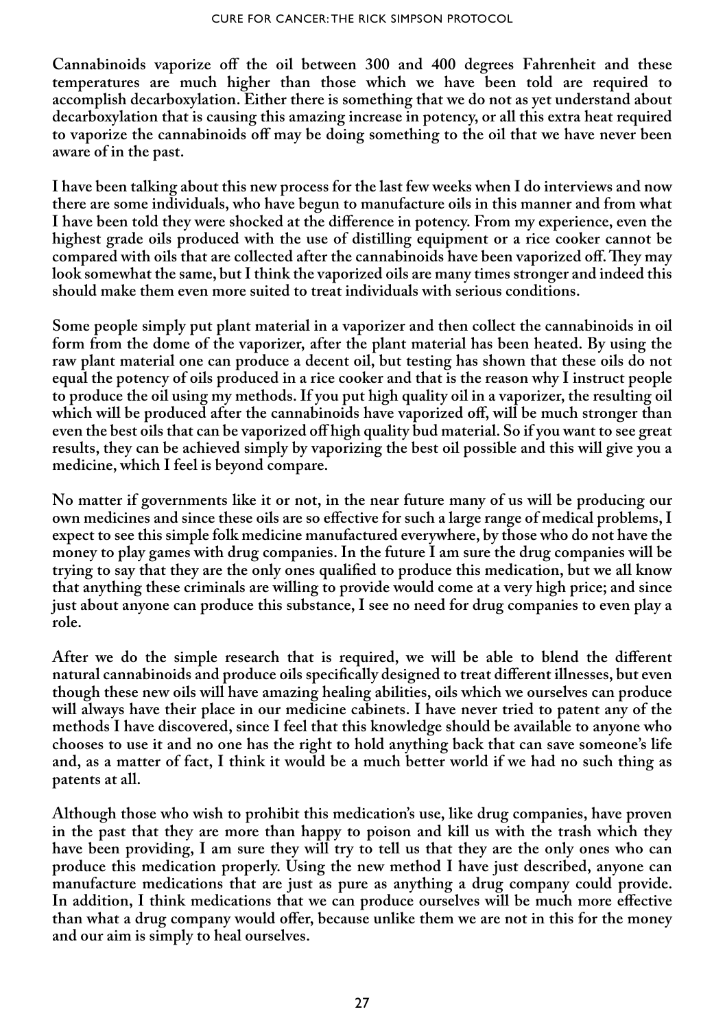**Cannabinoids vaporize off the oil between 300 and 400 degrees Fahrenheit and these temperatures are much higher than those which we have been told are required to accomplish decarboxylation. Either there is something that we do not as yet understand about decarboxylation that is causing this amazing increase in potency, or all this extra heat required to vaporize the cannabinoids off may be doing something to the oil that we have never been aware of in the past.**

**I have been talking about this new process for the last few weeks when I do interviews and now there are some individuals, who have begun to manufacture oils in this manner and from what I have been told they were shocked at the difference in potency. From my experience, even the highest grade oils produced with the use of distilling equipment or a rice cooker cannot be compared with oils that are collected after the cannabinoids have been vaporized off. They may look somewhat the same, but I think the vaporized oils are many times stronger and indeed this should make them even more suited to treat individuals with serious conditions.**

**Some people simply put plant material in a vaporizer and then collect the cannabinoids in oil form from the dome of the vaporizer, after the plant material has been heated. By using the raw plant material one can produce a decent oil, but testing has shown that these oils do not equal the potency of oils produced in a rice cooker and that is the reason why I instruct people to produce the oil using my methods. If you put high quality oil in a vaporizer, the resulting oil which will be produced after the cannabinoids have vaporized off, will be much stronger than even the best oils that can be vaporized off high quality bud material. So if you want to see great results, they can be achieved simply by vaporizing the best oil possible and this will give you a medicine, which I feel is beyond compare.**

**No matter if governments like it or not, in the near future many of us will be producing our own medicines and since these oils are so effective for such a large range of medical problems, I expect to see this simple folk medicine manufactured everywhere, by those who do not have the money to play games with drug companies. In the future I am sure the drug companies will be trying to say that they are the only ones qualified to produce this medication, but we all know that anything these criminals are willing to provide would come at a very high price; and since just about anyone can produce this substance, I see no need for drug companies to even play a role.**

**After we do the simple research that is required, we will be able to blend the different natural cannabinoids and produce oils specifically designed to treat different illnesses, but even though these new oils will have amazing healing abilities, oils which we ourselves can produce will always have their place in our medicine cabinets. I have never tried to patent any of the methods I have discovered, since I feel that this knowledge should be available to anyone who chooses to use it and no one has the right to hold anything back that can save someone's life and, as a matter of fact, I think it would be a much better world if we had no such thing as patents at all.**

**Although those who wish to prohibit this medication's use, like drug companies, have proven in the past that they are more than happy to poison and kill us with the trash which they have been providing, I am sure they will try to tell us that they are the only ones who can produce this medication properly. Using the new method I have just described, anyone can manufacture medications that are just as pure as anything a drug company could provide. In addition, I think medications that we can produce ourselves will be much more effective than what a drug company would offer, because unlike them we are not in this for the money and our aim is simply to heal ourselves.**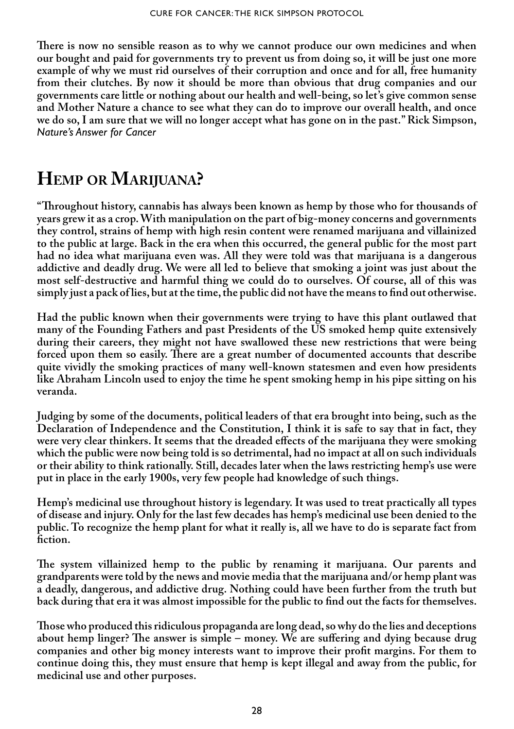**There is now no sensible reason as to why we cannot produce our own medicines and when our bought and paid for governments try to prevent us from doing so, it will be just one more example of why we must rid ourselves of their corruption and once and for all, free humanity from their clutches. By now it should be more than obvious that drug companies and our governments care little or nothing about our health and well-being, so let's give common sense and Mother Nature a chance to see what they can do to improve our overall health, and once we do so, I am sure that we will no longer accept what has gone on in the past." Rick Simpson,** ***Nature's Answer for Cancer***

## Hemp or Marijuana?

**"Throughout history, cannabis has always been known as hemp by those who for thousands of years grew it as a crop. With manipulation on the part of big-money concerns and governments they control, strains of hemp with high resin content were renamed marijuana and villainized to the public at large. Back in the era when this occurred, the general public for the most part had no idea what marijuana even was. All they were told was that marijuana is a dangerous addictive and deadly drug. We were all led to believe that smoking a joint was just about the most self-destructive and harmful thing we could do to ourselves. Of course, all of this was simply just a pack of lies, but at the time, the public did not have the means to find out otherwise.**

**Had the public known when their governments were trying to have this plant outlawed that many of the Founding Fathers and past Presidents of the US smoked hemp quite extensively during their careers, they might not have swallowed these new restrictions that were being forced upon them so easily. There are a great number of documented accounts that describe quite vividly the smoking practices of many well-known statesmen and even how presidents like Abraham Lincoln used to enjoy the time he spent smoking hemp in his pipe sitting on his veranda.**

**Judging by some of the documents, political leaders of that era brought into being, such as the Declaration of Independence and the Constitution, I think it is safe to say that in fact, they were very clear thinkers. It seems that the dreaded effects of the marijuana they were smoking which the public were now being told is so detrimental, had no impact at all on such individuals or their ability to think rationally. Still, decades later when the laws restricting hemp's use were put in place in the early 1900s, very few people had knowledge of such things.**

**Hemp's medicinal use throughout history is legendary. It was used to treat practically all types of disease and injury. Only for the last few decades has hemp's medicinal use been denied to the public. To recognize the hemp plant for what it really is, all we have to do is separate fact from fiction.**

**The system villainized hemp to the public by renaming it marijuana. Our parents and grandparents were told by the news and movie media that the marijuana and/or hemp plant was a deadly, dangerous, and addictive drug. Nothing could have been further from the truth but back during that era it was almost impossible for the public to find out the facts for themselves.**

**Those who produced this ridiculous propaganda are long dead, so why do the lies and deceptions about hemp linger? The answer is simple – money. We are suffering and dying because drug companies and other big money interests want to improve their profit margins. For them to continue doing this, they must ensure that hemp is kept illegal and away from the public, for medicinal use and other purposes.**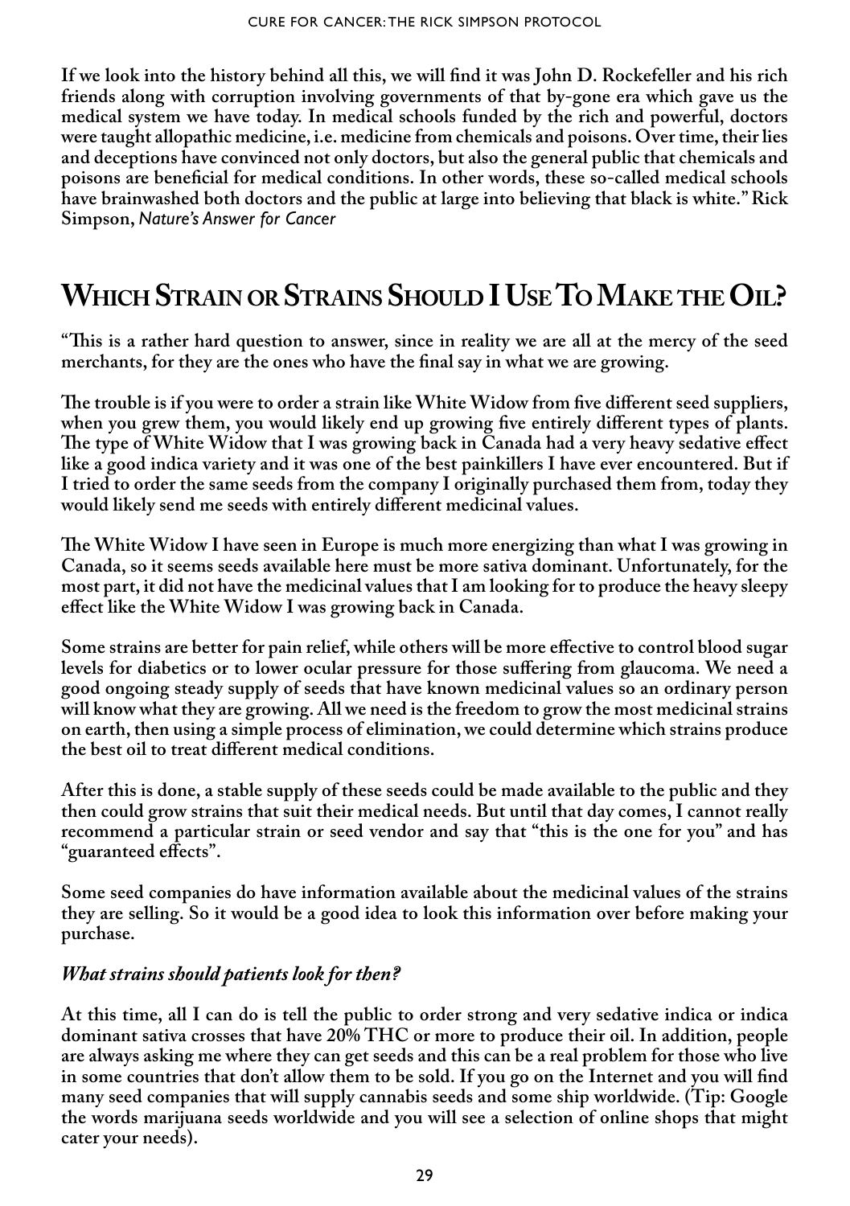**If we look into the history behind all this, we will find it was John D. Rockefeller and his rich friends along with corruption involving governments of that by-gone era which gave us the medical system we have today. In medical schools funded by the rich and powerful, doctors were taught allopathic medicine, i.e. medicine from chemicals and poisons. Over time, their lies and deceptions have convinced not only doctors, but also the general public that chemicals and poisons are beneficial for medical conditions. In other words, these so-called medical schools have brainwashed both doctors and the public at large into believing that black is white." Rick Simpson,** ***Nature's Answer for Cancer***

# Which Strain or Strains Should I Use To Make the Oil?

**"This is a rather hard question to answer, since in reality we are all at the mercy of the seed merchants, for they are the ones who have the final say in what we are growing.**

**The trouble is if you were to order a strain like White Widow from five different seed suppliers, when you grew them, you would likely end up growing five entirely different types of plants. The type of White Widow that I was growing back in Canada had a very heavy sedative effect like a good indica variety and it was one of the best painkillers I have ever encountered. But if I tried to order the same seeds from the company I originally purchased them from, today they would likely send me seeds with entirely different medicinal values.**

**The White Widow I have seen in Europe is much more energizing than what I was growing in Canada, so it seems seeds available here must be more sativa dominant. Unfortunately, for the most part, it did not have the medicinal values that I am looking for to produce the heavy sleepy effect like the White Widow I was growing back in Canada.**

**Some strains are better for pain relief, while others will be more effective to control blood sugar levels for diabetics or to lower ocular pressure for those suffering from glaucoma. We need a good ongoing steady supply of seeds that have known medicinal values so an ordinary person will know what they are growing. All we need is the freedom to grow the most medicinal strains on earth, then using a simple process of elimination, we could determine which strains produce the best oil to treat different medical conditions.**

**After this is done, a stable supply of these seeds could be made available to the public and they then could grow strains that suit their medical needs. But until that day comes, I cannot really recommend a particular strain or seed vendor and say that "this is the one for you" and has "guaranteed effects".**

**Some seed companies do have information available about the medicinal values of the strains they are selling. So it would be a good idea to look this information over before making your purchase.**

***What strains should patients look for then?***

**At this time, all I can do is tell the public to order strong and very sedative indica or indica dominant sativa crosses that have 20% THC or more to produce their oil. In addition, people are always asking me where they can get seeds and this can be a real problem for those who live in some countries that don't allow them to be sold. If you go on the Internet and you will find many seed companies that will supply cannabis seeds and some ship worldwide. (Tip: Google the words marijuana seeds worldwide and you will see a selection of online shops that might cater your needs).**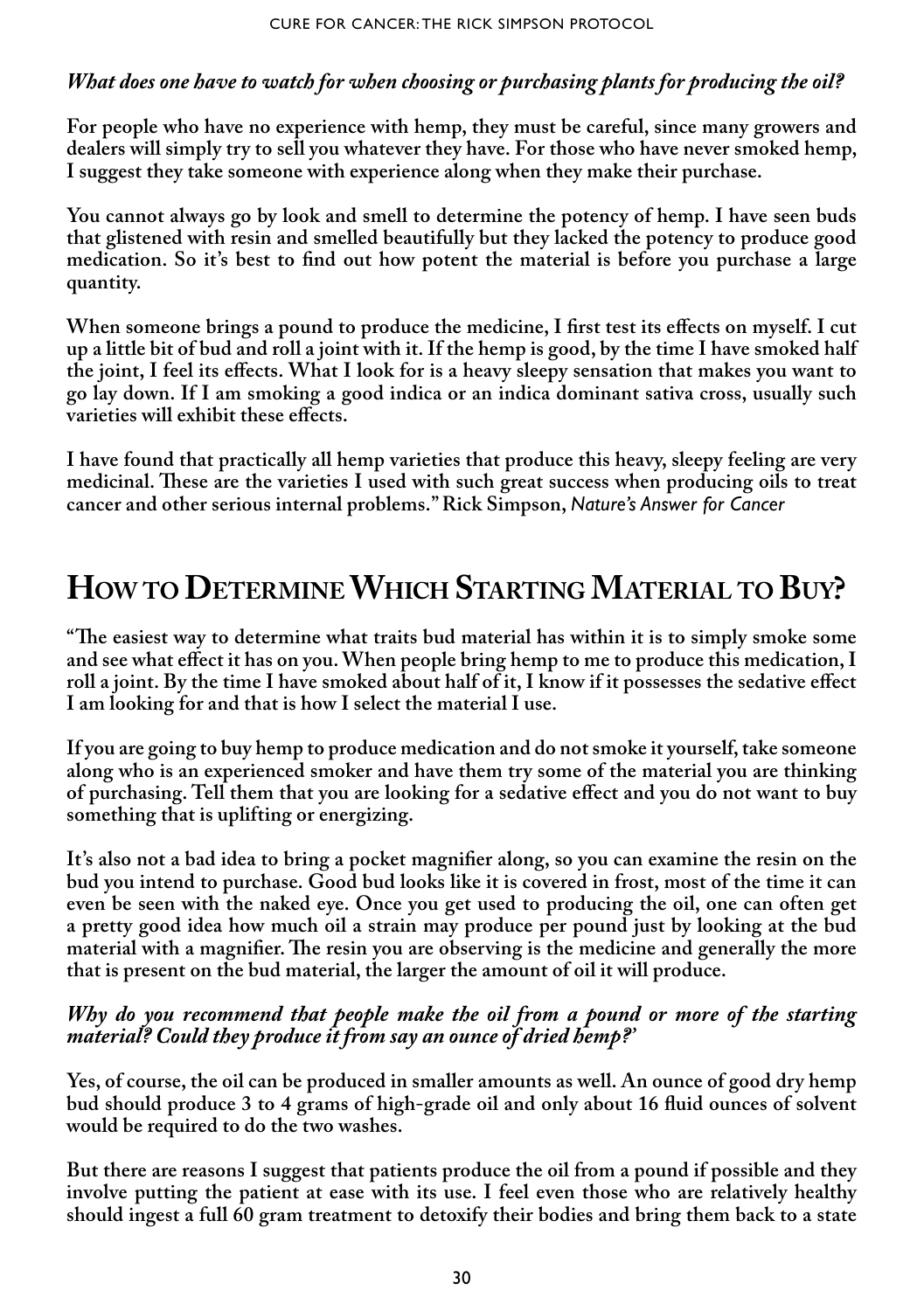*What does one have to watch for when choosing or purchasing plants for producing the oil?*

**For people who have no experience with hemp, they must be careful, since many growers and dealers will simply try to sell you whatever they have. For those who have never smoked hemp, I suggest they take someone with experience along when they make their purchase.**

**You cannot always go by look and smell to determine the potency of hemp. I have seen buds that glistened with resin and smelled beautifully but they lacked the potency to produce good medication. So it's best to find out how potent the material is before you purchase a large quantity.**

**When someone brings a pound to produce the medicine, I first test its effects on myself. I cut up a little bit of bud and roll a joint with it. If the hemp is good, by the time I have smoked half the joint, I feel its effects. What I look for is a heavy sleepy sensation that makes you want to go lay down. If I am smoking a good indica or an indica dominant sativa cross, usually such varieties will exhibit these effects.**

**I have found that practically all hemp varieties that produce this heavy, sleepy feeling are very medicinal. These are the varieties I used with such great success when producing oils to treat cancer and other serious internal problems." Rick Simpson,** *Nature's Answer for Cancer*

## How to Determine Which Starting Material to Buy?

**"The easiest way to determine what traits bud material has within it is to simply smoke some and see what effect it has on you. When people bring hemp to me to produce this medication, I roll a joint. By the time I have smoked about half of it, I know if it possesses the sedative effect I am looking for and that is how I select the material I use.**

**If you are going to buy hemp to produce medication and do not smoke it yourself, take someone along who is an experienced smoker and have them try some of the material you are thinking of purchasing. Tell them that you are looking for a sedative effect and you do not want to buy something that is uplifting or energizing.**

**It's also not a bad idea to bring a pocket magnifier along, so you can examine the resin on the bud you intend to purchase. Good bud looks like it is covered in frost, most of the time it can even be seen with the naked eye. Once you get used to producing the oil, one can often get a pretty good idea how much oil a strain may produce per pound just by looking at the bud material with a magnifier. The resin you are observing is the medicine and generally the more that is present on the bud material, the larger the amount of oil it will produce.**

*Why do you recommend that people make the oil from a pound or more of the starting material? Could they produce it from say an ounce of dried hemp?'*

**Yes, of course, the oil can be produced in smaller amounts as well. An ounce of good dry hemp bud should produce 3 to 4 grams of high-grade oil and only about 16 fluid ounces of solvent would be required to do the two washes.**

**But there are reasons I suggest that patients produce the oil from a pound if possible and they involve putting the patient at ease with its use. I feel even those who are relatively healthy should ingest a full 60 gram treatment to detoxify their bodies and bring them back to a state**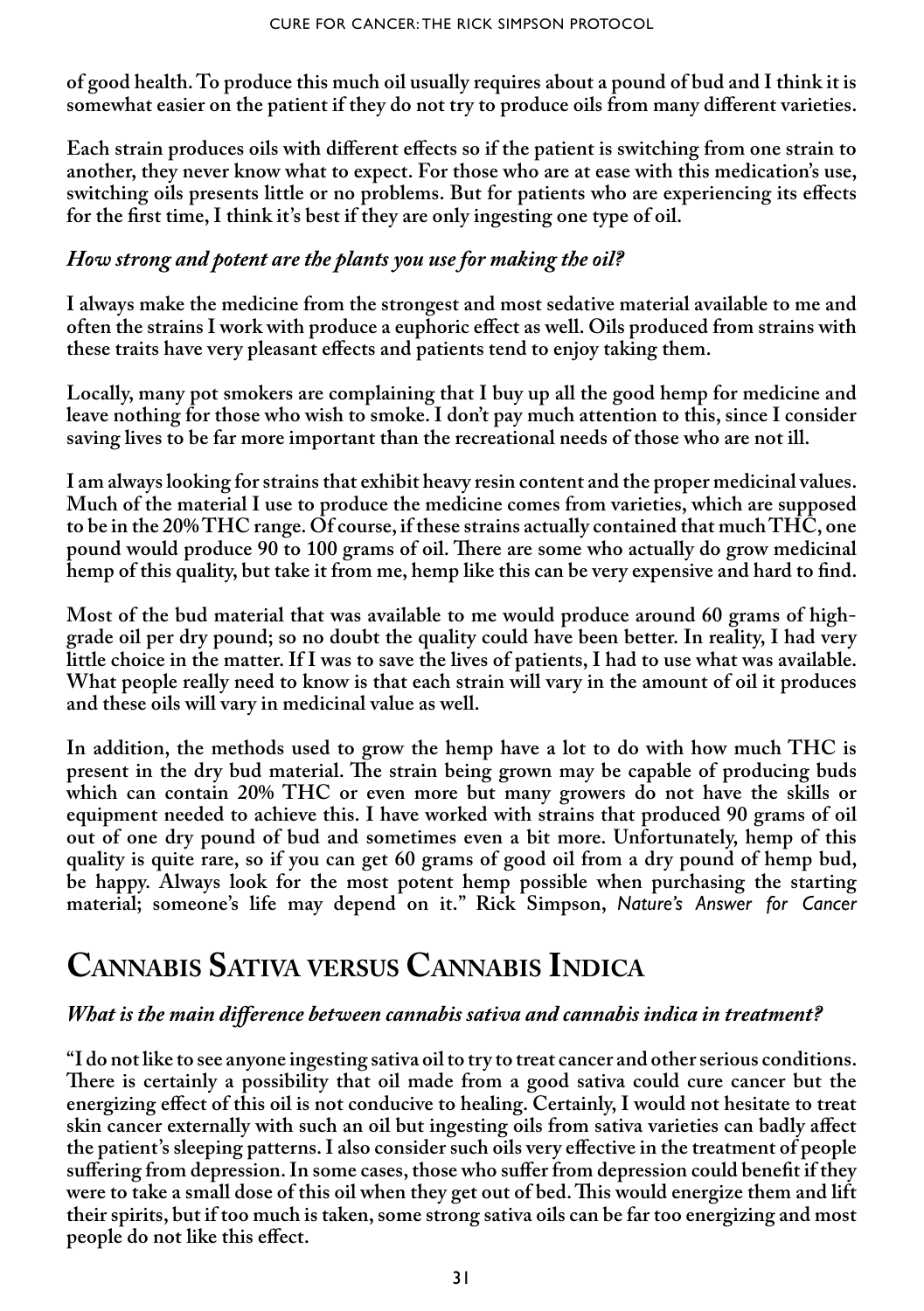**of good health. To produce this much oil usually requires about a pound of bud and I think it is somewhat easier on the patient if they do not try to produce oils from many different varieties.**

**Each strain produces oils with different effects so if the patient is switching from one strain to another, they never know what to expect. For those who are at ease with this medication's use, switching oils presents little or no problems. But for patients who are experiencing its effects for the first time, I think it's best if they are only ingesting one type of oil.**

***How strong and potent are the plants you use for making the oil?***

**I always make the medicine from the strongest and most sedative material available to me and often the strains I work with produce a euphoric effect as well. Oils produced from strains with these traits have very pleasant effects and patients tend to enjoy taking them.**

**Locally, many pot smokers are complaining that I buy up all the good hemp for medicine and leave nothing for those who wish to smoke. I don't pay much attention to this, since I consider saving lives to be far more important than the recreational needs of those who are not ill.**

**I am always looking for strains that exhibit heavy resin content and the proper medicinal values. Much of the material I use to produce the medicine comes from varieties, which are supposed to be in the 20% THC range. Of course, if these strains actually contained that much THC, one pound would produce 90 to 100 grams of oil. There are some who actually do grow medicinal hemp of this quality, but take it from me, hemp like this can be very expensive and hard to find.**

**Most of the bud material that was available to me would produce around 60 grams of high-grade oil per dry pound; so no doubt the quality could have been better. In reality, I had very little choice in the matter. If I was to save the lives of patients, I had to use what was available. What people really need to know is that each strain will vary in the amount of oil it produces and these oils will vary in medicinal value as well.**

**In addition, the methods used to grow the hemp have a lot to do with how much THC is present in the dry bud material. The strain being grown may be capable of producing buds which can contain 20% THC or even more but many growers do not have the skills or equipment needed to achieve this. I have worked with strains that produced 90 grams of oil out of one dry pound of bud and sometimes even a bit more. Unfortunately, hemp of this quality is quite rare, so if you can get 60 grams of good oil from a dry pound of hemp bud, be happy. Always look for the most potent hemp possible when purchasing the starting material; someone's life may depend on it." Rick Simpson,** *Nature's Answer for Cancer*

# Cannabis Sativa versus Cannabis Indica

***What is the main difference between cannabis sativa and cannabis indica in treatment?***

**"I do not like to see anyone ingesting sativa oil to try to treat cancer and other serious conditions. There is certainly a possibility that oil made from a good sativa could cure cancer but the energizing effect of this oil is not conducive to healing. Certainly, I would not hesitate to treat skin cancer externally with such an oil but ingesting oils from sativa varieties can badly affect the patient's sleeping patterns. I also consider such oils very effective in the treatment of people suffering from depression. In some cases, those who suffer from depression could benefit if they were to take a small dose of this oil when they get out of bed. This would energize them and lift their spirits, but if too much is taken, some strong sativa oils can be far too energizing and most people do not like this effect.**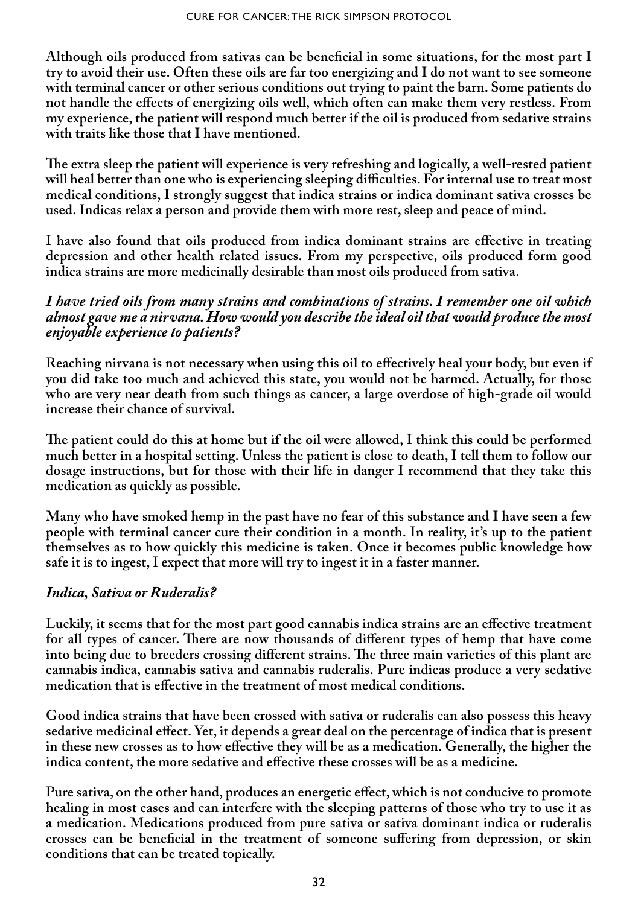Although oils produced from sativas can be beneficial in some situations, for the most part I try to avoid their use. Often these oils are far too energizing and I do not want to see someone with terminal cancer or other serious conditions out trying to paint the barn. Some patients do not handle the effects of energizing oils well, which often can make them very restless. From my experience, the patient will respond much better if the oil is produced from sedative strains with traits like those that I have mentioned.

The extra sleep the patient will experience is very refreshing and logically, a well-rested patient will heal better than one who is experiencing sleeping difficulties. For internal use to treat most medical conditions, I strongly suggest that indica strains or indica dominant sativa crosses be used. Indicas relax a person and provide them with more rest, sleep and peace of mind.

I have also found that oils produced from indica dominant strains are effective in treating depression and other health related issues. From my perspective, oils produced form good indica strains are more medicinally desirable than most oils produced from sativa.

***I have tried oils from many strains and combinations of strains. I remember one oil which almost gave me a nirvana. How would you describe the ideal oil that would produce the most enjoyable experience to patients?***

Reaching nirvana is not necessary when using this oil to effectively heal your body, but even if you did take too much and achieved this state, you would not be harmed. Actually, for those who are very near death from such things as cancer, a large overdose of high-grade oil would increase their chance of survival.

The patient could do this at home but if the oil were allowed, I think this could be performed much better in a hospital setting. Unless the patient is close to death, I tell them to follow our dosage instructions, but for those with their life in danger I recommend that they take this medication as quickly as possible.

Many who have smoked hemp in the past have no fear of this substance and I have seen a few people with terminal cancer cure their condition in a month. In reality, it's up to the patient themselves as to how quickly this medicine is taken. Once it becomes public knowledge how safe it is to ingest, I expect that more will try to ingest it in a faster manner.

### *Indica, Sativa or Ruderalis?*

Luckily, it seems that for the most part good cannabis indica strains are an effective treatment for all types of cancer. There are now thousands of different types of hemp that have come into being due to breeders crossing different strains. The three main varieties of this plant are cannabis indica, cannabis sativa and cannabis ruderalis. Pure indicas produce a very sedative medication that is effective in the treatment of most medical conditions.

Good indica strains that have been crossed with sativa or ruderalis can also possess this heavy sedative medicinal effect. Yet, it depends a great deal on the percentage of indica that is present in these new crosses as to how effective they will be as a medication. Generally, the higher the indica content, the more sedative and effective these crosses will be as a medicine.

Pure sativa, on the other hand, produces an energetic effect, which is not conducive to promote healing in most cases and can interfere with the sleeping patterns of those who try to use it as a medication. Medications produced from pure sativa or sativa dominant indica or ruderalis crosses can be beneficial in the treatment of someone suffering from depression, or skin conditions that can be treated topically.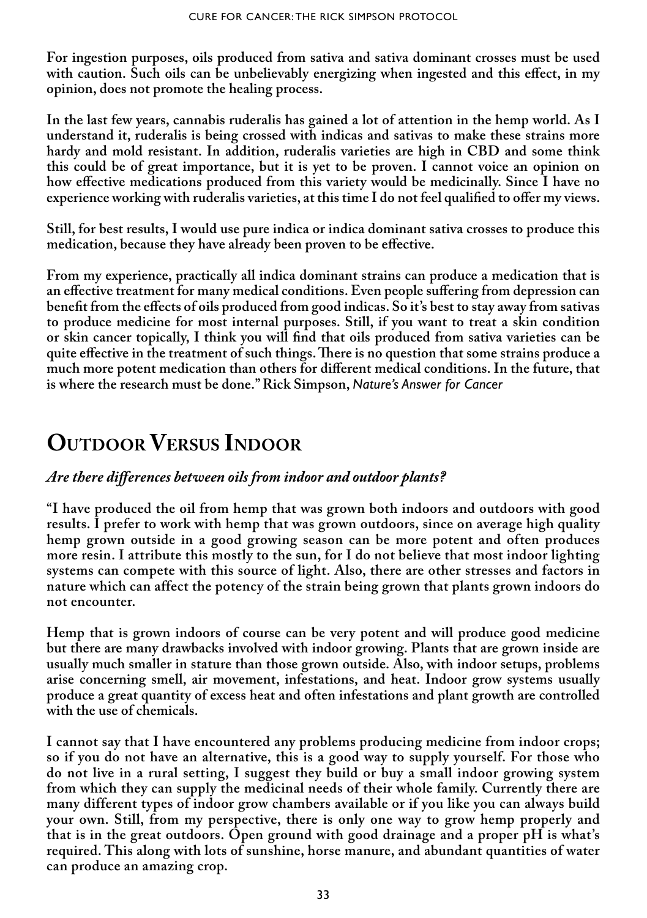**For ingestion purposes, oils produced from sativa and sativa dominant crosses must be used with caution. Such oils can be unbelievably energizing when ingested and this effect, in my opinion, does not promote the healing process.**

**In the last few years, cannabis ruderalis has gained a lot of attention in the hemp world. As I understand it, ruderalis is being crossed with indicas and sativas to make these strains more hardy and mold resistant. In addition, ruderalis varieties are high in CBD and some think this could be of great importance, but it is yet to be proven. I cannot voice an opinion on how effective medications produced from this variety would be medicinally. Since I have no experience working with ruderalis varieties, at this time I do not feel qualified to offer my views.**

**Still, for best results, I would use pure indica or indica dominant sativa crosses to produce this medication, because they have already been proven to be effective.**

**From my experience, practically all indica dominant strains can produce a medication that is an effective treatment for many medical conditions. Even people suffering from depression can benefit from the effects of oils produced from good indicas. So it's best to stay away from sativas to produce medicine for most internal purposes. Still, if you want to treat a skin condition or skin cancer topically, I think you will find that oils produced from sativa varieties can be quite effective in the treatment of such things. There is no question that some strains produce a much more potent medication than others for different medical conditions. In the future, that is where the research must be done." Rick Simpson,** ***Nature's Answer for Cancer***

# Outdoor Versus Indoor

***Are there differences between oils from indoor and outdoor plants?***

**"I have produced the oil from hemp that was grown both indoors and outdoors with good results. I prefer to work with hemp that was grown outdoors, since on average high quality hemp grown outside in a good growing season can be more potent and often produces more resin. I attribute this mostly to the sun, for I do not believe that most indoor lighting systems can compete with this source of light. Also, there are other stresses and factors in nature which can affect the potency of the strain being grown that plants grown indoors do not encounter.**

**Hemp that is grown indoors of course can be very potent and will produce good medicine but there are many drawbacks involved with indoor growing. Plants that are grown inside are usually much smaller in stature than those grown outside. Also, with indoor setups, problems arise concerning smell, air movement, infestations, and heat. Indoor grow systems usually produce a great quantity of excess heat and often infestations and plant growth are controlled with the use of chemicals.**

**I cannot say that I have encountered any problems producing medicine from indoor crops; so if you do not have an alternative, this is a good way to supply yourself. For those who do not live in a rural setting, I suggest they build or buy a small indoor growing system from which they can supply the medicinal needs of their whole family. Currently there are many different types of indoor grow chambers available or if you like you can always build your own. Still, from my perspective, there is only one way to grow hemp properly and that is in the great outdoors. Open ground with good drainage and a proper pH is what's required. This along with lots of sunshine, horse manure, and abundant quantities of water can produce an amazing crop.**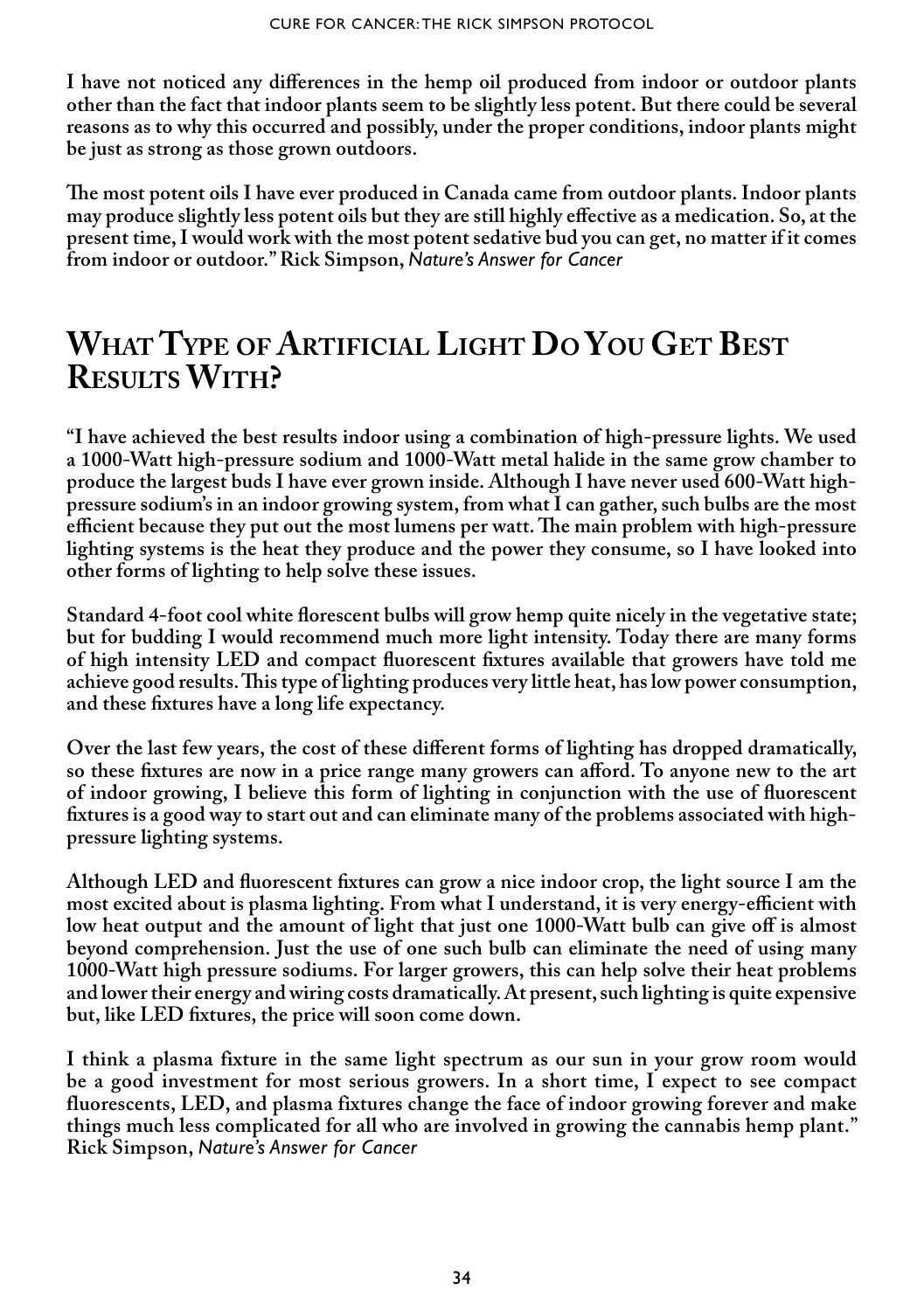**I have not noticed any differences in the hemp oil produced from indoor or outdoor plants other than the fact that indoor plants seem to be slightly less potent. But there could be several reasons as to why this occurred and possibly, under the proper conditions, indoor plants might be just as strong as those grown outdoors.**

**The most potent oils I have ever produced in Canada came from outdoor plants. Indoor plants may produce slightly less potent oils but they are still highly effective as a medication. So, at the present time, I would work with the most potent sedative bud you can get, no matter if it comes from indoor or outdoor." Rick Simpson,** ***Nature's Answer for Cancer***

## What Type of Artificial Light Do You Get Best Results With?

**"I have achieved the best results indoor using a combination of high-pressure lights. We used a 1000-Watt high-pressure sodium and 1000-Watt metal halide in the same grow chamber to produce the largest buds I have ever grown inside. Although I have never used 600-Watt high-pressure sodium's in an indoor growing system, from what I can gather, such bulbs are the most efficient because they put out the most lumens per watt. The main problem with high-pressure lighting systems is the heat they produce and the power they consume, so I have looked into other forms of lighting to help solve these issues.**

**Standard 4-foot cool white florescent bulbs will grow hemp quite nicely in the vegetative state; but for budding I would recommend much more light intensity. Today there are many forms of high intensity LED and compact fluorescent fixtures available that growers have told me achieve good results. This type of lighting produces very little heat, has low power consumption, and these fixtures have a long life expectancy.**

**Over the last few years, the cost of these different forms of lighting has dropped dramatically, so these fixtures are now in a price range many growers can afford. To anyone new to the art of indoor growing, I believe this form of lighting in conjunction with the use of fluorescent fixtures is a good way to start out and can eliminate many of the problems associated with high-pressure lighting systems.**

**Although LED and fluorescent fixtures can grow a nice indoor crop, the light source I am the most excited about is plasma lighting. From what I understand, it is very energy-efficient with low heat output and the amount of light that just one 1000-Watt bulb can give off is almost beyond comprehension. Just the use of one such bulb can eliminate the need of using many 1000-Watt high pressure sodiums. For larger growers, this can help solve their heat problems and lower their energy and wiring costs dramatically. At present, such lighting is quite expensive but, like LED fixtures, the price will soon come down.**

**I think a plasma fixture in the same light spectrum as our sun in your grow room would be a good investment for most serious growers. In a short time, I expect to see compact fluorescents, LED, and plasma fixtures change the face of indoor growing forever and make things much less complicated for all who are involved in growing the cannabis hemp plant." Rick Simpson,** ***Nature's Answer for Cancer***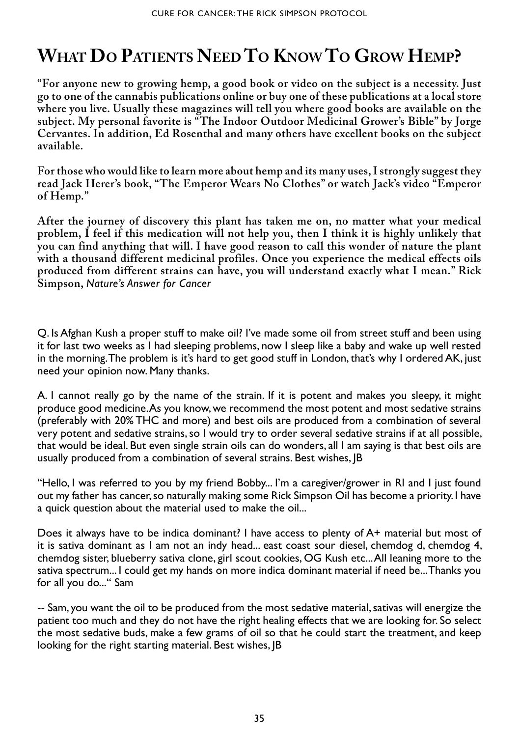# What Do Patients Need To Know To Grow Hemp?

**"For anyone new to growing hemp, a good book or video on the subject is a necessity. Just go to one of the cannabis publications online or buy one of these publications at a local store where you live. Usually these magazines will tell you where good books are available on the subject. My personal favorite is "The Indoor Outdoor Medicinal Grower's Bible" by Jorge Cervantes. In addition, Ed Rosenthal and many others have excellent books on the subject available.**

**For those who would like to learn more about hemp and its many uses, I strongly suggest they read Jack Herer's book, "The Emperor Wears No Clothes" or watch Jack's video "Emperor of Hemp."**

**After the journey of discovery this plant has taken me on, no matter what your medical problem, I feel if this medication will not help you, then I think it is highly unlikely that you can find anything that will. I have good reason to call this wonder of nature the plant with a thousand different medicinal profiles. Once you experience the medical effects oils produced from different strains can have, you will understand exactly what I mean." Rick Simpson,** ***Nature's Answer for Cancer***

Q. Is Afghan Kush a proper stuff to make oil? I've made some oil from street stuff and been using it for last two weeks as I had sleeping problems, now I sleep like a baby and wake up well rested in the morning. The problem is it's hard to get good stuff in London, that's why I ordered AK, just need your opinion now. Many thanks.

A. I cannot really go by the name of the strain. If it is potent and makes you sleepy, it might produce good medicine. As you know, we recommend the most potent and most sedative strains (preferably with 20% THC and more) and best oils are produced from a combination of several very potent and sedative strains, so I would try to order several sedative strains if at all possible, that would be ideal. But even single strain oils can do wonders, all I am saying is that best oils are usually produced from a combination of several strains. Best wishes, JB

"Hello, I was referred to you by my friend Bobby... I'm a caregiver/grower in RI and I just found out my father has cancer, so naturally making some Rick Simpson Oil has become a priority. I have a quick question about the material used to make the oil...

Does it always have to be indica dominant? I have access to plenty of A+ material but most of it is sativa dominant as I am not an indy head... east coast sour diesel, chemdog d, chemdog 4, chemdog sister, blueberry sativa clone, girl scout cookies, OG Kush etc... All leaning more to the sativa spectrum... I could get my hands on more indica dominant material if need be... Thanks you for all you do..." Sam

-- Sam, you want the oil to be produced from the most sedative material, sativas will energize the patient too much and they do not have the right healing effects that we are looking for. So select the most sedative buds, make a few grams of oil so that he could start the treatment, and keep looking for the right starting material. Best wishes, JB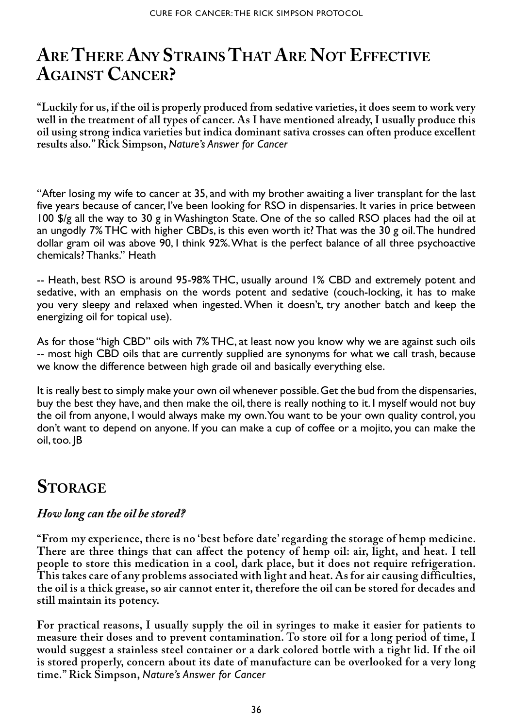## Are There Any Strains That Are Not Effective Against Cancer?

**"Luckily for us, if the oil is properly produced from sedative varieties, it does seem to work very well in the treatment of all types of cancer. As I have mentioned already, I usually produce this oil using strong indica varieties but indica dominant sativa crosses can often produce excellent results also." Rick Simpson,** *Nature's Answer for Cancer*

"After losing my wife to cancer at 35, and with my brother awaiting a liver transplant for the last five years because of cancer, I've been looking for RSO in dispensaries. It varies in price between 100 $/g all the way to 30 g in Washington State. One of the so called RSO places had the oil at an ungodly 7% THC with higher CBDs, is this even worth it? That was the 30 g oil. The hundred dollar gram oil was above 90, I think 92%. What is the perfect balance of all three psychoactive chemicals? Thanks." Heath

-- Heath, best RSO is around 95-98% THC, usually around 1% CBD and extremely potent and sedative, with an emphasis on the words potent and sedative (couch-locking, it has to make you very sleepy and relaxed when ingested. When it doesn't, try another batch and keep the energizing oil for topical use).

As for those "high CBD" oils with 7% THC, at least now you know why we are against such oils -- most high CBD oils that are currently supplied are synonyms for what we call trash, because we know the difference between high grade oil and basically everything else.

It is really best to simply make your own oil whenever possible. Get the bud from the dispensaries, buy the best they have, and then make the oil, there is really nothing to it. I myself would not buy the oil from anyone, I would always make my own. You want to be your own quality control, you don't want to depend on anyone. If you can make a cup of coffee or a mojito, you can make the oil, too. JB

## Storage

### *How long can the oil be stored?*

**"From my experience, there is no 'best before date' regarding the storage of hemp medicine. There are three things that can affect the potency of hemp oil: air, light, and heat. I tell people to store this medication in a cool, dark place, but it does not require refrigeration. This takes care of any problems associated with light and heat. As for air causing difficulties, the oil is a thick grease, so air cannot enter it, therefore the oil can be stored for decades and still maintain its potency.**

**For practical reasons, I usually supply the oil in syringes to make it easier for patients to measure their doses and to prevent contamination. To store oil for a long period of time, I would suggest a stainless steel container or a dark colored bottle with a tight lid. If the oil is stored properly, concern about its date of manufacture can be overlooked for a very long time." Rick Simpson,** *Nature's Answer for Cancer*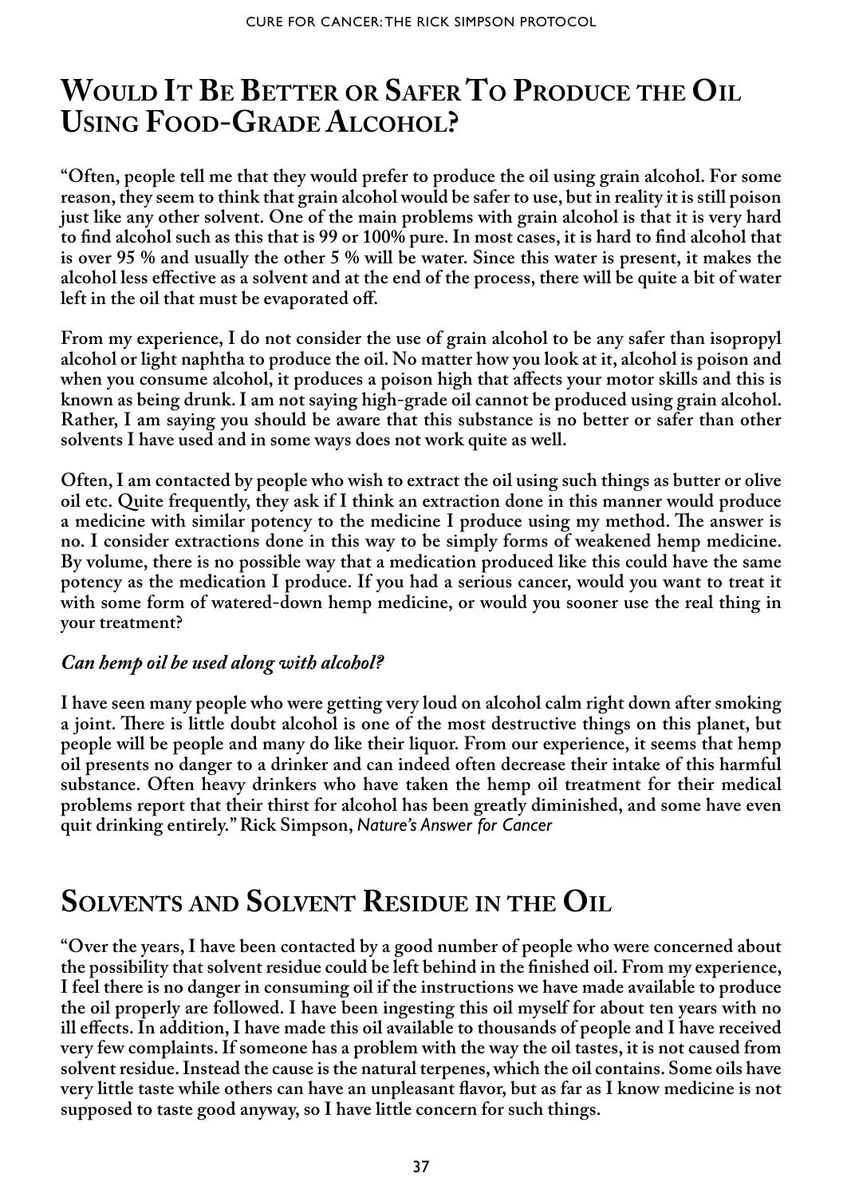## Would It Be Better or Safer To Produce the Oil Using Food-Grade Alcohol?

**"Often, people tell me that they would prefer to produce the oil using grain alcohol. For some reason, they seem to think that grain alcohol would be safer to use, but in reality it is still poison just like any other solvent. One of the main problems with grain alcohol is that it is very hard to find alcohol such as this that is 99 or 100% pure. In most cases, it is hard to find alcohol that is over 95 % and usually the other 5 % will be water. Since this water is present, it makes the alcohol less effective as a solvent and at the end of the process, there will be quite a bit of water left in the oil that must be evaporated off.**

**From my experience, I do not consider the use of grain alcohol to be any safer than isopropyl alcohol or light naphtha to produce the oil. No matter how you look at it, alcohol is poison and when you consume alcohol, it produces a poison high that affects your motor skills and this is known as being drunk. I am not saying high-grade oil cannot be produced using grain alcohol. Rather, I am saying you should be aware that this substance is no better or safer than other solvents I have used and in some ways does not work quite as well.**

**Often, I am contacted by people who wish to extract the oil using such things as butter or olive oil etc. Quite frequently, they ask if I think an extraction done in this manner would produce a medicine with similar potency to the medicine I produce using my method. The answer is no. I consider extractions done in this way to be simply forms of weakened hemp medicine. By volume, there is no possible way that a medication produced like this could have the same potency as the medication I produce. If you had a serious cancer, would you want to treat it with some form of watered-down hemp medicine, or would you sooner use the real thing in your treatment?**

***Can hemp oil be used along with alcohol?***

**I have seen many people who were getting very loud on alcohol calm right down after smoking a joint. There is little doubt alcohol is one of the most destructive things on this planet, but people will be people and many do like their liquor. From our experience, it seems that hemp oil presents no danger to a drinker and can indeed often decrease their intake of this harmful substance. Often heavy drinkers who have taken the hemp oil treatment for their medical problems report that their thirst for alcohol has been greatly diminished, and some have even quit drinking entirely." Rick Simpson,** ***Nature's Answer for Cancer***

## Solvents and Solvent Residue in the Oil

**"Over the years, I have been contacted by a good number of people who were concerned about the possibility that solvent residue could be left behind in the finished oil. From my experience, I feel there is no danger in consuming oil if the instructions we have made available to produce the oil properly are followed. I have been ingesting this oil myself for about ten years with no ill effects. In addition, I have made this oil available to thousands of people and I have received very few complaints. If someone has a problem with the way the oil tastes, it is not caused from solvent residue. Instead the cause is the natural terpenes, which the oil contains. Some oils have very little taste while others can have an unpleasant flavor, but as far as I know medicine is not supposed to taste good anyway, so I have little concern for such things.**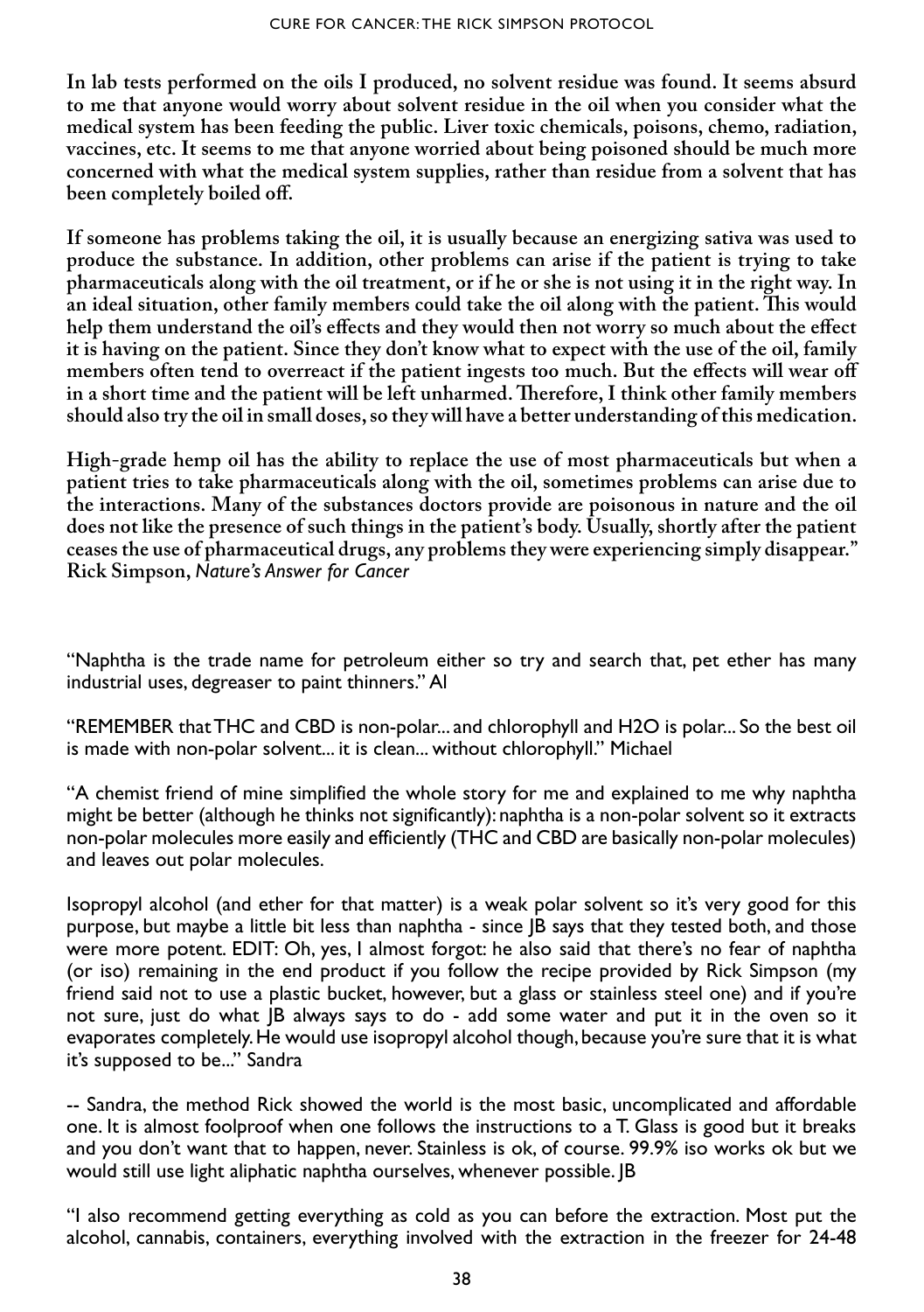**In lab tests performed on the oils I produced, no solvent residue was found. It seems absurd to me that anyone would worry about solvent residue in the oil when you consider what the medical system has been feeding the public. Liver toxic chemicals, poisons, chemo, radiation, vaccines, etc. It seems to me that anyone worried about being poisoned should be much more concerned with what the medical system supplies, rather than residue from a solvent that has been completely boiled off.**

**If someone has problems taking the oil, it is usually because an energizing sativa was used to produce the substance. In addition, other problems can arise if the patient is trying to take pharmaceuticals along with the oil treatment, or if he or she is not using it in the right way. In an ideal situation, other family members could take the oil along with the patient. This would help them understand the oil's effects and they would then not worry so much about the effect it is having on the patient. Since they don't know what to expect with the use of the oil, family members often tend to overreact if the patient ingests too much. But the effects will wear off in a short time and the patient will be left unharmed. Therefore, I think other family members should also try the oil in small doses, so they will have a better understanding of this medication.**

**High-grade hemp oil has the ability to replace the use of most pharmaceuticals but when a patient tries to take pharmaceuticals along with the oil, sometimes problems can arise due to the interactions. Many of the substances doctors provide are poisonous in nature and the oil does not like the presence of such things in the patient's body. Usually, shortly after the patient ceases the use of pharmaceutical drugs, any problems they were experiencing simply disappear." Rick Simpson, *Nature's Answer for Cancer***

"Naphtha is the trade name for petroleum either so try and search that, pet ether has many industrial uses, degreaser to paint thinners." Al

"REMEMBER that THC and CBD is non-polar... and chlorophyll and H2O is polar... So the best oil is made with non-polar solvent... it is clean... without chlorophyll." Michael

"A chemist friend of mine simplified the whole story for me and explained to me why naphtha might be better (although he thinks not significantly): naphtha is a non-polar solvent so it extracts non-polar molecules more easily and efficiently (THC and CBD are basically non-polar molecules) and leaves out polar molecules.

Isopropyl alcohol (and ether for that matter) is a weak polar solvent so it's very good for this purpose, but maybe a little bit less than naphtha - since JB says that they tested both, and those were more potent. EDIT: Oh, yes, I almost forgot: he also said that there's no fear of naphtha (or iso) remaining in the end product if you follow the recipe provided by Rick Simpson (my friend said not to use a plastic bucket, however, but a glass or stainless steel one) and if you're not sure, just do what JB always says to do - add some water and put it in the oven so it evaporates completely. He would use isopropyl alcohol though, because you're sure that it is what it's supposed to be..." Sandra

-- Sandra, the method Rick showed the world is the most basic, uncomplicated and affordable one. It is almost foolproof when one follows the instructions to a T. Glass is good but it breaks and you don't want that to happen, never. Stainless is ok, of course. 99.9% iso works ok but we would still use light aliphatic naphtha ourselves, whenever possible. JB

"I also recommend getting everything as cold as you can before the extraction. Most put the alcohol, cannabis, containers, everything involved with the extraction in the freezer for 24-48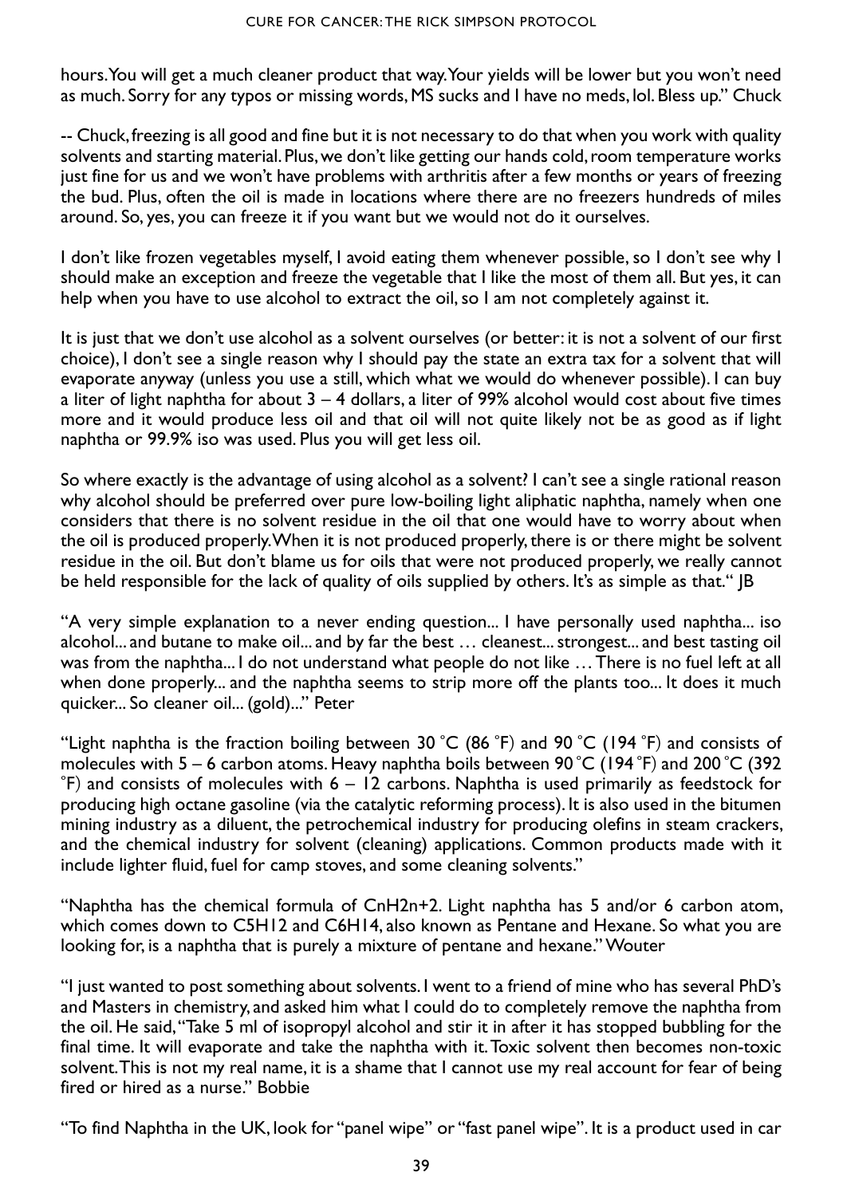hours. You will get a much cleaner product that way. Your yields will be lower but you won't need as much. Sorry for any typos or missing words, MS sucks and I have no meds, lol. Bless up." Chuck

-- Chuck, freezing is all good and fine but it is not necessary to do that when you work with quality solvents and starting material. Plus, we don't like getting our hands cold, room temperature works just fine for us and we won't have problems with arthritis after a few months or years of freezing the bud. Plus, often the oil is made in locations where there are no freezers hundreds of miles around. So, yes, you can freeze it if you want but we would not do it ourselves.

I don't like frozen vegetables myself, I avoid eating them whenever possible, so I don't see why I should make an exception and freeze the vegetable that I like the most of them all. But yes, it can help when you have to use alcohol to extract the oil, so I am not completely against it.

It is just that we don't use alcohol as a solvent ourselves (or better: it is not a solvent of our first choice), I don't see a single reason why I should pay the state an extra tax for a solvent that will evaporate anyway (unless you use a still, which what we would do whenever possible). I can buy a liter of light naphtha for about 3 – 4 dollars, a liter of 99% alcohol would cost about five times more and it would produce less oil and that oil will not quite likely not be as good as if light naphtha or 99.9% iso was used. Plus you will get less oil.

So where exactly is the advantage of using alcohol as a solvent? I can't see a single rational reason why alcohol should be preferred over pure low-boiling light aliphatic naphtha, namely when one considers that there is no solvent residue in the oil that one would have to worry about when the oil is produced properly. When it is not produced properly, there is or there might be solvent residue in the oil. But don't blame us for oils that were not produced properly, we really cannot be held responsible for the lack of quality of oils supplied by others. It's as simple as that." JB

"A very simple explanation to a never ending question... I have personally used naphtha... iso alcohol... and butane to make oil... and by far the best … cleanest... strongest... and best tasting oil was from the naphtha... I do not understand what people do not like … There is no fuel left at all when done properly... and the naphtha seems to strip more off the plants too... It does it much quicker... So cleaner oil... (gold)..." Peter

"Light naphtha is the fraction boiling between 30 °C (86 °F) and 90 °C (194 °F) and consists of molecules with 5 – 6 carbon atoms. Heavy naphtha boils between 90 °C (194 °F) and 200 °C (392 °F) and consists of molecules with 6 – 12 carbons. Naphtha is used primarily as feedstock for producing high octane gasoline (via the catalytic reforming process). It is also used in the bitumen mining industry as a diluent, the petrochemical industry for producing olefins in steam crackers, and the chemical industry for solvent (cleaning) applications. Common products made with it include lighter fluid, fuel for camp stoves, and some cleaning solvents."

"Naphtha has the chemical formula of $C_nH_{2n+2}$. Light naphtha has 5 and/or 6 carbon atom, which comes down to $C_5H_{12}$ and $C_6H_{14}$, also known as Pentane and Hexane. So what you are looking for, is a naphtha that is purely a mixture of pentane and hexane." Wouter

"I just wanted to post something about solvents. I went to a friend of mine who has several PhD's and Masters in chemistry, and asked him what I could do to completely remove the naphtha from the oil. He said, "Take 5 ml of isopropyl alcohol and stir it in after it has stopped bubbling for the final time. It will evaporate and take the naphtha with it. Toxic solvent then becomes non-toxic solvent. This is not my real name, it is a shame that I cannot use my real account for fear of being fired or hired as a nurse." Bobbie

"To find Naphtha in the UK, look for "panel wipe" or "fast panel wipe". It is a product used in car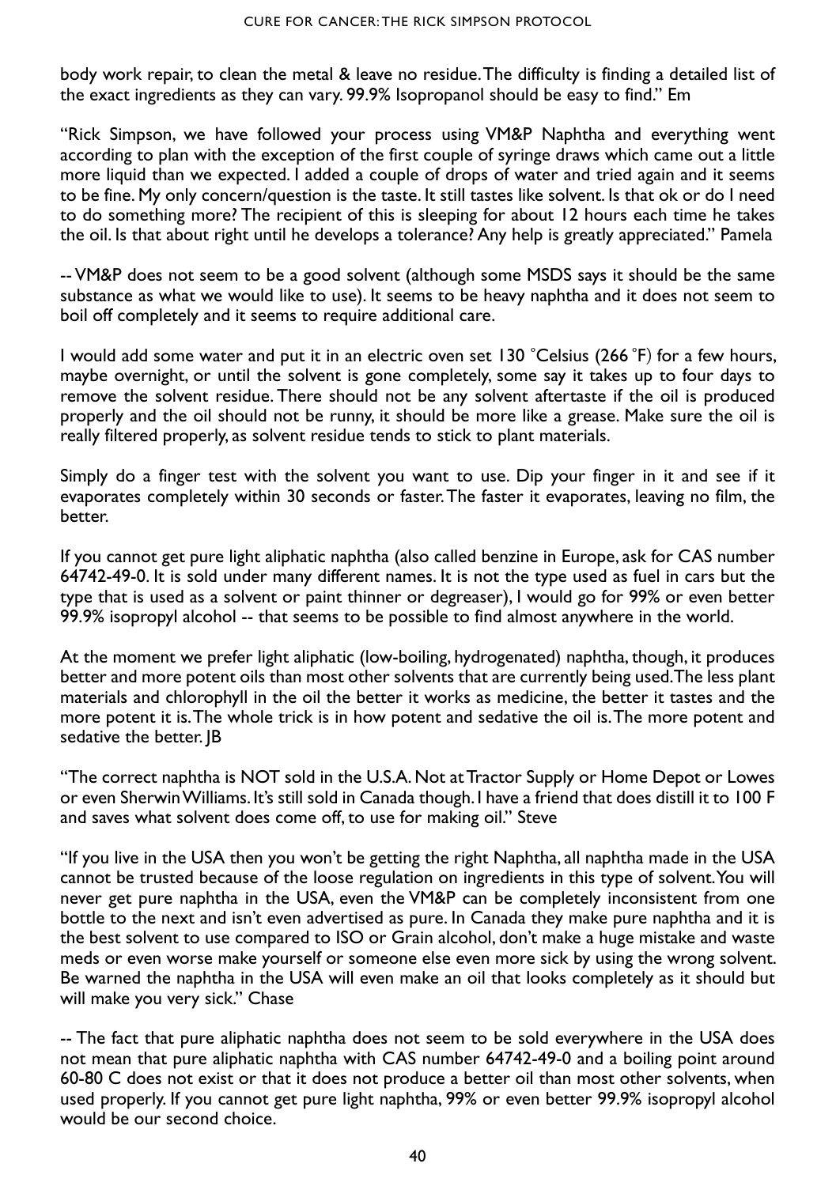body work repair, to clean the metal & leave no residue. The difficulty is finding a detailed list of the exact ingredients as they can vary. 99.9% Isopropanol should be easy to find." Em

"Rick Simpson, we have followed your process using VM&P Naphtha and everything went according to plan with the exception of the first couple of syringe draws which came out a little more liquid than we expected. I added a couple of drops of water and tried again and it seems to be fine. My only concern/question is the taste. It still tastes like solvent. Is that ok or do I need to do something more? The recipient of this is sleeping for about 12 hours each time he takes the oil. Is that about right until he develops a tolerance? Any help is greatly appreciated." Pamela

-- VM&P does not seem to be a good solvent (although some MSDS says it should be the same substance as what we would like to use). It seems to be heavy naphtha and it does not seem to boil off completely and it seems to require additional care.

I would add some water and put it in an electric oven set 130 °Celsius (266 °F) for a few hours, maybe overnight, or until the solvent is gone completely, some say it takes up to four days to remove the solvent residue. There should not be any solvent aftertaste if the oil is produced properly and the oil should not be runny, it should be more like a grease. Make sure the oil is really filtered properly, as solvent residue tends to stick to plant materials.

Simply do a finger test with the solvent you want to use. Dip your finger in it and see if it evaporates completely within 30 seconds or faster. The faster it evaporates, leaving no film, the better.

If you cannot get pure light aliphatic naphtha (also called benzine in Europe, ask for CAS number 64742-49-0. It is sold under many different names. It is not the type used as fuel in cars but the type that is used as a solvent or paint thinner or degreaser), I would go for 99% or even better 99.9% isopropyl alcohol -- that seems to be possible to find almost anywhere in the world.

At the moment we prefer light aliphatic (low-boiling, hydrogenated) naphtha, though, it produces better and more potent oils than most other solvents that are currently being used. The less plant materials and chlorophyll in the oil the better it works as medicine, the better it tastes and the more potent it is. The whole trick is in how potent and sedative the oil is. The more potent and sedative the better. JB

"The correct naphtha is NOT sold in the U.S.A. Not at Tractor Supply or Home Depot or Lowes or even Sherwin Williams. It's still sold in Canada though. I have a friend that does distill it to 100 F and saves what solvent does come off, to use for making oil." Steve

"If you live in the USA then you won't be getting the right Naphtha, all naphtha made in the USA cannot be trusted because of the loose regulation on ingredients in this type of solvent. You will never get pure naphtha in the USA, even the VM&P can be completely inconsistent from one bottle to the next and isn't even advertised as pure. In Canada they make pure naphtha and it is the best solvent to use compared to ISO or Grain alcohol, don't make a huge mistake and waste meds or even worse make yourself or someone else even more sick by using the wrong solvent. Be warned the naphtha in the USA will even make an oil that looks completely as it should but will make you very sick." Chase

-- The fact that pure aliphatic naphtha does not seem to be sold everywhere in the USA does not mean that pure aliphatic naphtha with CAS number 64742-49-0 and a boiling point around 60-80 C does not exist or that it does not produce a better oil than most other solvents, when used properly. If you cannot get pure light naphtha, 99% or even better 99.9% isopropyl alcohol would be our second choice.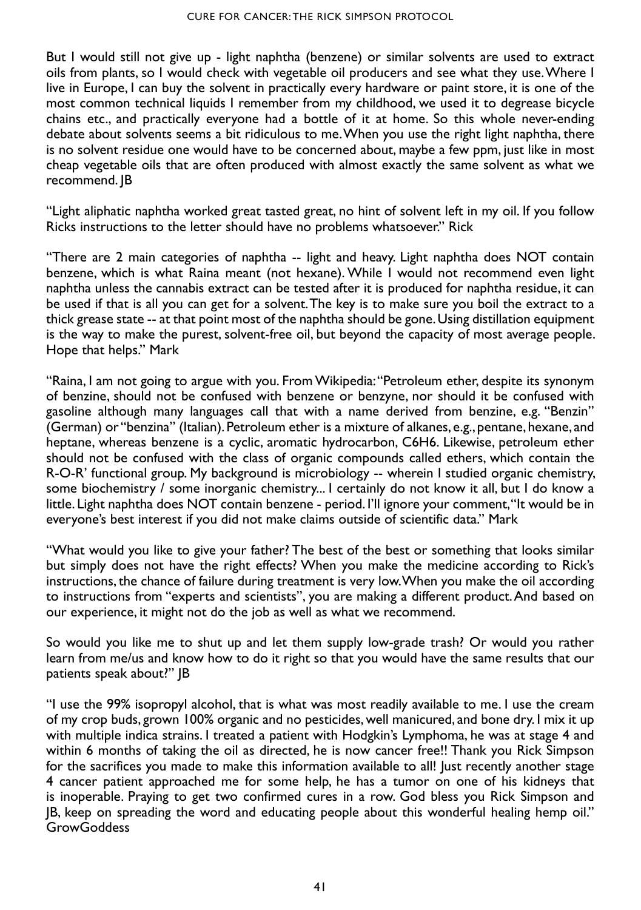But I would still not give up - light naphtha (benzene) or similar solvents are used to extract oils from plants, so I would check with vegetable oil producers and see what they use. Where I live in Europe, I can buy the solvent in practically every hardware or paint store, it is one of the most common technical liquids I remember from my childhood, we used it to degrease bicycle chains etc., and practically everyone had a bottle of it at home. So this whole never-ending debate about solvents seems a bit ridiculous to me. When you use the right light naphtha, there is no solvent residue one would have to be concerned about, maybe a few ppm, just like in most cheap vegetable oils that are often produced with almost exactly the same solvent as what we recommend. JB

"Light aliphatic naphtha worked great tasted great, no hint of solvent left in my oil. If you follow Ricks instructions to the letter should have no problems whatsoever." Rick

"There are 2 main categories of naphtha -- light and heavy. Light naphtha does NOT contain benzene, which is what Raina meant (not hexane). While I would not recommend even light naphtha unless the cannabis extract can be tested after it is produced for naphtha residue, it can be used if that is all you can get for a solvent. The key is to make sure you boil the extract to a thick grease state -- at that point most of the naphtha should be gone. Using distillation equipment is the way to make the purest, solvent-free oil, but beyond the capacity of most average people. Hope that helps." Mark

"Raina, I am not going to argue with you. From Wikipedia: "Petroleum ether, despite its synonym of benzine, should not be confused with benzene or benzyne, nor should it be confused with gasoline although many languages call that with a name derived from benzine, e.g. "Benzin" (German) or "benzina" (Italian). Petroleum ether is a mixture of alkanes, e.g., pentane, hexane, and heptane, whereas benzene is a cyclic, aromatic hydrocarbon, $C_6H_6$. Likewise, petroleum ether should not be confused with the class of organic compounds called ethers, which contain the R-O-R' functional group. My background is microbiology -- wherein I studied organic chemistry, some biochemistry / some inorganic chemistry... I certainly do not know it all, but I do know a little. Light naphtha does NOT contain benzene - period. I'll ignore your comment, "It would be in everyone's best interest if you did not make claims outside of scientific data." Mark

"What would you like to give your father? The best of the best or something that looks similar but simply does not have the right effects? When you make the medicine according to Rick's instructions, the chance of failure during treatment is very low. When you make the oil according to instructions from "experts and scientists", you are making a different product. And based on our experience, it might not do the job as well as what we recommend.

So would you like me to shut up and let them supply low-grade trash? Or would you rather learn from me/us and know how to do it right so that you would have the same results that our patients speak about?" JB

"I use the 99% isopropyl alcohol, that is what was most readily available to me. I use the cream of my crop buds, grown 100% organic and no pesticides, well manicured, and bone dry. I mix it up with multiple indica strains. I treated a patient with Hodgkin's Lymphoma, he was at stage 4 and within 6 months of taking the oil as directed, he is now cancer free!! Thank you Rick Simpson for the sacrifices you made to make this information available to all! Just recently another stage 4 cancer patient approached me for some help, he has a tumor on one of his kidneys that is inoperable. Praying to get two confirmed cures in a row. God bless you Rick Simpson and JB, keep on spreading the word and educating people about this wonderful healing hemp oil." GrowGoddess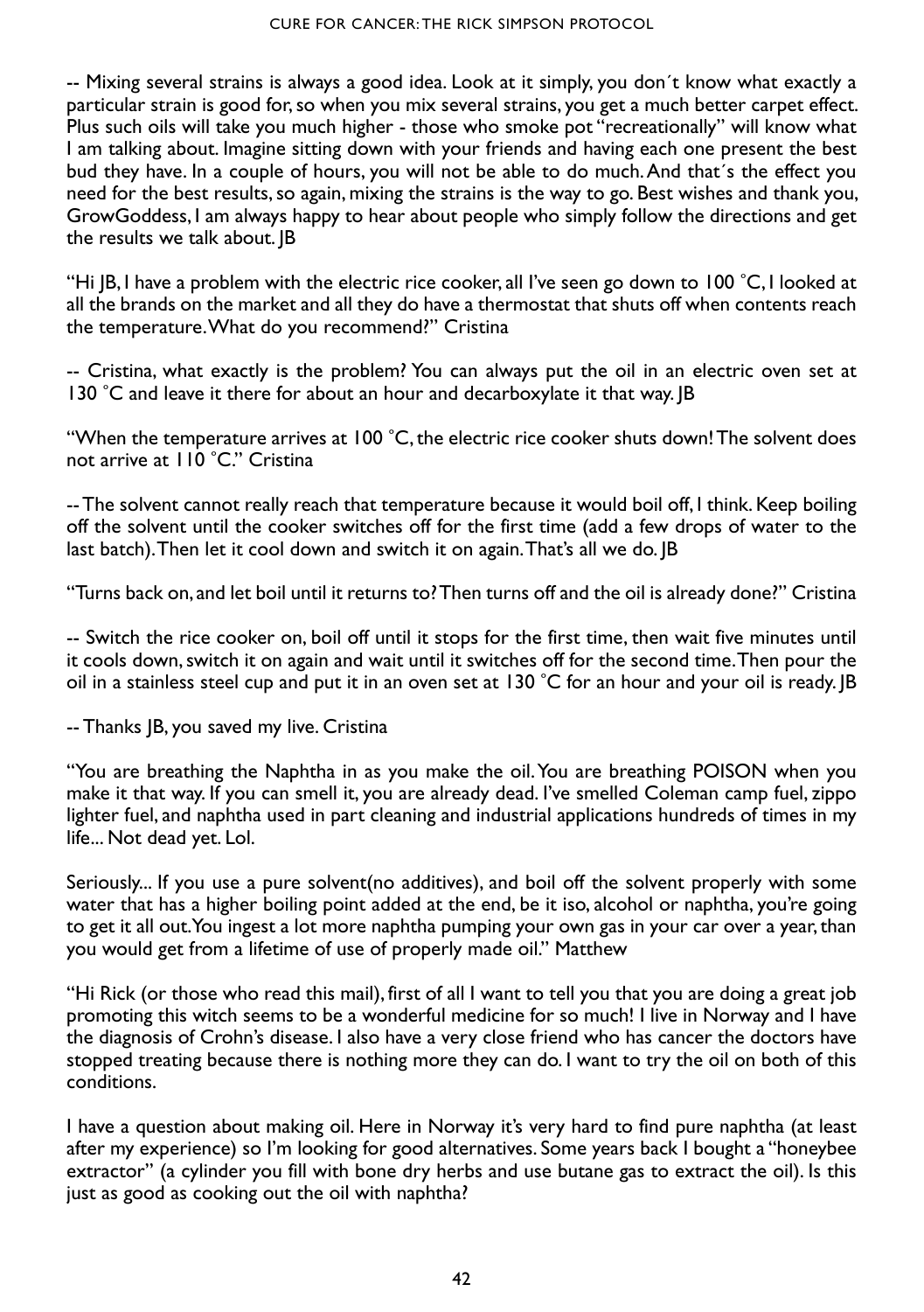-- Mixing several strains is always a good idea. Look at it simply, you don´t know what exactly a particular strain is good for, so when you mix several strains, you get a much better carpet effect. Plus such oils will take you much higher - those who smoke pot "recreationally" will know what I am talking about. Imagine sitting down with your friends and having each one present the best bud they have. In a couple of hours, you will not be able to do much. And that´s the effect you need for the best results, so again, mixing the strains is the way to go. Best wishes and thank you, GrowGoddess, I am always happy to hear about people who simply follow the directions and get the results we talk about. JB

"Hi JB, I have a problem with the electric rice cooker, all I've seen go down to 100 ˚C, I looked at all the brands on the market and all they do have a thermostat that shuts off when contents reach the temperature. What do you recommend?" Cristina

-- Cristina, what exactly is the problem? You can always put the oil in an electric oven set at 130 ˚C and leave it there for about an hour and decarboxylate it that way. JB

"When the temperature arrives at 100 ˚C, the electric rice cooker shuts down! The solvent does not arrive at 110 ˚C." Cristina

-- The solvent cannot really reach that temperature because it would boil off, I think. Keep boiling off the solvent until the cooker switches off for the first time (add a few drops of water to the last batch). Then let it cool down and switch it on again. That's all we do. JB

"Turns back on, and let boil until it returns to? Then turns off and the oil is already done?" Cristina

-- Switch the rice cooker on, boil off until it stops for the first time, then wait five minutes until it cools down, switch it on again and wait until it switches off for the second time. Then pour the oil in a stainless steel cup and put it in an oven set at 130 ˚C for an hour and your oil is ready. JB

-- Thanks JB, you saved my live. Cristina

"You are breathing the Naphtha in as you make the oil. You are breathing POISON when you make it that way. If you can smell it, you are already dead. I've smelled Coleman camp fuel, zippo lighter fuel, and naphtha used in part cleaning and industrial applications hundreds of times in my life... Not dead yet. Lol.

Seriously... If you use a pure solvent(no additives), and boil off the solvent properly with some water that has a higher boiling point added at the end, be it iso, alcohol or naphtha, you're going to get it all out. You ingest a lot more naphtha pumping your own gas in your car over a year, than you would get from a lifetime of use of properly made oil." Matthew

"Hi Rick (or those who read this mail), first of all I want to tell you that you are doing a great job promoting this witch seems to be a wonderful medicine for so much! I live in Norway and I have the diagnosis of Crohn's disease. I also have a very close friend who has cancer the doctors have stopped treating because there is nothing more they can do. I want to try the oil on both of this conditions.

I have a question about making oil. Here in Norway it's very hard to find pure naphtha (at least after my experience) so I'm looking for good alternatives. Some years back I bought a "honeybee extractor" (a cylinder you fill with bone dry herbs and use butane gas to extract the oil). Is this just as good as cooking out the oil with naphtha?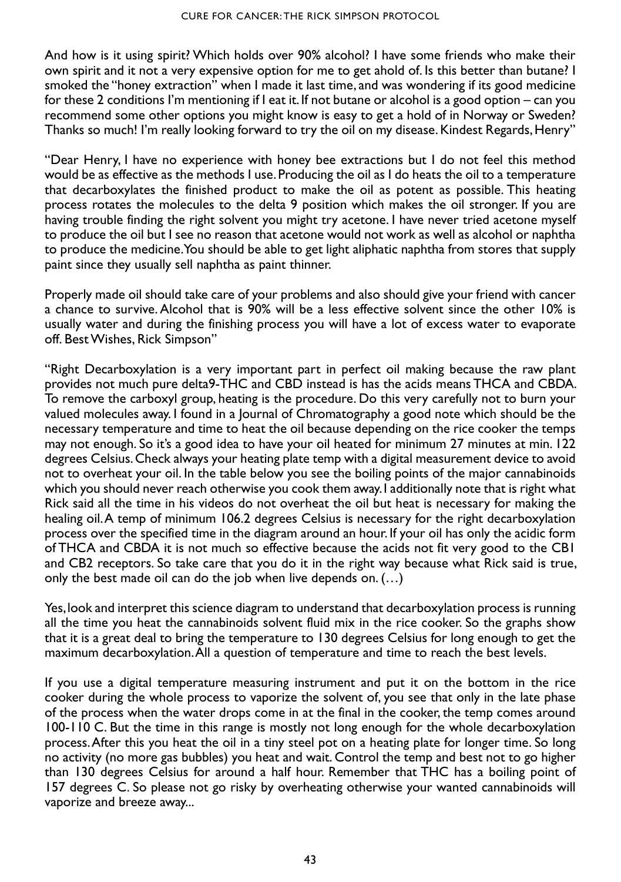And how is it using spirit? Which holds over 90% alcohol? I have some friends who make their own spirit and it not a very expensive option for me to get ahold of. Is this better than butane? I smoked the "honey extraction" when I made it last time, and was wondering if its good medicine for these 2 conditions I'm mentioning if I eat it. If not butane or alcohol is a good option – can you recommend some other options you might know is easy to get a hold of in Norway or Sweden? Thanks so much! I'm really looking forward to try the oil on my disease. Kindest Regards, Henry"

"Dear Henry, I have no experience with honey bee extractions but I do not feel this method would be as effective as the methods I use. Producing the oil as I do heats the oil to a temperature that decarboxylates the finished product to make the oil as potent as possible. This heating process rotates the molecules to the delta 9 position which makes the oil stronger. If you are having trouble finding the right solvent you might try acetone. I have never tried acetone myself to produce the oil but I see no reason that acetone would not work as well as alcohol or naphtha to produce the medicine. You should be able to get light aliphatic naphtha from stores that supply paint since they usually sell naphtha as paint thinner.

Properly made oil should take care of your problems and also should give your friend with cancer a chance to survive. Alcohol that is 90% will be a less effective solvent since the other 10% is usually water and during the finishing process you will have a lot of excess water to evaporate off. Best Wishes, Rick Simpson"

"Right Decarboxylation is a very important part in perfect oil making because the raw plant provides not much pure delta9-THC and CBD instead is has the acids means THCA and CBDA. To remove the carboxyl group, heating is the procedure. Do this very carefully not to burn your valued molecules away. I found in a Journal of Chromatography a good note which should be the necessary temperature and time to heat the oil because depending on the rice cooker the temps may not enough. So it's a good idea to have your oil heated for minimum 27 minutes at min. 122 degrees Celsius. Check always your heating plate temp with a digital measurement device to avoid not to overheat your oil. In the table below you see the boiling points of the major cannabinoids which you should never reach otherwise you cook them away. I additionally note that is right what Rick said all the time in his videos do not overheat the oil but heat is necessary for making the healing oil. A temp of minimum 106.2 degrees Celsius is necessary for the right decarboxylation process over the specified time in the diagram around an hour. If your oil has only the acidic form of THCA and CBDA it is not much so effective because the acids not fit very good to the CB1 and CB2 receptors. So take care that you do it in the right way because what Rick said is true, only the best made oil can do the job when live depends on. (…)

Yes, look and interpret this science diagram to understand that decarboxylation process is running all the time you heat the cannabinoids solvent fluid mix in the rice cooker. So the graphs show that it is a great deal to bring the temperature to 130 degrees Celsius for long enough to get the maximum decarboxylation. All a question of temperature and time to reach the best levels.

If you use a digital temperature measuring instrument and put it on the bottom in the rice cooker during the whole process to vaporize the solvent of, you see that only in the late phase of the process when the water drops come in at the final in the cooker, the temp comes around 100-110 C. But the time in this range is mostly not long enough for the whole decarboxylation process. After this you heat the oil in a tiny steel pot on a heating plate for longer time. So long no activity (no more gas bubbles) you heat and wait. Control the temp and best not to go higher than 130 degrees Celsius for around a half hour. Remember that THC has a boiling point of 157 degrees C. So please not go risky by overheating otherwise your wanted cannabinoids will vaporize and breeze away...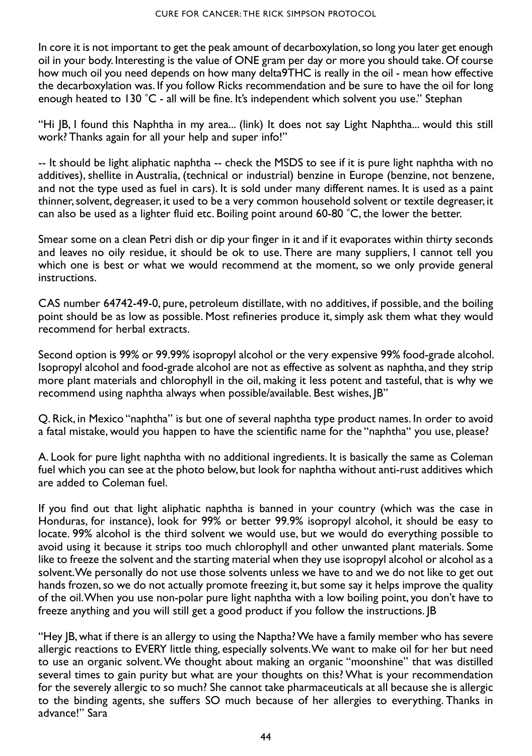In core it is not important to get the peak amount of decarboxylation, so long you later get enough oil in your body. Interesting is the value of ONE gram per day or more you should take. Of course how much oil you need depends on how many delta9THC is really in the oil - mean how effective the decarboxylation was. If you follow Ricks recommendation and be sure to have the oil for long enough heated to 130 °C - all will be fine. It's independent which solvent you use." Stephan

"Hi JB, I found this Naphtha in my area... (link) It does not say Light Naphtha... would this still work? Thanks again for all your help and super info!"

-- It should be light aliphatic naphtha -- check the MSDS to see if it is pure light naphtha with no additives), shellite in Australia, (technical or industrial) benzine in Europe (benzine, not benzene, and not the type used as fuel in cars). It is sold under many different names. It is used as a paint thinner, solvent, degreaser, it used to be a very common household solvent or textile degreaser, it can also be used as a lighter fluid etc. Boiling point around 60-80 °C, the lower the better.

Smear some on a clean Petri dish or dip your finger in it and if it evaporates within thirty seconds and leaves no oily residue, it should be ok to use. There are many suppliers, I cannot tell you which one is best or what we would recommend at the moment, so we only provide general instructions.

CAS number 64742-49-0, pure, petroleum distillate, with no additives, if possible, and the boiling point should be as low as possible. Most refineries produce it, simply ask them what they would recommend for herbal extracts.

Second option is 99% or 99.99% isopropyl alcohol or the very expensive 99% food-grade alcohol. Isopropyl alcohol and food-grade alcohol are not as effective as solvent as naphtha, and they strip more plant materials and chlorophyll in the oil, making it less potent and tasteful, that is why we recommend using naphtha always when possible/available. Best wishes, JB"

Q. Rick, in Mexico "naphtha" is but one of several naphtha type product names. In order to avoid a fatal mistake, would you happen to have the scientific name for the "naphtha" you use, please?

A. Look for pure light naphtha with no additional ingredients. It is basically the same as Coleman fuel which you can see at the photo below, but look for naphtha without anti-rust additives which are added to Coleman fuel.

If you find out that light aliphatic naphtha is banned in your country (which was the case in Honduras, for instance), look for 99% or better 99.9% isopropyl alcohol, it should be easy to locate. 99% alcohol is the third solvent we would use, but we would do everything possible to avoid using it because it strips too much chlorophyll and other unwanted plant materials. Some like to freeze the solvent and the starting material when they use isopropyl alcohol or alcohol as a solvent. We personally do not use those solvents unless we have to and we do not like to get out hands frozen, so we do not actually promote freezing it, but some say it helps improve the quality of the oil. When you use non-polar pure light naphtha with a low boiling point, you don't have to freeze anything and you will still get a good product if you follow the instructions. JB

"Hey JB, what if there is an allergy to using the Naptha? We have a family member who has severe allergic reactions to EVERY little thing, especially solvents. We want to make oil for her but need to use an organic solvent. We thought about making an organic "moonshine" that was distilled several times to gain purity but what are your thoughts on this? What is your recommendation for the severely allergic to so much? She cannot take pharmaceuticals at all because she is allergic to the binding agents, she suffers SO much because of her allergies to everything. Thanks in advance!" Sara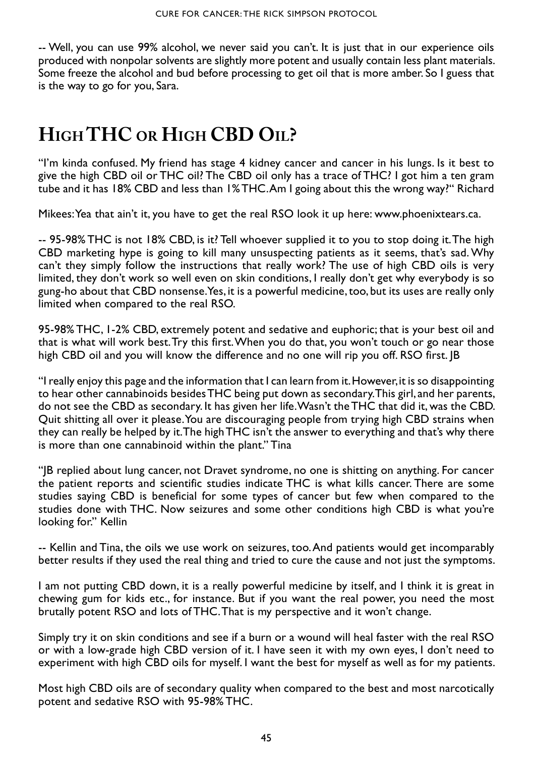-- Well, you can use 99% alcohol, we never said you can't. It is just that in our experience oils produced with nonpolar solvents are slightly more potent and usually contain less plant materials. Some freeze the alcohol and bud before processing to get oil that is more amber. So I guess that is the way to go for you, Sara.

## High THC or High CBD Oil?

"I'm kinda confused. My friend has stage 4 kidney cancer and cancer in his lungs. Is it best to give the high CBD oil or THC oil? The CBD oil only has a trace of THC? I got him a ten gram tube and it has 18% CBD and less than 1% THC. Am I going about this the wrong way?" Richard

Mikees: Yea that ain't it, you have to get the real RSO look it up here: www.phoenixtears.ca.

-- 95-98% THC is not 18% CBD, is it? Tell whoever supplied it to you to stop doing it. The high CBD marketing hype is going to kill many unsuspecting patients as it seems, that's sad. Why can't they simply follow the instructions that really work? The use of high CBD oils is very limited, they don't work so well even on skin conditions, I really don't get why everybody is so gung-ho about that CBD nonsense. Yes, it is a powerful medicine, too, but its uses are really only limited when compared to the real RSO.

95-98% THC, 1-2% CBD, extremely potent and sedative and euphoric; that is your best oil and that is what will work best. Try this first. When you do that, you won't touch or go near those high CBD oil and you will know the difference and no one will rip you off. RSO first. JB

"I really enjoy this page and the information that I can learn from it. However, it is so disappointing to hear other cannabinoids besides THC being put down as secondary. This girl, and her parents, do not see the CBD as secondary. It has given her life. Wasn't the THC that did it, was the CBD. Quit shitting all over it please. You are discouraging people from trying high CBD strains when they can really be helped by it. The high THC isn't the answer to everything and that's why there is more than one cannabinoid within the plant." Tina

"JB replied about lung cancer, not Dravet syndrome, no one is shitting on anything. For cancer the patient reports and scientific studies indicate THC is what kills cancer. There are some studies saying CBD is beneficial for some types of cancer but few when compared to the studies done with THC. Now seizures and some other conditions high CBD is what you're looking for." Kellin

-- Kellin and Tina, the oils we use work on seizures, too. And patients would get incomparably better results if they used the real thing and tried to cure the cause and not just the symptoms.

I am not putting CBD down, it is a really powerful medicine by itself, and I think it is great in chewing gum for kids etc., for instance. But if you want the real power, you need the most brutally potent RSO and lots of THC. That is my perspective and it won't change.

Simply try it on skin conditions and see if a burn or a wound will heal faster with the real RSO or with a low-grade high CBD version of it. I have seen it with my own eyes, I don't need to experiment with high CBD oils for myself. I want the best for myself as well as for my patients.

Most high CBD oils are of secondary quality when compared to the best and most narcotically potent and sedative RSO with 95-98% THC.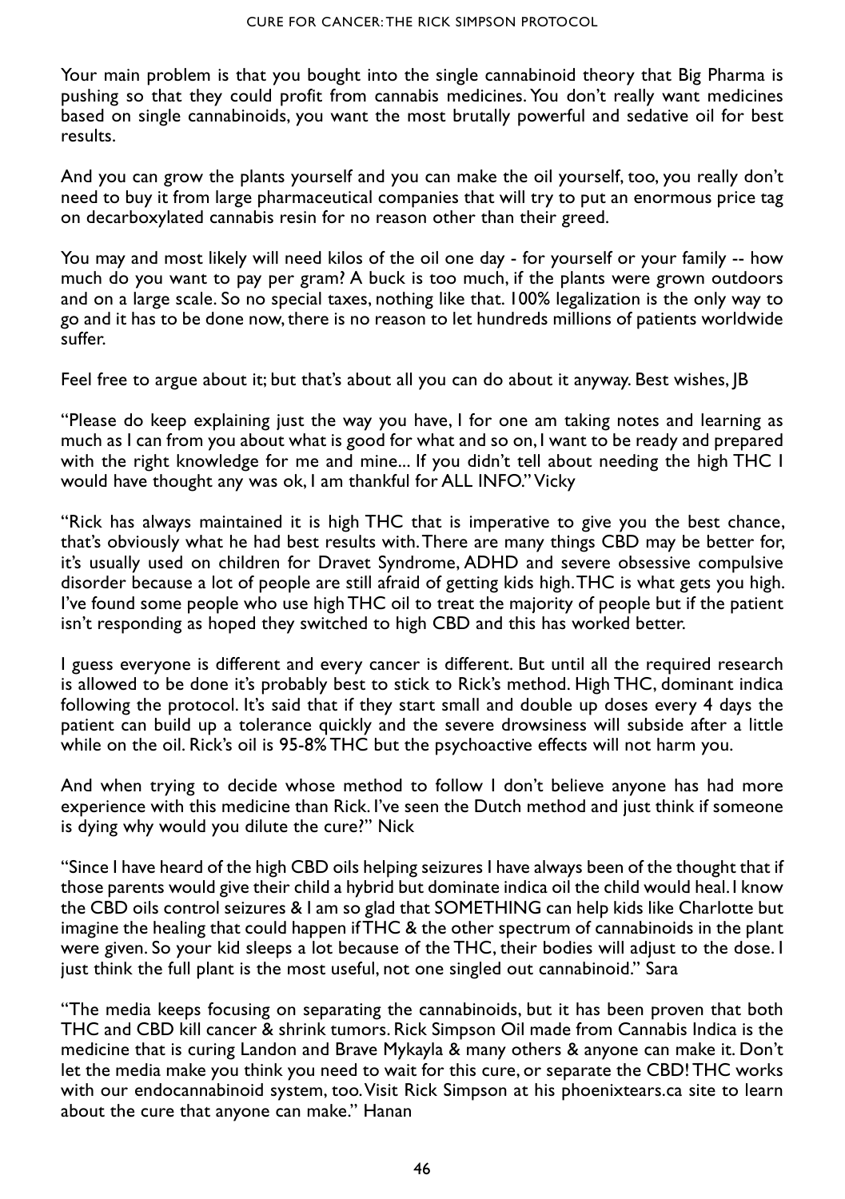Your main problem is that you bought into the single cannabinoid theory that Big Pharma is pushing so that they could profit from cannabis medicines. You don't really want medicines based on single cannabinoids, you want the most brutally powerful and sedative oil for best results.

And you can grow the plants yourself and you can make the oil yourself, too, you really don't need to buy it from large pharmaceutical companies that will try to put an enormous price tag on decarboxylated cannabis resin for no reason other than their greed.

You may and most likely will need kilos of the oil one day - for yourself or your family -- how much do you want to pay per gram? A buck is too much, if the plants were grown outdoors and on a large scale. So no special taxes, nothing like that. 100% legalization is the only way to go and it has to be done now, there is no reason to let hundreds millions of patients worldwide suffer.

Feel free to argue about it; but that's about all you can do about it anyway. Best wishes, JB

"Please do keep explaining just the way you have, I for one am taking notes and learning as much as I can from you about what is good for what and so on, I want to be ready and prepared with the right knowledge for me and mine... If you didn't tell about needing the high THC I would have thought any was ok, I am thankful for ALL INFO." Vicky

"Rick has always maintained it is high THC that is imperative to give you the best chance, that's obviously what he had best results with. There are many things CBD may be better for, it's usually used on children for Dravet Syndrome, ADHD and severe obsessive compulsive disorder because a lot of people are still afraid of getting kids high. THC is what gets you high. I've found some people who use high THC oil to treat the majority of people but if the patient isn't responding as hoped they switched to high CBD and this has worked better.

I guess everyone is different and every cancer is different. But until all the required research is allowed to be done it's probably best to stick to Rick's method. High THC, dominant indica following the protocol. It's said that if they start small and double up doses every 4 days the patient can build up a tolerance quickly and the severe drowsiness will subside after a little while on the oil. Rick's oil is 95-8% THC but the psychoactive effects will not harm you.

And when trying to decide whose method to follow I don't believe anyone has had more experience with this medicine than Rick. I've seen the Dutch method and just think if someone is dying why would you dilute the cure?" Nick

"Since I have heard of the high CBD oils helping seizures I have always been of the thought that if those parents would give their child a hybrid but dominate indica oil the child would heal. I know the CBD oils control seizures & I am so glad that SOMETHING can help kids like Charlotte but imagine the healing that could happen if THC & the other spectrum of cannabinoids in the plant were given. So your kid sleeps a lot because of the THC, their bodies will adjust to the dose. I just think the full plant is the most useful, not one singled out cannabinoid." Sara

"The media keeps focusing on separating the cannabinoids, but it has been proven that both THC and CBD kill cancer & shrink tumors. Rick Simpson Oil made from Cannabis Indica is the medicine that is curing Landon and Brave Mykayla & many others & anyone can make it. Don't let the media make you think you need to wait for this cure, or separate the CBD! THC works with our endocannabinoid system, too. Visit Rick Simpson at his phoenixtears.ca site to learn about the cure that anyone can make." Hanan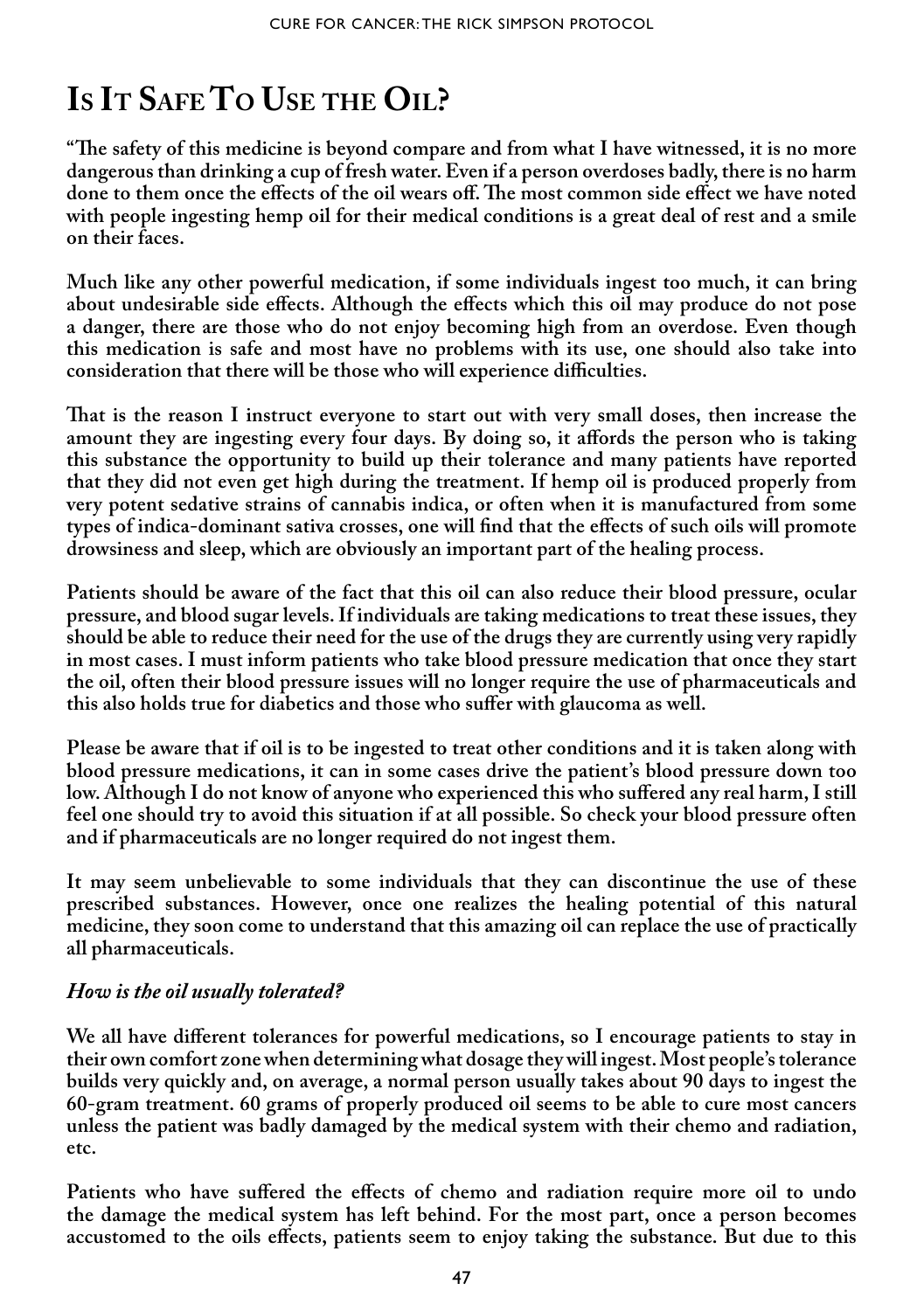# Is It Safe To Use the Oil?

**"The safety of this medicine is beyond compare and from what I have witnessed, it is no more dangerous than drinking a cup of fresh water. Even if a person overdoses badly, there is no harm done to them once the effects of the oil wears off. The most common side effect we have noted with people ingesting hemp oil for their medical conditions is a great deal of rest and a smile on their faces.**

**Much like any other powerful medication, if some individuals ingest too much, it can bring about undesirable side effects. Although the effects which this oil may produce do not pose a danger, there are those who do not enjoy becoming high from an overdose. Even though this medication is safe and most have no problems with its use, one should also take into consideration that there will be those who will experience difficulties.**

**That is the reason I instruct everyone to start out with very small doses, then increase the amount they are ingesting every four days. By doing so, it affords the person who is taking this substance the opportunity to build up their tolerance and many patients have reported that they did not even get high during the treatment. If hemp oil is produced properly from very potent sedative strains of cannabis indica, or often when it is manufactured from some types of indica-dominant sativa crosses, one will find that the effects of such oils will promote drowsiness and sleep, which are obviously an important part of the healing process.**

**Patients should be aware of the fact that this oil can also reduce their blood pressure, ocular pressure, and blood sugar levels. If individuals are taking medications to treat these issues, they should be able to reduce their need for the use of the drugs they are currently using very rapidly in most cases. I must inform patients who take blood pressure medication that once they start the oil, often their blood pressure issues will no longer require the use of pharmaceuticals and this also holds true for diabetics and those who suffer with glaucoma as well.**

**Please be aware that if oil is to be ingested to treat other conditions and it is taken along with blood pressure medications, it can in some cases drive the patient's blood pressure down too low. Although I do not know of anyone who experienced this who suffered any real harm, I still feel one should try to avoid this situation if at all possible. So check your blood pressure often and if pharmaceuticals are no longer required do not ingest them.**

**It may seem unbelievable to some individuals that they can discontinue the use of these prescribed substances. However, once one realizes the healing potential of this natural medicine, they soon come to understand that this amazing oil can replace the use of practically all pharmaceuticals.**

***How is the oil usually tolerated?***

**We all have different tolerances for powerful medications, so I encourage patients to stay in their own comfort zone when determining what dosage they will ingest. Most people's tolerance builds very quickly and, on average, a normal person usually takes about 90 days to ingest the 60-gram treatment. 60 grams of properly produced oil seems to be able to cure most cancers unless the patient was badly damaged by the medical system with their chemo and radiation, etc.**

**Patients who have suffered the effects of chemo and radiation require more oil to undo the damage the medical system has left behind. For the most part, once a person becomes accustomed to the oils effects, patients seem to enjoy taking the substance. But due to this**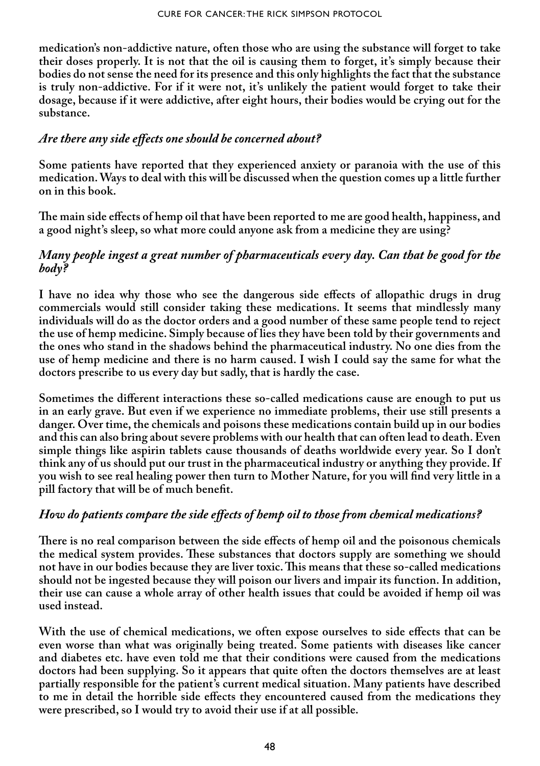**medication's non-addictive nature, often those who are using the substance will forget to take their doses properly. It is not that the oil is causing them to forget, it's simply because their bodies do not sense the need for its presence and this only highlights the fact that the substance is truly non-addictive. For if it were not, it's unlikely the patient would forget to take their dosage, because if it were addictive, after eight hours, their bodies would be crying out for the substance.**

### *Are there any side effects one should be concerned about?*

**Some patients have reported that they experienced anxiety or paranoia with the use of this medication. Ways to deal with this will be discussed when the question comes up a little further on in this book.**

**The main side effects of hemp oil that have been reported to me are good health, happiness, and a good night's sleep, so what more could anyone ask from a medicine they are using?**

### *Many people ingest a great number of pharmaceuticals every day. Can that be good for the body?*

**I have no idea why those who see the dangerous side effects of allopathic drugs in drug commercials would still consider taking these medications. It seems that mindlessly many individuals will do as the doctor orders and a good number of these same people tend to reject the use of hemp medicine. Simply because of lies they have been told by their governments and the ones who stand in the shadows behind the pharmaceutical industry. No one dies from the use of hemp medicine and there is no harm caused. I wish I could say the same for what the doctors prescribe to us every day but sadly, that is hardly the case.**

**Sometimes the different interactions these so-called medications cause are enough to put us in an early grave. But even if we experience no immediate problems, their use still presents a danger. Over time, the chemicals and poisons these medications contain build up in our bodies and this can also bring about severe problems with our health that can often lead to death. Even simple things like aspirin tablets cause thousands of deaths worldwide every year. So I don't think any of us should put our trust in the pharmaceutical industry or anything they provide. If you wish to see real healing power then turn to Mother Nature, for you will find very little in a pill factory that will be of much benefit.**

### *How do patients compare the side effects of hemp oil to those from chemical medications?*

**There is no real comparison between the side effects of hemp oil and the poisonous chemicals the medical system provides. These substances that doctors supply are something we should not have in our bodies because they are liver toxic. This means that these so-called medications should not be ingested because they will poison our livers and impair its function. In addition, their use can cause a whole array of other health issues that could be avoided if hemp oil was used instead.**

**With the use of chemical medications, we often expose ourselves to side effects that can be even worse than what was originally being treated. Some patients with diseases like cancer and diabetes etc. have even told me that their conditions were caused from the medications doctors had been supplying. So it appears that quite often the doctors themselves are at least partially responsible for the patient's current medical situation. Many patients have described to me in detail the horrible side effects they encountered caused from the medications they were prescribed, so I would try to avoid their use if at all possible.**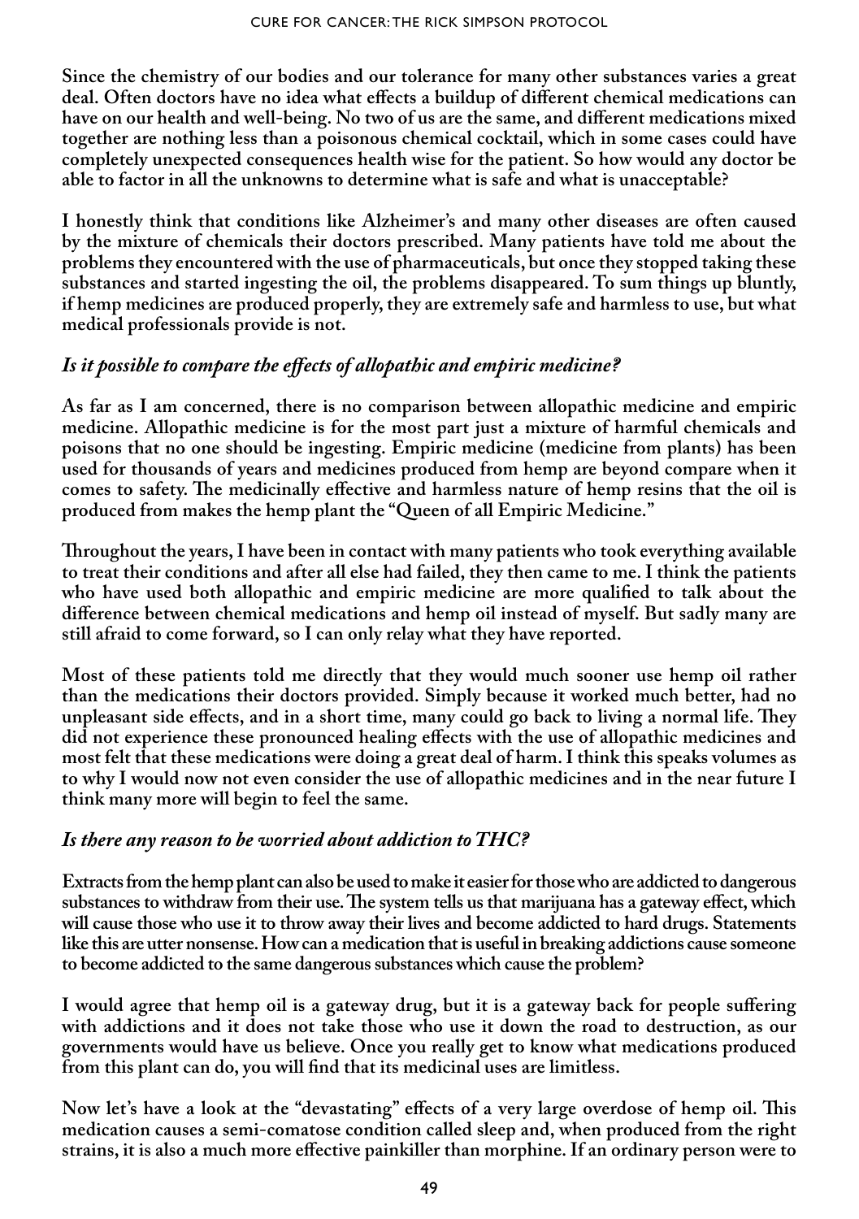**Since the chemistry of our bodies and our tolerance for many other substances varies a great deal. Often doctors have no idea what effects a buildup of different chemical medications can have on our health and well-being. No two of us are the same, and different medications mixed together are nothing less than a poisonous chemical cocktail, which in some cases could have completely unexpected consequences health wise for the patient. So how would any doctor be able to factor in all the unknowns to determine what is safe and what is unacceptable?**

**I honestly think that conditions like Alzheimer's and many other diseases are often caused by the mixture of chemicals their doctors prescribed. Many patients have told me about the problems they encountered with the use of pharmaceuticals, but once they stopped taking these substances and started ingesting the oil, the problems disappeared. To sum things up bluntly, if hemp medicines are produced properly, they are extremely safe and harmless to use, but what medical professionals provide is not.**

### *Is it possible to compare the effects of allopathic and empiric medicine?*

**As far as I am concerned, there is no comparison between allopathic medicine and empiric medicine. Allopathic medicine is for the most part just a mixture of harmful chemicals and poisons that no one should be ingesting. Empiric medicine (medicine from plants) has been used for thousands of years and medicines produced from hemp are beyond compare when it comes to safety. The medicinally effective and harmless nature of hemp resins that the oil is produced from makes the hemp plant the "Queen of all Empiric Medicine."**

**Throughout the years, I have been in contact with many patients who took everything available to treat their conditions and after all else had failed, they then came to me. I think the patients who have used both allopathic and empiric medicine are more qualified to talk about the difference between chemical medications and hemp oil instead of myself. But sadly many are still afraid to come forward, so I can only relay what they have reported.**

**Most of these patients told me directly that they would much sooner use hemp oil rather than the medications their doctors provided. Simply because it worked much better, had no unpleasant side effects, and in a short time, many could go back to living a normal life. They did not experience these pronounced healing effects with the use of allopathic medicines and most felt that these medications were doing a great deal of harm. I think this speaks volumes as to why I would now not even consider the use of allopathic medicines and in the near future I think many more will begin to feel the same.**

### *Is there any reason to be worried about addiction to THC?*

**Extracts from the hemp plant can also be used to make it easier for those who are addicted to dangerous substances to withdraw from their use. The system tells us that marijuana has a gateway effect, which will cause those who use it to throw away their lives and become addicted to hard drugs. Statements like this are utter nonsense. How can a medication that is useful in breaking addictions cause someone to become addicted to the same dangerous substances which cause the problem?**

**I would agree that hemp oil is a gateway drug, but it is a gateway back for people suffering with addictions and it does not take those who use it down the road to destruction, as our governments would have us believe. Once you really get to know what medications produced from this plant can do, you will find that its medicinal uses are limitless.**

**Now let's have a look at the "devastating" effects of a very large overdose of hemp oil. This medication causes a semi-comatose condition called sleep and, when produced from the right strains, it is also a much more effective painkiller than morphine. If an ordinary person were to**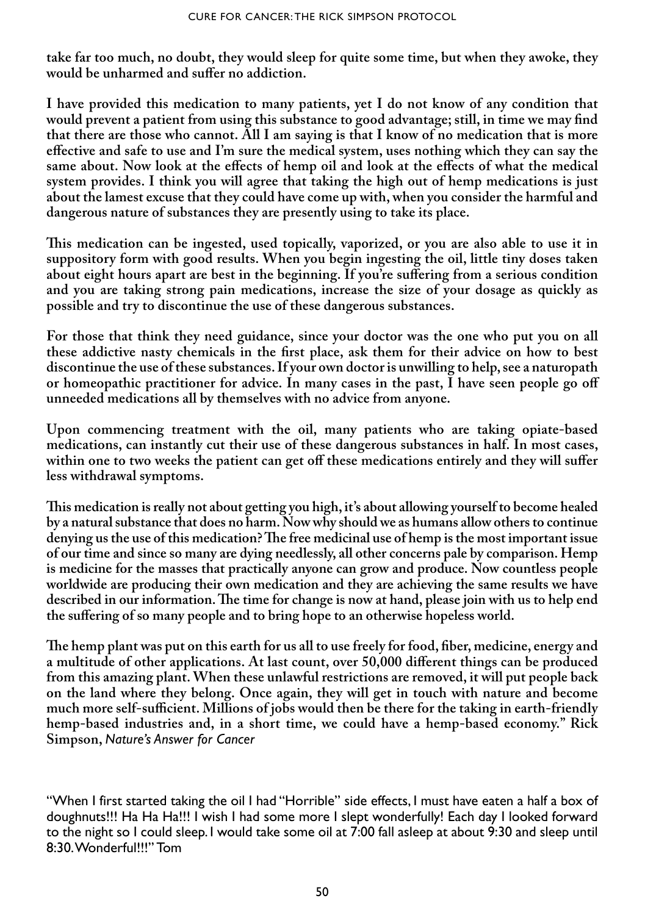**take far too much, no doubt, they would sleep for quite some time, but when they awoke, they would be unharmed and suffer no addiction.**

**I have provided this medication to many patients, yet I do not know of any condition that would prevent a patient from using this substance to good advantage; still, in time we may find that there are those who cannot. All I am saying is that I know of no medication that is more effective and safe to use and I'm sure the medical system, uses nothing which they can say the same about. Now look at the effects of hemp oil and look at the effects of what the medical system provides. I think you will agree that taking the high out of hemp medications is just about the lamest excuse that they could have come up with, when you consider the harmful and dangerous nature of substances they are presently using to take its place.**

**This medication can be ingested, used topically, vaporized, or you are also able to use it in suppository form with good results. When you begin ingesting the oil, little tiny doses taken about eight hours apart are best in the beginning. If you're suffering from a serious condition and you are taking strong pain medications, increase the size of your dosage as quickly as possible and try to discontinue the use of these dangerous substances.**

**For those that think they need guidance, since your doctor was the one who put you on all these addictive nasty chemicals in the first place, ask them for their advice on how to best discontinue the use of these substances. If your own doctor is unwilling to help, see a naturopath or homeopathic practitioner for advice. In many cases in the past, I have seen people go off unneeded medications all by themselves with no advice from anyone.**

**Upon commencing treatment with the oil, many patients who are taking opiate-based medications, can instantly cut their use of these dangerous substances in half. In most cases, within one to two weeks the patient can get off these medications entirely and they will suffer less withdrawal symptoms.**

**This medication is really not about getting you high, it's about allowing yourself to become healed by a natural substance that does no harm. Now why should we as humans allow others to continue denying us the use of this medication? The free medicinal use of hemp is the most important issue of our time and since so many are dying needlessly, all other concerns pale by comparison. Hemp is medicine for the masses that practically anyone can grow and produce. Now countless people worldwide are producing their own medication and they are achieving the same results we have described in our information. The time for change is now at hand, please join with us to help end the suffering of so many people and to bring hope to an otherwise hopeless world.**

**The hemp plant was put on this earth for us all to use freely for food, fiber, medicine, energy and a multitude of other applications. At last count, over 50,000 different things can be produced from this amazing plant. When these unlawful restrictions are removed, it will put people back on the land where they belong. Once again, they will get in touch with nature and become much more self-sufficient. Millions of jobs would then be there for the taking in earth-friendly hemp-based industries and, in a short time, we could have a hemp-based economy." Rick Simpson, *Nature's Answer for Cancer***

"When I first started taking the oil I had "Horrible" side effects, I must have eaten a half a box of doughnuts!!! Ha Ha Ha!!! I wish I had some more I slept wonderfully! Each day I looked forward to the night so I could sleep. I would take some oil at 7:00 fall asleep at about 9:30 and sleep until 8:30. Wonderful!!!" Tom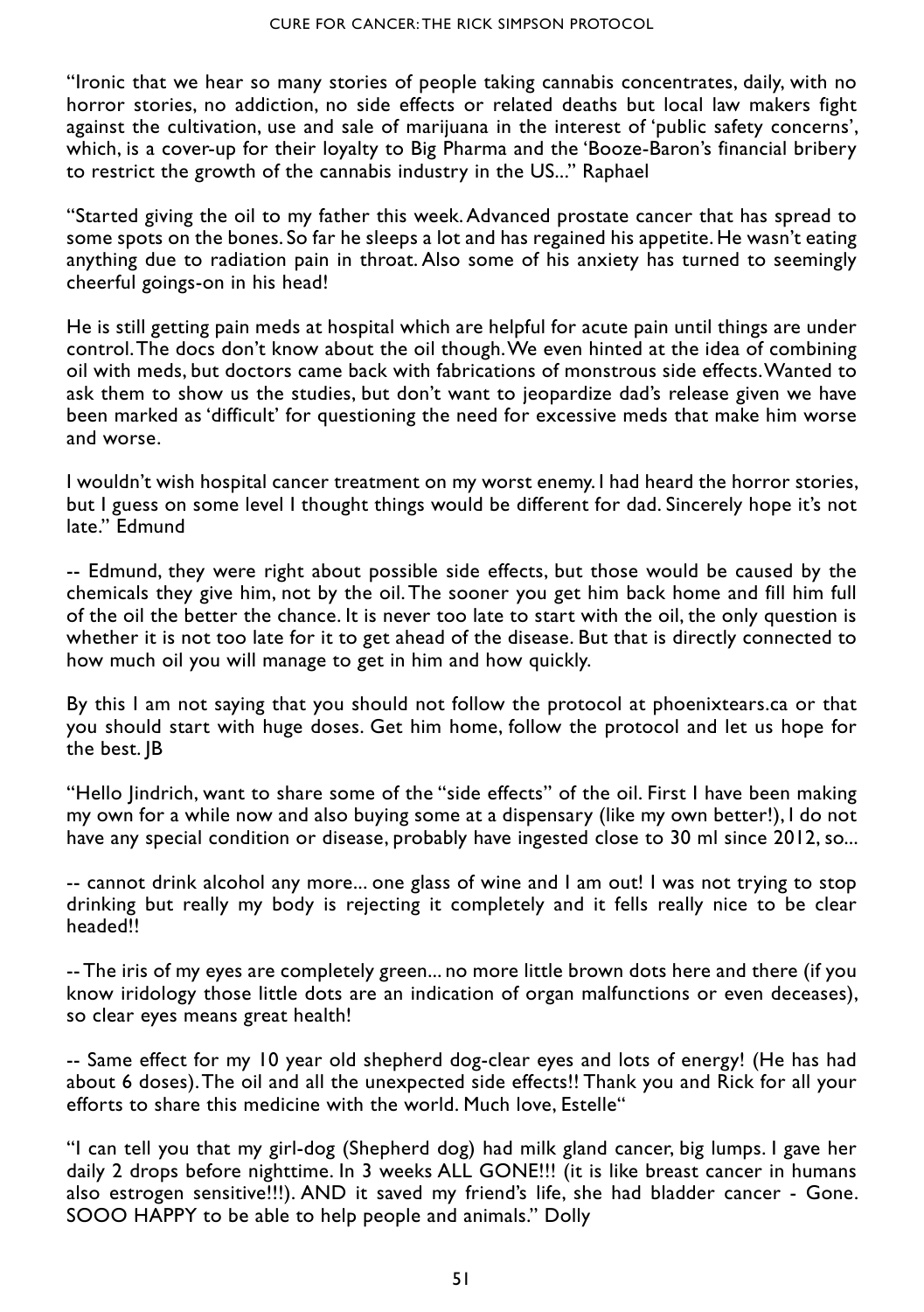"Ironic that we hear so many stories of people taking cannabis concentrates, daily, with no horror stories, no addiction, no side effects or related deaths but local law makers fight against the cultivation, use and sale of marijuana in the interest of 'public safety concerns', which, is a cover-up for their loyalty to Big Pharma and the 'Booze-Baron's financial bribery to restrict the growth of the cannabis industry in the US..." Raphael

"Started giving the oil to my father this week. Advanced prostate cancer that has spread to some spots on the bones. So far he sleeps a lot and has regained his appetite. He wasn't eating anything due to radiation pain in throat. Also some of his anxiety has turned to seemingly cheerful goings-on in his head!

He is still getting pain meds at hospital which are helpful for acute pain until things are under control. The docs don't know about the oil though. We even hinted at the idea of combining oil with meds, but doctors came back with fabrications of monstrous side effects. Wanted to ask them to show us the studies, but don't want to jeopardize dad's release given we have been marked as 'difficult' for questioning the need for excessive meds that make him worse and worse.

I wouldn't wish hospital cancer treatment on my worst enemy. I had heard the horror stories, but I guess on some level I thought things would be different for dad. Sincerely hope it's not late." Edmund

-- Edmund, they were right about possible side effects, but those would be caused by the chemicals they give him, not by the oil. The sooner you get him back home and fill him full of the oil the better the chance. It is never too late to start with the oil, the only question is whether it is not too late for it to get ahead of the disease. But that is directly connected to how much oil you will manage to get in him and how quickly.

By this I am not saying that you should not follow the protocol at phoenixtears.ca or that you should start with huge doses. Get him home, follow the protocol and let us hope for the best. JB

"Hello Jindrich, want to share some of the "side effects" of the oil. First I have been making my own for a while now and also buying some at a dispensary (like my own better!), I do not have any special condition or disease, probably have ingested close to 30 ml since 2012, so...

-- cannot drink alcohol any more... one glass of wine and I am out! I was not trying to stop drinking but really my body is rejecting it completely and it fells really nice to be clear headed!!

-- The iris of my eyes are completely green... no more little brown dots here and there (if you know iridology those little dots are an indication of organ malfunctions or even deceases), so clear eyes means great health!

-- Same effect for my 10 year old shepherd dog-clear eyes and lots of energy! (He has had about 6 doses). The oil and all the unexpected side effects!! Thank you and Rick for all your efforts to share this medicine with the world. Much love, Estelle"

"I can tell you that my girl-dog (Shepherd dog) had milk gland cancer, big lumps. I gave her daily 2 drops before nighttime. In 3 weeks ALL GONE!!! (it is like breast cancer in humans also estrogen sensitive!!!). AND it saved my friend's life, she had bladder cancer - Gone. SOOO HAPPY to be able to help people and animals." Dolly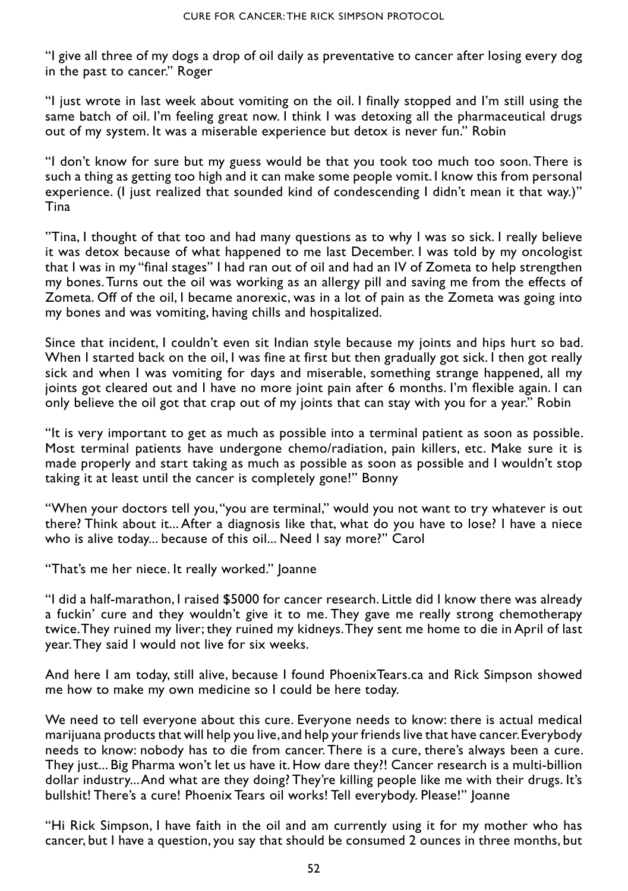"I give all three of my dogs a drop of oil daily as preventative to cancer after losing every dog in the past to cancer." Roger

"I just wrote in last week about vomiting on the oil. I finally stopped and I'm still using the same batch of oil. I'm feeling great now. I think I was detoxing all the pharmaceutical drugs out of my system. It was a miserable experience but detox is never fun." Robin

"I don't know for sure but my guess would be that you took too much too soon. There is such a thing as getting too high and it can make some people vomit. I know this from personal experience. (I just realized that sounded kind of condescending I didn't mean it that way.)" Tina

"Tina, I thought of that too and had many questions as to why I was so sick. I really believe it was detox because of what happened to me last December. I was told by my oncologist that I was in my "final stages" I had ran out of oil and had an IV of Zometa to help strengthen my bones. Turns out the oil was working as an allergy pill and saving me from the effects of Zometa. Off of the oil, I became anorexic, was in a lot of pain as the Zometa was going into my bones and was vomiting, having chills and hospitalized.

Since that incident, I couldn't even sit Indian style because my joints and hips hurt so bad. When I started back on the oil, I was fine at first but then gradually got sick. I then got really sick and when I was vomiting for days and miserable, something strange happened, all my joints got cleared out and I have no more joint pain after 6 months. I'm flexible again. I can only believe the oil got that crap out of my joints that can stay with you for a year." Robin

"It is very important to get as much as possible into a terminal patient as soon as possible. Most terminal patients have undergone chemo/radiation, pain killers, etc. Make sure it is made properly and start taking as much as possible as soon as possible and I wouldn't stop taking it at least until the cancer is completely gone!" Bonny

"When your doctors tell you, "you are terminal," would you not want to try whatever is out there? Think about it... After a diagnosis like that, what do you have to lose? I have a niece who is alive today... because of this oil... Need I say more?" Carol

"That's me her niece. It really worked." Joanne

"I did a half-marathon, I raised $5000 for cancer research. Little did I know there was already a fuckin' cure and they wouldn't give it to me. They gave me really strong chemotherapy twice. They ruined my liver; they ruined my kidneys. They sent me home to die in April of last year. They said I would not live for six weeks.

And here I am today, still alive, because I found PhoenixTears.ca and Rick Simpson showed me how to make my own medicine so I could be here today.

We need to tell everyone about this cure. Everyone needs to know: there is actual medical marijuana products that will help you live, and help your friends live that have cancer. Everybody needs to know: nobody has to die from cancer. There is a cure, there's always been a cure. They just... Big Pharma won't let us have it. How dare they?! Cancer research is a multi-billion dollar industry... And what are they doing? They're killing people like me with their drugs. It's bullshit! There's a cure! Phoenix Tears oil works! Tell everybody. Please!" Joanne

"Hi Rick Simpson, I have faith in the oil and am currently using it for my mother who has cancer, but I have a question, you say that should be consumed 2 ounces in three months, but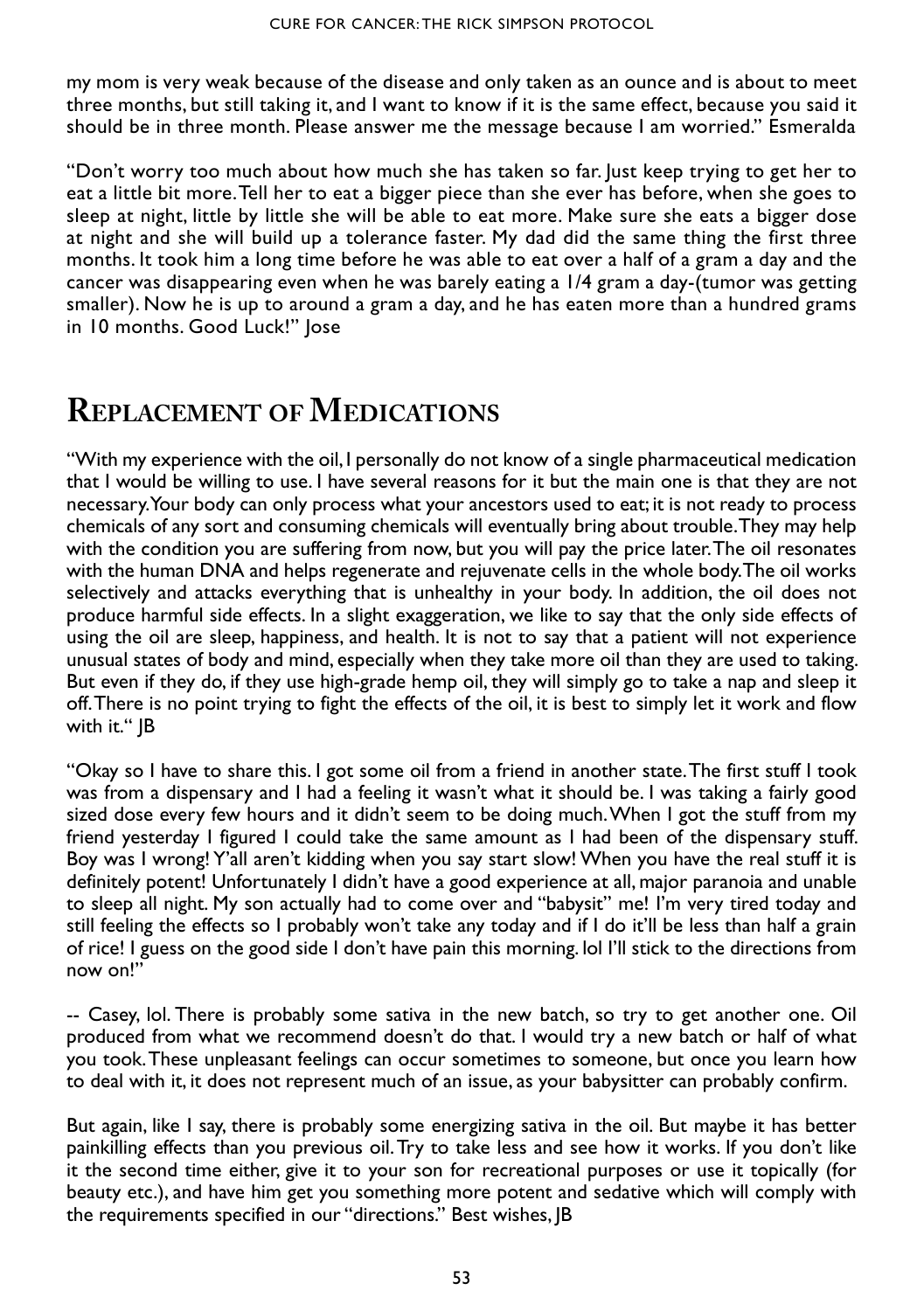my mom is very weak because of the disease and only taken as an ounce and is about to meet three months, but still taking it, and I want to know if it is the same effect, because you said it should be in three month. Please answer me the message because I am worried." Esmeralda

"Don't worry too much about how much she has taken so far. Just keep trying to get her to eat a little bit more. Tell her to eat a bigger piece than she ever has before, when she goes to sleep at night, little by little she will be able to eat more. Make sure she eats a bigger dose at night and she will build up a tolerance faster. My dad did the same thing the first three months. It took him a long time before he was able to eat over a half of a gram a day and the cancer was disappearing even when he was barely eating a 1/4 gram a day-(tumor was getting smaller). Now he is up to around a gram a day, and he has eaten more than a hundred grams in 10 months. Good Luck!" Jose

## Replacement of Medications

"With my experience with the oil, I personally do not know of a single pharmaceutical medication that I would be willing to use. I have several reasons for it but the main one is that they are not necessary. Your body can only process what your ancestors used to eat; it is not ready to process chemicals of any sort and consuming chemicals will eventually bring about trouble. They may help with the condition you are suffering from now, but you will pay the price later. The oil resonates with the human DNA and helps regenerate and rejuvenate cells in the whole body. The oil works selectively and attacks everything that is unhealthy in your body. In addition, the oil does not produce harmful side effects. In a slight exaggeration, we like to say that the only side effects of using the oil are sleep, happiness, and health. It is not to say that a patient will not experience unusual states of body and mind, especially when they take more oil than they are used to taking. But even if they do, if they use high-grade hemp oil, they will simply go to take a nap and sleep it off. There is no point trying to fight the effects of the oil, it is best to simply let it work and flow with it." JB

"Okay so I have to share this. I got some oil from a friend in another state. The first stuff I took was from a dispensary and I had a feeling it wasn't what it should be. I was taking a fairly good sized dose every few hours and it didn't seem to be doing much. When I got the stuff from my friend yesterday I figured I could take the same amount as I had been of the dispensary stuff. Boy was I wrong! Y'all aren't kidding when you say start slow! When you have the real stuff it is definitely potent! Unfortunately I didn't have a good experience at all, major paranoia and unable to sleep all night. My son actually had to come over and "babysit" me! I'm very tired today and still feeling the effects so I probably won't take any today and if I do it'll be less than half a grain of rice! I guess on the good side I don't have pain this morning. lol I'll stick to the directions from now on!"

-- Casey, lol. There is probably some sativa in the new batch, so try to get another one. Oil produced from what we recommend doesn't do that. I would try a new batch or half of what you took. These unpleasant feelings can occur sometimes to someone, but once you learn how to deal with it, it does not represent much of an issue, as your babysitter can probably confirm.

But again, like I say, there is probably some energizing sativa in the oil. But maybe it has better painkilling effects than you previous oil. Try to take less and see how it works. If you don't like it the second time either, give it to your son for recreational purposes or use it topically (for beauty etc.), and have him get you something more potent and sedative which will comply with the requirements specified in our "directions." Best wishes, JB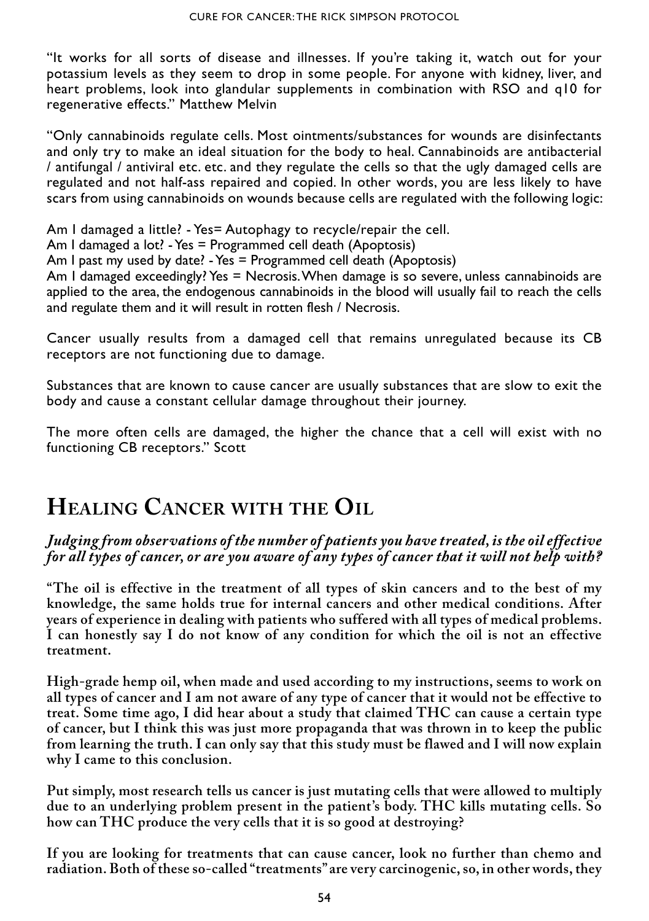"It works for all sorts of disease and illnesses. If you're taking it, watch out for your potassium levels as they seem to drop in some people. For anyone with kidney, liver, and heart problems, look into glandular supplements in combination with RSO and q10 for regenerative effects." Matthew Melvin

"Only cannabinoids regulate cells. Most ointments/substances for wounds are disinfectants and only try to make an ideal situation for the body to heal. Cannabinoids are antibacterial / antifungal / antiviral etc. etc. and they regulate the cells so that the ugly damaged cells are regulated and not half-ass repaired and copied. In other words, you are less likely to have scars from using cannabinoids on wounds because cells are regulated with the following logic:

Am I damaged a little? - Yes= Autophagy to recycle/repair the cell.
Am I damaged a lot? - Yes = Programmed cell death (Apoptosis)
Am I past my used by date? - Yes = Programmed cell death (Apoptosis)
Am I damaged exceedingly? Yes = Necrosis. When damage is so severe, unless cannabinoids are applied to the area, the endogenous cannabinoids in the blood will usually fail to reach the cells and regulate them and it will result in rotten flesh / Necrosis.

Cancer usually results from a damaged cell that remains unregulated because its CB receptors are not functioning due to damage.

Substances that are known to cause cancer are usually substances that are slow to exit the body and cause a constant cellular damage throughout their journey.

The more often cells are damaged, the higher the chance that a cell will exist with no functioning CB receptors." Scott

# Healing Cancer with the Oil

***Judging from observations of the number of patients you have treated, is the oil effective for all types of cancer, or are you aware of any types of cancer that it will not help with?***

**"The oil is effective in the treatment of all types of skin cancers and to the best of my knowledge, the same holds true for internal cancers and other medical conditions. After years of experience in dealing with patients who suffered with all types of medical problems. I can honestly say I do not know of any condition for which the oil is not an effective treatment.**

**High-grade hemp oil, when made and used according to my instructions, seems to work on all types of cancer and I am not aware of any type of cancer that it would not be effective to treat. Some time ago, I did hear about a study that claimed THC can cause a certain type of cancer, but I think this was just more propaganda that was thrown in to keep the public from learning the truth. I can only say that this study must be flawed and I will now explain why I came to this conclusion.**

**Put simply, most research tells us cancer is just mutating cells that were allowed to multiply due to an underlying problem present in the patient's body. THC kills mutating cells. So how can THC produce the very cells that it is so good at destroying?**

**If you are looking for treatments that can cause cancer, look no further than chemo and radiation. Both of these so-called "treatments" are very carcinogenic, so, in other words, they**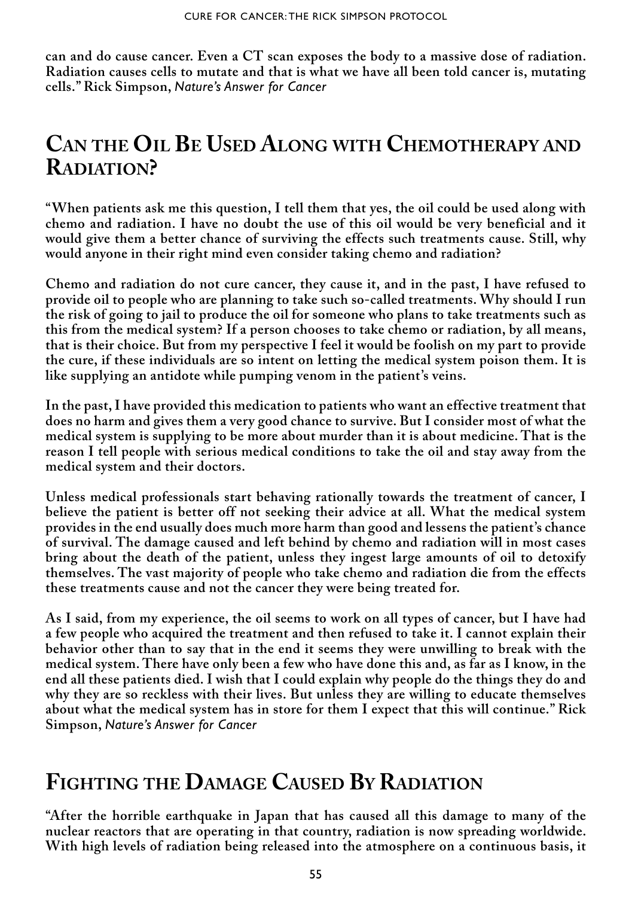**can and do cause cancer. Even a CT scan exposes the body to a massive dose of radiation. Radiation causes cells to mutate and that is what we have all been told cancer is, mutating cells." Rick Simpson,** ***Nature's Answer for Cancer***

## Can the Oil Be Used Along with Chemotherapy and Radiation?

**"When patients ask me this question, I tell them that yes, the oil could be used along with chemo and radiation. I have no doubt the use of this oil would be very beneficial and it would give them a better chance of surviving the effects such treatments cause. Still, why would anyone in their right mind even consider taking chemo and radiation?**

**Chemo and radiation do not cure cancer, they cause it, and in the past, I have refused to provide oil to people who are planning to take such so-called treatments. Why should I run the risk of going to jail to produce the oil for someone who plans to take treatments such as this from the medical system? If a person chooses to take chemo or radiation, by all means, that is their choice. But from my perspective I feel it would be foolish on my part to provide the cure, if these individuals are so intent on letting the medical system poison them. It is like supplying an antidote while pumping venom in the patient's veins.**

**In the past, I have provided this medication to patients who want an effective treatment that does no harm and gives them a very good chance to survive. But I consider most of what the medical system is supplying to be more about murder than it is about medicine. That is the reason I tell people with serious medical conditions to take the oil and stay away from the medical system and their doctors.**

**Unless medical professionals start behaving rationally towards the treatment of cancer, I believe the patient is better off not seeking their advice at all. What the medical system provides in the end usually does much more harm than good and lessens the patient's chance of survival. The damage caused and left behind by chemo and radiation will in most cases bring about the death of the patient, unless they ingest large amounts of oil to detoxify themselves. The vast majority of people who take chemo and radiation die from the effects these treatments cause and not the cancer they were being treated for.**

**As I said, from my experience, the oil seems to work on all types of cancer, but I have had a few people who acquired the treatment and then refused to take it. I cannot explain their behavior other than to say that in the end it seems they were unwilling to break with the medical system. There have only been a few who have done this and, as far as I know, in the end all these patients died. I wish that I could explain why people do the things they do and why they are so reckless with their lives. But unless they are willing to educate themselves about what the medical system has in store for them I expect that this will continue." Rick Simpson,** ***Nature's Answer for Cancer***

## Fighting the Damage Caused By Radiation

**"After the horrible earthquake in Japan that has caused all this damage to many of the nuclear reactors that are operating in that country, radiation is now spreading worldwide. With high levels of radiation being released into the atmosphere on a continuous basis, it**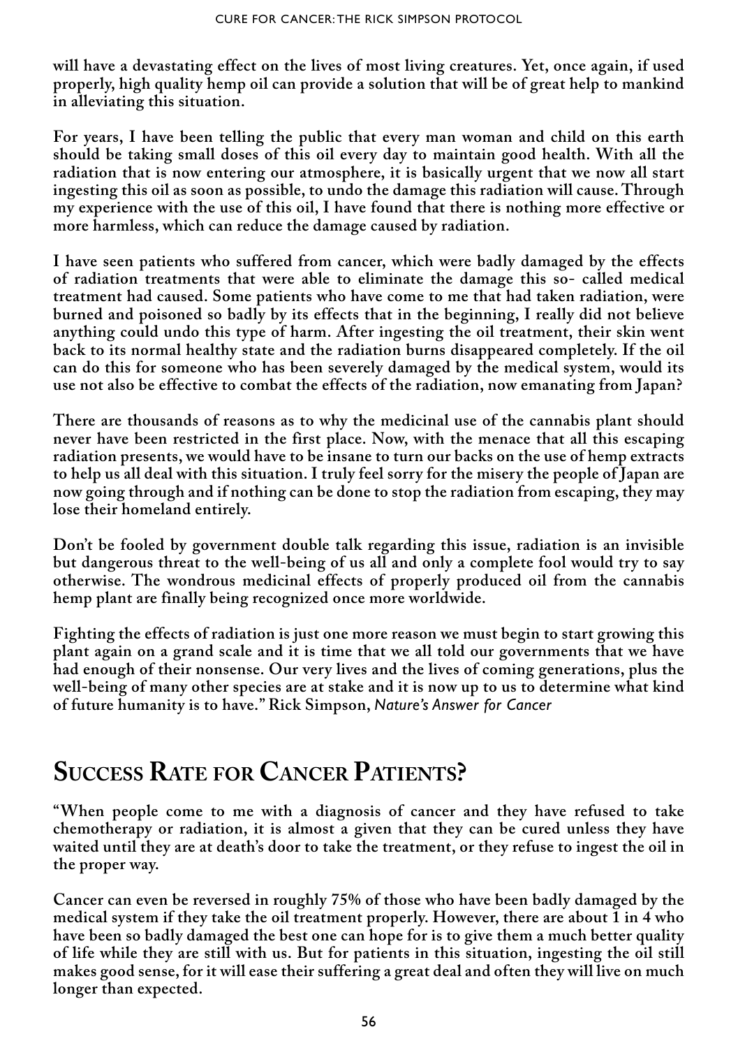**will have a devastating effect on the lives of most living creatures. Yet, once again, if used properly, high quality hemp oil can provide a solution that will be of great help to mankind in alleviating this situation.**

**For years, I have been telling the public that every man woman and child on this earth should be taking small doses of this oil every day to maintain good health. With all the radiation that is now entering our atmosphere, it is basically urgent that we now all start ingesting this oil as soon as possible, to undo the damage this radiation will cause. Through my experience with the use of this oil, I have found that there is nothing more effective or more harmless, which can reduce the damage caused by radiation.**

**I have seen patients who suffered from cancer, which were badly damaged by the effects of radiation treatments that were able to eliminate the damage this so- called medical treatment had caused. Some patients who have come to me that had taken radiation, were burned and poisoned so badly by its effects that in the beginning, I really did not believe anything could undo this type of harm. After ingesting the oil treatment, their skin went back to its normal healthy state and the radiation burns disappeared completely. If the oil can do this for someone who has been severely damaged by the medical system, would its use not also be effective to combat the effects of the radiation, now emanating from Japan?**

**There are thousands of reasons as to why the medicinal use of the cannabis plant should never have been restricted in the first place. Now, with the menace that all this escaping radiation presents, we would have to be insane to turn our backs on the use of hemp extracts to help us all deal with this situation. I truly feel sorry for the misery the people of Japan are now going through and if nothing can be done to stop the radiation from escaping, they may lose their homeland entirely.**

**Don't be fooled by government double talk regarding this issue, radiation is an invisible but dangerous threat to the well-being of us all and only a complete fool would try to say otherwise. The wondrous medicinal effects of properly produced oil from the cannabis hemp plant are finally being recognized once more worldwide.**

**Fighting the effects of radiation is just one more reason we must begin to start growing this plant again on a grand scale and it is time that we all told our governments that we have had enough of their nonsense. Our very lives and the lives of coming generations, plus the well-being of many other species are at stake and it is now up to us to determine what kind of future humanity is to have." Rick Simpson,** ***Nature's Answer for Cancer***

## Success Rate for Cancer Patients?

**"When people come to me with a diagnosis of cancer and they have refused to take chemotherapy or radiation, it is almost a given that they can be cured unless they have waited until they are at death's door to take the treatment, or they refuse to ingest the oil in the proper way.**

**Cancer can even be reversed in roughly 75% of those who have been badly damaged by the medical system if they take the oil treatment properly. However, there are about 1 in 4 who have been so badly damaged the best one can hope for is to give them a much better quality of life while they are still with us. But for patients in this situation, ingesting the oil still makes good sense, for it will ease their suffering a great deal and often they will live on much longer than expected.**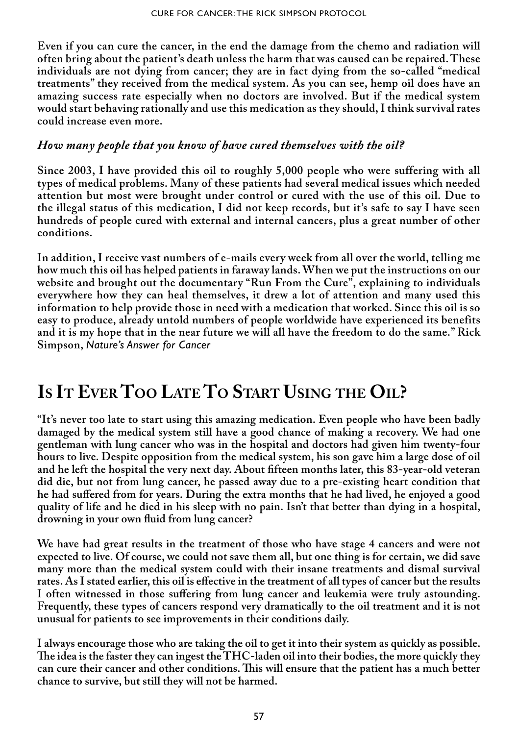**Even if you can cure the cancer, in the end the damage from the chemo and radiation will often bring about the patient's death unless the harm that was caused can be repaired. These individuals are not dying from cancer; they are in fact dying from the so-called "medical treatments" they received from the medical system. As you can see, hemp oil does have an amazing success rate especially when no doctors are involved. But if the medical system would start behaving rationally and use this medication as they should, I think survival rates could increase even more.**

***How many people that you know of have cured themselves with the oil?***

**Since 2003, I have provided this oil to roughly 5,000 people who were suffering with all types of medical problems. Many of these patients had several medical issues which needed attention but most were brought under control or cured with the use of this oil. Due to the illegal status of this medication, I did not keep records, but it's safe to say I have seen hundreds of people cured with external and internal cancers, plus a great number of other conditions.**

**In addition, I receive vast numbers of e-mails every week from all over the world, telling me how much this oil has helped patients in faraway lands. When we put the instructions on our website and brought out the documentary "Run From the Cure", explaining to individuals everywhere how they can heal themselves, it drew a lot of attention and many used this information to help provide those in need with a medication that worked. Since this oil is so easy to produce, already untold numbers of people worldwide have experienced its benefits and it is my hope that in the near future we will all have the freedom to do the same." Rick Simpson,** ***Nature's Answer for Cancer***

# Is It Ever Too Late To Start Using the Oil?

**"It's never too late to start using this amazing medication. Even people who have been badly damaged by the medical system still have a good chance of making a recovery. We had one gentleman with lung cancer who was in the hospital and doctors had given him twenty-four hours to live. Despite opposition from the medical system, his son gave him a large dose of oil and he left the hospital the very next day. About fifteen months later, this 83-year-old veteran did die, but not from lung cancer, he passed away due to a pre-existing heart condition that he had suffered from for years. During the extra months that he had lived, he enjoyed a good quality of life and he died in his sleep with no pain. Isn't that better than dying in a hospital, drowning in your own fluid from lung cancer?**

**We have had great results in the treatment of those who have stage 4 cancers and were not expected to live. Of course, we could not save them all, but one thing is for certain, we did save many more than the medical system could with their insane treatments and dismal survival rates. As I stated earlier, this oil is effective in the treatment of all types of cancer but the results I often witnessed in those suffering from lung cancer and leukemia were truly astounding. Frequently, these types of cancers respond very dramatically to the oil treatment and it is not unusual for patients to see improvements in their conditions daily.**

**I always encourage those who are taking the oil to get it into their system as quickly as possible. The idea is the faster they can ingest the THC-laden oil into their bodies, the more quickly they can cure their cancer and other conditions. This will ensure that the patient has a much better chance to survive, but still they will not be harmed.**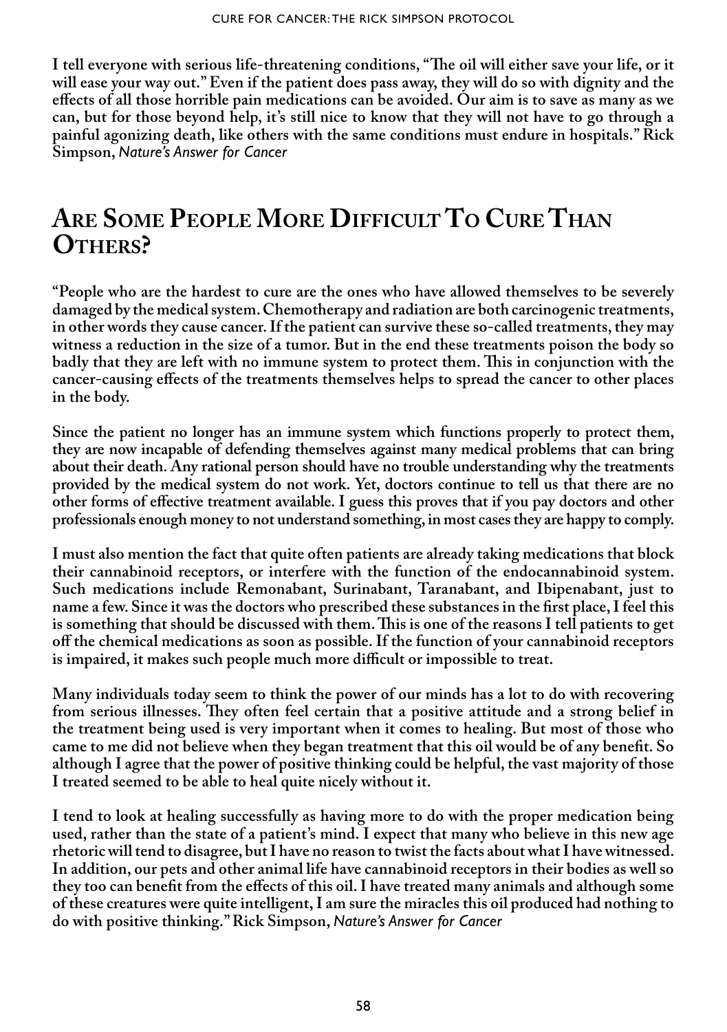**I tell everyone with serious life-threatening conditions, "The oil will either save your life, or it will ease your way out." Even if the patient does pass away, they will do so with dignity and the effects of all those horrible pain medications can be avoided. Our aim is to save as many as we can, but for those beyond help, it's still nice to know that they will not have to go through a painful agonizing death, like others with the same conditions must endure in hospitals." Rick Simpson, *Nature's Answer for Cancer***

## Are Some People More Difficult To Cure Than Others?

**"People who are the hardest to cure are the ones who have allowed themselves to be severely damaged by the medical system. Chemotherapy and radiation are both carcinogenic treatments, in other words they cause cancer. If the patient can survive these so-called treatments, they may witness a reduction in the size of a tumor. But in the end these treatments poison the body so badly that they are left with no immune system to protect them. This in conjunction with the cancer-causing effects of the treatments themselves helps to spread the cancer to other places in the body.**

**Since the patient no longer has an immune system which functions properly to protect them, they are now incapable of defending themselves against many medical problems that can bring about their death. Any rational person should have no trouble understanding why the treatments provided by the medical system do not work. Yet, doctors continue to tell us that there are no other forms of effective treatment available. I guess this proves that if you pay doctors and other professionals enough money to not understand something, in most cases they are happy to comply.**

**I must also mention the fact that quite often patients are already taking medications that block their cannabinoid receptors, or interfere with the function of the endocannabinoid system. Such medications include Remonabant, Surinabant, Taranabant, and Ibipenabant, just to name a few. Since it was the doctors who prescribed these substances in the first place, I feel this is something that should be discussed with them. This is one of the reasons I tell patients to get off the chemical medications as soon as possible. If the function of your cannabinoid receptors is impaired, it makes such people much more difficult or impossible to treat.**

**Many individuals today seem to think the power of our minds has a lot to do with recovering from serious illnesses. They often feel certain that a positive attitude and a strong belief in the treatment being used is very important when it comes to healing. But most of those who came to me did not believe when they began treatment that this oil would be of any benefit. So although I agree that the power of positive thinking could be helpful, the vast majority of those I treated seemed to be able to heal quite nicely without it.**

**I tend to look at healing successfully as having more to do with the proper medication being used, rather than the state of a patient's mind. I expect that many who believe in this new age rhetoric will tend to disagree, but I have no reason to twist the facts about what I have witnessed. In addition, our pets and other animal life have cannabinoid receptors in their bodies as well so they too can benefit from the effects of this oil. I have treated many animals and although some of these creatures were quite intelligent, I am sure the miracles this oil produced had nothing to do with positive thinking." Rick Simpson, *Nature's Answer for Cancer***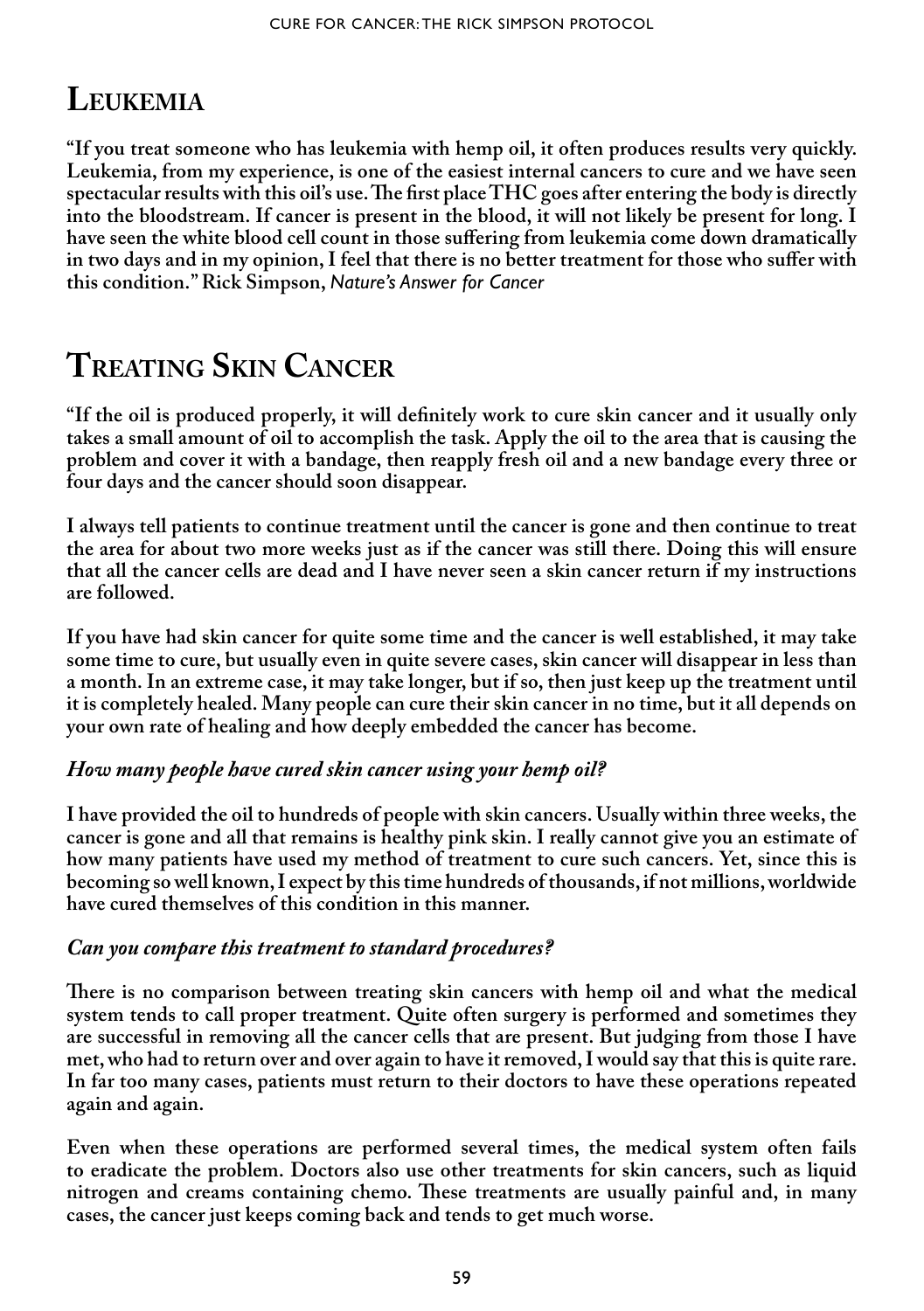## Leukemia

**"If you treat someone who has leukemia with hemp oil, it often produces results very quickly. Leukemia, from my experience, is one of the easiest internal cancers to cure and we have seen spectacular results with this oil's use. The first place THC goes after entering the body is directly into the bloodstream. If cancer is present in the blood, it will not likely be present for long. I have seen the white blood cell count in those suffering from leukemia come down dramatically in two days and in my opinion, I feel that there is no better treatment for those who suffer with this condition." Rick Simpson,** *Nature's Answer for Cancer*

## Treating Skin Cancer

**"If the oil is produced properly, it will definitely work to cure skin cancer and it usually only takes a small amount of oil to accomplish the task. Apply the oil to the area that is causing the problem and cover it with a bandage, then reapply fresh oil and a new bandage every three or four days and the cancer should soon disappear.**

**I always tell patients to continue treatment until the cancer is gone and then continue to treat the area for about two more weeks just as if the cancer was still there. Doing this will ensure that all the cancer cells are dead and I have never seen a skin cancer return if my instructions are followed.**

**If you have had skin cancer for quite some time and the cancer is well established, it may take some time to cure, but usually even in quite severe cases, skin cancer will disappear in less than a month. In an extreme case, it may take longer, but if so, then just keep up the treatment until it is completely healed. Many people can cure their skin cancer in no time, but it all depends on your own rate of healing and how deeply embedded the cancer has become.**

### *How many people have cured skin cancer using your hemp oil?*

**I have provided the oil to hundreds of people with skin cancers. Usually within three weeks, the cancer is gone and all that remains is healthy pink skin. I really cannot give you an estimate of how many patients have used my method of treatment to cure such cancers. Yet, since this is becoming so well known, I expect by this time hundreds of thousands, if not millions, worldwide have cured themselves of this condition in this manner.**

### *Can you compare this treatment to standard procedures?*

**There is no comparison between treating skin cancers with hemp oil and what the medical system tends to call proper treatment. Quite often surgery is performed and sometimes they are successful in removing all the cancer cells that are present. But judging from those I have met, who had to return over and over again to have it removed, I would say that this is quite rare. In far too many cases, patients must return to their doctors to have these operations repeated again and again.**

**Even when these operations are performed several times, the medical system often fails to eradicate the problem. Doctors also use other treatments for skin cancers, such as liquid nitrogen and creams containing chemo. These treatments are usually painful and, in many cases, the cancer just keeps coming back and tends to get much worse.**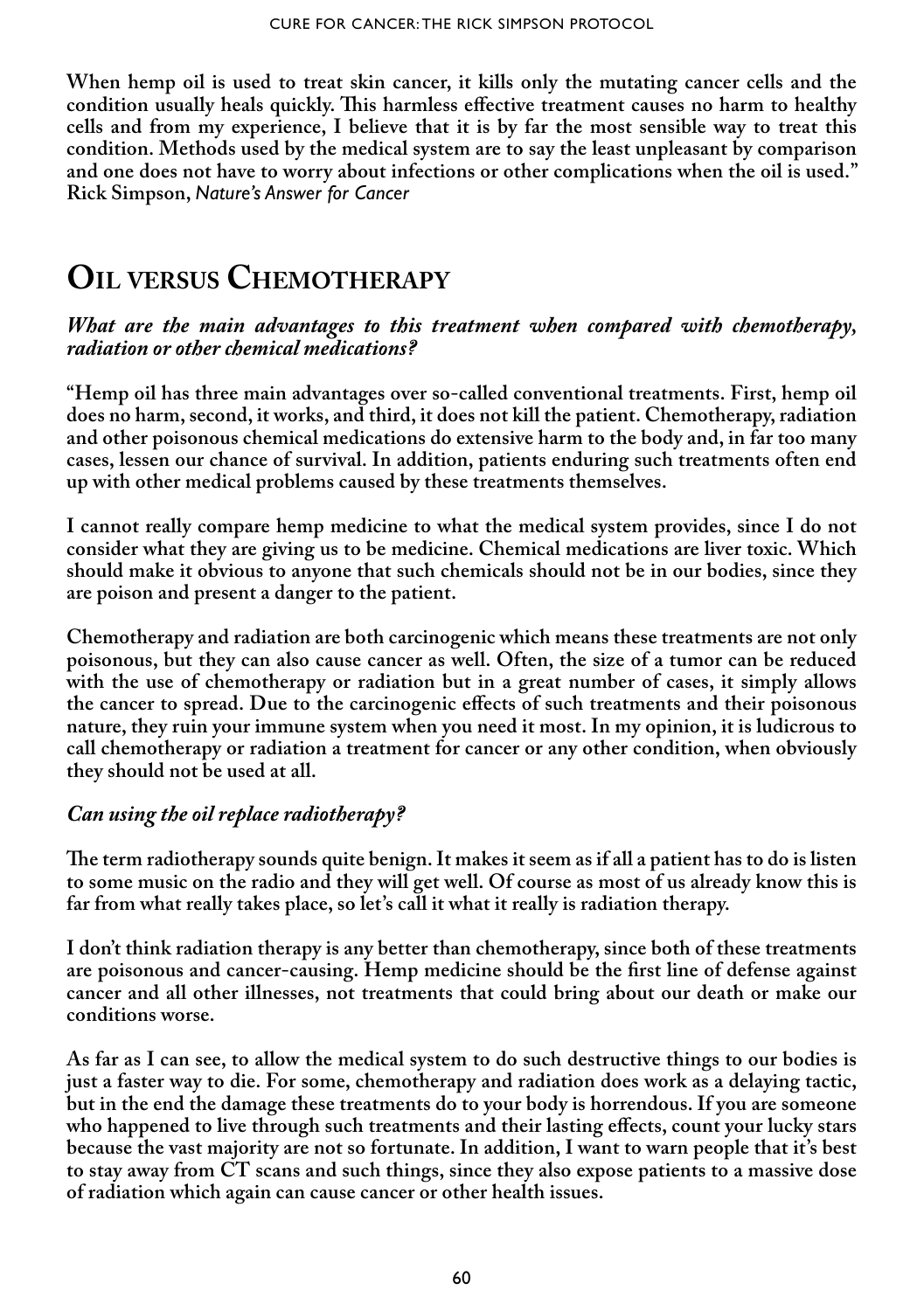**When hemp oil is used to treat skin cancer, it kills only the mutating cancer cells and the condition usually heals quickly. This harmless effective treatment causes no harm to healthy cells and from my experience, I believe that it is by far the most sensible way to treat this condition. Methods used by the medical system are to say the least unpleasant by comparison and one does not have to worry about infections or other complications when the oil is used." Rick Simpson,** *Nature's Answer for Cancer*

# Oil versus Chemotherapy

***What are the main advantages to this treatment when compared with chemotherapy, radiation or other chemical medications?***

**"Hemp oil has three main advantages over so-called conventional treatments. First, hemp oil does no harm, second, it works, and third, it does not kill the patient. Chemotherapy, radiation and other poisonous chemical medications do extensive harm to the body and, in far too many cases, lessen our chance of survival. In addition, patients enduring such treatments often end up with other medical problems caused by these treatments themselves.**

**I cannot really compare hemp medicine to what the medical system provides, since I do not consider what they are giving us to be medicine. Chemical medications are liver toxic. Which should make it obvious to anyone that such chemicals should not be in our bodies, since they are poison and present a danger to the patient.**

**Chemotherapy and radiation are both carcinogenic which means these treatments are not only poisonous, but they can also cause cancer as well. Often, the size of a tumor can be reduced with the use of chemotherapy or radiation but in a great number of cases, it simply allows the cancer to spread. Due to the carcinogenic effects of such treatments and their poisonous nature, they ruin your immune system when you need it most. In my opinion, it is ludicrous to call chemotherapy or radiation a treatment for cancer or any other condition, when obviously they should not be used at all.**

***Can using the oil replace radiotherapy?***

**The term radiotherapy sounds quite benign. It makes it seem as if all a patient has to do is listen to some music on the radio and they will get well. Of course as most of us already know this is far from what really takes place, so let's call it what it really is radiation therapy.**

**I don't think radiation therapy is any better than chemotherapy, since both of these treatments are poisonous and cancer-causing. Hemp medicine should be the first line of defense against cancer and all other illnesses, not treatments that could bring about our death or make our conditions worse.**

**As far as I can see, to allow the medical system to do such destructive things to our bodies is just a faster way to die. For some, chemotherapy and radiation does work as a delaying tactic, but in the end the damage these treatments do to your body is horrendous. If you are someone who happened to live through such treatments and their lasting effects, count your lucky stars because the vast majority are not so fortunate. In addition, I want to warn people that it's best to stay away from CT scans and such things, since they also expose patients to a massive dose of radiation which again can cause cancer or other health issues.**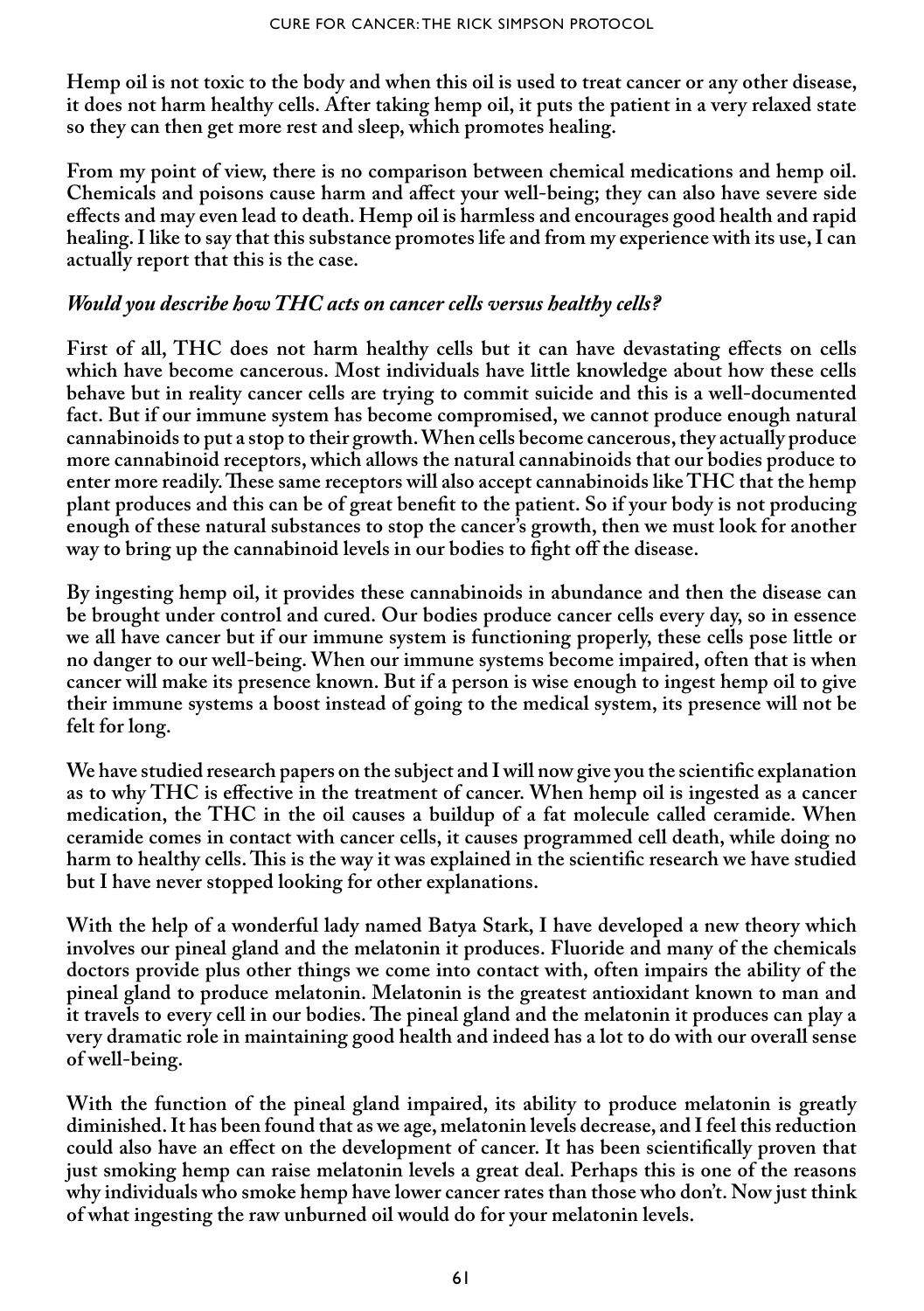**Hemp oil is not toxic to the body and when this oil is used to treat cancer or any other disease, it does not harm healthy cells. After taking hemp oil, it puts the patient in a very relaxed state so they can then get more rest and sleep, which promotes healing.**

**From my point of view, there is no comparison between chemical medications and hemp oil. Chemicals and poisons cause harm and affect your well-being; they can also have severe side effects and may even lead to death. Hemp oil is harmless and encourages good health and rapid healing. I like to say that this substance promotes life and from my experience with its use, I can actually report that this is the case.**

***Would you describe how THC acts on cancer cells versus healthy cells?***

**First of all, THC does not harm healthy cells but it can have devastating effects on cells which have become cancerous. Most individuals have little knowledge about how these cells behave but in reality cancer cells are trying to commit suicide and this is a well-documented fact. But if our immune system has become compromised, we cannot produce enough natural cannabinoids to put a stop to their growth. When cells become cancerous, they actually produce more cannabinoid receptors, which allows the natural cannabinoids that our bodies produce to enter more readily. These same receptors will also accept cannabinoids like THC that the hemp plant produces and this can be of great benefit to the patient. So if your body is not producing enough of these natural substances to stop the cancer's growth, then we must look for another way to bring up the cannabinoid levels in our bodies to fight off the disease.**

**By ingesting hemp oil, it provides these cannabinoids in abundance and then the disease can be brought under control and cured. Our bodies produce cancer cells every day, so in essence we all have cancer but if our immune system is functioning properly, these cells pose little or no danger to our well-being. When our immune systems become impaired, often that is when cancer will make its presence known. But if a person is wise enough to ingest hemp oil to give their immune systems a boost instead of going to the medical system, its presence will not be felt for long.**

**We have studied research papers on the subject and I will now give you the scientific explanation as to why THC is effective in the treatment of cancer. When hemp oil is ingested as a cancer medication, the THC in the oil causes a buildup of a fat molecule called ceramide. When ceramide comes in contact with cancer cells, it causes programmed cell death, while doing no harm to healthy cells. This is the way it was explained in the scientific research we have studied but I have never stopped looking for other explanations.**

**With the help of a wonderful lady named Batya Stark, I have developed a new theory which involves our pineal gland and the melatonin it produces. Fluoride and many of the chemicals doctors provide plus other things we come into contact with, often impairs the ability of the pineal gland to produce melatonin. Melatonin is the greatest antioxidant known to man and it travels to every cell in our bodies. The pineal gland and the melatonin it produces can play a very dramatic role in maintaining good health and indeed has a lot to do with our overall sense of well-being.**

**With the function of the pineal gland impaired, its ability to produce melatonin is greatly diminished. It has been found that as we age, melatonin levels decrease, and I feel this reduction could also have an effect on the development of cancer. It has been scientifically proven that just smoking hemp can raise melatonin levels a great deal. Perhaps this is one of the reasons why individuals who smoke hemp have lower cancer rates than those who don't. Now just think of what ingesting the raw unburned oil would do for your melatonin levels.**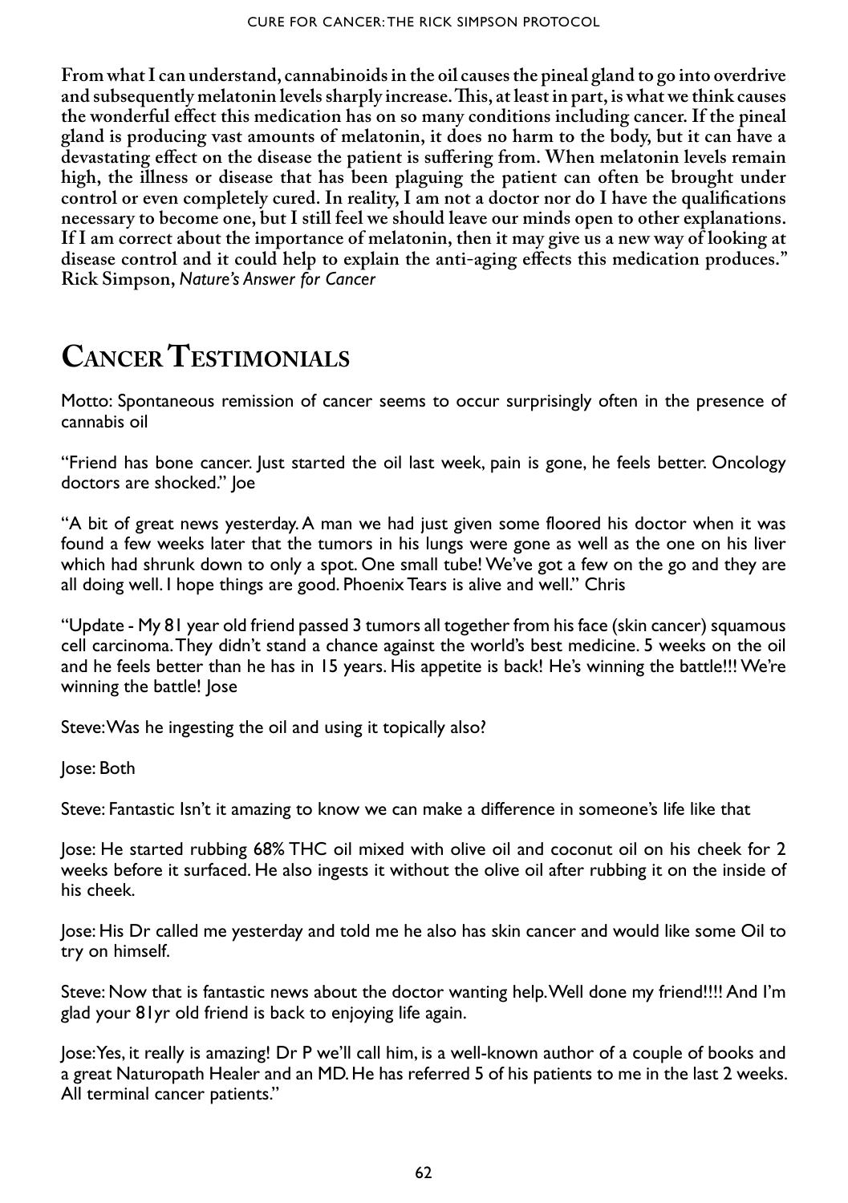**From what I can understand, cannabinoids in the oil causes the pineal gland to go into overdrive and subsequently melatonin levels sharply increase. This, at least in part, is what we think causes the wonderful effect this medication has on so many conditions including cancer. If the pineal gland is producing vast amounts of melatonin, it does no harm to the body, but it can have a devastating effect on the disease the patient is suffering from. When melatonin levels remain high, the illness or disease that has been plaguing the patient can often be brought under control or even completely cured. In reality, I am not a doctor nor do I have the qualifications necessary to become one, but I still feel we should leave our minds open to other explanations. If I am correct about the importance of melatonin, then it may give us a new way of looking at disease control and it could help to explain the anti-aging effects this medication produces." Rick Simpson, *Nature's Answer for Cancer***

# Cancer Testimonials

Motto: Spontaneous remission of cancer seems to occur surprisingly often in the presence of cannabis oil

"Friend has bone cancer. Just started the oil last week, pain is gone, he feels better. Oncology doctors are shocked." Joe

"A bit of great news yesterday. A man we had just given some floored his doctor when it was found a few weeks later that the tumors in his lungs were gone as well as the one on his liver which had shrunk down to only a spot. One small tube! We've got a few on the go and they are all doing well. I hope things are good. Phoenix Tears is alive and well." Chris

"Update - My 81 year old friend passed 3 tumors all together from his face (skin cancer) squamous cell carcinoma. They didn't stand a chance against the world's best medicine. 5 weeks on the oil and he feels better than he has in 15 years. His appetite is back! He's winning the battle!!! We're winning the battle! Jose

Steve: Was he ingesting the oil and using it topically also?

Jose: Both

Steve: Fantastic Isn't it amazing to know we can make a difference in someone's life like that

Jose: He started rubbing 68% THC oil mixed with olive oil and coconut oil on his cheek for 2 weeks before it surfaced. He also ingests it without the olive oil after rubbing it on the inside of his cheek.

Jose: His Dr called me yesterday and told me he also has skin cancer and would like some Oil to try on himself.

Steve: Now that is fantastic news about the doctor wanting help. Well done my friend!!!! And I'm glad your 81yr old friend is back to enjoying life again.

Jose: Yes, it really is amazing! Dr P we'll call him, is a well-known author of a couple of books and a great Naturopath Healer and an MD. He has referred 5 of his patients to me in the last 2 weeks. All terminal cancer patients."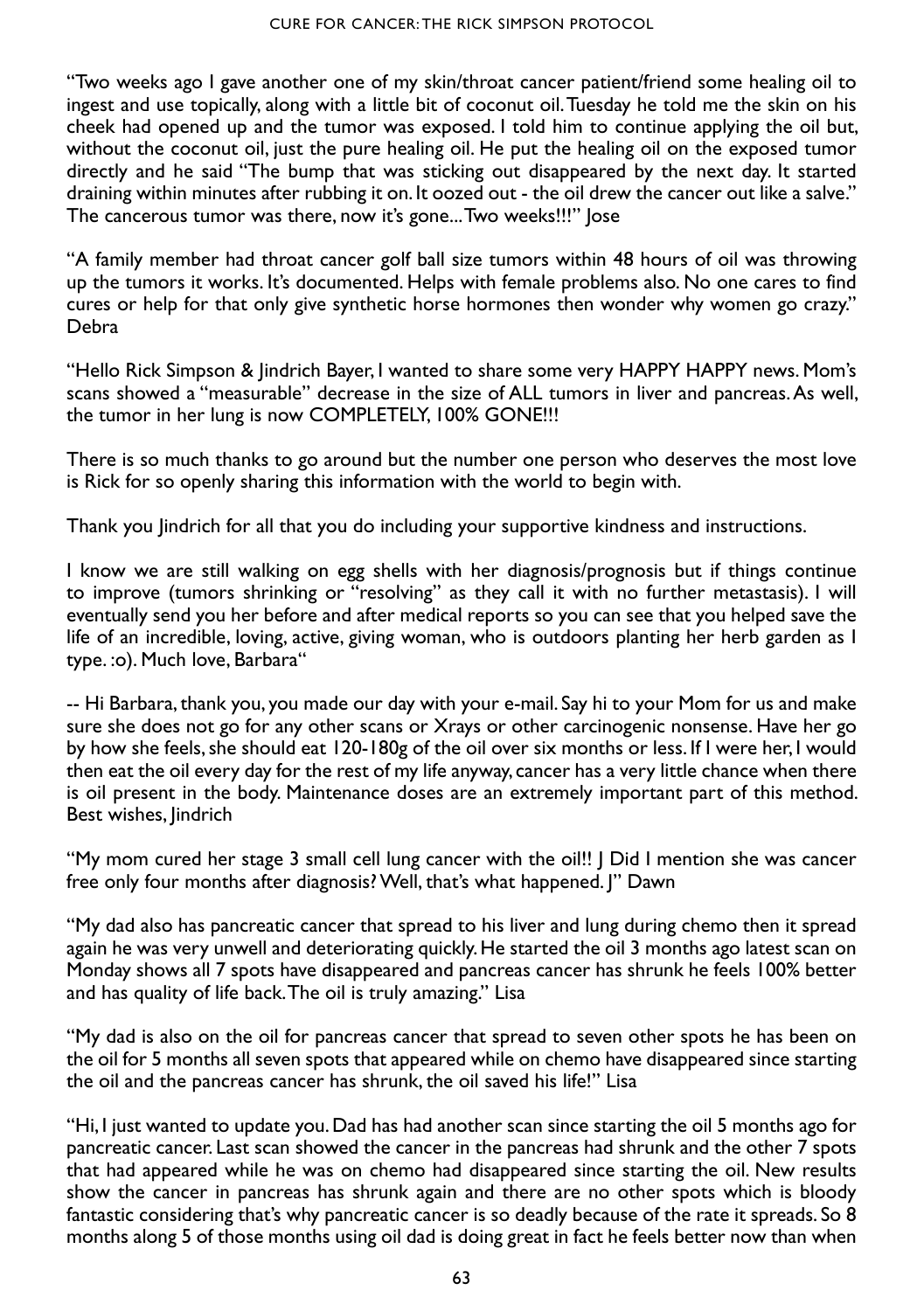"Two weeks ago I gave another one of my skin/throat cancer patient/friend some healing oil to ingest and use topically, along with a little bit of coconut oil. Tuesday he told me the skin on his cheek had opened up and the tumor was exposed. I told him to continue applying the oil but, without the coconut oil, just the pure healing oil. He put the healing oil on the exposed tumor directly and he said "The bump that was sticking out disappeared by the next day. It started draining within minutes after rubbing it on. It oozed out - the oil drew the cancer out like a salve." The cancerous tumor was there, now it's gone... Two weeks!!!" Jose

"A family member had throat cancer golf ball size tumors within 48 hours of oil was throwing up the tumors it works. It's documented. Helps with female problems also. No one cares to find cures or help for that only give synthetic horse hormones then wonder why women go crazy." Debra

"Hello Rick Simpson & Jindrich Bayer, I wanted to share some very HAPPY HAPPY news. Mom's scans showed a "measurable" decrease in the size of ALL tumors in liver and pancreas. As well, the tumor in her lung is now COMPLETELY, 100% GONE!!!

There is so much thanks to go around but the number one person who deserves the most love is Rick for so openly sharing this information with the world to begin with.

Thank you Jindrich for all that you do including your supportive kindness and instructions.

I know we are still walking on egg shells with her diagnosis/prognosis but if things continue to improve (tumors shrinking or "resolving" as they call it with no further metastasis). I will eventually send you her before and after medical reports so you can see that you helped save the life of an incredible, loving, active, giving woman, who is outdoors planting her herb garden as I type. :o). Much love, Barbara"

-- Hi Barbara, thank you, you made our day with your e-mail. Say hi to your Mom for us and make sure she does not go for any other scans or Xrays or other carcinogenic nonsense. Have her go by how she feels, she should eat 120-180g of the oil over six months or less. If I were her, I would then eat the oil every day for the rest of my life anyway, cancer has a very little chance when there is oil present in the body. Maintenance doses are an extremely important part of this method. Best wishes, Jindrich

"My mom cured her stage 3 small cell lung cancer with the oil!! J Did I mention she was cancer free only four months after diagnosis? Well, that's what happened. J" Dawn

"My dad also has pancreatic cancer that spread to his liver and lung during chemo then it spread again he was very unwell and deteriorating quickly. He started the oil 3 months ago latest scan on Monday shows all 7 spots have disappeared and pancreas cancer has shrunk he feels 100% better and has quality of life back. The oil is truly amazing." Lisa

"My dad is also on the oil for pancreas cancer that spread to seven other spots he has been on the oil for 5 months all seven spots that appeared while on chemo have disappeared since starting the oil and the pancreas cancer has shrunk, the oil saved his life!" Lisa

"Hi, I just wanted to update you. Dad has had another scan since starting the oil 5 months ago for pancreatic cancer. Last scan showed the cancer in the pancreas had shrunk and the other 7 spots that had appeared while he was on chemo had disappeared since starting the oil. New results show the cancer in pancreas has shrunk again and there are no other spots which is bloody fantastic considering that's why pancreatic cancer is so deadly because of the rate it spreads. So 8 months along 5 of those months using oil dad is doing great in fact he feels better now than when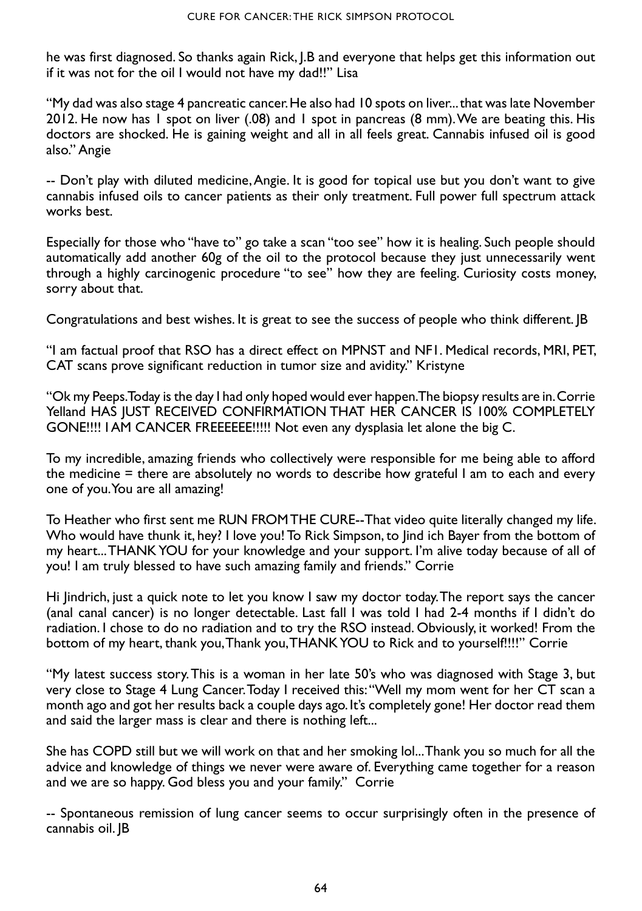he was first diagnosed. So thanks again Rick, J.B and everyone that helps get this information out if it was not for the oil I would not have my dad!!" Lisa

"My dad was also stage 4 pancreatic cancer. He also had 10 spots on liver... that was late November 2012. He now has 1 spot on liver (.08) and 1 spot in pancreas (8 mm). We are beating this. His doctors are shocked. He is gaining weight and all in all feels great. Cannabis infused oil is good also." Angie

-- Don't play with diluted medicine, Angie. It is good for topical use but you don't want to give cannabis infused oils to cancer patients as their only treatment. Full power full spectrum attack works best.

Especially for those who "have to" go take a scan "too see" how it is healing. Such people should automatically add another 60g of the oil to the protocol because they just unnecessarily went through a highly carcinogenic procedure "to see" how they are feeling. Curiosity costs money, sorry about that.

Congratulations and best wishes. It is great to see the success of people who think different. JB

"I am factual proof that RSO has a direct effect on MPNST and NF1. Medical records, MRI, PET, CAT scans prove significant reduction in tumor size and avidity." Kristyne

"Ok my Peeps. Today is the day I had only hoped would ever happen. The biopsy results are in. Corrie Yelland HAS JUST RECEIVED CONFIRMATION THAT HER CANCER IS 100% COMPLETELY GONE!!!! I AM CANCER FREEEEEE!!!!! Not even any dysplasia let alone the big C.

To my incredible, amazing friends who collectively were responsible for me being able to afford the medicine = there are absolutely no words to describe how grateful I am to each and every one of you. You are all amazing!

To Heather who first sent me RUN FROM THE CURE--That video quite literally changed my life. Who would have thunk it, hey? I love you! To Rick Simpson, to Jind ich Bayer from the bottom of my heart... THANK YOU for your knowledge and your support. I'm alive today because of all of you! I am truly blessed to have such amazing family and friends." Corrie

Hi Jindrich, just a quick note to let you know I saw my doctor today. The report says the cancer (anal canal cancer) is no longer detectable. Last fall I was told I had 2-4 months if I didn't do radiation. I chose to do no radiation and to try the RSO instead. Obviously, it worked! From the bottom of my heart, thank you, Thank you, THANK YOU to Rick and to yourself!!!!" Corrie

"My latest success story. This is a woman in her late 50's who was diagnosed with Stage 3, but very close to Stage 4 Lung Cancer. Today I received this: "Well my mom went for her CT scan a month ago and got her results back a couple days ago. It's completely gone! Her doctor read them and said the larger mass is clear and there is nothing left...

She has COPD still but we will work on that and her smoking lol... Thank you so much for all the advice and knowledge of things we never were aware of. Everything came together for a reason and we are so happy. God bless you and your family." Corrie

-- Spontaneous remission of lung cancer seems to occur surprisingly often in the presence of cannabis oil. JB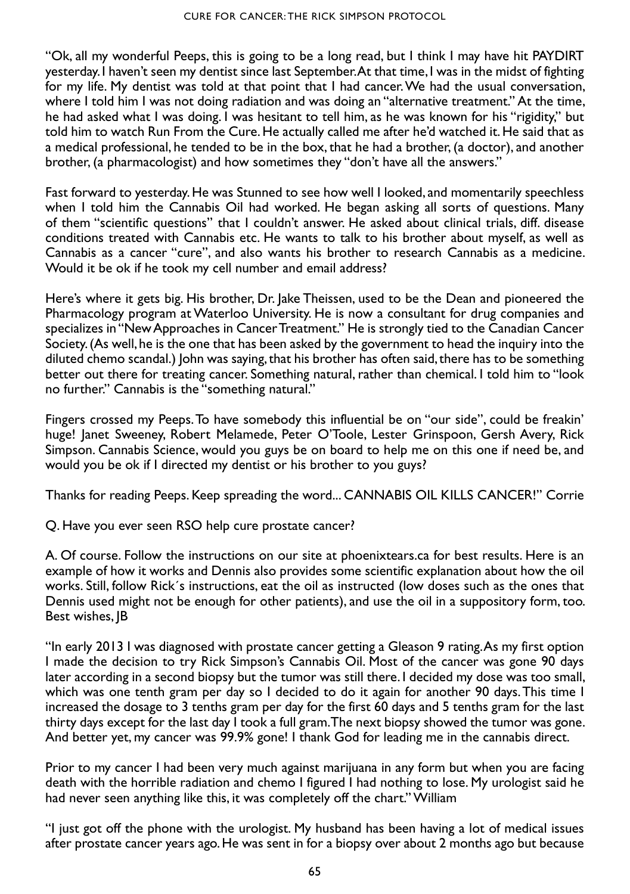"Ok, all my wonderful Peeps, this is going to be a long read, but I think I may have hit PAYDIRT yesterday. I haven't seen my dentist since last September. At that time, I was in the midst of fighting for my life. My dentist was told at that point that I had cancer. We had the usual conversation, where I told him I was not doing radiation and was doing an "alternative treatment." At the time, he had asked what I was doing. I was hesitant to tell him, as he was known for his "rigidity," but told him to watch Run From the Cure. He actually called me after he'd watched it. He said that as a medical professional, he tended to be in the box, that he had a brother, (a doctor), and another brother, (a pharmacologist) and how sometimes they "don't have all the answers."

Fast forward to yesterday. He was Stunned to see how well I looked, and momentarily speechless when I told him the Cannabis Oil had worked. He began asking all sorts of questions. Many of them "scientific questions" that I couldn't answer. He asked about clinical trials, diff. disease conditions treated with Cannabis etc. He wants to talk to his brother about myself, as well as Cannabis as a cancer "cure", and also wants his brother to research Cannabis as a medicine. Would it be ok if he took my cell number and email address?

Here's where it gets big. His brother, Dr. Jake Theissen, used to be the Dean and pioneered the Pharmacology program at Waterloo University. He is now a consultant for drug companies and specializes in "New Approaches in Cancer Treatment." He is strongly tied to the Canadian Cancer Society. (As well, he is the one that has been asked by the government to head the inquiry into the diluted chemo scandal.) John was saying, that his brother has often said, there has to be something better out there for treating cancer. Something natural, rather than chemical. I told him to "look no further." Cannabis is the "something natural."

Fingers crossed my Peeps. To have somebody this influential be on "our side", could be freakin' huge! Janet Sweeney, Robert Melamede, Peter O'Toole, Lester Grinspoon, Gersh Avery, Rick Simpson. Cannabis Science, would you guys be on board to help me on this one if need be, and would you be ok if I directed my dentist or his brother to you guys?

Thanks for reading Peeps. Keep spreading the word... CANNABIS OIL KILLS CANCER!" Corrie

Q. Have you ever seen RSO help cure prostate cancer?

A. Of course. Follow the instructions on our site at phoenixtears.ca for best results. Here is an example of how it works and Dennis also provides some scientific explanation about how the oil works. Still, follow Rick´s instructions, eat the oil as instructed (low doses such as the ones that Dennis used might not be enough for other patients), and use the oil in a suppository form, too. Best wishes, JB

"In early 2013 I was diagnosed with prostate cancer getting a Gleason 9 rating. As my first option I made the decision to try Rick Simpson's Cannabis Oil. Most of the cancer was gone 90 days later according in a second biopsy but the tumor was still there. I decided my dose was too small, which was one tenth gram per day so I decided to do it again for another 90 days. This time I increased the dosage to 3 tenths gram per day for the first 60 days and 5 tenths gram for the last thirty days except for the last day I took a full gram. The next biopsy showed the tumor was gone. And better yet, my cancer was 99.9% gone! I thank God for leading me in the cannabis direct.

Prior to my cancer I had been very much against marijuana in any form but when you are facing death with the horrible radiation and chemo I figured I had nothing to lose. My urologist said he had never seen anything like this, it was completely off the chart." William

"I just got off the phone with the urologist. My husband has been having a lot of medical issues after prostate cancer years ago. He was sent in for a biopsy over about 2 months ago but because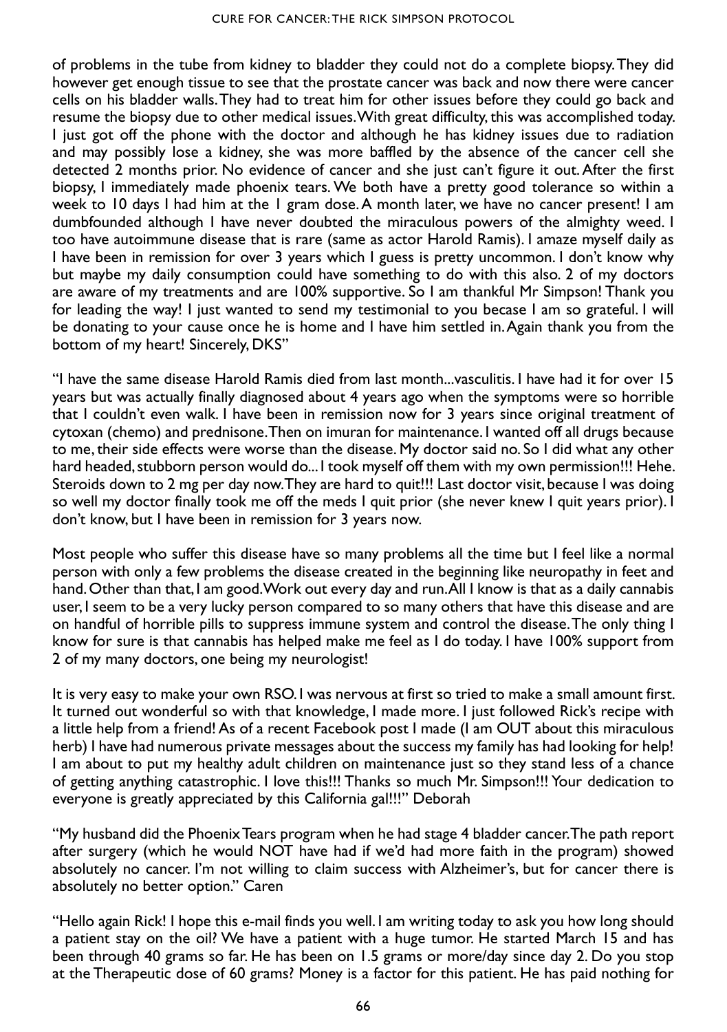of problems in the tube from kidney to bladder they could not do a complete biopsy. They did however get enough tissue to see that the prostate cancer was back and now there were cancer cells on his bladder walls. They had to treat him for other issues before they could go back and resume the biopsy due to other medical issues. With great difficulty, this was accomplished today. I just got off the phone with the doctor and although he has kidney issues due to radiation and may possibly lose a kidney, she was more baffled by the absence of the cancer cell she detected 2 months prior. No evidence of cancer and she just can't figure it out. After the first biopsy, I immediately made phoenix tears. We both have a pretty good tolerance so within a week to 10 days I had him at the 1 gram dose. A month later, we have no cancer present! I am dumbfounded although I have never doubted the miraculous powers of the almighty weed. I too have autoimmune disease that is rare (same as actor Harold Ramis). I amaze myself daily as I have been in remission for over 3 years which I guess is pretty uncommon. I don't know why but maybe my daily consumption could have something to do with this also. 2 of my doctors are aware of my treatments and are 100% supportive. So I am thankful Mr Simpson! Thank you for leading the way! I just wanted to send my testimonial to you becase I am so grateful. I will be donating to your cause once he is home and I have him settled in. Again thank you from the bottom of my heart! Sincerely, DKS"

"I have the same disease Harold Ramis died from last month...vasculitis. I have had it for over 15 years but was actually finally diagnosed about 4 years ago when the symptoms were so horrible that I couldn't even walk. I have been in remission now for 3 years since original treatment of cytoxan (chemo) and prednisone. Then on imuran for maintenance. I wanted off all drugs because to me, their side effects were worse than the disease. My doctor said no. So I did what any other hard headed, stubborn person would do... I took myself off them with my own permission!!! Hehe. Steroids down to 2 mg per day now. They are hard to quit!!! Last doctor visit, because I was doing so well my doctor finally took me off the meds I quit prior (she never knew I quit years prior). I don't know, but I have been in remission for 3 years now.

Most people who suffer this disease have so many problems all the time but I feel like a normal person with only a few problems the disease created in the beginning like neuropathy in feet and hand. Other than that, I am good. Work out every day and run. All I know is that as a daily cannabis user, I seem to be a very lucky person compared to so many others that have this disease and are on handful of horrible pills to suppress immune system and control the disease. The only thing I know for sure is that cannabis has helped make me feel as I do today. I have 100% support from 2 of my many doctors, one being my neurologist!

It is very easy to make your own RSO. I was nervous at first so tried to make a small amount first. It turned out wonderful so with that knowledge, I made more. I just followed Rick's recipe with a little help from a friend! As of a recent Facebook post I made (I am OUT about this miraculous herb) I have had numerous private messages about the success my family has had looking for help! I am about to put my healthy adult children on maintenance just so they stand less of a chance of getting anything catastrophic. I love this!!! Thanks so much Mr. Simpson!!! Your dedication to everyone is greatly appreciated by this California gal!!!" Deborah

"My husband did the Phoenix Tears program when he had stage 4 bladder cancer. The path report after surgery (which he would NOT have had if we'd had more faith in the program) showed absolutely no cancer. I'm not willing to claim success with Alzheimer's, but for cancer there is absolutely no better option." Caren

"Hello again Rick! I hope this e-mail finds you well. I am writing today to ask you how long should a patient stay on the oil? We have a patient with a huge tumor. He started March 15 and has been through 40 grams so far. He has been on 1.5 grams or more/day since day 2. Do you stop at the Therapeutic dose of 60 grams? Money is a factor for this patient. He has paid nothing for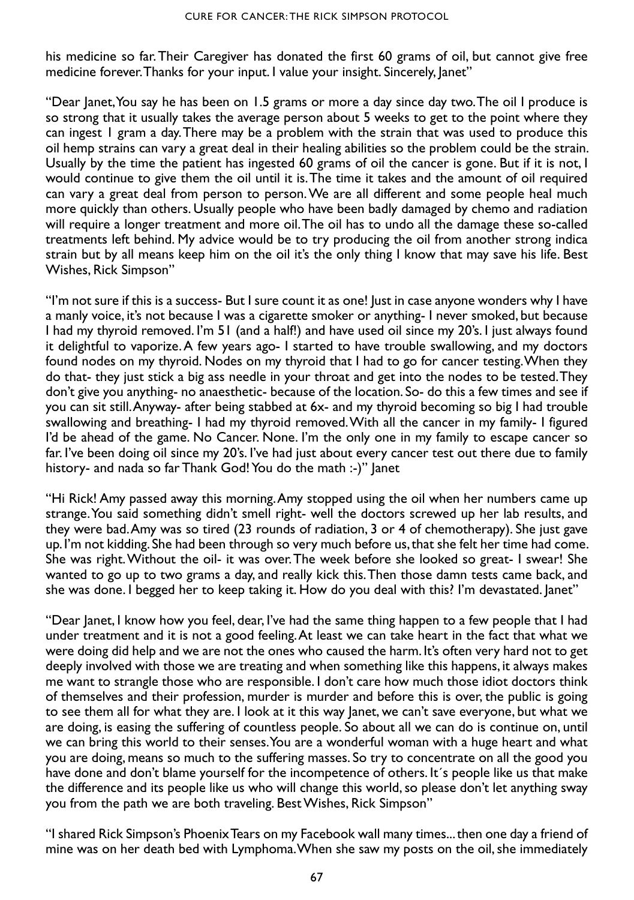his medicine so far. Their Caregiver has donated the first 60 grams of oil, but cannot give free medicine forever. Thanks for your input. I value your insight. Sincerely, Janet"

"Dear Janet, You say he has been on 1.5 grams or more a day since day two. The oil I produce is so strong that it usually takes the average person about 5 weeks to get to the point where they can ingest 1 gram a day. There may be a problem with the strain that was used to produce this oil hemp strains can vary a great deal in their healing abilities so the problem could be the strain. Usually by the time the patient has ingested 60 grams of oil the cancer is gone. But if it is not, I would continue to give them the oil until it is. The time it takes and the amount of oil required can vary a great deal from person to person. We are all different and some people heal much more quickly than others. Usually people who have been badly damaged by chemo and radiation will require a longer treatment and more oil. The oil has to undo all the damage these so-called treatments left behind. My advice would be to try producing the oil from another strong indica strain but by all means keep him on the oil it's the only thing I know that may save his life. Best Wishes, Rick Simpson"

"I'm not sure if this is a success- But I sure count it as one! Just in case anyone wonders why I have a manly voice, it's not because I was a cigarette smoker or anything- I never smoked, but because I had my thyroid removed. I'm 51 (and a half!) and have used oil since my 20's. I just always found it delightful to vaporize. A few years ago- I started to have trouble swallowing, and my doctors found nodes on my thyroid. Nodes on my thyroid that I had to go for cancer testing. When they do that- they just stick a big ass needle in your throat and get into the nodes to be tested. They don't give you anything- no anaesthetic- because of the location. So- do this a few times and see if you can sit still. Anyway- after being stabbed at 6x- and my thyroid becoming so big I had trouble swallowing and breathing- I had my thyroid removed. With all the cancer in my family- I figured I'd be ahead of the game. No Cancer. None. I'm the only one in my family to escape cancer so far. I've been doing oil since my 20's. I've had just about every cancer test out there due to family history- and nada so far Thank God! You do the math :-)" Janet

"Hi Rick! Amy passed away this morning. Amy stopped using the oil when her numbers came up strange. You said something didn't smell right- well the doctors screwed up her lab results, and they were bad. Amy was so tired (23 rounds of radiation, 3 or 4 of chemotherapy). She just gave up. I'm not kidding. She had been through so very much before us, that she felt her time had come. She was right. Without the oil- it was over. The week before she looked so great- I swear! She wanted to go up to two grams a day, and really kick this. Then those damn tests came back, and she was done. I begged her to keep taking it. How do you deal with this? I'm devastated. Janet"

"Dear Janet, I know how you feel, dear, I've had the same thing happen to a few people that I had under treatment and it is not a good feeling. At least we can take heart in the fact that what we were doing did help and we are not the ones who caused the harm. It's often very hard not to get deeply involved with those we are treating and when something like this happens, it always makes me want to strangle those who are responsible. I don't care how much those idiot doctors think of themselves and their profession, murder is murder and before this is over, the public is going to see them all for what they are. I look at it this way Janet, we can't save everyone, but what we are doing, is easing the suffering of countless people. So about all we can do is continue on, until we can bring this world to their senses. You are a wonderful woman with a huge heart and what you are doing, means so much to the suffering masses. So try to concentrate on all the good you have done and don't blame yourself for the incompetence of others. It´s people like us that make the difference and its people like us who will change this world, so please don't let anything sway you from the path we are both traveling. Best Wishes, Rick Simpson"

"I shared Rick Simpson's Phoenix Tears on my Facebook wall many times... then one day a friend of mine was on her death bed with Lymphoma. When she saw my posts on the oil, she immediately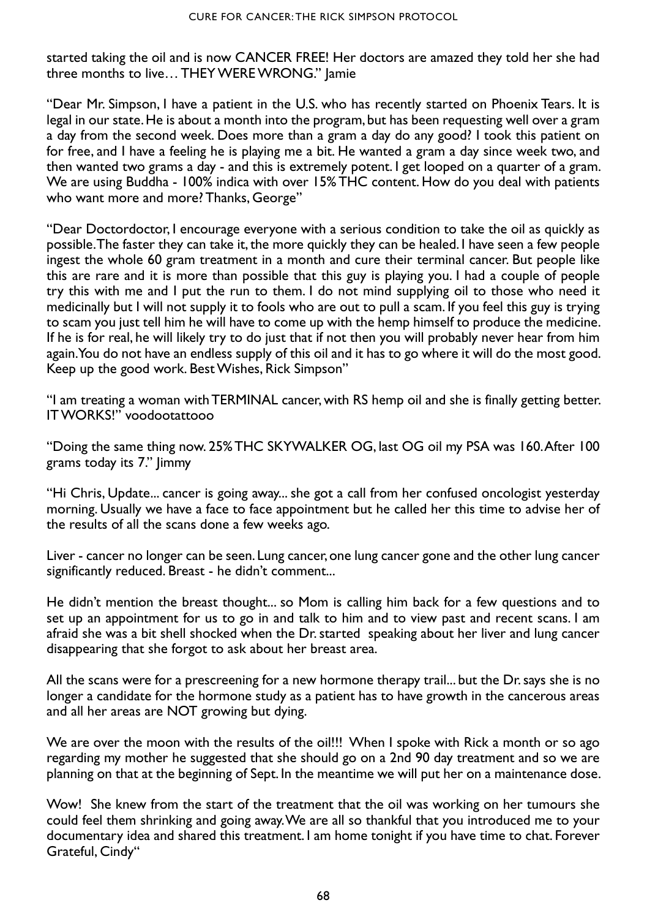started taking the oil and is now CANCER FREE! Her doctors are amazed they told her she had three months to live… THEY WERE WRONG." Jamie

"Dear Mr. Simpson, I have a patient in the U.S. who has recently started on Phoenix Tears. It is legal in our state. He is about a month into the program, but has been requesting well over a gram a day from the second week. Does more than a gram a day do any good? I took this patient on for free, and I have a feeling he is playing me a bit. He wanted a gram a day since week two, and then wanted two grams a day - and this is extremely potent. I get looped on a quarter of a gram. We are using Buddha - 100% indica with over 15% THC content. How do you deal with patients who want more and more? Thanks, George"

"Dear Doctordoctor, I encourage everyone with a serious condition to take the oil as quickly as possible. The faster they can take it, the more quickly they can be healed. I have seen a few people ingest the whole 60 gram treatment in a month and cure their terminal cancer. But people like this are rare and it is more than possible that this guy is playing you. I had a couple of people try this with me and I put the run to them. I do not mind supplying oil to those who need it medicinally but I will not supply it to fools who are out to pull a scam. If you feel this guy is trying to scam you just tell him he will have to come up with the hemp himself to produce the medicine. If he is for real, he will likely try to do just that if not then you will probably never hear from him again. You do not have an endless supply of this oil and it has to go where it will do the most good. Keep up the good work. Best Wishes, Rick Simpson"

"I am treating a woman with TERMINAL cancer, with RS hemp oil and she is finally getting better. IT WORKS!" voodootattooo

"Doing the same thing now. 25% THC SKYWALKER OG, last OG oil my PSA was 160. After 100 grams today its 7." Jimmy

"Hi Chris, Update... cancer is going away... she got a call from her confused oncologist yesterday morning. Usually we have a face to face appointment but he called her this time to advise her of the results of all the scans done a few weeks ago.

Liver - cancer no longer can be seen. Lung cancer, one lung cancer gone and the other lung cancer significantly reduced. Breast - he didn't comment...

He didn't mention the breast thought... so Mom is calling him back for a few questions and to set up an appointment for us to go in and talk to him and to view past and recent scans. I am afraid she was a bit shell shocked when the Dr. started speaking about her liver and lung cancer disappearing that she forgot to ask about her breast area.

All the scans were for a prescreening for a new hormone therapy trail... but the Dr. says she is no longer a candidate for the hormone study as a patient has to have growth in the cancerous areas and all her areas are NOT growing but dying.

We are over the moon with the results of the oil!!! When I spoke with Rick a month or so ago regarding my mother he suggested that she should go on a 2nd 90 day treatment and so we are planning on that at the beginning of Sept. In the meantime we will put her on a maintenance dose.

Wow! She knew from the start of the treatment that the oil was working on her tumours she could feel them shrinking and going away. We are all so thankful that you introduced me to your documentary idea and shared this treatment. I am home tonight if you have time to chat. Forever Grateful, Cindy"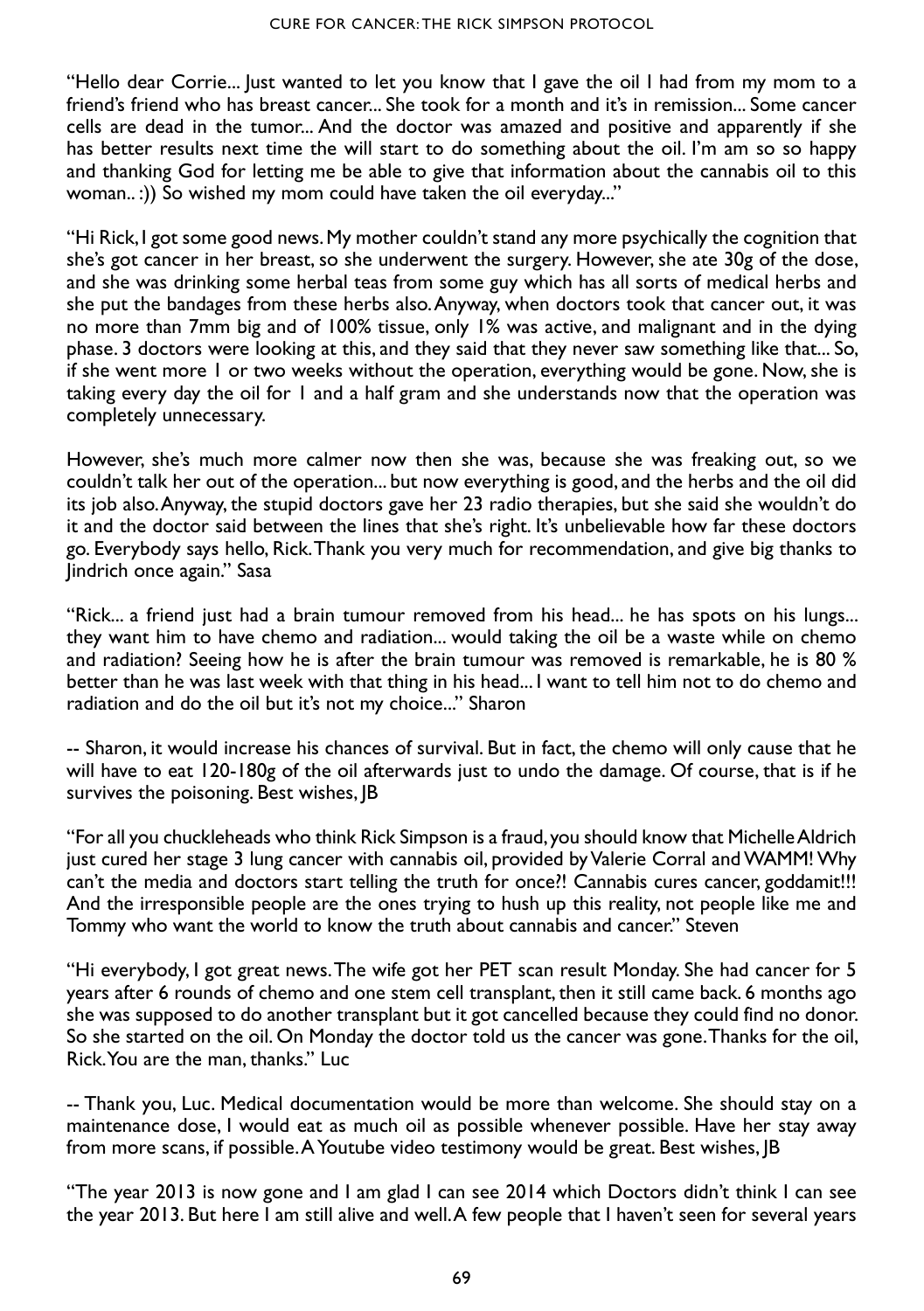"Hello dear Corrie... Just wanted to let you know that I gave the oil I had from my mom to a friend's friend who has breast cancer... She took for a month and it's in remission... Some cancer cells are dead in the tumor... And the doctor was amazed and positive and apparently if she has better results next time the will start to do something about the oil. I'm am so so happy and thanking God for letting me be able to give that information about the cannabis oil to this woman.. :)) So wished my mom could have taken the oil everyday..."

"Hi Rick, I got some good news. My mother couldn't stand any more psychically the cognition that she's got cancer in her breast, so she underwent the surgery. However, she ate 30g of the dose, and she was drinking some herbal teas from some guy which has all sorts of medical herbs and she put the bandages from these herbs also. Anyway, when doctors took that cancer out, it was no more than 7mm big and of 100% tissue, only 1% was active, and malignant and in the dying phase. 3 doctors were looking at this, and they said that they never saw something like that... So, if she went more 1 or two weeks without the operation, everything would be gone. Now, she is taking every day the oil for 1 and a half gram and she understands now that the operation was completely unnecessary.

However, she's much more calmer now then she was, because she was freaking out, so we couldn't talk her out of the operation... but now everything is good, and the herbs and the oil did its job also. Anyway, the stupid doctors gave her 23 radio therapies, but she said she wouldn't do it and the doctor said between the lines that she's right. It's unbelievable how far these doctors go. Everybody says hello, Rick. Thank you very much for recommendation, and give big thanks to Jindrich once again." Sasa

"Rick... a friend just had a brain tumour removed from his head... he has spots on his lungs... they want him to have chemo and radiation... would taking the oil be a waste while on chemo and radiation? Seeing how he is after the brain tumour was removed is remarkable, he is 80 % better than he was last week with that thing in his head... I want to tell him not to do chemo and radiation and do the oil but it's not my choice..." Sharon

-- Sharon, it would increase his chances of survival. But in fact, the chemo will only cause that he will have to eat 120-180g of the oil afterwards just to undo the damage. Of course, that is if he survives the poisoning. Best wishes, JB

"For all you chuckleheads who think Rick Simpson is a fraud, you should know that Michelle Aldrich just cured her stage 3 lung cancer with cannabis oil, provided by Valerie Corral and WAMM! Why can't the media and doctors start telling the truth for once?! Cannabis cures cancer, goddamit!!! And the irresponsible people are the ones trying to hush up this reality, not people like me and Tommy who want the world to know the truth about cannabis and cancer." Steven

"Hi everybody, I got great news. The wife got her PET scan result Monday. She had cancer for 5 years after 6 rounds of chemo and one stem cell transplant, then it still came back. 6 months ago she was supposed to do another transplant but it got cancelled because they could find no donor. So she started on the oil. On Monday the doctor told us the cancer was gone. Thanks for the oil, Rick. You are the man, thanks." Luc

-- Thank you, Luc. Medical documentation would be more than welcome. She should stay on a maintenance dose, I would eat as much oil as possible whenever possible. Have her stay away from more scans, if possible. A Youtube video testimony would be great. Best wishes, JB

"The year 2013 is now gone and I am glad I can see 2014 which Doctors didn't think I can see the year 2013. But here I am still alive and well. A few people that I haven't seen for several years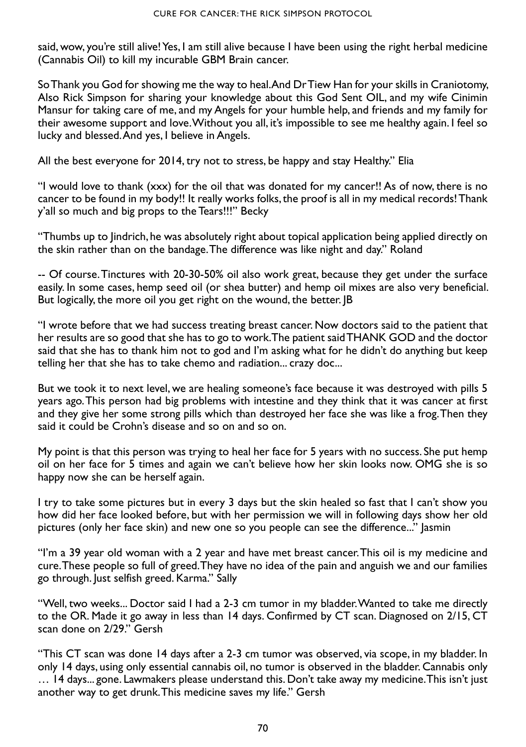said, wow, you're still alive! Yes, I am still alive because I have been using the right herbal medicine (Cannabis Oil) to kill my incurable GBM Brain cancer.

So Thank you God for showing me the way to heal. And Dr Tiew Han for your skills in Craniotomy, Also Rick Simpson for sharing your knowledge about this God Sent OIL, and my wife Cinimin Mansur for taking care of me, and my Angels for your humble help, and friends and my family for their awesome support and love. Without you all, it's impossible to see me healthy again. I feel so lucky and blessed. And yes, I believe in Angels.

All the best everyone for 2014, try not to stress, be happy and stay Healthy." Elia

"I would love to thank (xxx) for the oil that was donated for my cancer!! As of now, there is no cancer to be found in my body!! It really works folks, the proof is all in my medical records! Thank y'all so much and big props to the Tears!!!" Becky

"Thumbs up to Jindrich, he was absolutely right about topical application being applied directly on the skin rather than on the bandage. The difference was like night and day." Roland

-- Of course. Tinctures with 20-30-50% oil also work great, because they get under the surface easily. In some cases, hemp seed oil (or shea butter) and hemp oil mixes are also very beneficial. But logically, the more oil you get right on the wound, the better. JB

"I wrote before that we had success treating breast cancer. Now doctors said to the patient that her results are so good that she has to go to work. The patient said THANK GOD and the doctor said that she has to thank him not to god and I'm asking what for he didn't do anything but keep telling her that she has to take chemo and radiation... crazy doc...

But we took it to next level, we are healing someone's face because it was destroyed with pills 5 years ago. This person had big problems with intestine and they think that it was cancer at first and they give her some strong pills which than destroyed her face she was like a frog. Then they said it could be Crohn's disease and so on and so on.

My point is that this person was trying to heal her face for 5 years with no success. She put hemp oil on her face for 5 times and again we can't believe how her skin looks now. OMG she is so happy now she can be herself again.

I try to take some pictures but in every 3 days but the skin healed so fast that I can't show you how did her face looked before, but with her permission we will in following days show her old pictures (only her face skin) and new one so you people can see the difference..." Jasmin

"I'm a 39 year old woman with a 2 year and have met breast cancer. This oil is my medicine and cure. These people so full of greed. They have no idea of the pain and anguish we and our families go through. Just selfish greed. Karma." Sally

"Well, two weeks... Doctor said I had a 2-3 cm tumor in my bladder. Wanted to take me directly to the OR. Made it go away in less than 14 days. Confirmed by CT scan. Diagnosed on 2/15, CT scan done on 2/29." Gersh

"This CT scan was done 14 days after a 2-3 cm tumor was observed, via scope, in my bladder. In only 14 days, using only essential cannabis oil, no tumor is observed in the bladder. Cannabis only … 14 days... gone. Lawmakers please understand this. Don't take away my medicine. This isn't just another way to get drunk. This medicine saves my life." Gersh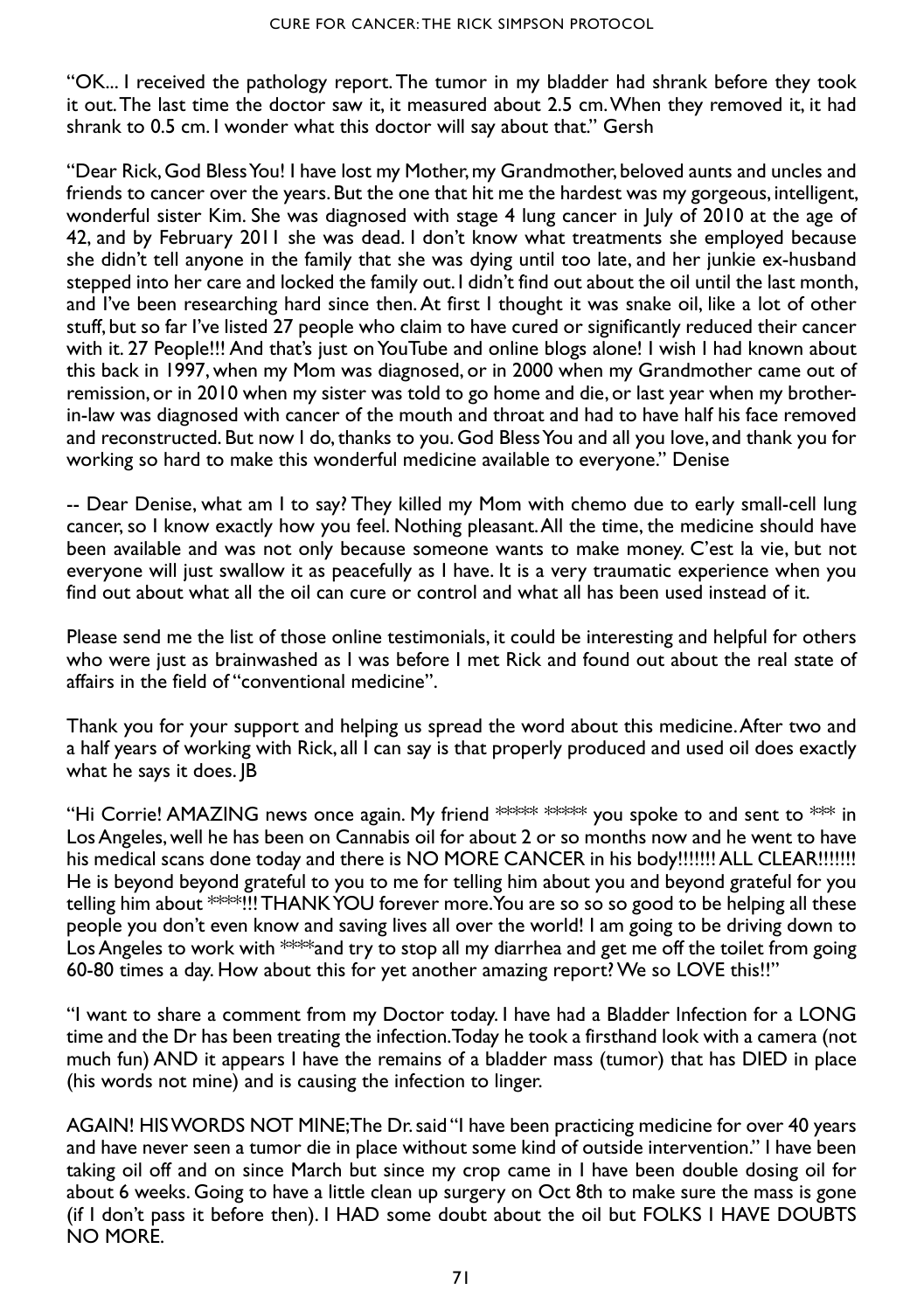"OK... I received the pathology report. The tumor in my bladder had shrank before they took it out. The last time the doctor saw it, it measured about 2.5 cm. When they removed it, it had shrank to 0.5 cm. I wonder what this doctor will say about that." Gersh

"Dear Rick, God Bless You! I have lost my Mother, my Grandmother, beloved aunts and uncles and friends to cancer over the years. But the one that hit me the hardest was my gorgeous, intelligent, wonderful sister Kim. She was diagnosed with stage 4 lung cancer in July of 2010 at the age of 42, and by February 2011 she was dead. I don't know what treatments she employed because she didn't tell anyone in the family that she was dying until too late, and her junkie ex-husband stepped into her care and locked the family out. I didn't find out about the oil until the last month, and I've been researching hard since then. At first I thought it was snake oil, like a lot of other stuff, but so far I've listed 27 people who claim to have cured or significantly reduced their cancer with it. 27 People!!! And that's just on YouTube and online blogs alone! I wish I had known about this back in 1997, when my Mom was diagnosed, or in 2000 when my Grandmother came out of remission, or in 2010 when my sister was told to go home and die, or last year when my brother-in-law was diagnosed with cancer of the mouth and throat and had to have half his face removed and reconstructed. But now I do, thanks to you. God Bless You and all you love, and thank you for working so hard to make this wonderful medicine available to everyone." Denise

-- Dear Denise, what am I to say? They killed my Mom with chemo due to early small-cell lung cancer, so I know exactly how you feel. Nothing pleasant. All the time, the medicine should have been available and was not only because someone wants to make money. C'est la vie, but not everyone will just swallow it as peacefully as I have. It is a very traumatic experience when you find out about what all the oil can cure or control and what all has been used instead of it.

Please send me the list of those online testimonials, it could be interesting and helpful for others who were just as brainwashed as I was before I met Rick and found out about the real state of affairs in the field of "conventional medicine".

Thank you for your support and helping us spread the word about this medicine. After two and a half years of working with Rick, all I can say is that properly produced and used oil does exactly what he says it does. JB

"Hi Corrie! AMAZING news once again. My friend ***** ***** you spoke to and sent to *** in Los Angeles, well he has been on Cannabis oil for about 2 or so months now and he went to have his medical scans done today and there is NO MORE CANCER in his body!!!!!!! ALL CLEAR!!!!!!! He is beyond beyond grateful to you to me for telling him about you and beyond grateful for you telling him about ***!!! THANK YOU forever more. You are so so so good to be helping all these people you don't even know and saving lives all over the world! I am going to be driving down to Los Angeles to work with ***and try to stop all my diarrhea and get me off the toilet from going 60-80 times a day. How about this for yet another amazing report? We so LOVE this!!"

"I want to share a comment from my Doctor today. I have had a Bladder Infection for a LONG time and the Dr has been treating the infection. Today he took a firsthand look with a camera (not much fun) AND it appears I have the remains of a bladder mass (tumor) that has DIED in place (his words not mine) and is causing the infection to linger.

AGAIN! HIS WORDS NOT MINE; The Dr. said "I have been practicing medicine for over 40 years and have never seen a tumor die in place without some kind of outside intervention." I have been taking oil off and on since March but since my crop came in I have been double dosing oil for about 6 weeks. Going to have a little clean up surgery on Oct 8th to make sure the mass is gone (if I don't pass it before then). I HAD some doubt about the oil but FOLKS I HAVE DOUBTS NO MORE.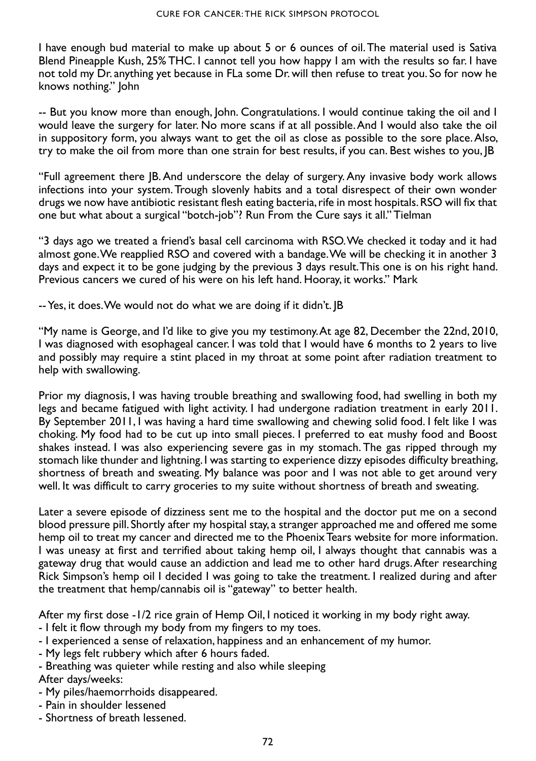I have enough bud material to make up about 5 or 6 ounces of oil. The material used is Sativa Blend Pineapple Kush, 25% THC. I cannot tell you how happy I am with the results so far. I have not told my Dr. anything yet because in FLa some Dr. will then refuse to treat you. So for now he knows nothing." John

-- But you know more than enough, John. Congratulations. I would continue taking the oil and I would leave the surgery for later. No more scans if at all possible. And I would also take the oil in suppository form, you always want to get the oil as close as possible to the sore place. Also, try to make the oil from more than one strain for best results, if you can. Best wishes to you, JB

"Full agreement there JB. And underscore the delay of surgery. Any invasive body work allows infections into your system. Trough slovenly habits and a total disrespect of their own wonder drugs we now have antibiotic resistant flesh eating bacteria, rife in most hospitals. RSO will fix that one but what about a surgical "botch-job"? Run From the Cure says it all." Tielman

"3 days ago we treated a friend's basal cell carcinoma with RSO. We checked it today and it had almost gone. We reapplied RSO and covered with a bandage. We will be checking it in another 3 days and expect it to be gone judging by the previous 3 days result. This one is on his right hand. Previous cancers we cured of his were on his left hand. Hooray, it works." Mark

-- Yes, it does. We would not do what we are doing if it didn't. JB

"My name is George, and I'd like to give you my testimony. At age 82, December the 22nd, 2010, I was diagnosed with esophageal cancer. I was told that I would have 6 months to 2 years to live and possibly may require a stint placed in my throat at some point after radiation treatment to help with swallowing.

Prior my diagnosis, I was having trouble breathing and swallowing food, had swelling in both my legs and became fatigued with light activity. I had undergone radiation treatment in early 2011. By September 2011, I was having a hard time swallowing and chewing solid food. I felt like I was choking. My food had to be cut up into small pieces. I preferred to eat mushy food and Boost shakes instead. I was also experiencing severe gas in my stomach. The gas ripped through my stomach like thunder and lightning. I was starting to experience dizzy episodes difficulty breathing, shortness of breath and sweating. My balance was poor and I was not able to get around very well. It was difficult to carry groceries to my suite without shortness of breath and sweating.

Later a severe episode of dizziness sent me to the hospital and the doctor put me on a second blood pressure pill. Shortly after my hospital stay, a stranger approached me and offered me some hemp oil to treat my cancer and directed me to the Phoenix Tears website for more information. I was uneasy at first and terrified about taking hemp oil, I always thought that cannabis was a gateway drug that would cause an addiction and lead me to other hard drugs. After researching Rick Simpson's hemp oil I decided I was going to take the treatment. I realized during and after the treatment that hemp/cannabis oil is "gateway" to better health.

After my first dose -1/2 rice grain of Hemp Oil, I noticed it working in my body right away.

- I felt it flow through my body from my fingers to my toes.
- I experienced a sense of relaxation, happiness and an enhancement of my humor.
- My legs felt rubbery which after 6 hours faded.
- Breathing was quieter while resting and also while sleeping

After days/weeks:

- My piles/haemorrhoids disappeared.
- Pain in shoulder lessened
- Shortness of breath lessened.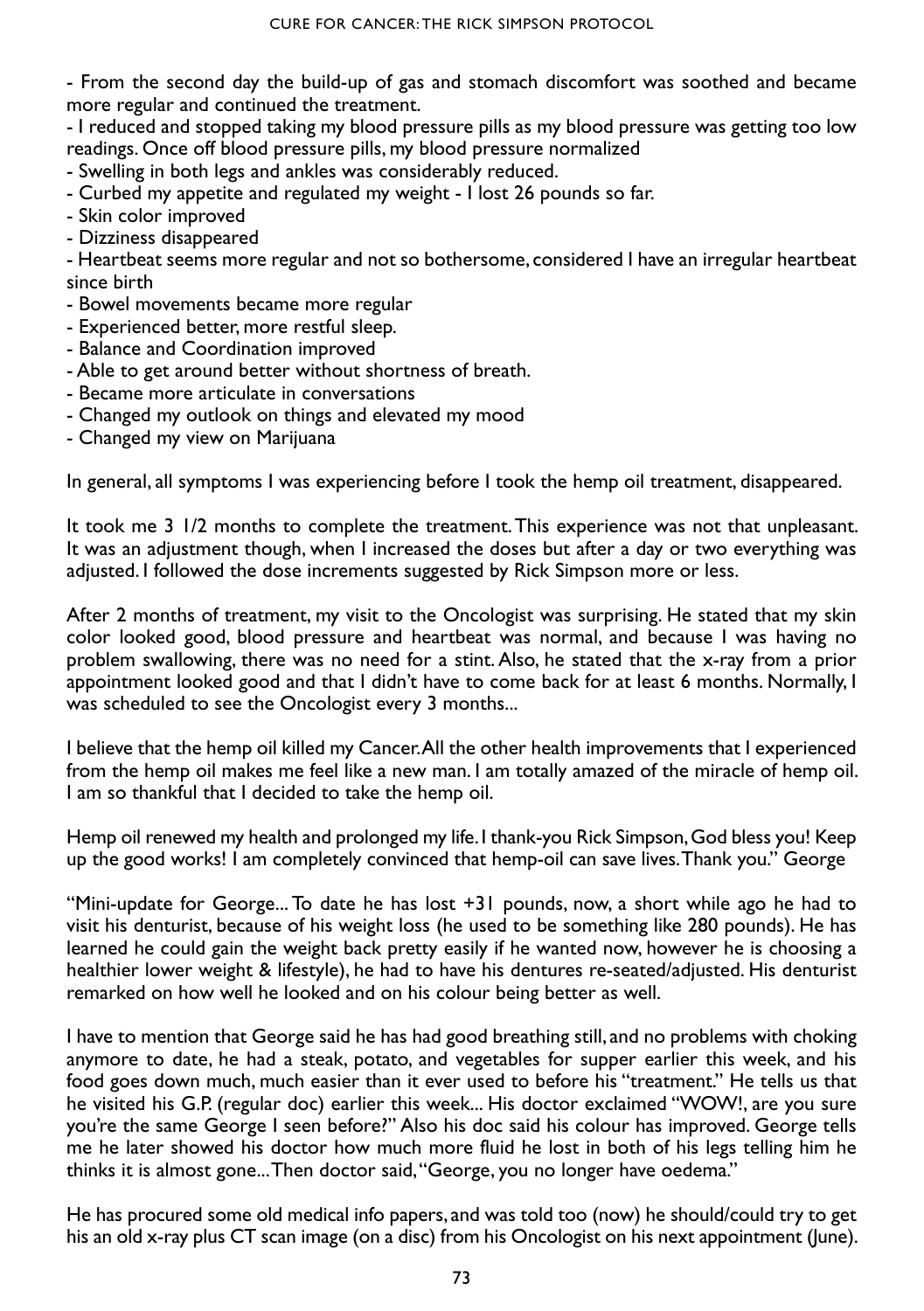- From the second day the build-up of gas and stomach discomfort was soothed and became more regular and continued the treatment.
- I reduced and stopped taking my blood pressure pills as my blood pressure was getting too low readings. Once off blood pressure pills, my blood pressure normalized
- Swelling in both legs and ankles was considerably reduced.
- Curbed my appetite and regulated my weight - I lost 26 pounds so far.
- Skin color improved
- Dizziness disappeared
- Heartbeat seems more regular and not so bothersome, considered I have an irregular heartbeat since birth
- Bowel movements became more regular
- Experienced better, more restful sleep.
- Balance and Coordination improved
- Able to get around better without shortness of breath.
- Became more articulate in conversations
- Changed my outlook on things and elevated my mood
- Changed my view on Marijuana

In general, all symptoms I was experiencing before I took the hemp oil treatment, disappeared.

It took me 3 1/2 months to complete the treatment. This experience was not that unpleasant. It was an adjustment though, when I increased the doses but after a day or two everything was adjusted. I followed the dose increments suggested by Rick Simpson more or less.

After 2 months of treatment, my visit to the Oncologist was surprising. He stated that my skin color looked good, blood pressure and heartbeat was normal, and because I was having no problem swallowing, there was no need for a stint. Also, he stated that the x-ray from a prior appointment looked good and that I didn't have to come back for at least 6 months. Normally, I was scheduled to see the Oncologist every 3 months...

I believe that the hemp oil killed my Cancer. All the other health improvements that I experienced from the hemp oil makes me feel like a new man. I am totally amazed of the miracle of hemp oil. I am so thankful that I decided to take the hemp oil.

Hemp oil renewed my health and prolonged my life. I thank-you Rick Simpson, God bless you! Keep up the good works! I am completely convinced that hemp-oil can save lives. Thank you." George

"Mini-update for George... To date he has lost +31 pounds, now, a short while ago he had to visit his denturist, because of his weight loss (he used to be something like 280 pounds). He has learned he could gain the weight back pretty easily if he wanted now, however he is choosing a healthier lower weight & lifestyle), he had to have his dentures re-seated/adjusted. His denturist remarked on how well he looked and on his colour being better as well.

I have to mention that George said he has had good breathing still, and no problems with choking anymore to date, he had a steak, potato, and vegetables for supper earlier this week, and his food goes down much, much easier than it ever used to before his "treatment." He tells us that he visited his G.P. (regular doc) earlier this week... His doctor exclaimed "WOW!, are you sure you're the same George I seen before?" Also his doc said his colour has improved. George tells me he later showed his doctor how much more fluid he lost in both of his legs telling him he thinks it is almost gone... Then doctor said, "George, you no longer have oedema."

He has procured some old medical info papers, and was told too (now) he should/could try to get his an old x-ray plus CT scan image (on a disc) from his Oncologist on his next appointment (June).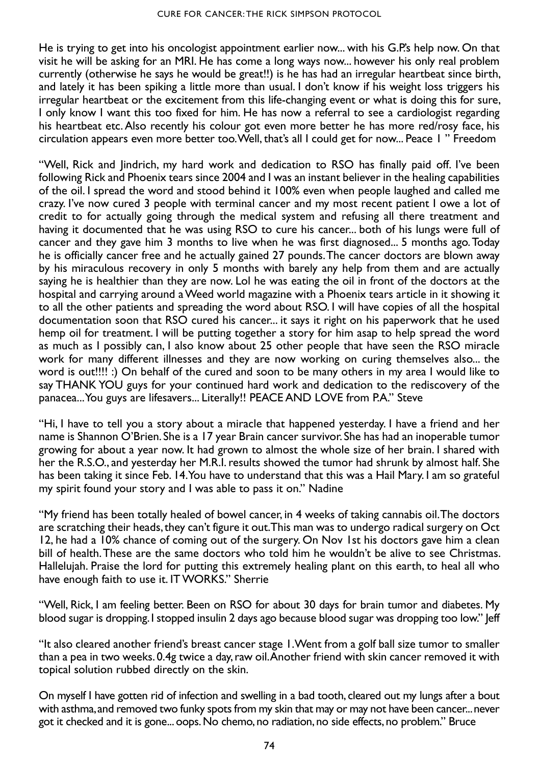He is trying to get into his oncologist appointment earlier now... with his G.P.'s help now. On that visit he will be asking for an MRI. He has come a long ways now... however his only real problem currently (otherwise he says he would be great!!) is he has had an irregular heartbeat since birth, and lately it has been spiking a little more than usual. I don't know if his weight loss triggers his irregular heartbeat or the excitement from this life-changing event or what is doing this for sure, I only know I want this too fixed for him. He has now a referral to see a cardiologist regarding his heartbeat etc. Also recently his colour got even more better he has more red/rosy face, his circulation appears even more better too. Well, that's all I could get for now... Peace 1 " Freedom

"Well, Rick and Jindrich, my hard work and dedication to RSO has finally paid off. I've been following Rick and Phoenix tears since 2004 and I was an instant believer in the healing capabilities of the oil. I spread the word and stood behind it 100% even when people laughed and called me crazy. I've now cured 3 people with terminal cancer and my most recent patient I owe a lot of credit to for actually going through the medical system and refusing all there treatment and having it documented that he was using RSO to cure his cancer... both of his lungs were full of cancer and they gave him 3 months to live when he was first diagnosed... 5 months ago. Today he is officially cancer free and he actually gained 27 pounds. The cancer doctors are blown away by his miraculous recovery in only 5 months with barely any help from them and are actually saying he is healthier than they are now. Lol he was eating the oil in front of the doctors at the hospital and carrying around a Weed world magazine with a Phoenix tears article in it showing it to all the other patients and spreading the word about RSO. I will have copies of all the hospital documentation soon that RSO cured his cancer... it says it right on his paperwork that he used hemp oil for treatment. I will be putting together a story for him asap to help spread the word as much as I possibly can, I also know about 25 other people that have seen the RSO miracle work for many different illnesses and they are now working on curing themselves also... the word is out!!!! :) On behalf of the cured and soon to be many others in my area I would like to say THANK YOU guys for your continued hard work and dedication to the rediscovery of the panacea... You guys are lifesavers... Literally!! PEACE AND LOVE from P.A." Steve

"Hi, I have to tell you a story about a miracle that happened yesterday. I have a friend and her name is Shannon O'Brien. She is a 17 year Brain cancer survivor. She has had an inoperable tumor growing for about a year now. It had grown to almost the whole size of her brain. I shared with her the R.S.O., and yesterday her M.R.I. results showed the tumor had shrunk by almost half. She has been taking it since Feb. 14. You have to understand that this was a Hail Mary. I am so grateful my spirit found your story and I was able to pass it on." Nadine

"My friend has been totally healed of bowel cancer, in 4 weeks of taking cannabis oil. The doctors are scratching their heads, they can't figure it out. This man was to undergo radical surgery on Oct 12, he had a 10% chance of coming out of the surgery. On Nov 1st his doctors gave him a clean bill of health. These are the same doctors who told him he wouldn't be alive to see Christmas. Hallelujah. Praise the lord for putting this extremely healing plant on this earth, to heal all who have enough faith to use it. IT WORKS." Sherrie

"Well, Rick, I am feeling better. Been on RSO for about 30 days for brain tumor and diabetes. My blood sugar is dropping. I stopped insulin 2 days ago because blood sugar was dropping too low." Jeff

"It also cleared another friend's breast cancer stage 1. Went from a golf ball size tumor to smaller than a pea in two weeks. 0.4g twice a day, raw oil. Another friend with skin cancer removed it with topical solution rubbed directly on the skin.

On myself I have gotten rid of infection and swelling in a bad tooth, cleared out my lungs after a bout with asthma, and removed two funky spots from my skin that may or may not have been cancer... never got it checked and it is gone... oops. No chemo, no radiation, no side effects, no problem." Bruce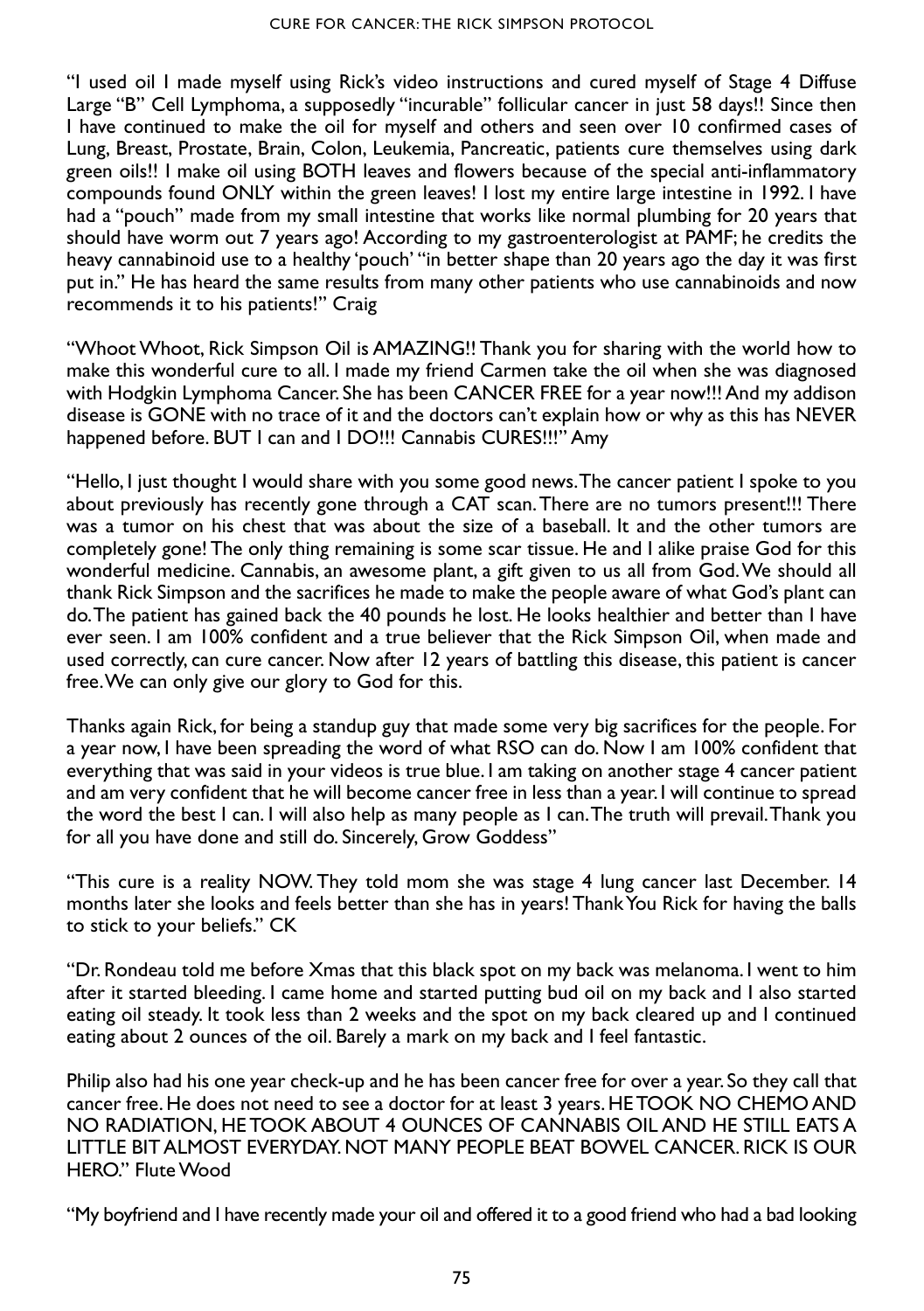"I used oil I made myself using Rick's video instructions and cured myself of Stage 4 Diffuse Large "B" Cell Lymphoma, a supposedly "incurable" follicular cancer in just 58 days!! Since then I have continued to make the oil for myself and others and seen over 10 confirmed cases of Lung, Breast, Prostate, Brain, Colon, Leukemia, Pancreatic, patients cure themselves using dark green oils!! I make oil using BOTH leaves and flowers because of the special anti-inflammatory compounds found ONLY within the green leaves! I lost my entire large intestine in 1992. I have had a "pouch" made from my small intestine that works like normal plumbing for 20 years that should have worm out 7 years ago! According to my gastroenterologist at PAMF; he credits the heavy cannabinoid use to a healthy 'pouch' "in better shape than 20 years ago the day it was first put in." He has heard the same results from many other patients who use cannabinoids and now recommends it to his patients!" Craig

"Whoot Whoot, Rick Simpson Oil is AMAZING!! Thank you for sharing with the world how to make this wonderful cure to all. I made my friend Carmen take the oil when she was diagnosed with Hodgkin Lymphoma Cancer. She has been CANCER FREE for a year now!!! And my addison disease is GONE with no trace of it and the doctors can't explain how or why as this has NEVER happened before. BUT I can and I DO!!! Cannabis CURES!!!" Amy

"Hello, I just thought I would share with you some good news. The cancer patient I spoke to you about previously has recently gone through a CAT scan. There are no tumors present!!! There was a tumor on his chest that was about the size of a baseball. It and the other tumors are completely gone! The only thing remaining is some scar tissue. He and I alike praise God for this wonderful medicine. Cannabis, an awesome plant, a gift given to us all from God. We should all thank Rick Simpson and the sacrifices he made to make the people aware of what God's plant can do. The patient has gained back the 40 pounds he lost. He looks healthier and better than I have ever seen. I am 100% confident and a true believer that the Rick Simpson Oil, when made and used correctly, can cure cancer. Now after 12 years of battling this disease, this patient is cancer free. We can only give our glory to God for this.

Thanks again Rick, for being a standup guy that made some very big sacrifices for the people. For a year now, I have been spreading the word of what RSO can do. Now I am 100% confident that everything that was said in your videos is true blue. I am taking on another stage 4 cancer patient and am very confident that he will become cancer free in less than a year. I will continue to spread the word the best I can. I will also help as many people as I can. The truth will prevail. Thank you for all you have done and still do. Sincerely, Grow Goddess"

"This cure is a reality NOW. They told mom she was stage 4 lung cancer last December. 14 months later she looks and feels better than she has in years! Thank You Rick for having the balls to stick to your beliefs." CK

"Dr. Rondeau told me before Xmas that this black spot on my back was melanoma. I went to him after it started bleeding. I came home and started putting bud oil on my back and I also started eating oil steady. It took less than 2 weeks and the spot on my back cleared up and I continued eating about 2 ounces of the oil. Barely a mark on my back and I feel fantastic.

Philip also had his one year check-up and he has been cancer free for over a year. So they call that cancer free. He does not need to see a doctor for at least 3 years. HE TOOK NO CHEMO AND NO RADIATION, HE TOOK ABOUT 4 OUNCES OF CANNABIS OIL AND HE STILL EATS A LITTLE BIT ALMOST EVERYDAY. NOT MANY PEOPLE BEAT BOWEL CANCER. RICK IS OUR HERO." Flute Wood

"My boyfriend and I have recently made your oil and offered it to a good friend who had a bad looking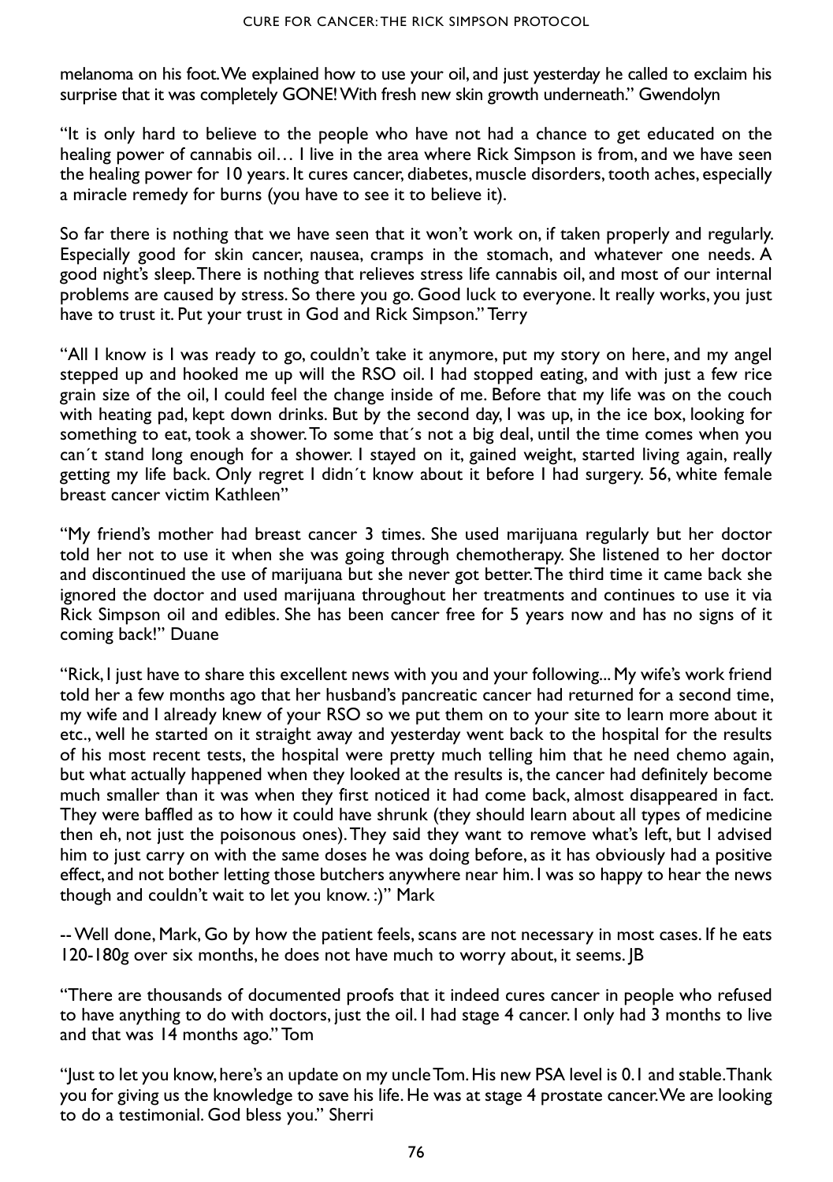melanoma on his foot. We explained how to use your oil, and just yesterday he called to exclaim his surprise that it was completely GONE! With fresh new skin growth underneath." Gwendolyn

"It is only hard to believe to the people who have not had a chance to get educated on the healing power of cannabis oil… I live in the area where Rick Simpson is from, and we have seen the healing power for 10 years. It cures cancer, diabetes, muscle disorders, tooth aches, especially a miracle remedy for burns (you have to see it to believe it).

So far there is nothing that we have seen that it won't work on, if taken properly and regularly. Especially good for skin cancer, nausea, cramps in the stomach, and whatever one needs. A good night's sleep. There is nothing that relieves stress life cannabis oil, and most of our internal problems are caused by stress. So there you go. Good luck to everyone. It really works, you just have to trust it. Put your trust in God and Rick Simpson." Terry

"All I know is I was ready to go, couldn't take it anymore, put my story on here, and my angel stepped up and hooked me up will the RSO oil. I had stopped eating, and with just a few rice grain size of the oil, I could feel the change inside of me. Before that my life was on the couch with heating pad, kept down drinks. But by the second day, I was up, in the ice box, looking for something to eat, took a shower. To some that´s not a big deal, until the time comes when you can´t stand long enough for a shower. I stayed on it, gained weight, started living again, really getting my life back. Only regret I didn´t know about it before I had surgery. 56, white female breast cancer victim Kathleen"

"My friend's mother had breast cancer 3 times. She used marijuana regularly but her doctor told her not to use it when she was going through chemotherapy. She listened to her doctor and discontinued the use of marijuana but she never got better. The third time it came back she ignored the doctor and used marijuana throughout her treatments and continues to use it via Rick Simpson oil and edibles. She has been cancer free for 5 years now and has no signs of it coming back!" Duane

"Rick, I just have to share this excellent news with you and your following... My wife's work friend told her a few months ago that her husband's pancreatic cancer had returned for a second time, my wife and I already knew of your RSO so we put them on to your site to learn more about it etc., well he started on it straight away and yesterday went back to the hospital for the results of his most recent tests, the hospital were pretty much telling him that he need chemo again, but what actually happened when they looked at the results is, the cancer had definitely become much smaller than it was when they first noticed it had come back, almost disappeared in fact. They were baffled as to how it could have shrunk (they should learn about all types of medicine then eh, not just the poisonous ones). They said they want to remove what's left, but I advised him to just carry on with the same doses he was doing before, as it has obviously had a positive effect, and not bother letting those butchers anywhere near him. I was so happy to hear the news though and couldn't wait to let you know. :)" Mark

-- Well done, Mark, Go by how the patient feels, scans are not necessary in most cases. If he eats 120-180g over six months, he does not have much to worry about, it seems. JB

"There are thousands of documented proofs that it indeed cures cancer in people who refused to have anything to do with doctors, just the oil. I had stage 4 cancer. I only had 3 months to live and that was 14 months ago." Tom

"Just to let you know, here's an update on my uncle Tom. His new PSA level is 0.1 and stable. Thank you for giving us the knowledge to save his life. He was at stage 4 prostate cancer. We are looking to do a testimonial. God bless you." Sherri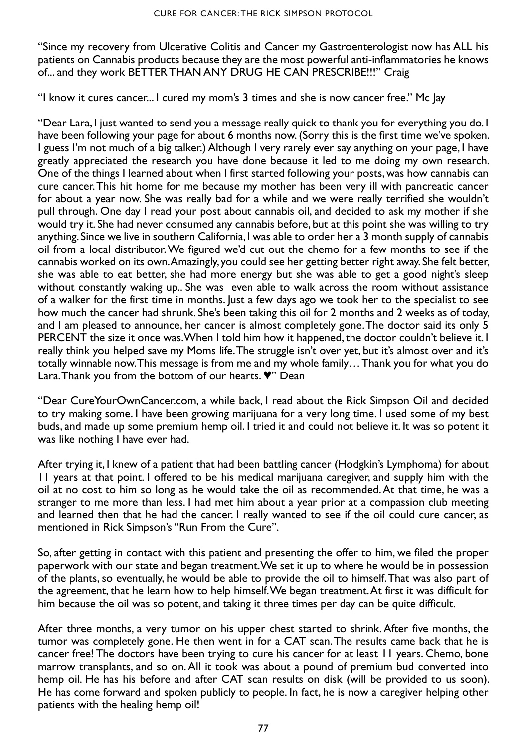"Since my recovery from Ulcerative Colitis and Cancer my Gastroenterologist now has ALL his patients on Cannabis products because they are the most powerful anti-inflammatories he knows of... and they work BETTER THAN ANY DRUG HE CAN PRESCRIBE!!!" Craig

"I know it cures cancer... I cured my mom's 3 times and she is now cancer free." Mc Jay

"Dear Lara, I just wanted to send you a message really quick to thank you for everything you do. I have been following your page for about 6 months now. (Sorry this is the first time we've spoken. I guess I'm not much of a big talker.) Although I very rarely ever say anything on your page, I have greatly appreciated the research you have done because it led to me doing my own research. One of the things I learned about when I first started following your posts, was how cannabis can cure cancer. This hit home for me because my mother has been very ill with pancreatic cancer for about a year now. She was really bad for a while and we were really terrified she wouldn't pull through. One day I read your post about cannabis oil, and decided to ask my mother if she would try it. She had never consumed any cannabis before, but at this point she was willing to try anything. Since we live in southern California, I was able to order her a 3 month supply of cannabis oil from a local distributor. We figured we'd cut out the chemo for a few months to see if the cannabis worked on its own. Amazingly, you could see her getting better right away. She felt better, she was able to eat better, she had more energy but she was able to get a good night's sleep without constantly waking up.. She was even able to walk across the room without assistance of a walker for the first time in months. Just a few days ago we took her to the specialist to see how much the cancer had shrunk. She's been taking this oil for 2 months and 2 weeks as of today, and I am pleased to announce, her cancer is almost completely gone. The doctor said its only 5 PERCENT the size it once was. When I told him how it happened, the doctor couldn't believe it. I really think you helped save my Moms life. The struggle isn't over yet, but it's almost over and it's totally winnable now. This message is from me and my whole family… Thank you for what you do Lara. Thank you from the bottom of our hearts. ♥" Dean

"Dear CureYourOwnCancer.com, a while back, I read about the Rick Simpson Oil and decided to try making some. I have been growing marijuana for a very long time. I used some of my best buds, and made up some premium hemp oil. I tried it and could not believe it. It was so potent it was like nothing I have ever had.

After trying it, I knew of a patient that had been battling cancer (Hodgkin's Lymphoma) for about 11 years at that point. I offered to be his medical marijuana caregiver, and supply him with the oil at no cost to him so long as he would take the oil as recommended. At that time, he was a stranger to me more than less. I had met him about a year prior at a compassion club meeting and learned then that he had the cancer. I really wanted to see if the oil could cure cancer, as mentioned in Rick Simpson's "Run From the Cure".

So, after getting in contact with this patient and presenting the offer to him, we filed the proper paperwork with our state and began treatment. We set it up to where he would be in possession of the plants, so eventually, he would be able to provide the oil to himself. That was also part of the agreement, that he learn how to help himself. We began treatment. At first it was difficult for him because the oil was so potent, and taking it three times per day can be quite difficult.

After three months, a very tumor on his upper chest started to shrink. After five months, the tumor was completely gone. He then went in for a CAT scan. The results came back that he is cancer free! The doctors have been trying to cure his cancer for at least 11 years. Chemo, bone marrow transplants, and so on. All it took was about a pound of premium bud converted into hemp oil. He has his before and after CAT scan results on disk (will be provided to us soon). He has come forward and spoken publicly to people. In fact, he is now a caregiver helping other patients with the healing hemp oil!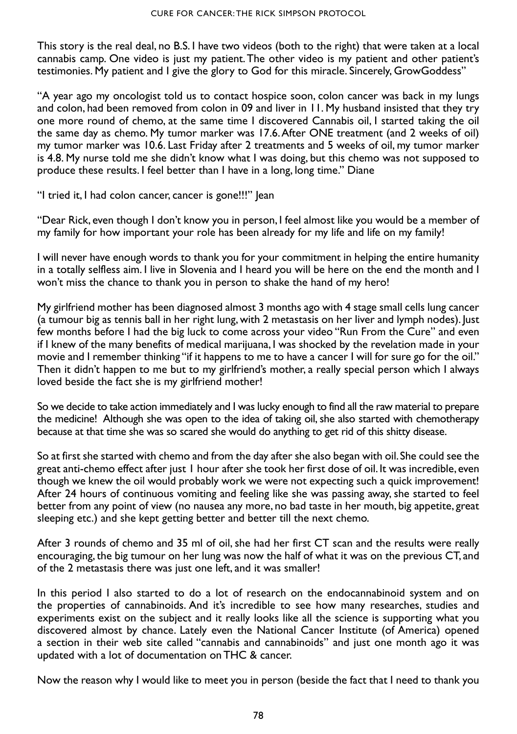This story is the real deal, no B.S. I have two videos (both to the right) that were taken at a local cannabis camp. One video is just my patient. The other video is my patient and other patient's testimonies. My patient and I give the glory to God for this miracle. Sincerely, GrowGoddess"

"A year ago my oncologist told us to contact hospice soon, colon cancer was back in my lungs and colon, had been removed from colon in 09 and liver in 11. My husband insisted that they try one more round of chemo, at the same time I discovered Cannabis oil, I started taking the oil the same day as chemo. My tumor marker was 17.6. After ONE treatment (and 2 weeks of oil) my tumor marker was 10.6. Last Friday after 2 treatments and 5 weeks of oil, my tumor marker is 4.8. My nurse told me she didn't know what I was doing, but this chemo was not supposed to produce these results. I feel better than I have in a long, long time." Diane

"I tried it, I had colon cancer, cancer is gone!!!" Jean

"Dear Rick, even though I don't know you in person, I feel almost like you would be a member of my family for how important your role has been already for my life and life on my family!

I will never have enough words to thank you for your commitment in helping the entire humanity in a totally selfless aim. I live in Slovenia and I heard you will be here on the end the month and I won't miss the chance to thank you in person to shake the hand of my hero!

My girlfriend mother has been diagnosed almost 3 months ago with 4 stage small cells lung cancer (a tumour big as tennis ball in her right lung, with 2 metastasis on her liver and lymph nodes). Just few months before I had the big luck to come across your video "Run From the Cure" and even if I knew of the many benefits of medical marijuana, I was shocked by the revelation made in your movie and I remember thinking "if it happens to me to have a cancer I will for sure go for the oil." Then it didn't happen to me but to my girlfriend's mother, a really special person which I always loved beside the fact she is my girlfriend mother!

So we decide to take action immediately and I was lucky enough to find all the raw material to prepare the medicine! Although she was open to the idea of taking oil, she also started with chemotherapy because at that time she was so scared she would do anything to get rid of this shitty disease.

So at first she started with chemo and from the day after she also began with oil. She could see the great anti-chemo effect after just 1 hour after she took her first dose of oil. It was incredible, even though we knew the oil would probably work we were not expecting such a quick improvement! After 24 hours of continuous vomiting and feeling like she was passing away, she started to feel better from any point of view (no nausea any more, no bad taste in her mouth, big appetite, great sleeping etc.) and she kept getting better and better till the next chemo.

After 3 rounds of chemo and 35 ml of oil, she had her first CT scan and the results were really encouraging, the big tumour on her lung was now the half of what it was on the previous CT, and of the 2 metastasis there was just one left, and it was smaller!

In this period I also started to do a lot of research on the endocannabinoid system and on the properties of cannabinoids. And it's incredible to see how many researches, studies and experiments exist on the subject and it really looks like all the science is supporting what you discovered almost by chance. Lately even the National Cancer Institute (of America) opened a section in their web site called "cannabis and cannabinoids" and just one month ago it was updated with a lot of documentation on THC & cancer.

Now the reason why I would like to meet you in person (beside the fact that I need to thank you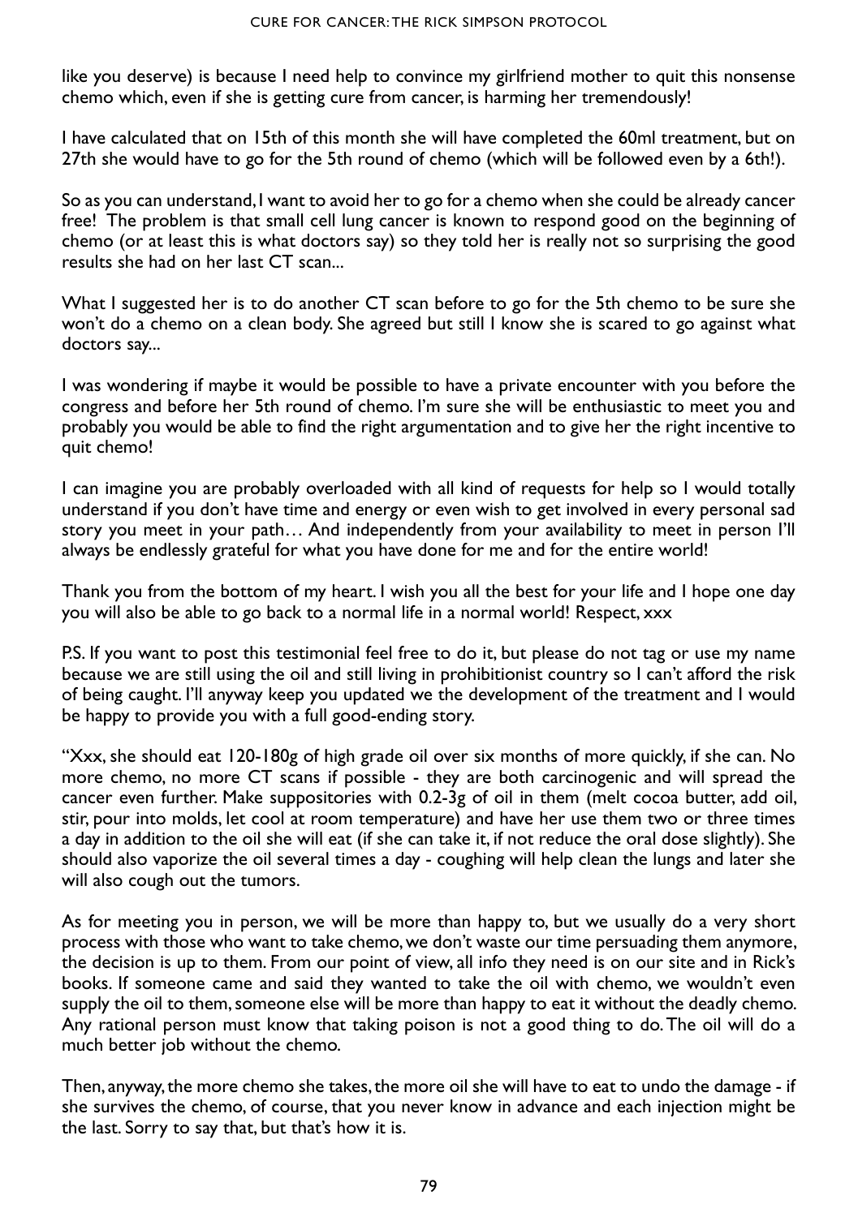like you deserve) is because I need help to convince my girlfriend mother to quit this nonsense chemo which, even if she is getting cure from cancer, is harming her tremendously!

I have calculated that on 15th of this month she will have completed the 60ml treatment, but on 27th she would have to go for the 5th round of chemo (which will be followed even by a 6th!).

So as you can understand, I want to avoid her to go for a chemo when she could be already cancer free! The problem is that small cell lung cancer is known to respond good on the beginning of chemo (or at least this is what doctors say) so they told her is really not so surprising the good results she had on her last CT scan...

What I suggested her is to do another CT scan before to go for the 5th chemo to be sure she won't do a chemo on a clean body. She agreed but still I know she is scared to go against what doctors say...

I was wondering if maybe it would be possible to have a private encounter with you before the congress and before her 5th round of chemo. I'm sure she will be enthusiastic to meet you and probably you would be able to find the right argumentation and to give her the right incentive to quit chemo!

I can imagine you are probably overloaded with all kind of requests for help so I would totally understand if you don't have time and energy or even wish to get involved in every personal sad story you meet in your path… And independently from your availability to meet in person I'll always be endlessly grateful for what you have done for me and for the entire world!

Thank you from the bottom of my heart. I wish you all the best for your life and I hope one day you will also be able to go back to a normal life in a normal world! Respect, xxx

P.S. If you want to post this testimonial feel free to do it, but please do not tag or use my name because we are still using the oil and still living in prohibitionist country so I can't afford the risk of being caught. I'll anyway keep you updated we the development of the treatment and I would be happy to provide you with a full good-ending story.

"Xxx, she should eat 120-180g of high grade oil over six months of more quickly, if she can. No more chemo, no more CT scans if possible - they are both carcinogenic and will spread the cancer even further. Make suppositories with 0.2-3g of oil in them (melt cocoa butter, add oil, stir, pour into molds, let cool at room temperature) and have her use them two or three times a day in addition to the oil she will eat (if she can take it, if not reduce the oral dose slightly). She should also vaporize the oil several times a day - coughing will help clean the lungs and later she will also cough out the tumors.

As for meeting you in person, we will be more than happy to, but we usually do a very short process with those who want to take chemo, we don't waste our time persuading them anymore, the decision is up to them. From our point of view, all info they need is on our site and in Rick's books. If someone came and said they wanted to take the oil with chemo, we wouldn't even supply the oil to them, someone else will be more than happy to eat it without the deadly chemo. Any rational person must know that taking poison is not a good thing to do. The oil will do a much better job without the chemo.

Then, anyway, the more chemo she takes, the more oil she will have to eat to undo the damage - if she survives the chemo, of course, that you never know in advance and each injection might be the last. Sorry to say that, but that's how it is.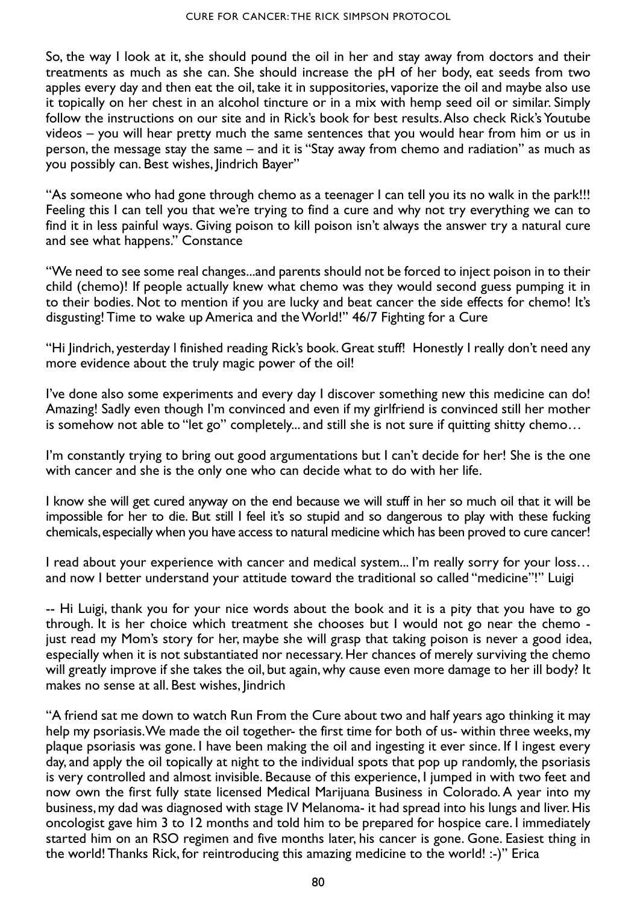So, the way I look at it, she should pound the oil in her and stay away from doctors and their treatments as much as she can. She should increase the pH of her body, eat seeds from two apples every day and then eat the oil, take it in suppositories, vaporize the oil and maybe also use it topically on her chest in an alcohol tincture or in a mix with hemp seed oil or similar. Simply follow the instructions on our site and in Rick's book for best results. Also check Rick's Youtube videos – you will hear pretty much the same sentences that you would hear from him or us in person, the message stay the same – and it is "Stay away from chemo and radiation" as much as you possibly can. Best wishes, Jindrich Bayer"

"As someone who had gone through chemo as a teenager I can tell you its no walk in the park!!! Feeling this I can tell you that we're trying to find a cure and why not try everything we can to find it in less painful ways. Giving poison to kill poison isn't always the answer try a natural cure and see what happens." Constance

"We need to see some real changes...and parents should not be forced to inject poison in to their child (chemo)! If people actually knew what chemo was they would second guess pumping it in to their bodies. Not to mention if you are lucky and beat cancer the side effects for chemo! It's disgusting! Time to wake up America and the World!" 46/7 Fighting for a Cure

"Hi Jindrich, yesterday I finished reading Rick's book. Great stuff! Honestly I really don't need any more evidence about the truly magic power of the oil!

I've done also some experiments and every day I discover something new this medicine can do! Amazing! Sadly even though I'm convinced and even if my girlfriend is convinced still her mother is somehow not able to "let go" completely... and still she is not sure if quitting shitty chemo…

I'm constantly trying to bring out good argumentations but I can't decide for her! She is the one with cancer and she is the only one who can decide what to do with her life.

I know she will get cured anyway on the end because we will stuff in her so much oil that it will be impossible for her to die. But still I feel it's so stupid and so dangerous to play with these fucking chemicals, especially when you have access to natural medicine which has been proved to cure cancer!

I read about your experience with cancer and medical system... I'm really sorry for your loss… and now I better understand your attitude toward the traditional so called "medicine"!" Luigi

-- Hi Luigi, thank you for your nice words about the book and it is a pity that you have to go through. It is her choice which treatment she chooses but I would not go near the chemo - just read my Mom's story for her, maybe she will grasp that taking poison is never a good idea, especially when it is not substantiated nor necessary. Her chances of merely surviving the chemo will greatly improve if she takes the oil, but again, why cause even more damage to her ill body? It makes no sense at all. Best wishes, Jindrich

"A friend sat me down to watch Run From the Cure about two and half years ago thinking it may help my psoriasis. We made the oil together- the first time for both of us- within three weeks, my plaque psoriasis was gone. I have been making the oil and ingesting it ever since. If I ingest every day, and apply the oil topically at night to the individual spots that pop up randomly, the psoriasis is very controlled and almost invisible. Because of this experience, I jumped in with two feet and now own the first fully state licensed Medical Marijuana Business in Colorado. A year into my business, my dad was diagnosed with stage IV Melanoma- it had spread into his lungs and liver. His oncologist gave him 3 to 12 months and told him to be prepared for hospice care. I immediately started him on an RSO regimen and five months later, his cancer is gone. Gone. Easiest thing in the world! Thanks Rick, for reintroducing this amazing medicine to the world! :-)" Erica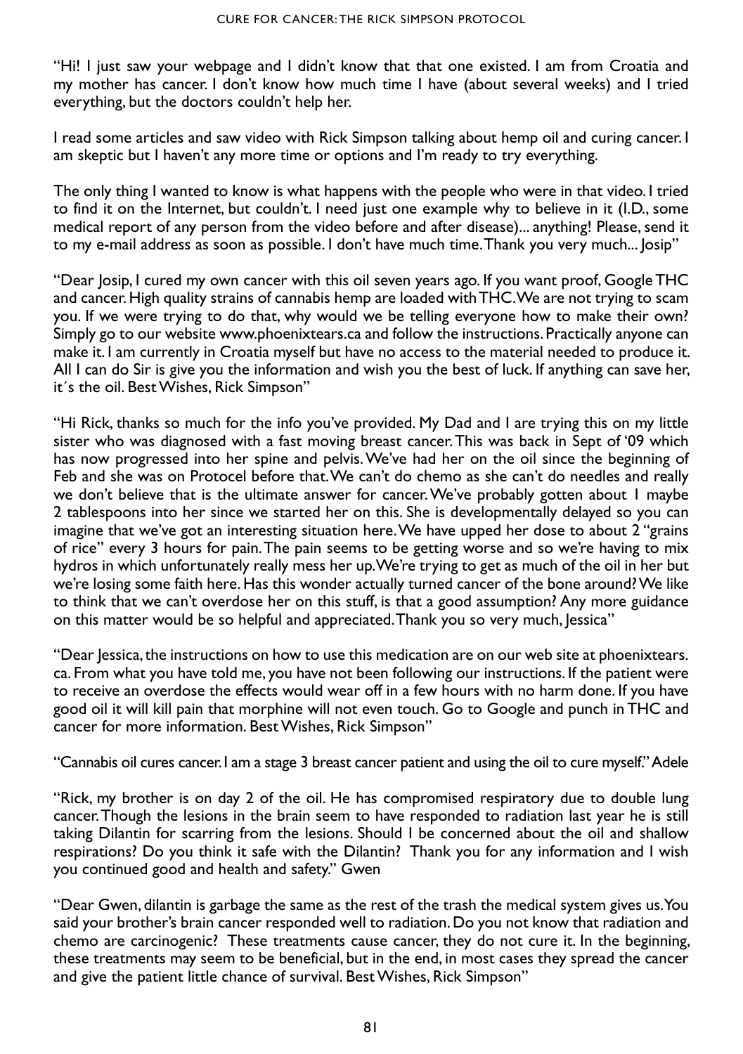"Hi! I just saw your webpage and I didn't know that that one existed. I am from Croatia and my mother has cancer. I don't know how much time I have (about several weeks) and I tried everything, but the doctors couldn't help her.

I read some articles and saw video with Rick Simpson talking about hemp oil and curing cancer. I am skeptic but I haven't any more time or options and I'm ready to try everything.

The only thing I wanted to know is what happens with the people who were in that video. I tried to find it on the Internet, but couldn't. I need just one example why to believe in it (I.D., some medical report of any person from the video before and after disease)... anything! Please, send it to my e-mail address as soon as possible. I don't have much time. Thank you very much... Josip"

"Dear Josip, I cured my own cancer with this oil seven years ago. If you want proof, Google THC and cancer. High quality strains of cannabis hemp are loaded with THC. We are not trying to scam you. If we were trying to do that, why would we be telling everyone how to make their own? Simply go to our website www.phoenixtears.ca and follow the instructions. Practically anyone can make it. I am currently in Croatia myself but have no access to the material needed to produce it. All I can do Sir is give you the information and wish you the best of luck. If anything can save her, it´s the oil. Best Wishes, Rick Simpson"

"Hi Rick, thanks so much for the info you've provided. My Dad and I are trying this on my little sister who was diagnosed with a fast moving breast cancer. This was back in Sept of '09 which has now progressed into her spine and pelvis. We've had her on the oil since the beginning of Feb and she was on Protocel before that. We can't do chemo as she can't do needles and really we don't believe that is the ultimate answer for cancer. We've probably gotten about 1 maybe 2 tablespoons into her since we started her on this. She is developmentally delayed so you can imagine that we've got an interesting situation here. We have upped her dose to about 2 "grains of rice" every 3 hours for pain. The pain seems to be getting worse and so we're having to mix hydros in which unfortunately really mess her up. We're trying to get as much of the oil in her but we're losing some faith here. Has this wonder actually turned cancer of the bone around? We like to think that we can't overdose her on this stuff, is that a good assumption? Any more guidance on this matter would be so helpful and appreciated. Thank you so very much, Jessica"

"Dear Jessica, the instructions on how to use this medication are on our web site at phoenixtears.ca. From what you have told me, you have not been following our instructions. If the patient were to receive an overdose the effects would wear off in a few hours with no harm done. If you have good oil it will kill pain that morphine will not even touch. Go to Google and punch in THC and cancer for more information. Best Wishes, Rick Simpson"

"Cannabis oil cures cancer. I am a stage 3 breast cancer patient and using the oil to cure myself." Adele

"Rick, my brother is on day 2 of the oil. He has compromised respiratory due to double lung cancer. Though the lesions in the brain seem to have responded to radiation last year he is still taking Dilantin for scarring from the lesions. Should I be concerned about the oil and shallow respirations? Do you think it safe with the Dilantin? Thank you for any information and I wish you continued good and health and safety." Gwen

"Dear Gwen, dilantin is garbage the same as the rest of the trash the medical system gives us. You said your brother's brain cancer responded well to radiation. Do you not know that radiation and chemo are carcinogenic? These treatments cause cancer, they do not cure it. In the beginning, these treatments may seem to be beneficial, but in the end, in most cases they spread the cancer and give the patient little chance of survival. Best Wishes, Rick Simpson"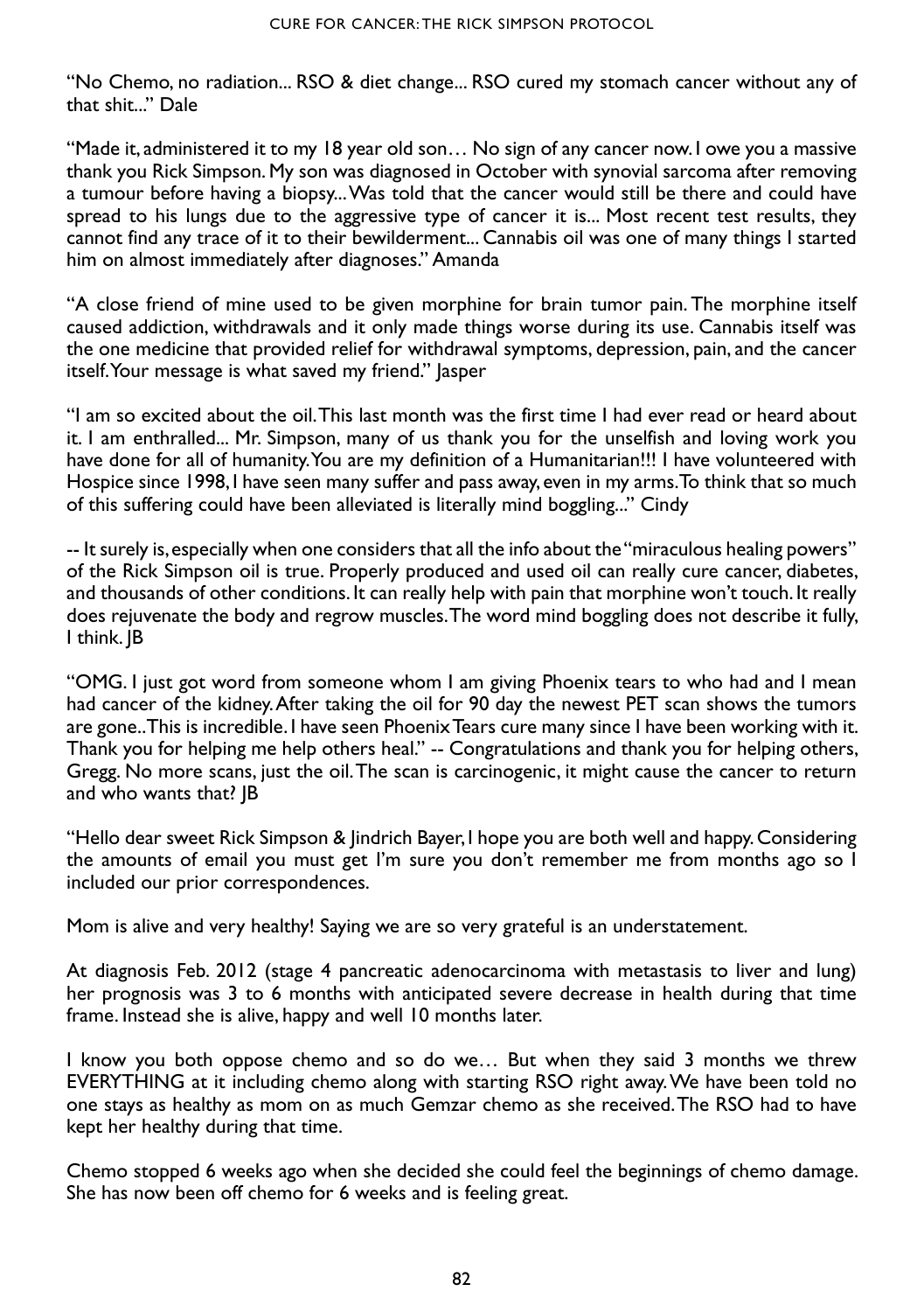"No Chemo, no radiation... RSO & diet change... RSO cured my stomach cancer without any of that shit..." Dale

"Made it, administered it to my 18 year old son… No sign of any cancer now. I owe you a massive thank you Rick Simpson. My son was diagnosed in October with synovial sarcoma after removing a tumour before having a biopsy... Was told that the cancer would still be there and could have spread to his lungs due to the aggressive type of cancer it is... Most recent test results, they cannot find any trace of it to their bewilderment... Cannabis oil was one of many things I started him on almost immediately after diagnoses." Amanda

"A close friend of mine used to be given morphine for brain tumor pain. The morphine itself caused addiction, withdrawals and it only made things worse during its use. Cannabis itself was the one medicine that provided relief for withdrawal symptoms, depression, pain, and the cancer itself. Your message is what saved my friend." Jasper

"I am so excited about the oil. This last month was the first time I had ever read or heard about it. I am enthralled... Mr. Simpson, many of us thank you for the unselfish and loving work you have done for all of humanity. You are my definition of a Humanitarian!!! I have volunteered with Hospice since 1998, I have seen many suffer and pass away, even in my arms. To think that so much of this suffering could have been alleviated is literally mind boggling..." Cindy

-- It surely is, especially when one considers that all the info about the "miraculous healing powers" of the Rick Simpson oil is true. Properly produced and used oil can really cure cancer, diabetes, and thousands of other conditions. It can really help with pain that morphine won't touch. It really does rejuvenate the body and regrow muscles. The word mind boggling does not describe it fully, I think. JB

"OMG. I just got word from someone whom I am giving Phoenix tears to who had and I mean had cancer of the kidney. After taking the oil for 90 day the newest PET scan shows the tumors are gone.. This is incredible. I have seen Phoenix Tears cure many since I have been working with it. Thank you for helping me help others heal." -- Congratulations and thank you for helping others, Gregg. No more scans, just the oil. The scan is carcinogenic, it might cause the cancer to return and who wants that? JB

"Hello dear sweet Rick Simpson & Jindrich Bayer, I hope you are both well and happy. Considering the amounts of email you must get I'm sure you don't remember me from months ago so I included our prior correspondences.

Mom is alive and very healthy! Saying we are so very grateful is an understatement.

At diagnosis Feb. 2012 (stage 4 pancreatic adenocarcinoma with metastasis to liver and lung) her prognosis was 3 to 6 months with anticipated severe decrease in health during that time frame. Instead she is alive, happy and well 10 months later.

I know you both oppose chemo and so do we… But when they said 3 months we threw EVERYTHING at it including chemo along with starting RSO right away. We have been told no one stays as healthy as mom on as much Gemzar chemo as she received. The RSO had to have kept her healthy during that time.

Chemo stopped 6 weeks ago when she decided she could feel the beginnings of chemo damage. She has now been off chemo for 6 weeks and is feeling great.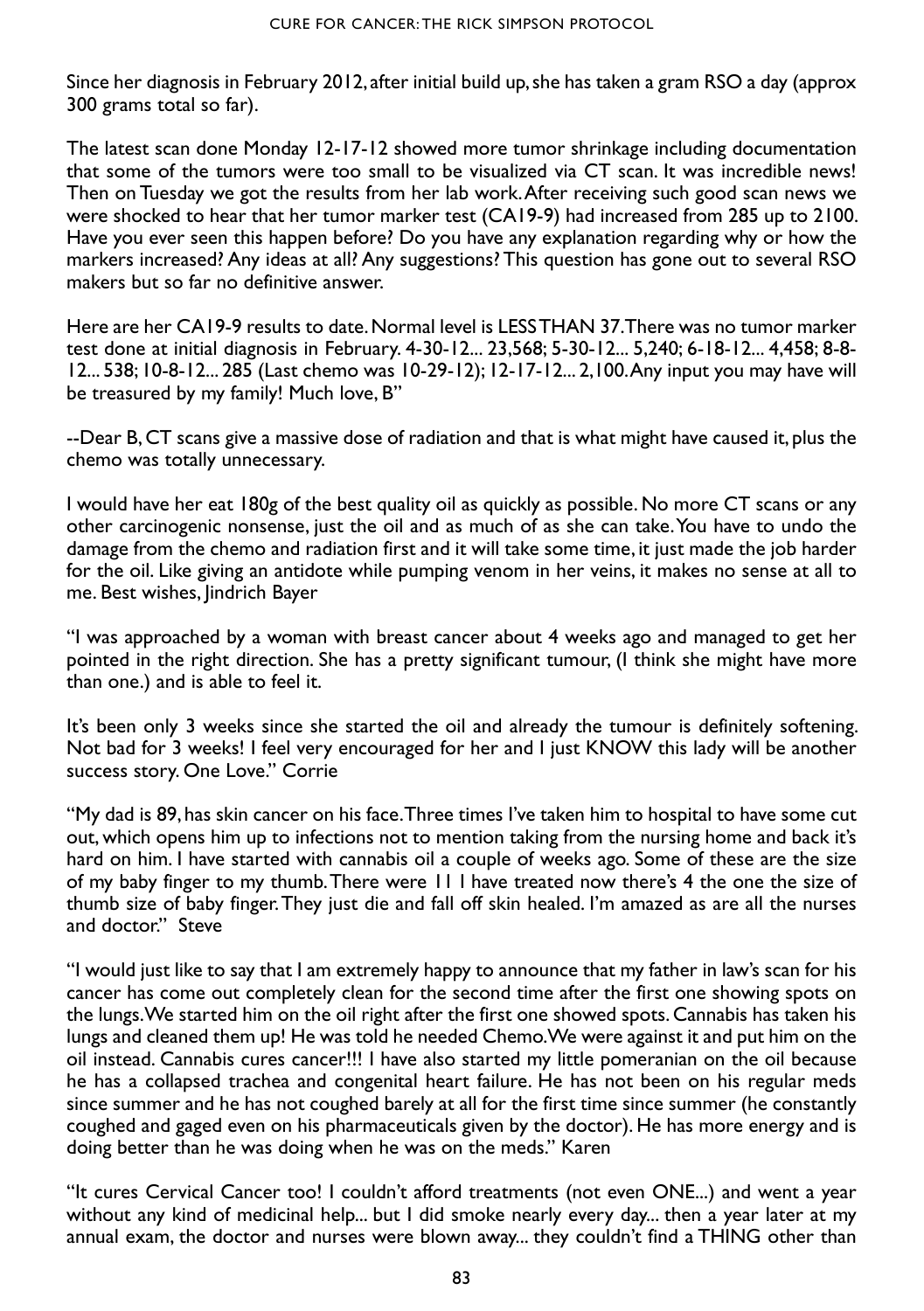Since her diagnosis in February 2012, after initial build up, she has taken a gram RSO a day (approx 300 grams total so far).

The latest scan done Monday 12-17-12 showed more tumor shrinkage including documentation that some of the tumors were too small to be visualized via CT scan. It was incredible news! Then on Tuesday we got the results from her lab work. After receiving such good scan news we were shocked to hear that her tumor marker test (CA19-9) had increased from 285 up to 2100. Have you ever seen this happen before? Do you have any explanation regarding why or how the markers increased? Any ideas at all? Any suggestions? This question has gone out to several RSO makers but so far no definitive answer.

Here are her CA19-9 results to date. Normal level is LESS THAN 37. There was no tumor marker test done at initial diagnosis in February. 4-30-12... 23,568; 5-30-12... 5,240; 6-18-12... 4,458; 8-8-12... 538; 10-8-12... 285 (Last chemo was 10-29-12); 12-17-12... 2,100. Any input you may have will be treasured by my family! Much love, B"

--Dear B, CT scans give a massive dose of radiation and that is what might have caused it, plus the chemo was totally unnecessary.

I would have her eat 180g of the best quality oil as quickly as possible. No more CT scans or any other carcinogenic nonsense, just the oil and as much of as she can take. You have to undo the damage from the chemo and radiation first and it will take some time, it just made the job harder for the oil. Like giving an antidote while pumping venom in her veins, it makes no sense at all to me. Best wishes, Jindrich Bayer

"I was approached by a woman with breast cancer about 4 weeks ago and managed to get her pointed in the right direction. She has a pretty significant tumour, (I think she might have more than one.) and is able to feel it.

It's been only 3 weeks since she started the oil and already the tumour is definitely softening. Not bad for 3 weeks! I feel very encouraged for her and I just KNOW this lady will be another success story. One Love." Corrie

"My dad is 89, has skin cancer on his face. Three times I've taken him to hospital to have some cut out, which opens him up to infections not to mention taking from the nursing home and back it's hard on him. I have started with cannabis oil a couple of weeks ago. Some of these are the size of my baby finger to my thumb. There were 11 I have treated now there's 4 the one the size of thumb size of baby finger. They just die and fall off skin healed. I'm amazed as are all the nurses and doctor." Steve

"I would just like to say that I am extremely happy to announce that my father in law's scan for his cancer has come out completely clean for the second time after the first one showing spots on the lungs. We started him on the oil right after the first one showed spots. Cannabis has taken his lungs and cleaned them up! He was told he needed Chemo. We were against it and put him on the oil instead. Cannabis cures cancer!!! I have also started my little pomeranian on the oil because he has a collapsed trachea and congenital heart failure. He has not been on his regular meds since summer and he has not coughed barely at all for the first time since summer (he constantly coughed and gaged even on his pharmaceuticals given by the doctor). He has more energy and is doing better than he was doing when he was on the meds." Karen

"It cures Cervical Cancer too! I couldn't afford treatments (not even ONE...) and went a year without any kind of medicinal help... but I did smoke nearly every day... then a year later at my annual exam, the doctor and nurses were blown away... they couldn't find a THING other than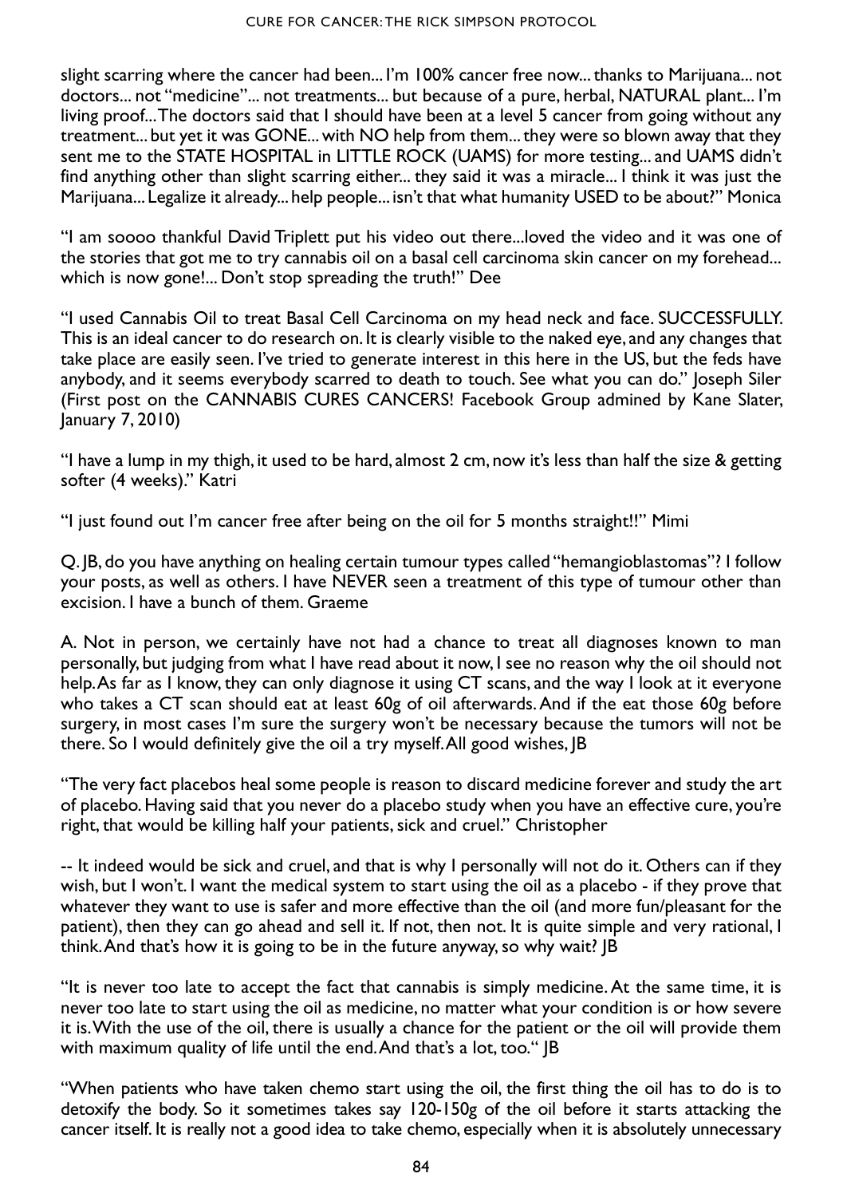slight scarring where the cancer had been... I'm 100% cancer free now... thanks to Marijuana... not doctors... not "medicine"... not treatments... but because of a pure, herbal, NATURAL plant... I'm living proof... The doctors said that I should have been at a level 5 cancer from going without any treatment... but yet it was GONE... with NO help from them... they were so blown away that they sent me to the STATE HOSPITAL in LITTLE ROCK (UAMS) for more testing... and UAMS didn't find anything other than slight scarring either... they said it was a miracle... I think it was just the Marijuana... Legalize it already... help people... isn't that what humanity USED to be about?" Monica

"I am soooo thankful David Triplett put his video out there...loved the video and it was one of the stories that got me to try cannabis oil on a basal cell carcinoma skin cancer on my forehead... which is now gone!... Don't stop spreading the truth!" Dee

"I used Cannabis Oil to treat Basal Cell Carcinoma on my head neck and face. SUCCESSFULLY. This is an ideal cancer to do research on. It is clearly visible to the naked eye, and any changes that take place are easily seen. I've tried to generate interest in this here in the US, but the feds have anybody, and it seems everybody scarred to death to touch. See what you can do." Joseph Siler (First post on the CANNABIS CURES CANCERS! Facebook Group admined by Kane Slater, January 7, 2010)

"I have a lump in my thigh, it used to be hard, almost 2 cm, now it's less than half the size & getting softer (4 weeks)." Katri

"I just found out I'm cancer free after being on the oil for 5 months straight!!" Mimi

Q. JB, do you have anything on healing certain tumour types called "hemangioblastomas"? I follow your posts, as well as others. I have NEVER seen a treatment of this type of tumour other than excision. I have a bunch of them. Graeme

A. Not in person, we certainly have not had a chance to treat all diagnoses known to man personally, but judging from what I have read about it now, I see no reason why the oil should not help. As far as I know, they can only diagnose it using CT scans, and the way I look at it everyone who takes a CT scan should eat at least 60g of oil afterwards. And if the eat those 60g before surgery, in most cases I'm sure the surgery won't be necessary because the tumors will not be there. So I would definitely give the oil a try myself. All good wishes, JB

"The very fact placebos heal some people is reason to discard medicine forever and study the art of placebo. Having said that you never do a placebo study when you have an effective cure, you're right, that would be killing half your patients, sick and cruel." Christopher

-- It indeed would be sick and cruel, and that is why I personally will not do it. Others can if they wish, but I won't. I want the medical system to start using the oil as a placebo - if they prove that whatever they want to use is safer and more effective than the oil (and more fun/pleasant for the patient), then they can go ahead and sell it. If not, then not. It is quite simple and very rational, I think. And that's how it is going to be in the future anyway, so why wait? JB

"It is never too late to accept the fact that cannabis is simply medicine. At the same time, it is never too late to start using the oil as medicine, no matter what your condition is or how severe it is. With the use of the oil, there is usually a chance for the patient or the oil will provide them with maximum quality of life until the end. And that's a lot, too." JB

"When patients who have taken chemo start using the oil, the first thing the oil has to do is to detoxify the body. So it sometimes takes say 120-150g of the oil before it starts attacking the cancer itself. It is really not a good idea to take chemo, especially when it is absolutely unnecessary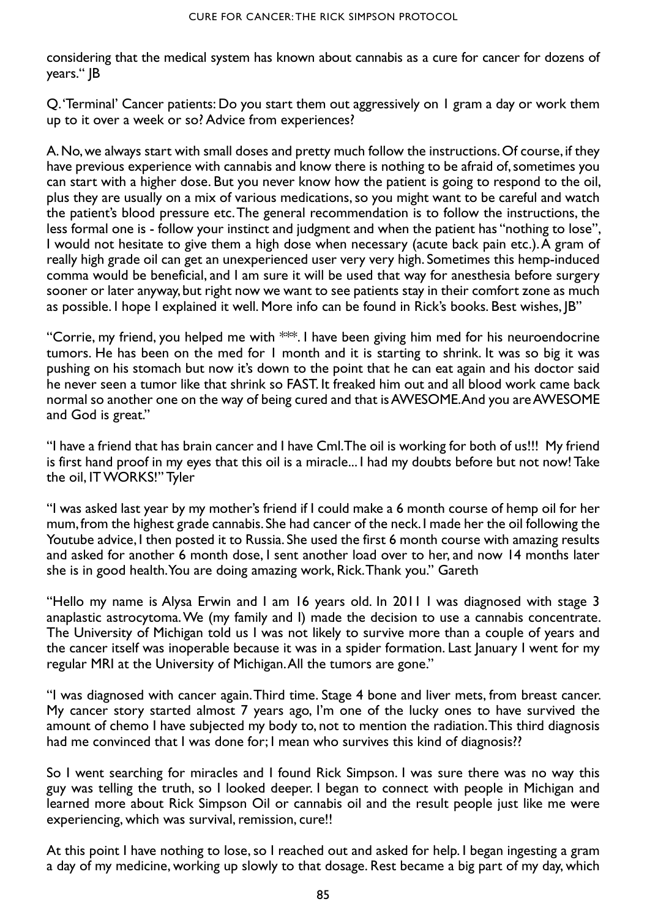considering that the medical system has known about cannabis as a cure for cancer for dozens of years." JB

Q. 'Terminal' Cancer patients: Do you start them out aggressively on 1 gram a day or work them up to it over a week or so? Advice from experiences?

A. No, we always start with small doses and pretty much follow the instructions. Of course, if they have previous experience with cannabis and know there is nothing to be afraid of, sometimes you can start with a higher dose. But you never know how the patient is going to respond to the oil, plus they are usually on a mix of various medications, so you might want to be careful and watch the patient's blood pressure etc. The general recommendation is to follow the instructions, the less formal one is - follow your instinct and judgment and when the patient has "nothing to lose", I would not hesitate to give them a high dose when necessary (acute back pain etc.). A gram of really high grade oil can get an unexperienced user very very high. Sometimes this hemp-induced comma would be beneficial, and I am sure it will be used that way for anesthesia before surgery sooner or later anyway, but right now we want to see patients stay in their comfort zone as much as possible. I hope I explained it well. More info can be found in Rick's books. Best wishes, JB"

"Corrie, my friend, you helped me with ***. I have been giving him med for his neuroendocrine tumors. He has been on the med for 1 month and it is starting to shrink. It was so big it was pushing on his stomach but now it's down to the point that he can eat again and his doctor said he never seen a tumor like that shrink so FAST. It freaked him out and all blood work came back normal so another one on the way of being cured and that is AWESOME. And you are AWESOME and God is great."

"I have a friend that has brain cancer and I have Cml. The oil is working for both of us!!! My friend is first hand proof in my eyes that this oil is a miracle... I had my doubts before but not now! Take the oil, IT WORKS!" Tyler

"I was asked last year by my mother's friend if I could make a 6 month course of hemp oil for her mum, from the highest grade cannabis. She had cancer of the neck. I made her the oil following the Youtube advice, I then posted it to Russia. She used the first 6 month course with amazing results and asked for another 6 month dose, I sent another load over to her, and now 14 months later she is in good health. You are doing amazing work, Rick. Thank you." Gareth

"Hello my name is Alysa Erwin and I am 16 years old. In 2011 I was diagnosed with stage 3 anaplastic astrocytoma. We (my family and I) made the decision to use a cannabis concentrate. The University of Michigan told us I was not likely to survive more than a couple of years and the cancer itself was inoperable because it was in a spider formation. Last January I went for my regular MRI at the University of Michigan. All the tumors are gone."

"I was diagnosed with cancer again. Third time. Stage 4 bone and liver mets, from breast cancer. My cancer story started almost 7 years ago, I'm one of the lucky ones to have survived the amount of chemo I have subjected my body to, not to mention the radiation. This third diagnosis had me convinced that I was done for; I mean who survives this kind of diagnosis??

So I went searching for miracles and I found Rick Simpson. I was sure there was no way this guy was telling the truth, so I looked deeper. I began to connect with people in Michigan and learned more about Rick Simpson Oil or cannabis oil and the result people just like me were experiencing, which was survival, remission, cure!!

At this point I have nothing to lose, so I reached out and asked for help. I began ingesting a gram a day of my medicine, working up slowly to that dosage. Rest became a big part of my day, which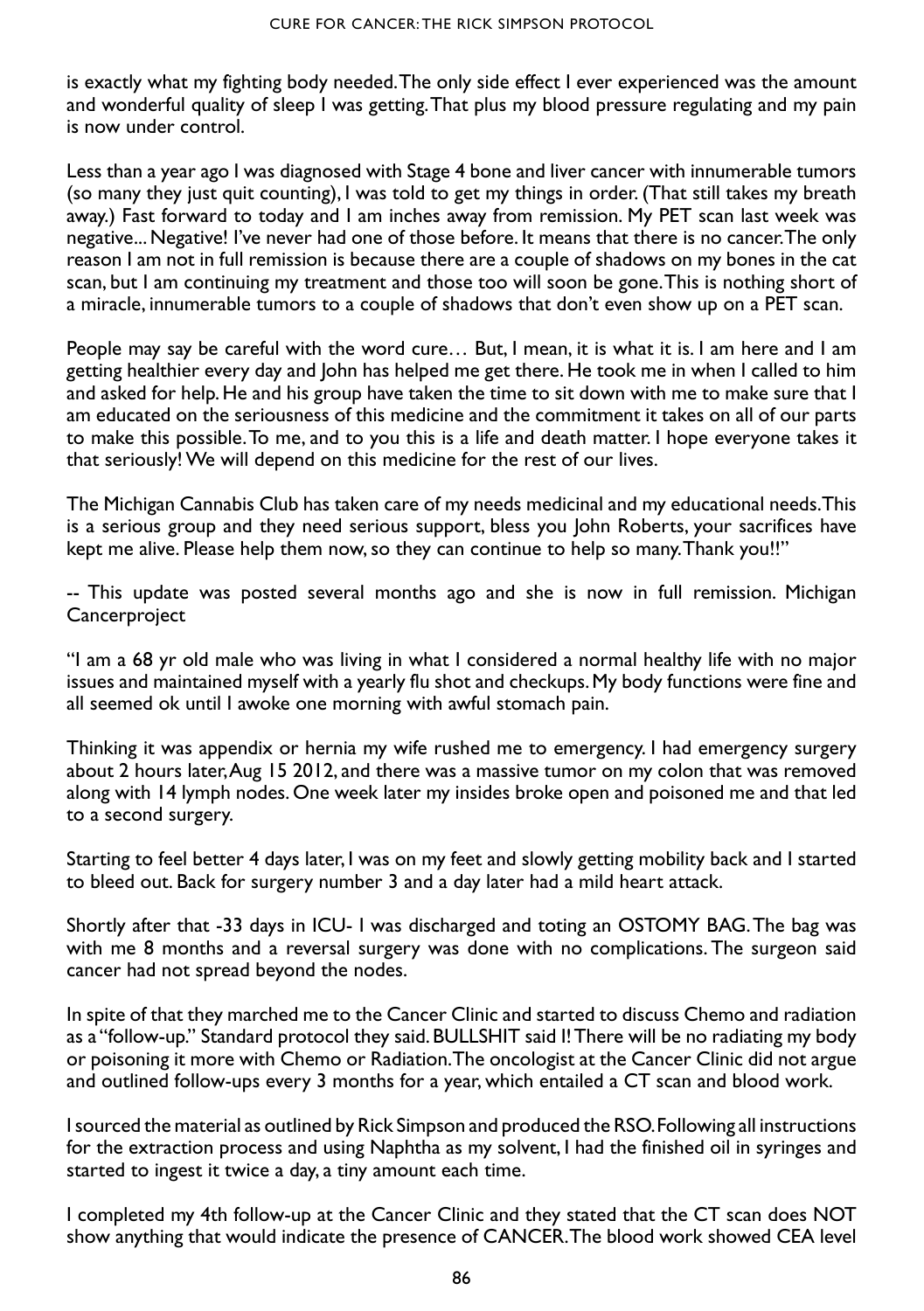is exactly what my fighting body needed. The only side effect I ever experienced was the amount and wonderful quality of sleep I was getting. That plus my blood pressure regulating and my pain is now under control.

Less than a year ago I was diagnosed with Stage 4 bone and liver cancer with innumerable tumors (so many they just quit counting), I was told to get my things in order. (That still takes my breath away.) Fast forward to today and I am inches away from remission. My PET scan last week was negative... Negative! I've never had one of those before. It means that there is no cancer. The only reason I am not in full remission is because there are a couple of shadows on my bones in the cat scan, but I am continuing my treatment and those too will soon be gone. This is nothing short of a miracle, innumerable tumors to a couple of shadows that don't even show up on a PET scan.

People may say be careful with the word cure… But, I mean, it is what it is. I am here and I am getting healthier every day and John has helped me get there. He took me in when I called to him and asked for help. He and his group have taken the time to sit down with me to make sure that I am educated on the seriousness of this medicine and the commitment it takes on all of our parts to make this possible. To me, and to you this is a life and death matter. I hope everyone takes it that seriously! We will depend on this medicine for the rest of our lives.

The Michigan Cannabis Club has taken care of my needs medicinal and my educational needs. This is a serious group and they need serious support, bless you John Roberts, your sacrifices have kept me alive. Please help them now, so they can continue to help so many. Thank you!!"

-- This update was posted several months ago and she is now in full remission. Michigan Cancerproject

"I am a 68 yr old male who was living in what I considered a normal healthy life with no major issues and maintained myself with a yearly flu shot and checkups. My body functions were fine and all seemed ok until I awoke one morning with awful stomach pain.

Thinking it was appendix or hernia my wife rushed me to emergency. I had emergency surgery about 2 hours later, Aug 15 2012, and there was a massive tumor on my colon that was removed along with 14 lymph nodes. One week later my insides broke open and poisoned me and that led to a second surgery.

Starting to feel better 4 days later, I was on my feet and slowly getting mobility back and I started to bleed out. Back for surgery number 3 and a day later had a mild heart attack.

Shortly after that -33 days in ICU- I was discharged and toting an OSTOMY BAG. The bag was with me 8 months and a reversal surgery was done with no complications. The surgeon said cancer had not spread beyond the nodes.

In spite of that they marched me to the Cancer Clinic and started to discuss Chemo and radiation as a "follow-up." Standard protocol they said. BULLSHIT said I! There will be no radiating my body or poisoning it more with Chemo or Radiation. The oncologist at the Cancer Clinic did not argue and outlined follow-ups every 3 months for a year, which entailed a CT scan and blood work.

I sourced the material as outlined by Rick Simpson and produced the RSO. Following all instructions for the extraction process and using Naphtha as my solvent, I had the finished oil in syringes and started to ingest it twice a day, a tiny amount each time.

I completed my 4th follow-up at the Cancer Clinic and they stated that the CT scan does NOT show anything that would indicate the presence of CANCER. The blood work showed CEA level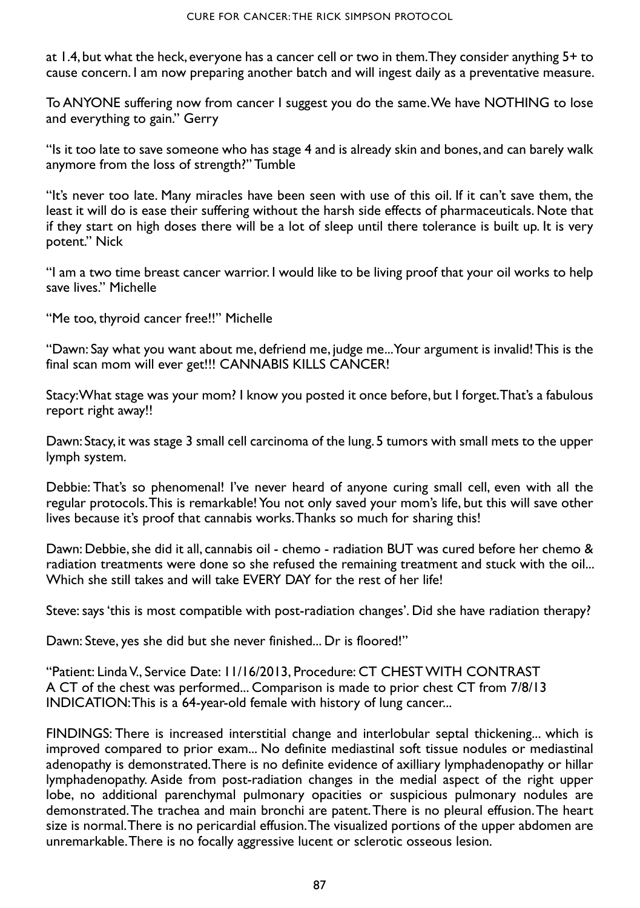at 1.4, but what the heck, everyone has a cancer cell or two in them. They consider anything 5+ to cause concern. I am now preparing another batch and will ingest daily as a preventative measure.

To ANYONE suffering now from cancer I suggest you do the same. We have NOTHING to lose and everything to gain." Gerry

"Is it too late to save someone who has stage 4 and is already skin and bones, and can barely walk anymore from the loss of strength?" Tumble

"It's never too late. Many miracles have been seen with use of this oil. If it can't save them, the least it will do is ease their suffering without the harsh side effects of pharmaceuticals. Note that if they start on high doses there will be a lot of sleep until there tolerance is built up. It is very potent." Nick

"I am a two time breast cancer warrior. I would like to be living proof that your oil works to help save lives." Michelle

"Me too, thyroid cancer free!!" Michelle

"Dawn: Say what you want about me, defriend me, judge me... Your argument is invalid! This is the final scan mom will ever get!!! CANNABIS KILLS CANCER!

Stacy: What stage was your mom? I know you posted it once before, but I forget. That's a fabulous report right away!!

Dawn: Stacy, it was stage 3 small cell carcinoma of the lung. 5 tumors with small mets to the upper lymph system.

Debbie: That's so phenomenal! I've never heard of anyone curing small cell, even with all the regular protocols. This is remarkable! You not only saved your mom's life, but this will save other lives because it's proof that cannabis works. Thanks so much for sharing this!

Dawn: Debbie, she did it all, cannabis oil - chemo - radiation BUT was cured before her chemo & radiation treatments were done so she refused the remaining treatment and stuck with the oil... Which she still takes and will take EVERY DAY for the rest of her life!

Steve: says 'this is most compatible with post-radiation changes'. Did she have radiation therapy?

Dawn: Steve, yes she did but she never finished... Dr is floored!"

"Patient: Linda V., Service Date: 11/16/2013, Procedure: CT CHEST WITH CONTRAST
A CT of the chest was performed... Comparison is made to prior chest CT from 7/8/13
INDICATION: This is a 64-year-old female with history of lung cancer...

FINDINGS: There is increased interstitial change and interlobular septal thickening... which is improved compared to prior exam... No definite mediastinal soft tissue nodules or mediastinal adenopathy is demonstrated. There is no definite evidence of axilliary lymphadenopathy or hillar lymphadenopathy. Aside from post-radiation changes in the medial aspect of the right upper lobe, no additional parenchymal pulmonary opacities or suspicious pulmonary nodules are demonstrated. The trachea and main bronchi are patent. There is no pleural effusion. The heart size is normal. There is no pericardial effusion. The visualized portions of the upper abdomen are unremarkable. There is no focally aggressive lucent or sclerotic osseous lesion.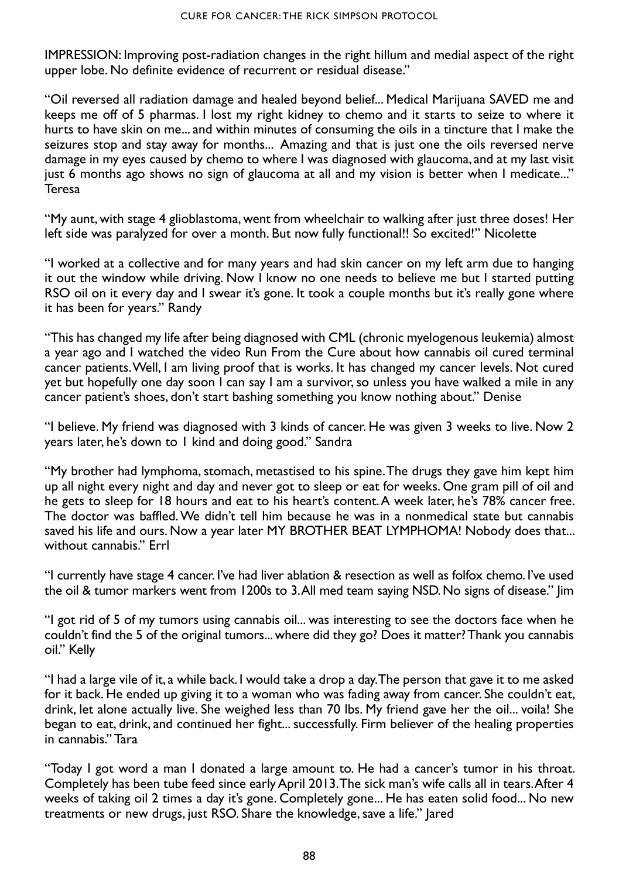IMPRESSION: Improving post-radiation changes in the right hillum and medial aspect of the right upper lobe. No definite evidence of recurrent or residual disease."

"Oil reversed all radiation damage and healed beyond belief... Medical Marijuana SAVED me and keeps me off of 5 pharmas. I lost my right kidney to chemo and it starts to seize to where it hurts to have skin on me... and within minutes of consuming the oils in a tincture that I make the seizures stop and stay away for months... Amazing and that is just one the oils reversed nerve damage in my eyes caused by chemo to where I was diagnosed with glaucoma, and at my last visit just 6 months ago shows no sign of glaucoma at all and my vision is better when I medicate..." Teresa

"My aunt, with stage 4 glioblastoma, went from wheelchair to walking after just three doses! Her left side was paralyzed for over a month. But now fully functional!! So excited!" Nicolette

"I worked at a collective and for many years and had skin cancer on my left arm due to hanging it out the window while driving. Now I know no one needs to believe me but I started putting RSO oil on it every day and I swear it's gone. It took a couple months but it's really gone where it has been for years." Randy

"This has changed my life after being diagnosed with CML (chronic myelogenous leukemia) almost a year ago and I watched the video Run From the Cure about how cannabis oil cured terminal cancer patients. Well, I am living proof that is works. It has changed my cancer levels. Not cured yet but hopefully one day soon I can say I am a survivor, so unless you have walked a mile in any cancer patient's shoes, don't start bashing something you know nothing about." Denise

"I believe. My friend was diagnosed with 3 kinds of cancer. He was given 3 weeks to live. Now 2 years later, he's down to 1 kind and doing good." Sandra

"My brother had lymphoma, stomach, metastised to his spine. The drugs they gave him kept him up all night every night and day and never got to sleep or eat for weeks. One gram pill of oil and he gets to sleep for 18 hours and eat to his heart's content. A week later, he's 78% cancer free. The doctor was baffled. We didn't tell him because he was in a nonmedical state but cannabis saved his life and ours. Now a year later MY BROTHER BEAT LYMPHOMA! Nobody does that... without cannabis." Errl

"I currently have stage 4 cancer. I've had liver ablation & resection as well as folfox chemo. I've used the oil & tumor markers went from 1200s to 3. All med team saying NSD. No signs of disease." Jim

"I got rid of 5 of my tumors using cannabis oil... was interesting to see the doctors face when he couldn't find the 5 of the original tumors... where did they go? Does it matter? Thank you cannabis oil." Kelly

"I had a large vile of it, a while back. I would take a drop a day. The person that gave it to me asked for it back. He ended up giving it to a woman who was fading away from cancer. She couldn't eat, drink, let alone actually live. She weighed less than 70 lbs. My friend gave her the oil... voila! She began to eat, drink, and continued her fight... successfully. Firm believer of the healing properties in cannabis." Tara

"Today I got word a man I donated a large amount to. He had a cancer's tumor in his throat. Completely has been tube feed since early April 2013. The sick man's wife calls all in tears. After 4 weeks of taking oil 2 times a day it's gone. Completely gone... He has eaten solid food... No new treatments or new drugs, just RSO. Share the knowledge, save a life." Jared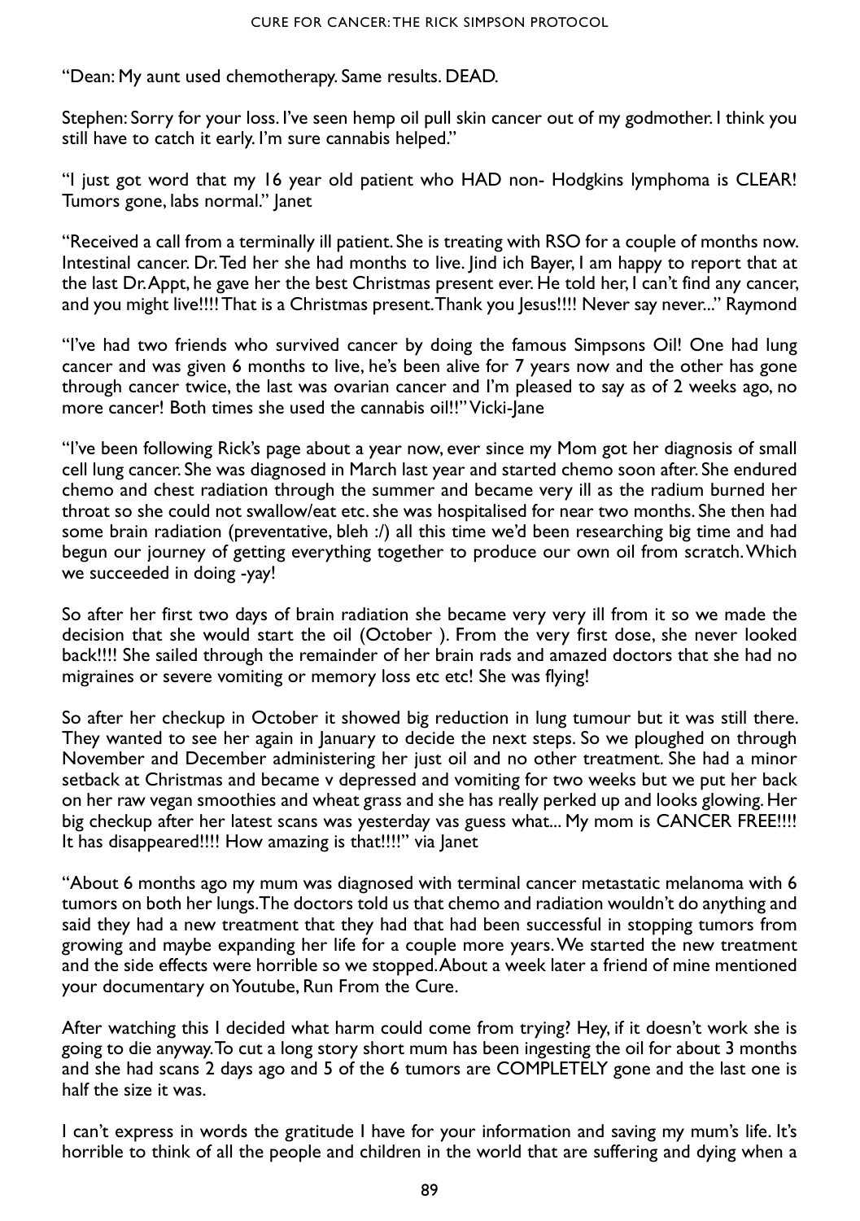"Dean: My aunt used chemotherapy. Same results. DEAD.

Stephen: Sorry for your loss. I've seen hemp oil pull skin cancer out of my godmother. I think you still have to catch it early. I'm sure cannabis helped."

"I just got word that my 16 year old patient who HAD non- Hodgkins lymphoma is CLEAR! Tumors gone, labs normal." Janet

"Received a call from a terminally ill patient. She is treating with RSO for a couple of months now. Intestinal cancer. Dr. Ted her she had months to live. Jind ich Bayer, I am happy to report that at the last Dr. Appt, he gave her the best Christmas present ever. He told her, I can't find any cancer, and you might live!!!! That is a Christmas present. Thank you Jesus!!!! Never say never..." Raymond

"I've had two friends who survived cancer by doing the famous Simpsons Oil! One had lung cancer and was given 6 months to live, he's been alive for 7 years now and the other has gone through cancer twice, the last was ovarian cancer and I'm pleased to say as of 2 weeks ago, no more cancer! Both times she used the cannabis oil!!" Vicki-Jane

"I've been following Rick's page about a year now, ever since my Mom got her diagnosis of small cell lung cancer. She was diagnosed in March last year and started chemo soon after. She endured chemo and chest radiation through the summer and became very ill as the radium burned her throat so she could not swallow/eat etc. she was hospitalised for near two months. She then had some brain radiation (preventative, bleh :/) all this time we'd been researching big time and had begun our journey of getting everything together to produce our own oil from scratch. Which we succeeded in doing -yay!

So after her first two days of brain radiation she became very very ill from it so we made the decision that she would start the oil (October ). From the very first dose, she never looked back!!!! She sailed through the remainder of her brain rads and amazed doctors that she had no migraines or severe vomiting or memory loss etc etc! She was flying!

So after her checkup in October it showed big reduction in lung tumour but it was still there. They wanted to see her again in January to decide the next steps. So we ploughed on through November and December administering her just oil and no other treatment. She had a minor setback at Christmas and became v depressed and vomiting for two weeks but we put her back on her raw vegan smoothies and wheat grass and she has really perked up and looks glowing. Her big checkup after her latest scans was yesterday vas guess what... My mom is CANCER FREE!!!! It has disappeared!!!! How amazing is that!!!!" via Janet

"About 6 months ago my mum was diagnosed with terminal cancer metastatic melanoma with 6 tumors on both her lungs. The doctors told us that chemo and radiation wouldn't do anything and said they had a new treatment that they had that had been successful in stopping tumors from growing and maybe expanding her life for a couple more years. We started the new treatment and the side effects were horrible so we stopped. About a week later a friend of mine mentioned your documentary on Youtube, Run From the Cure.

After watching this I decided what harm could come from trying? Hey, if it doesn't work she is going to die anyway. To cut a long story short mum has been ingesting the oil for about 3 months and she had scans 2 days ago and 5 of the 6 tumors are COMPLETELY gone and the last one is half the size it was.

I can't express in words the gratitude I have for your information and saving my mum's life. It's horrible to think of all the people and children in the world that are suffering and dying when a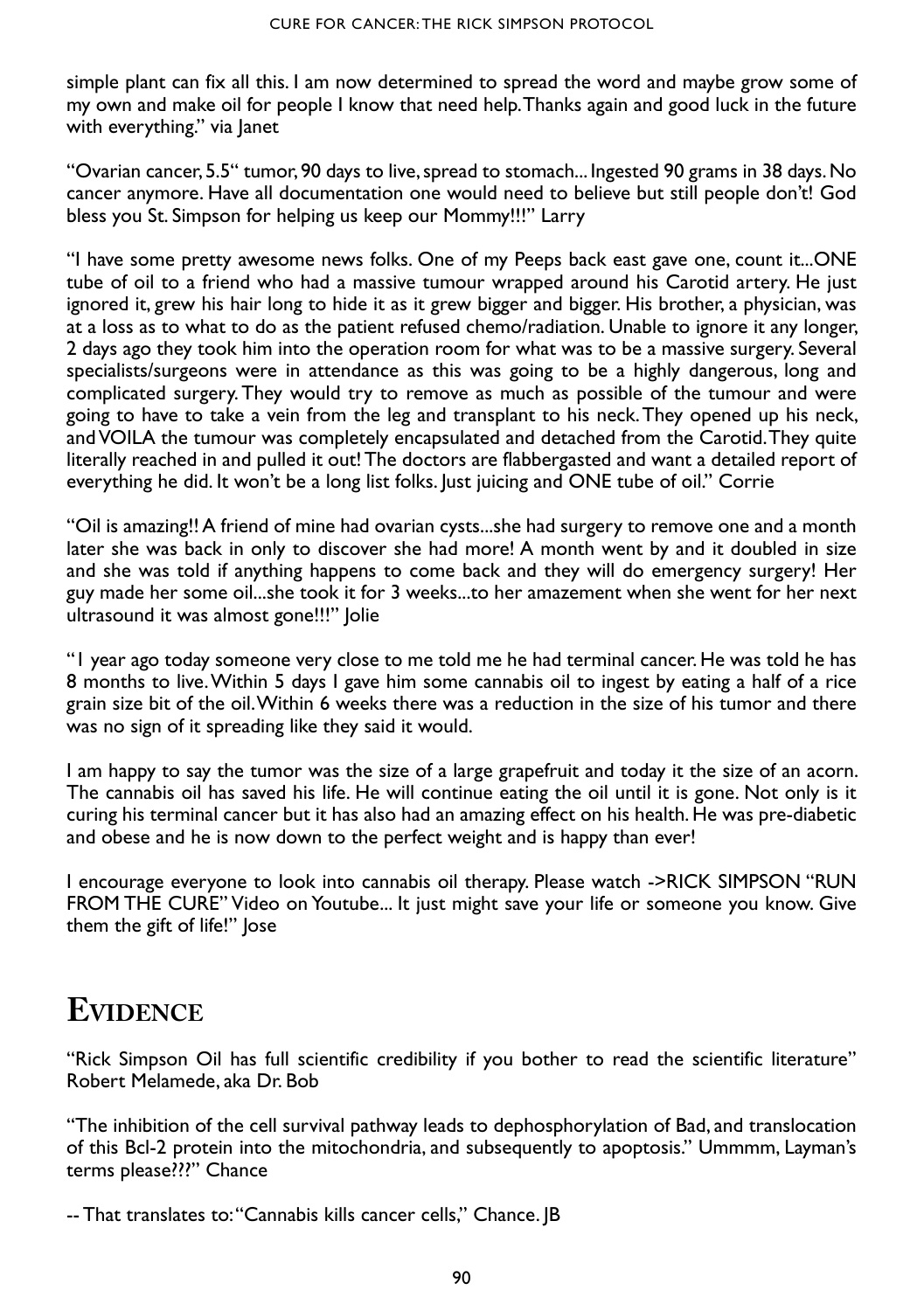simple plant can fix all this. I am now determined to spread the word and maybe grow some of my own and make oil for people I know that need help. Thanks again and good luck in the future with everything." via Janet

"Ovarian cancer, 5.5" tumor, 90 days to live, spread to stomach... Ingested 90 grams in 38 days. No cancer anymore. Have all documentation one would need to believe but still people don't! God bless you St. Simpson for helping us keep our Mommy!!!" Larry

"I have some pretty awesome news folks. One of my Peeps back east gave one, count it...ONE tube of oil to a friend who had a massive tumour wrapped around his Carotid artery. He just ignored it, grew his hair long to hide it as it grew bigger and bigger. His brother, a physician, was at a loss as to what to do as the patient refused chemo/radiation. Unable to ignore it any longer, 2 days ago they took him into the operation room for what was to be a massive surgery. Several specialists/surgeons were in attendance as this was going to be a highly dangerous, long and complicated surgery. They would try to remove as much as possible of the tumour and were going to have to take a vein from the leg and transplant to his neck. They opened up his neck, and VOILA the tumour was completely encapsulated and detached from the Carotid. They quite literally reached in and pulled it out! The doctors are flabbergasted and want a detailed report of everything he did. It won't be a long list folks. Just juicing and ONE tube of oil." Corrie

"Oil is amazing!! A friend of mine had ovarian cysts...she had surgery to remove one and a month later she was back in only to discover she had more! A month went by and it doubled in size and she was told if anything happens to come back and they will do emergency surgery! Her guy made her some oil...she took it for 3 weeks...to her amazement when she went for her next ultrasound it was almost gone!!!" Jolie

"I year ago today someone very close to me told me he had terminal cancer. He was told he has 8 months to live. Within 5 days I gave him some cannabis oil to ingest by eating a half of a rice grain size bit of the oil. Within 6 weeks there was a reduction in the size of his tumor and there was no sign of it spreading like they said it would.

I am happy to say the tumor was the size of a large grapefruit and today it the size of an acorn. The cannabis oil has saved his life. He will continue eating the oil until it is gone. Not only is it curing his terminal cancer but it has also had an amazing effect on his health. He was pre-diabetic and obese and he is now down to the perfect weight and is happy than ever!

I encourage everyone to look into cannabis oil therapy. Please watch ->RICK SIMPSON "RUN FROM THE CURE" Video on Youtube... It just might save your life or someone you know. Give them the gift of life!" Jose

# Evidence

"Rick Simpson Oil has full scientific credibility if you bother to read the scientific literature" Robert Melamede, aka Dr. Bob

"The inhibition of the cell survival pathway leads to dephosphorylation of Bad, and translocation of this Bcl-2 protein into the mitochondria, and subsequently to apoptosis." Ummmm, Layman's terms please???" Chance

-- That translates to: "Cannabis kills cancer cells," Chance. JB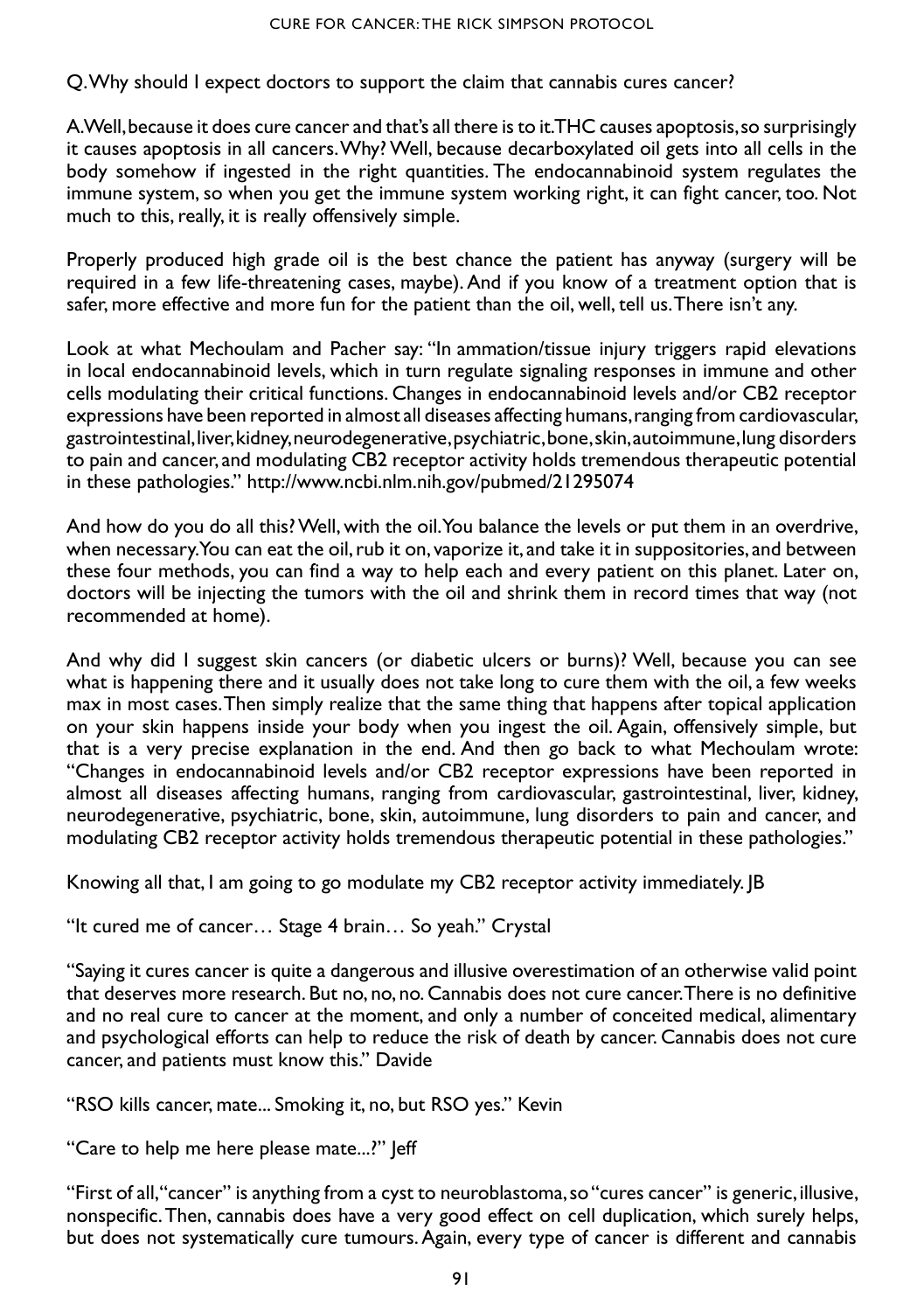Q. Why should I expect doctors to support the claim that cannabis cures cancer?

A. Well, because it does cure cancer and that's all there is to it. THC causes apoptosis, so surprisingly it causes apoptosis in all cancers. Why? Well, because decarboxylated oil gets into all cells in the body somehow if ingested in the right quantities. The endocannabinoid system regulates the immune system, so when you get the immune system working right, it can fight cancer, too. Not much to this, really, it is really offensively simple.

Properly produced high grade oil is the best chance the patient has anyway (surgery will be required in a few life-threatening cases, maybe). And if you know of a treatment option that is safer, more effective and more fun for the patient than the oil, well, tell us. There isn't any.

Look at what Mechoulam and Pacher say: "In ammation/tissue injury triggers rapid elevations in local endocannabinoid levels, which in turn regulate signaling responses in immune and other cells modulating their critical functions. Changes in endocannabinoid levels and/or CB2 receptor expressions have been reported in almost all diseases affecting humans, ranging from cardiovascular, gastrointestinal, liver, kidney, neurodegenerative, psychiatric, bone, skin, autoimmune, lung disorders to pain and cancer, and modulating CB2 receptor activity holds tremendous therapeutic potential in these pathologies." http://www.ncbi.nlm.nih.gov/pubmed/21295074

And how do you do all this? Well, with the oil. You balance the levels or put them in an overdrive, when necessary. You can eat the oil, rub it on, vaporize it, and take it in suppositories, and between these four methods, you can find a way to help each and every patient on this planet. Later on, doctors will be injecting the tumors with the oil and shrink them in record times that way (not recommended at home).

And why did I suggest skin cancers (or diabetic ulcers or burns)? Well, because you can see what is happening there and it usually does not take long to cure them with the oil, a few weeks max in most cases. Then simply realize that the same thing that happens after topical application on your skin happens inside your body when you ingest the oil. Again, offensively simple, but that is a very precise explanation in the end. And then go back to what Mechoulam wrote: "Changes in endocannabinoid levels and/or CB2 receptor expressions have been reported in almost all diseases affecting humans, ranging from cardiovascular, gastrointestinal, liver, kidney, neurodegenerative, psychiatric, bone, skin, autoimmune, lung disorders to pain and cancer, and modulating CB2 receptor activity holds tremendous therapeutic potential in these pathologies."

Knowing all that, I am going to go modulate my CB2 receptor activity immediately. JB

"It cured me of cancer… Stage 4 brain… So yeah." Crystal

"Saying it cures cancer is quite a dangerous and illusive overestimation of an otherwise valid point that deserves more research. But no, no, no. Cannabis does not cure cancer. There is no definitive and no real cure to cancer at the moment, and only a number of conceited medical, alimentary and psychological efforts can help to reduce the risk of death by cancer. Cannabis does not cure cancer, and patients must know this." Davide

"RSO kills cancer, mate... Smoking it, no, but RSO yes." Kevin

"Care to help me here please mate...?" Jeff

"First of all, "cancer" is anything from a cyst to neuroblastoma, so "cures cancer" is generic, illusive, nonspecific. Then, cannabis does have a very good effect on cell duplication, which surely helps, but does not systematically cure tumours. Again, every type of cancer is different and cannabis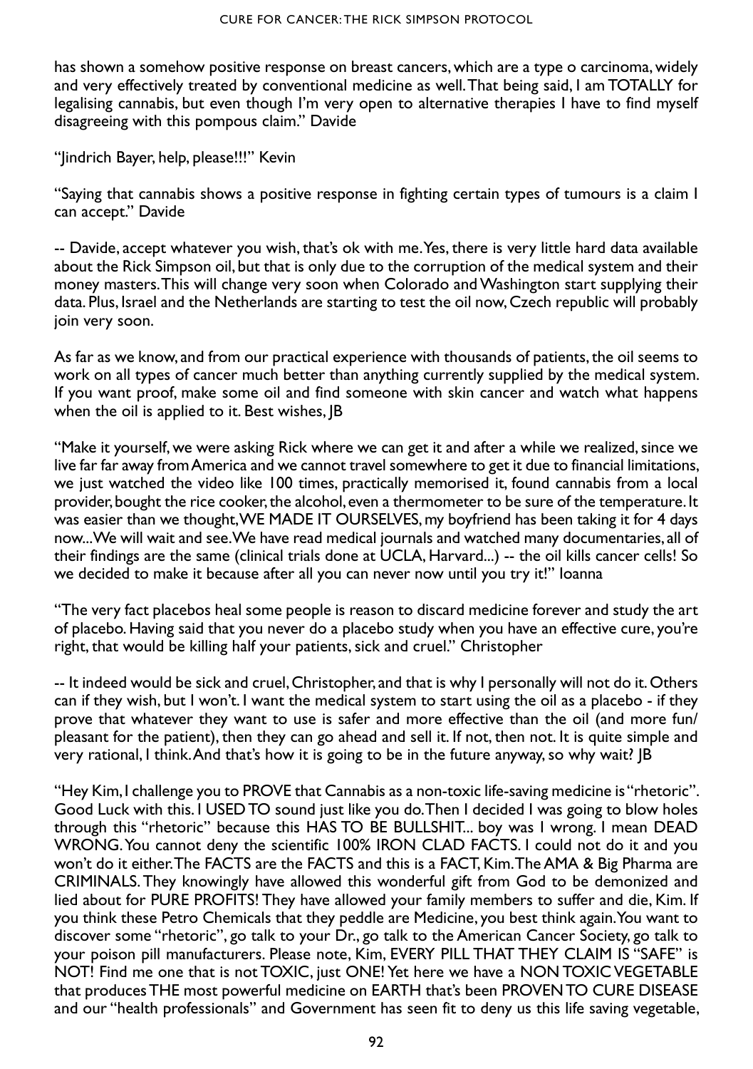has shown a somehow positive response on breast cancers, which are a type o carcinoma, widely and very effectively treated by conventional medicine as well. That being said, I am TOTALLY for legalising cannabis, but even though I'm very open to alternative therapies I have to find myself disagreeing with this pompous claim." Davide

"Jindrich Bayer, help, please!!!" Kevin

"Saying that cannabis shows a positive response in fighting certain types of tumours is a claim I can accept." Davide

-- Davide, accept whatever you wish, that's ok with me. Yes, there is very little hard data available about the Rick Simpson oil, but that is only due to the corruption of the medical system and their money masters. This will change very soon when Colorado and Washington start supplying their data. Plus, Israel and the Netherlands are starting to test the oil now, Czech republic will probably join very soon.

As far as we know, and from our practical experience with thousands of patients, the oil seems to work on all types of cancer much better than anything currently supplied by the medical system. If you want proof, make some oil and find someone with skin cancer and watch what happens when the oil is applied to it. Best wishes, JB

"Make it yourself, we were asking Rick where we can get it and after a while we realized, since we live far far away from America and we cannot travel somewhere to get it due to financial limitations, we just watched the video like 100 times, practically memorised it, found cannabis from a local provider, bought the rice cooker, the alcohol, even a thermometer to be sure of the temperature. It was easier than we thought, WE MADE IT OURSELVES, my boyfriend has been taking it for 4 days now... We will wait and see. We have read medical journals and watched many documentaries, all of their findings are the same (clinical trials done at UCLA, Harvard...) -- the oil kills cancer cells! So we decided to make it because after all you can never now until you try it!" Ioanna

"The very fact placebos heal some people is reason to discard medicine forever and study the art of placebo. Having said that you never do a placebo study when you have an effective cure, you're right, that would be killing half your patients, sick and cruel." Christopher

-- It indeed would be sick and cruel, Christopher, and that is why I personally will not do it. Others can if they wish, but I won't. I want the medical system to start using the oil as a placebo - if they prove that whatever they want to use is safer and more effective than the oil (and more fun/ pleasant for the patient), then they can go ahead and sell it. If not, then not. It is quite simple and very rational, I think. And that's how it is going to be in the future anyway, so why wait? JB

"Hey Kim, I challenge you to PROVE that Cannabis as a non-toxic life-saving medicine is "rhetoric". Good Luck with this. I USED TO sound just like you do. Then I decided I was going to blow holes through this "rhetoric" because this HAS TO BE BULLSHIT... boy was I wrong. I mean DEAD WRONG. You cannot deny the scientific 100% IRON CLAD FACTS. I could not do it and you won't do it either. The FACTS are the FACTS and this is a FACT, Kim. The AMA & Big Pharma are CRIMINALS. They knowingly have allowed this wonderful gift from God to be demonized and lied about for PURE PROFITS! They have allowed your family members to suffer and die, Kim. If you think these Petro Chemicals that they peddle are Medicine, you best think again. You want to discover some "rhetoric", go talk to your Dr., go talk to the American Cancer Society, go talk to your poison pill manufacturers. Please note, Kim, EVERY PILL THAT THEY CLAIM IS "SAFE" is NOT! Find me one that is not TOXIC, just ONE! Yet here we have a NON TOXIC VEGETABLE that produces THE most powerful medicine on EARTH that's been PROVEN TO CURE DISEASE and our "health professionals" and Government has seen fit to deny us this life saving vegetable,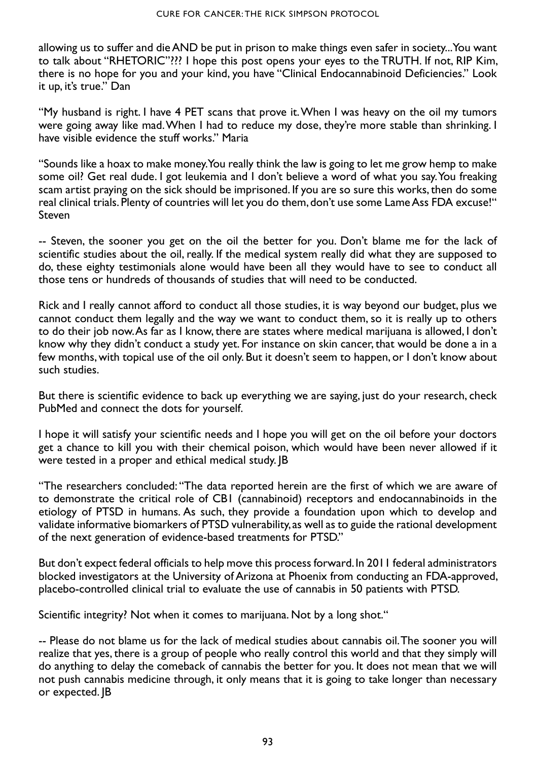allowing us to suffer and die AND be put in prison to make things even safer in society...You want to talk about "RHETORIC"??? I hope this post opens your eyes to the TRUTH. If not, RIP Kim, there is no hope for you and your kind, you have "Clinical Endocannabinoid Deficiencies." Look it up, it's true." Dan

"My husband is right. I have 4 PET scans that prove it. When I was heavy on the oil my tumors were going away like mad. When I had to reduce my dose, they're more stable than shrinking. I have visible evidence the stuff works." Maria

"Sounds like a hoax to make money. You really think the law is going to let me grow hemp to make some oil? Get real dude. I got leukemia and I don't believe a word of what you say. You freaking scam artist praying on the sick should be imprisoned. If you are so sure this works, then do some real clinical trials. Plenty of countries will let you do them, don't use some Lame Ass FDA excuse!" Steven

-- Steven, the sooner you get on the oil the better for you. Don't blame me for the lack of scientific studies about the oil, really. If the medical system really did what they are supposed to do, these eighty testimonials alone would have been all they would have to see to conduct all those tens or hundreds of thousands of studies that will need to be conducted.

Rick and I really cannot afford to conduct all those studies, it is way beyond our budget, plus we cannot conduct them legally and the way we want to conduct them, so it is really up to others to do their job now. As far as I know, there are states where medical marijuana is allowed, I don't know why they didn't conduct a study yet. For instance on skin cancer, that would be done a in a few months, with topical use of the oil only. But it doesn't seem to happen, or I don't know about such studies.

But there is scientific evidence to back up everything we are saying, just do your research, check PubMed and connect the dots for yourself.

I hope it will satisfy your scientific needs and I hope you will get on the oil before your doctors get a chance to kill you with their chemical poison, which would have been never allowed if it were tested in a proper and ethical medical study. JB

"The researchers concluded: "The data reported herein are the first of which we are aware of to demonstrate the critical role of CB1 (cannabinoid) receptors and endocannabinoids in the etiology of PTSD in humans. As such, they provide a foundation upon which to develop and validate informative biomarkers of PTSD vulnerability, as well as to guide the rational development of the next generation of evidence-based treatments for PTSD."

But don't expect federal officials to help move this process forward. In 2011 federal administrators blocked investigators at the University of Arizona at Phoenix from conducting an FDA-approved, placebo-controlled clinical trial to evaluate the use of cannabis in 50 patients with PTSD.

Scientific integrity? Not when it comes to marijuana. Not by a long shot."

-- Please do not blame us for the lack of medical studies about cannabis oil. The sooner you will realize that yes, there is a group of people who really control this world and that they simply will do anything to delay the comeback of cannabis the better for you. It does not mean that we will not push cannabis medicine through, it only means that it is going to take longer than necessary or expected. JB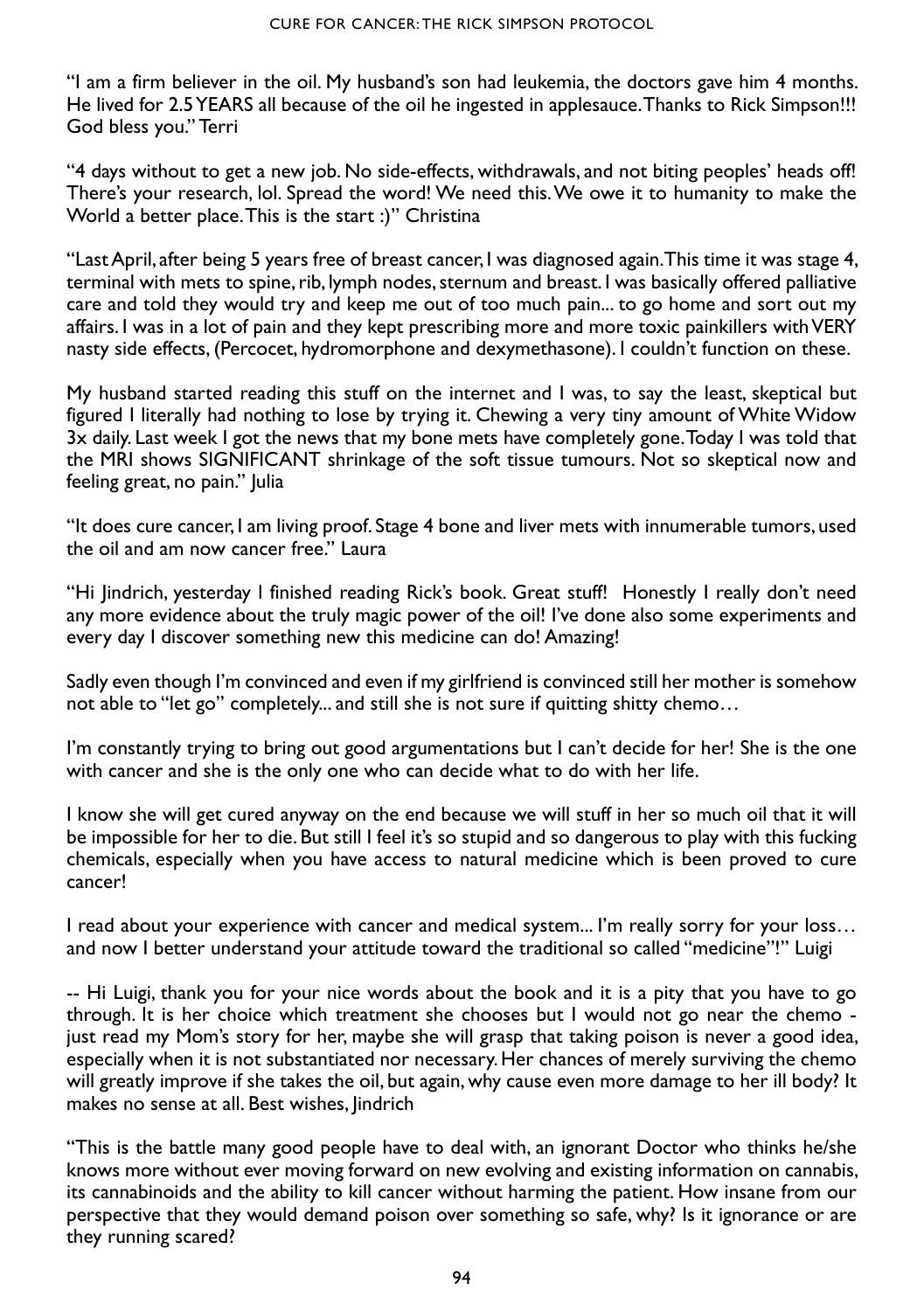"I am a firm believer in the oil. My husband's son had leukemia, the doctors gave him 4 months. He lived for 2.5 YEARS all because of the oil he ingested in applesauce. Thanks to Rick Simpson!!! God bless you." Terri

"4 days without to get a new job. No side-effects, withdrawals, and not biting peoples' heads off! There's your research, lol. Spread the word! We need this. We owe it to humanity to make the World a better place. This is the start :)" Christina

"Last April, after being 5 years free of breast cancer, I was diagnosed again. This time it was stage 4, terminal with mets to spine, rib, lymph nodes, sternum and breast. I was basically offered palliative care and told they would try and keep me out of too much pain... to go home and sort out my affairs. I was in a lot of pain and they kept prescribing more and more toxic painkillers with VERY nasty side effects, (Percocet, hydromorphone and dexymethasone). I couldn't function on these.

My husband started reading this stuff on the internet and I was, to say the least, skeptical but figured I literally had nothing to lose by trying it. Chewing a very tiny amount of White Widow 3x daily. Last week I got the news that my bone mets have completely gone. Today I was told that the MRI shows SIGNIFICANT shrinkage of the soft tissue tumours. Not so skeptical now and feeling great, no pain." Julia

"It does cure cancer, I am living proof. Stage 4 bone and liver mets with innumerable tumors, used the oil and am now cancer free." Laura

"Hi Jindrich, yesterday I finished reading Rick's book. Great stuff! Honestly I really don't need any more evidence about the truly magic power of the oil! I've done also some experiments and every day I discover something new this medicine can do! Amazing!

Sadly even though I'm convinced and even if my girlfriend is convinced still her mother is somehow not able to "let go" completely... and still she is not sure if quitting shitty chemo…

I'm constantly trying to bring out good argumentations but I can't decide for her! She is the one with cancer and she is the only one who can decide what to do with her life.

I know she will get cured anyway on the end because we will stuff in her so much oil that it will be impossible for her to die. But still I feel it's so stupid and so dangerous to play with this fucking chemicals, especially when you have access to natural medicine which is been proved to cure cancer!

I read about your experience with cancer and medical system... I'm really sorry for your loss… and now I better understand your attitude toward the traditional so called "medicine"!" Luigi

-- Hi Luigi, thank you for your nice words about the book and it is a pity that you have to go through. It is her choice which treatment she chooses but I would not go near the chemo - just read my Mom's story for her, maybe she will grasp that taking poison is never a good idea, especially when it is not substantiated nor necessary. Her chances of merely surviving the chemo will greatly improve if she takes the oil, but again, why cause even more damage to her ill body? It makes no sense at all. Best wishes, Jindrich

"This is the battle many good people have to deal with, an ignorant Doctor who thinks he/she knows more without ever moving forward on new evolving and existing information on cannabis, its cannabinoids and the ability to kill cancer without harming the patient. How insane from our perspective that they would demand poison over something so safe, why? Is it ignorance or are they running scared?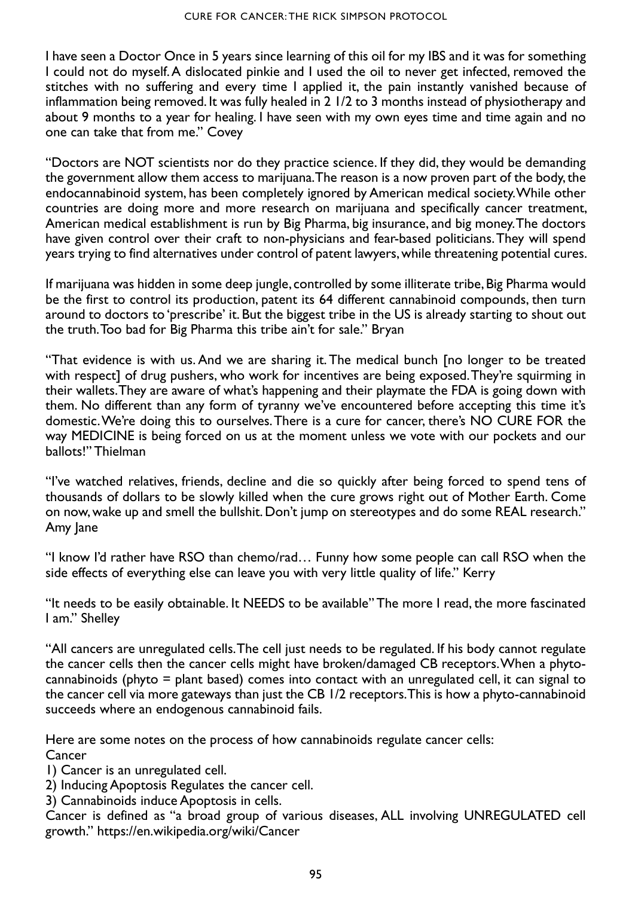I have seen a Doctor Once in 5 years since learning of this oil for my IBS and it was for something I could not do myself. A dislocated pinkie and I used the oil to never get infected, removed the stitches with no suffering and every time I applied it, the pain instantly vanished because of inflammation being removed. It was fully healed in 2 1/2 to 3 months instead of physiotherapy and about 9 months to a year for healing. I have seen with my own eyes time and time again and no one can take that from me." Covey

"Doctors are NOT scientists nor do they practice science. If they did, they would be demanding the government allow them access to marijuana. The reason is a now proven part of the body, the endocannabinoid system, has been completely ignored by American medical society. While other countries are doing more and more research on marijuana and specifically cancer treatment, American medical establishment is run by Big Pharma, big insurance, and big money. The doctors have given control over their craft to non-physicians and fear-based politicians. They will spend years trying to find alternatives under control of patent lawyers, while threatening potential cures.

If marijuana was hidden in some deep jungle, controlled by some illiterate tribe, Big Pharma would be the first to control its production, patent its 64 different cannabinoid compounds, then turn around to doctors to 'prescribe' it. But the biggest tribe in the US is already starting to shout out the truth. Too bad for Big Pharma this tribe ain't for sale." Bryan

"That evidence is with us. And we are sharing it. The medical bunch [no longer to be treated with respect] of drug pushers, who work for incentives are being exposed. They're squirming in their wallets. They are aware of what's happening and their playmate the FDA is going down with them. No different than any form of tyranny we've encountered before accepting this time it's domestic. We're doing this to ourselves. There is a cure for cancer, there's NO CURE FOR the way MEDICINE is being forced on us at the moment unless we vote with our pockets and our ballots!" Thielman

"I've watched relatives, friends, decline and die so quickly after being forced to spend tens of thousands of dollars to be slowly killed when the cure grows right out of Mother Earth. Come on now, wake up and smell the bullshit. Don't jump on stereotypes and do some REAL research." Amy Jane

"I know I'd rather have RSO than chemo/rad… Funny how some people can call RSO when the side effects of everything else can leave you with very little quality of life." Kerry

"It needs to be easily obtainable. It NEEDS to be available" The more I read, the more fascinated I am." Shelley

"All cancers are unregulated cells. The cell just needs to be regulated. If his body cannot regulate the cancer cells then the cancer cells might have broken/damaged CB receptors. When a phyto-cannabinoids (phyto = plant based) comes into contact with an unregulated cell, it can signal to the cancer cell via more gateways than just the CB 1/2 receptors. This is how a phyto-cannabinoid succeeds where an endogenous cannabinoid fails.

Here are some notes on the process of how cannabinoids regulate cancer cells:
Cancer

1) Cancer is an unregulated cell.
2) Inducing Apoptosis Regulates the cancer cell.
3) Cannabinoids induce Apoptosis in cells.

Cancer is defined as "a broad group of various diseases, ALL involving UNREGULATED cell growth." https://en.wikipedia.org/wiki/Cancer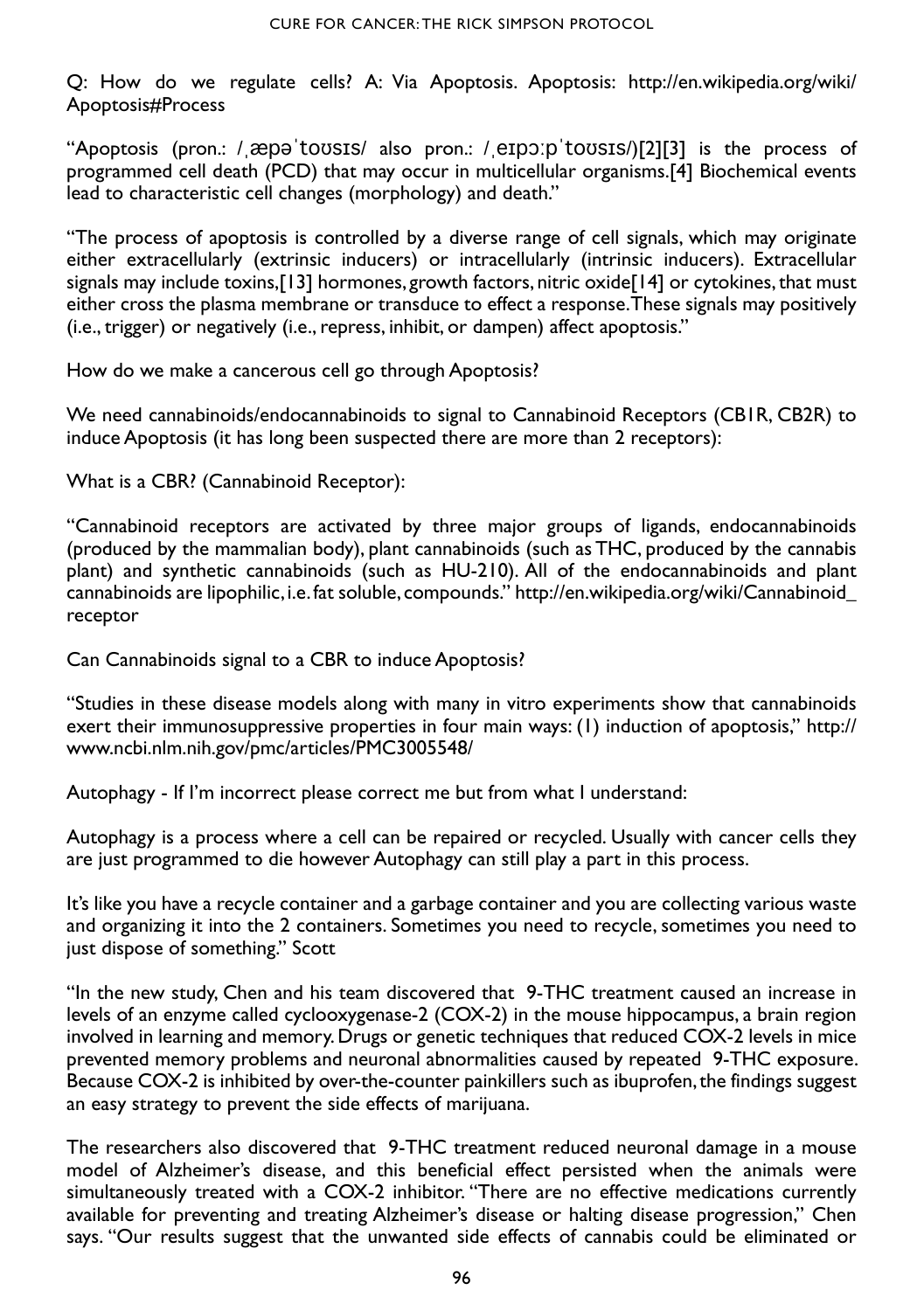Q: How do we regulate cells? A: Via Apoptosis. Apoptosis: http://en.wikipedia.org/wiki/Apoptosis#Process

"Apoptosis (pron.: /ˌæpəˈtoʊsɪs/ also pron.: /ˌeɪpɔːpˈtoʊsɪs/)[2][3] is the process of programmed cell death (PCD) that may occur in multicellular organisms.[4] Biochemical events lead to characteristic cell changes (morphology) and death."

"The process of apoptosis is controlled by a diverse range of cell signals, which may originate either extracellularly (extrinsic inducers) or intracellularly (intrinsic inducers). Extracellular signals may include toxins,[13] hormones, growth factors, nitric oxide[14] or cytokines, that must either cross the plasma membrane or transduce to effect a response. These signals may positively (i.e., trigger) or negatively (i.e., repress, inhibit, or dampen) affect apoptosis."

How do we make a cancerous cell go through Apoptosis?

We need cannabinoids/endocannabinoids to signal to Cannabinoid Receptors (CB1R, CB2R) to induce Apoptosis (it has long been suspected there are more than 2 receptors):

What is a CBR? (Cannabinoid Receptor):

"Cannabinoid receptors are activated by three major groups of ligands, endocannabinoids (produced by the mammalian body), plant cannabinoids (such as THC, produced by the cannabis plant) and synthetic cannabinoids (such as HU-210). All of the endocannabinoids and plant cannabinoids are lipophilic, i.e. fat soluble, compounds." http://en.wikipedia.org/wiki/Cannabinoid_receptor

Can Cannabinoids signal to a CBR to induce Apoptosis?

"Studies in these disease models along with many in vitro experiments show that cannabinoids exert their immunosuppressive properties in four main ways: (1) induction of apoptosis," http://www.ncbi.nlm.nih.gov/pmc/articles/PMC3005548/

Autophagy - If I'm incorrect please correct me but from what I understand:

Autophagy is a process where a cell can be repaired or recycled. Usually with cancer cells they are just programmed to die however Autophagy can still play a part in this process.

It's like you have a recycle container and a garbage container and you are collecting various waste and organizing it into the 2 containers. Sometimes you need to recycle, sometimes you need to just dispose of something." Scott

"In the new study, Chen and his team discovered that 9-THC treatment caused an increase in levels of an enzyme called cyclooxygenase-2 (COX-2) in the mouse hippocampus, a brain region involved in learning and memory. Drugs or genetic techniques that reduced COX-2 levels in mice prevented memory problems and neuronal abnormalities caused by repeated 9-THC exposure. Because COX-2 is inhibited by over-the-counter painkillers such as ibuprofen, the findings suggest an easy strategy to prevent the side effects of marijuana.

The researchers also discovered that 9-THC treatment reduced neuronal damage in a mouse model of Alzheimer's disease, and this beneficial effect persisted when the animals were simultaneously treated with a COX-2 inhibitor. "There are no effective medications currently available for preventing and treating Alzheimer's disease or halting disease progression," Chen says. "Our results suggest that the unwanted side effects of cannabis could be eliminated or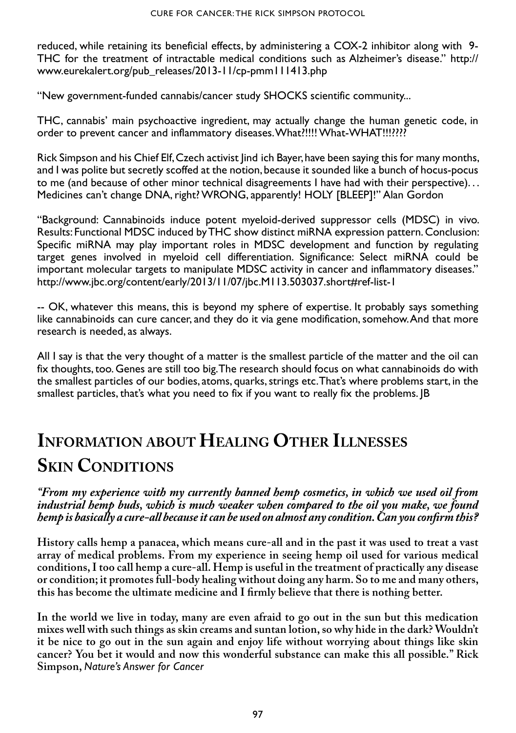reduced, while retaining its beneficial effects, by administering a COX-2 inhibitor along with 9-THC for the treatment of intractable medical conditions such as Alzheimer's disease." http://www.eurekalert.org/pub_releases/2013-11/cp-pmm111413.php

"New government-funded cannabis/cancer study SHOCKS scientific community...

THC, cannabis' main psychoactive ingredient, may actually change the human genetic code, in order to prevent cancer and inflammatory diseases. What?!!!! What-WHAT!!!????

Rick Simpson and his Chief Elf, Czech activist Jind ich Bayer, have been saying this for many months, and I was polite but secretly scoffed at the notion, because it sounded like a bunch of hocus-pocus to me (and because of other minor technical disagreements I have had with their perspective)... Medicines can't change DNA, right? WRONG, apparently! HOLY [BLEEP]!" Alan Gordon

"Background: Cannabinoids induce potent myeloid-derived suppressor cells (MDSC) in vivo. Results: Functional MDSC induced by THC show distinct miRNA expression pattern. Conclusion: Specific miRNA may play important roles in MDSC development and function by regulating target genes involved in myeloid cell differentiation. Significance: Select miRNA could be important molecular targets to manipulate MDSC activity in cancer and inflammatory diseases." http://www.jbc.org/content/early/2013/11/07/jbc.M113.503037.short#ref-list-1

-- OK, whatever this means, this is beyond my sphere of expertise. It probably says something like cannabinoids can cure cancer, and they do it via gene modification, somehow. And that more research is needed, as always.

All I say is that the very thought of a matter is the smallest particle of the matter and the oil can fix thoughts, too. Genes are still too big. The research should focus on what cannabinoids do with the smallest particles of our bodies, atoms, quarks, strings etc. That's where problems start, in the smallest particles, that's what you need to fix if you want to really fix the problems. JB

# Information about Healing Other Illnesses

## Skin Conditions

***"From my experience with my currently banned hemp cosmetics, in which we used oil from industrial hemp buds, which is much weaker when compared to the oil you make, we found hemp is basically a cure-all because it can be used on almost any condition. Can you confirm this?***

**History calls hemp a panacea, which means cure-all and in the past it was used to treat a vast array of medical problems. From my experience in seeing hemp oil used for various medical conditions, I too call hemp a cure-all. Hemp is useful in the treatment of practically any disease or condition; it promotes full-body healing without doing any harm. So to me and many others, this has become the ultimate medicine and I firmly believe that there is nothing better.**

**In the world we live in today, many are even afraid to go out in the sun but this medication mixes well with such things as skin creams and suntan lotion, so why hide in the dark? Wouldn't it be nice to go out in the sun again and enjoy life without worrying about things like skin cancer? You bet it would and now this wonderful substance can make this all possible." Rick Simpson, *Nature's Answer for Cancer***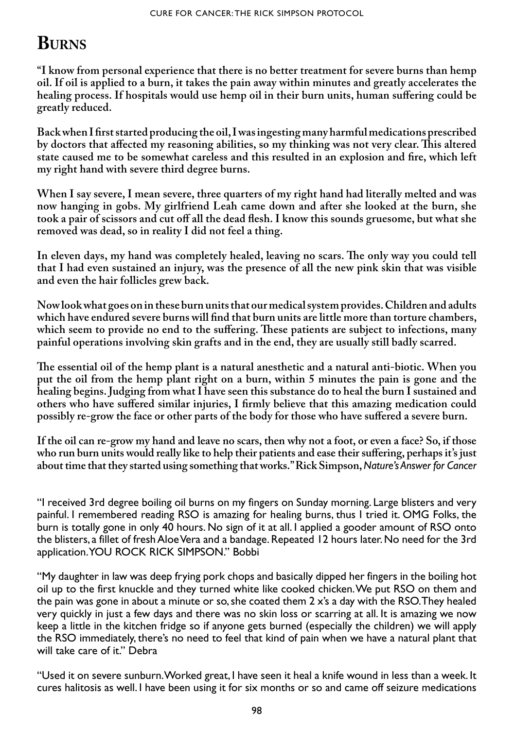# Burns

**"I know from personal experience that there is no better treatment for severe burns than hemp oil. If oil is applied to a burn, it takes the pain away within minutes and greatly accelerates the healing process. If hospitals would use hemp oil in their burn units, human suffering could be greatly reduced.**

**Back when I first started producing the oil, I was ingesting many harmful medications prescribed by doctors that affected my reasoning abilities, so my thinking was not very clear. This altered state caused me to be somewhat careless and this resulted in an explosion and fire, which left my right hand with severe third degree burns.**

**When I say severe, I mean severe, three quarters of my right hand had literally melted and was now hanging in gobs. My girlfriend Leah came down and after she looked at the burn, she took a pair of scissors and cut off all the dead flesh. I know this sounds gruesome, but what she removed was dead, so in reality I did not feel a thing.**

**In eleven days, my hand was completely healed, leaving no scars. The only way you could tell that I had even sustained an injury, was the presence of all the new pink skin that was visible and even the hair follicles grew back.**

**Now look what goes on in these burn units that our medical system provides. Children and adults which have endured severe burns will find that burn units are little more than torture chambers, which seem to provide no end to the suffering. These patients are subject to infections, many painful operations involving skin grafts and in the end, they are usually still badly scarred.**

**The essential oil of the hemp plant is a natural anesthetic and a natural anti-biotic. When you put the oil from the hemp plant right on a burn, within 5 minutes the pain is gone and the healing begins. Judging from what I have seen this substance do to heal the burn I sustained and others who have suffered similar injuries, I firmly believe that this amazing medication could possibly re-grow the face or other parts of the body for those who have suffered a severe burn.**

**If the oil can re-grow my hand and leave no scars, then why not a foot, or even a face? So, if those who run burn units would really like to help their patients and ease their suffering, perhaps it's just about time that they started using something that works." Rick Simpson, *Nature's Answer for Cancer***

"I received 3rd degree boiling oil burns on my fingers on Sunday morning. Large blisters and very painful. I remembered reading RSO is amazing for healing burns, thus I tried it. OMG Folks, the burn is totally gone in only 40 hours. No sign of it at all. I applied a gooder amount of RSO onto the blisters, a fillet of fresh Aloe Vera and a bandage. Repeated 12 hours later. No need for the 3rd application. YOU ROCK RICK SIMPSON." Bobbi

"My daughter in law was deep frying pork chops and basically dipped her fingers in the boiling hot oil up to the first knuckle and they turned white like cooked chicken. We put RSO on them and the pain was gone in about a minute or so, she coated them 2 x's a day with the RSO. They healed very quickly in just a few days and there was no skin loss or scarring at all. It is amazing we now keep a little in the kitchen fridge so if anyone gets burned (especially the children) we will apply the RSO immediately, there's no need to feel that kind of pain when we have a natural plant that will take care of it." Debra

"Used it on severe sunburn. Worked great, I have seen it heal a knife wound in less than a week. It cures halitosis as well. I have been using it for six months or so and came off seizure medications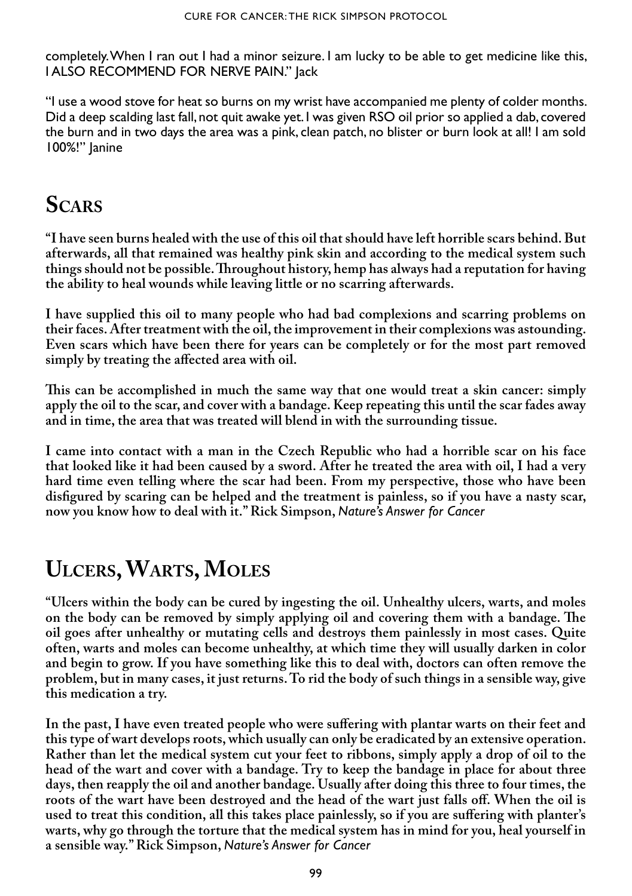completely. When I ran out I had a minor seizure. I am lucky to be able to get medicine like this, I ALSO RECOMMEND FOR NERVE PAIN." Jack

"I use a wood stove for heat so burns on my wrist have accompanied me plenty of colder months. Did a deep scalding last fall, not quit awake yet. I was given RSO oil prior so applied a dab, covered the burn and in two days the area was a pink, clean patch, no blister or burn look at all! I am sold 100%!" Janine

## Scars

**"I have seen burns healed with the use of this oil that should have left horrible scars behind. But afterwards, all that remained was healthy pink skin and according to the medical system such things should not be possible. Throughout history, hemp has always had a reputation for having the ability to heal wounds while leaving little or no scarring afterwards.**

**I have supplied this oil to many people who had bad complexions and scarring problems on their faces. After treatment with the oil, the improvement in their complexions was astounding. Even scars which have been there for years can be completely or for the most part removed simply by treating the affected area with oil.**

**This can be accomplished in much the same way that one would treat a skin cancer: simply apply the oil to the scar, and cover with a bandage. Keep repeating this until the scar fades away and in time, the area that was treated will blend in with the surrounding tissue.**

**I came into contact with a man in the Czech Republic who had a horrible scar on his face that looked like it had been caused by a sword. After he treated the area with oil, I had a very hard time even telling where the scar had been. From my perspective, those who have been disfigured by scaring can be helped and the treatment is painless, so if you have a nasty scar, now you know how to deal with it." Rick Simpson, *Nature's Answer for Cancer***

## Ulcers, Warts, Moles

**"Ulcers within the body can be cured by ingesting the oil. Unhealthy ulcers, warts, and moles on the body can be removed by simply applying oil and covering them with a bandage. The oil goes after unhealthy or mutating cells and destroys them painlessly in most cases. Quite often, warts and moles can become unhealthy, at which time they will usually darken in color and begin to grow. If you have something like this to deal with, doctors can often remove the problem, but in many cases, it just returns. To rid the body of such things in a sensible way, give this medication a try.**

**In the past, I have even treated people who were suffering with plantar warts on their feet and this type of wart develops roots, which usually can only be eradicated by an extensive operation. Rather than let the medical system cut your feet to ribbons, simply apply a drop of oil to the head of the wart and cover with a bandage. Try to keep the bandage in place for about three days, then reapply the oil and another bandage. Usually after doing this three to four times, the roots of the wart have been destroyed and the head of the wart just falls off. When the oil is used to treat this condition, all this takes place painlessly, so if you are suffering with planter's warts, why go through the torture that the medical system has in mind for you, heal yourself in a sensible way." Rick Simpson, *Nature's Answer for Cancer***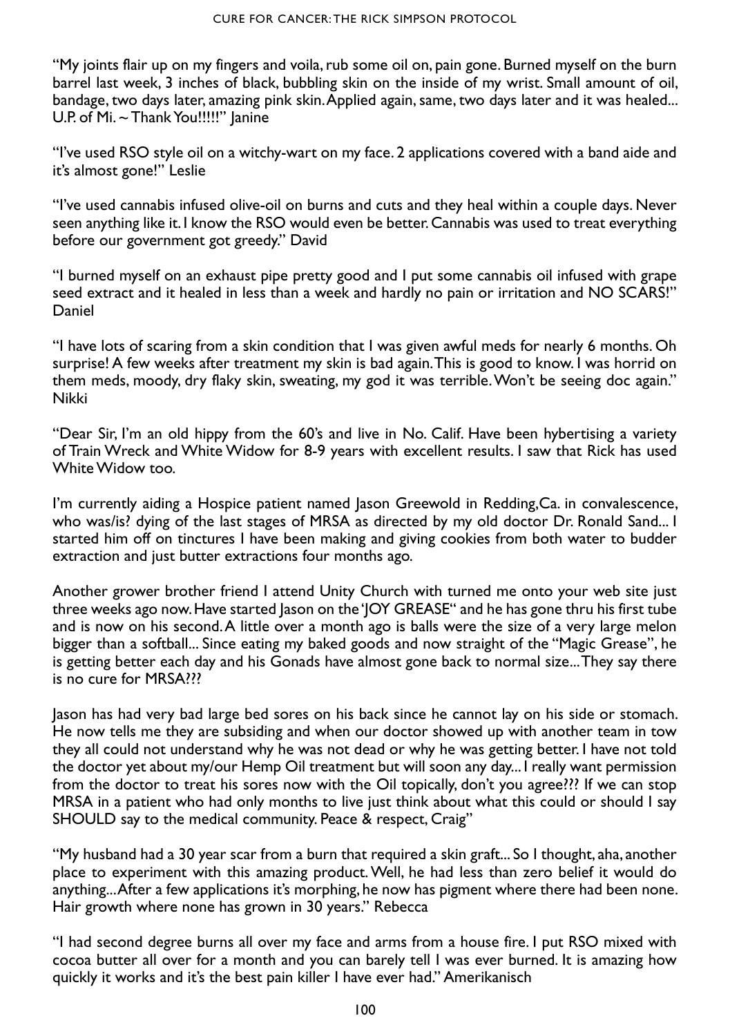"My joints flair up on my fingers and voila, rub some oil on, pain gone. Burned myself on the burn barrel last week, 3 inches of black, bubbling skin on the inside of my wrist. Small amount of oil, bandage, two days later, amazing pink skin. Applied again, same, two days later and it was healed... U.P. of Mi. ~ Thank You!!!!!" Janine

"I've used RSO style oil on a witchy-wart on my face. 2 applications covered with a band aide and it's almost gone!" Leslie

"I've used cannabis infused olive-oil on burns and cuts and they heal within a couple days. Never seen anything like it. I know the RSO would even be better. Cannabis was used to treat everything before our government got greedy." David

"I burned myself on an exhaust pipe pretty good and I put some cannabis oil infused with grape seed extract and it healed in less than a week and hardly no pain or irritation and NO SCARS!" Daniel

"I have lots of scaring from a skin condition that I was given awful meds for nearly 6 months. Oh surprise! A few weeks after treatment my skin is bad again. This is good to know. I was horrid on them meds, moody, dry flaky skin, sweating, my god it was terrible. Won't be seeing doc again." Nikki

"Dear Sir, I'm an old hippy from the 60's and live in No. Calif. Have been hybertising a variety of Train Wreck and White Widow for 8-9 years with excellent results. I saw that Rick has used White Widow too.

I'm currently aiding a Hospice patient named Jason Greewold in Redding, Ca. in convalescence, who was/is? dying of the last stages of MRSA as directed by my old doctor Dr. Ronald Sand... I started him off on tinctures I have been making and giving cookies from both water to budder extraction and just butter extractions four months ago.

Another grower brother friend I attend Unity Church with turned me onto your web site just three weeks ago now. Have started Jason on the 'JOY GREASE" and he has gone thru his first tube and is now on his second. A little over a month ago is balls were the size of a very large melon bigger than a softball... Since eating my baked goods and now straight of the "Magic Grease", he is getting better each day and his Gonads have almost gone back to normal size... They say there is no cure for MRSA???

Jason has had very bad large bed sores on his back since he cannot lay on his side or stomach. He now tells me they are subsiding and when our doctor showed up with another team in tow they all could not understand why he was not dead or why he was getting better. I have not told the doctor yet about my/our Hemp Oil treatment but will soon any day... I really want permission from the doctor to treat his sores now with the Oil topically, don't you agree??? If we can stop MRSA in a patient who had only months to live just think about what this could or should I say SHOULD say to the medical community. Peace & respect, Craig"

"My husband had a 30 year scar from a burn that required a skin graft... So I thought, aha, another place to experiment with this amazing product. Well, he had less than zero belief it would do anything... After a few applications it's morphing, he now has pigment where there had been none. Hair growth where none has grown in 30 years." Rebecca

"I had second degree burns all over my face and arms from a house fire. I put RSO mixed with cocoa butter all over for a month and you can barely tell I was ever burned. It is amazing how quickly it works and it's the best pain killer I have ever had." Amerikanisch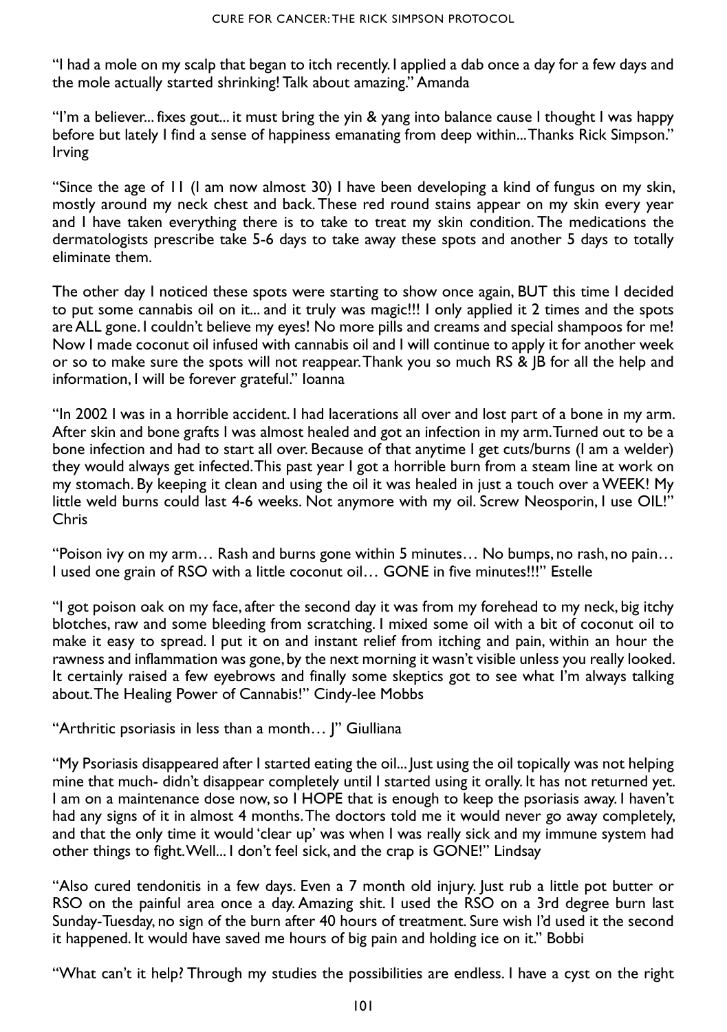"I had a mole on my scalp that began to itch recently. I applied a dab once a day for a few days and the mole actually started shrinking! Talk about amazing." Amanda

"I'm a believer... fixes gout... it must bring the yin & yang into balance cause I thought I was happy before but lately I find a sense of happiness emanating from deep within... Thanks Rick Simpson." Irving

"Since the age of 11 (I am now almost 30) I have been developing a kind of fungus on my skin, mostly around my neck chest and back. These red round stains appear on my skin every year and I have taken everything there is to take to treat my skin condition. The medications the dermatologists prescribe take 5-6 days to take away these spots and another 5 days to totally eliminate them.

The other day I noticed these spots were starting to show once again, BUT this time I decided to put some cannabis oil on it... and it truly was magic!!! I only applied it 2 times and the spots are ALL gone. I couldn't believe my eyes! No more pills and creams and special shampoos for me! Now I made coconut oil infused with cannabis oil and I will continue to apply it for another week or so to make sure the spots will not reappear. Thank you so much RS & JB for all the help and information, I will be forever grateful." Ioanna

"In 2002 I was in a horrible accident. I had lacerations all over and lost part of a bone in my arm. After skin and bone grafts I was almost healed and got an infection in my arm. Turned out to be a bone infection and had to start all over. Because of that anytime I get cuts/burns (I am a welder) they would always get infected. This past year I got a horrible burn from a steam line at work on my stomach. By keeping it clean and using the oil it was healed in just a touch over a WEEK! My little weld burns could last 4-6 weeks. Not anymore with my oil. Screw Neosporin, I use OIL!" Chris

"Poison ivy on my arm… Rash and burns gone within 5 minutes… No bumps, no rash, no pain… I used one grain of RSO with a little coconut oil… GONE in five minutes!!!" Estelle

"I got poison oak on my face, after the second day it was from my forehead to my neck, big itchy blotches, raw and some bleeding from scratching. I mixed some oil with a bit of coconut oil to make it easy to spread. I put it on and instant relief from itching and pain, within an hour the rawness and inflammation was gone, by the next morning it wasn't visible unless you really looked. It certainly raised a few eyebrows and finally some skeptics got to see what I'm always talking about. The Healing Power of Cannabis!" Cindy-lee Mobbs

"Arthritic psoriasis in less than a month… J" Giulliana

"My Psoriasis disappeared after I started eating the oil... Just using the oil topically was not helping mine that much- didn't disappear completely until I started using it orally. It has not returned yet. I am on a maintenance dose now, so I HOPE that is enough to keep the psoriasis away. I haven't had any signs of it in almost 4 months. The doctors told me it would never go away completely, and that the only time it would 'clear up' was when I was really sick and my immune system had other things to fight. Well... I don't feel sick, and the crap is GONE!" Lindsay

"Also cured tendonitis in a few days. Even a 7 month old injury. Just rub a little pot butter or RSO on the painful area once a day. Amazing shit. I used the RSO on a 3rd degree burn last Sunday-Tuesday, no sign of the burn after 40 hours of treatment. Sure wish I'd used it the second it happened. It would have saved me hours of big pain and holding ice on it." Bobbi

"What can't it help? Through my studies the possibilities are endless. I have a cyst on the right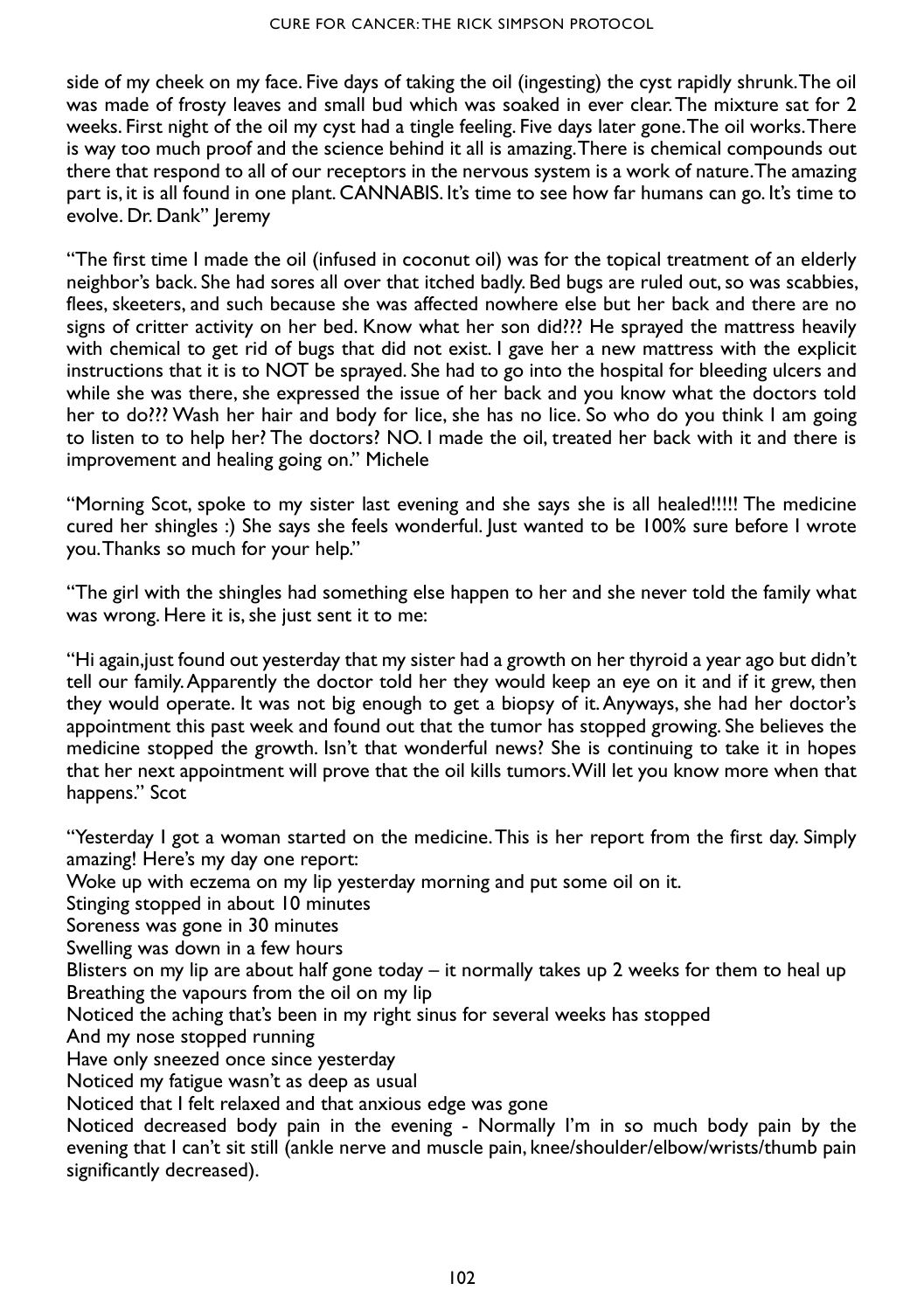side of my cheek on my face. Five days of taking the oil (ingesting) the cyst rapidly shrunk. The oil was made of frosty leaves and small bud which was soaked in ever clear. The mixture sat for 2 weeks. First night of the oil my cyst had a tingle feeling. Five days later gone. The oil works. There is way too much proof and the science behind it all is amazing. There is chemical compounds out there that respond to all of our receptors in the nervous system is a work of nature. The amazing part is, it is all found in one plant. CANNABIS. It's time to see how far humans can go. It's time to evolve. Dr. Dank" Jeremy

"The first time I made the oil (infused in coconut oil) was for the topical treatment of an elderly neighbor's back. She had sores all over that itched badly. Bed bugs are ruled out, so was scabbies, flees, skeeters, and such because she was affected nowhere else but her back and there are no signs of critter activity on her bed. Know what her son did??? He sprayed the mattress heavily with chemical to get rid of bugs that did not exist. I gave her a new mattress with the explicit instructions that it is to NOT be sprayed. She had to go into the hospital for bleeding ulcers and while she was there, she expressed the issue of her back and you know what the doctors told her to do??? Wash her hair and body for lice, she has no lice. So who do you think I am going to listen to to help her? The doctors? NO. I made the oil, treated her back with it and there is improvement and healing going on." Michele

"Morning Scot, spoke to my sister last evening and she says she is all healed!!!!! The medicine cured her shingles :) She says she feels wonderful. Just wanted to be 100% sure before I wrote you. Thanks so much for your help."

"The girl with the shingles had something else happen to her and she never told the family what was wrong. Here it is, she just sent it to me:

"Hi again,just found out yesterday that my sister had a growth on her thyroid a year ago but didn't tell our family. Apparently the doctor told her they would keep an eye on it and if it grew, then they would operate. It was not big enough to get a biopsy of it. Anyways, she had her doctor's appointment this past week and found out that the tumor has stopped growing. She believes the medicine stopped the growth. Isn't that wonderful news? She is continuing to take it in hopes that her next appointment will prove that the oil kills tumors. Will let you know more when that happens." Scot

"Yesterday I got a woman started on the medicine. This is her report from the first day. Simply amazing! Here's my day one report:
Woke up with eczema on my lip yesterday morning and put some oil on it.
Stinging stopped in about 10 minutes
Soreness was gone in 30 minutes
Swelling was down in a few hours
Blisters on my lip are about half gone today – it normally takes up 2 weeks for them to heal up
Breathing the vapours from the oil on my lip
Noticed the aching that's been in my right sinus for several weeks has stopped
And my nose stopped running
Have only sneezed once since yesterday
Noticed my fatigue wasn't as deep as usual
Noticed that I felt relaxed and that anxious edge was gone
Noticed decreased body pain in the evening - Normally I'm in so much body pain by the evening that I can't sit still (ankle nerve and muscle pain, knee/shoulder/elbow/wrists/thumb pain significantly decreased).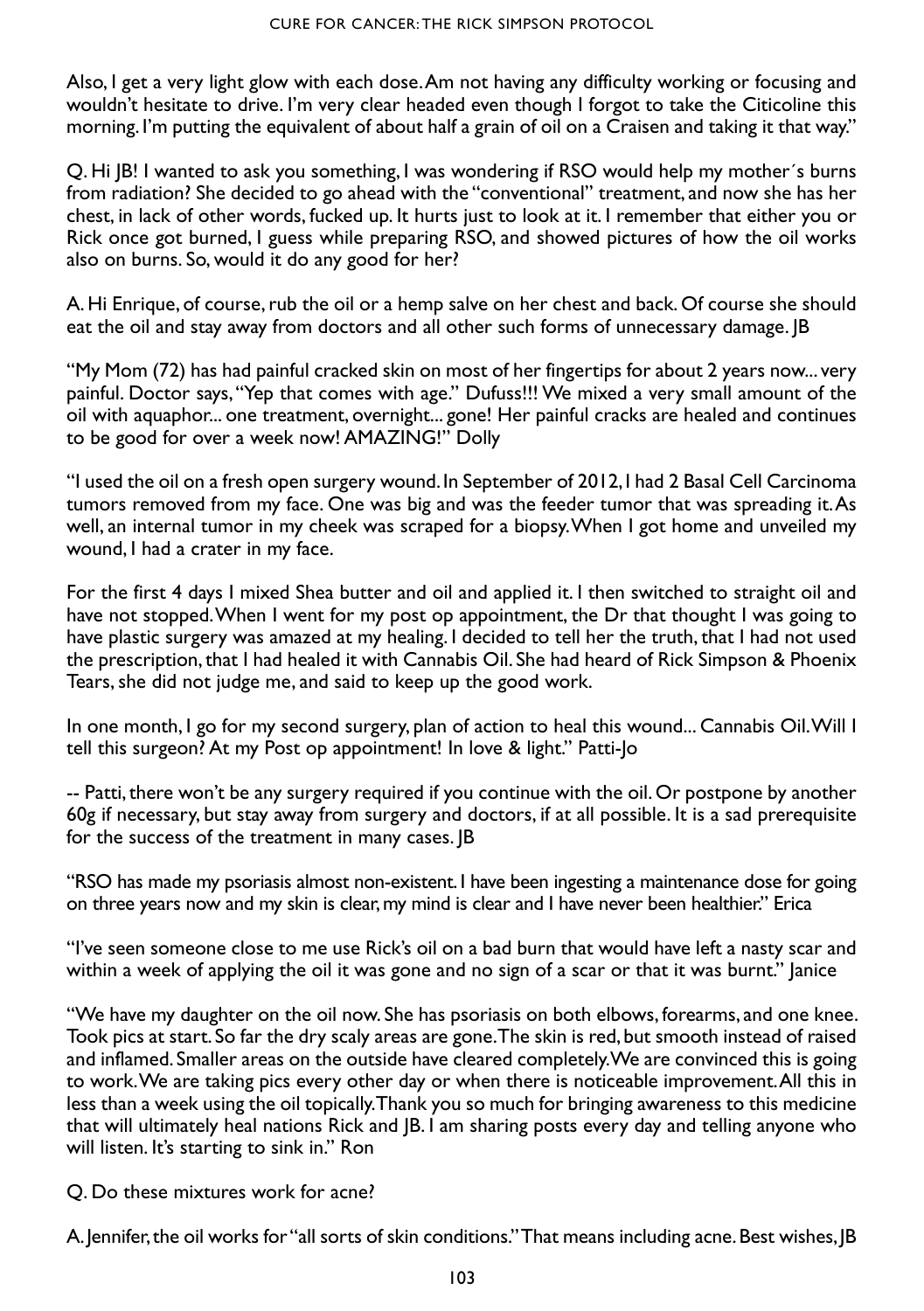Also, I get a very light glow with each dose. Am not having any difficulty working or focusing and wouldn't hesitate to drive. I'm very clear headed even though I forgot to take the Citicoline this morning. I'm putting the equivalent of about half a grain of oil on a Craisen and taking it that way."

Q. Hi JB! I wanted to ask you something, I was wondering if RSO would help my mother´s burns from radiation? She decided to go ahead with the "conventional" treatment, and now she has her chest, in lack of other words, fucked up. It hurts just to look at it. I remember that either you or Rick once got burned, I guess while preparing RSO, and showed pictures of how the oil works also on burns. So, would it do any good for her?

A. Hi Enrique, of course, rub the oil or a hemp salve on her chest and back. Of course she should eat the oil and stay away from doctors and all other such forms of unnecessary damage. JB

"My Mom (72) has had painful cracked skin on most of her fingertips for about 2 years now... very painful. Doctor says, "Yep that comes with age." Dufuss!!! We mixed a very small amount of the oil with aquaphor... one treatment, overnight... gone! Her painful cracks are healed and continues to be good for over a week now! AMAZING!" Dolly

"I used the oil on a fresh open surgery wound. In September of 2012, I had 2 Basal Cell Carcinoma tumors removed from my face. One was big and was the feeder tumor that was spreading it. As well, an internal tumor in my cheek was scraped for a biopsy. When I got home and unveiled my wound, I had a crater in my face.

For the first 4 days I mixed Shea butter and oil and applied it. I then switched to straight oil and have not stopped. When I went for my post op appointment, the Dr that thought I was going to have plastic surgery was amazed at my healing. I decided to tell her the truth, that I had not used the prescription, that I had healed it with Cannabis Oil. She had heard of Rick Simpson & Phoenix Tears, she did not judge me, and said to keep up the good work.

In one month, I go for my second surgery, plan of action to heal this wound... Cannabis Oil. Will I tell this surgeon? At my Post op appointment! In love & light." Patti-Jo

-- Patti, there won't be any surgery required if you continue with the oil. Or postpone by another 60g if necessary, but stay away from surgery and doctors, if at all possible. It is a sad prerequisite for the success of the treatment in many cases. JB

"RSO has made my psoriasis almost non-existent. I have been ingesting a maintenance dose for going on three years now and my skin is clear, my mind is clear and I have never been healthier." Erica

"I've seen someone close to me use Rick's oil on a bad burn that would have left a nasty scar and within a week of applying the oil it was gone and no sign of a scar or that it was burnt." Janice

"We have my daughter on the oil now. She has psoriasis on both elbows, forearms, and one knee. Took pics at start. So far the dry scaly areas are gone. The skin is red, but smooth instead of raised and inflamed. Smaller areas on the outside have cleared completely. We are convinced this is going to work. We are taking pics every other day or when there is noticeable improvement. All this in less than a week using the oil topically. Thank you so much for bringing awareness to this medicine that will ultimately heal nations Rick and JB. I am sharing posts every day and telling anyone who will listen. It's starting to sink in." Ron

Q. Do these mixtures work for acne?

A. Jennifer, the oil works for "all sorts of skin conditions." That means including acne. Best wishes, JB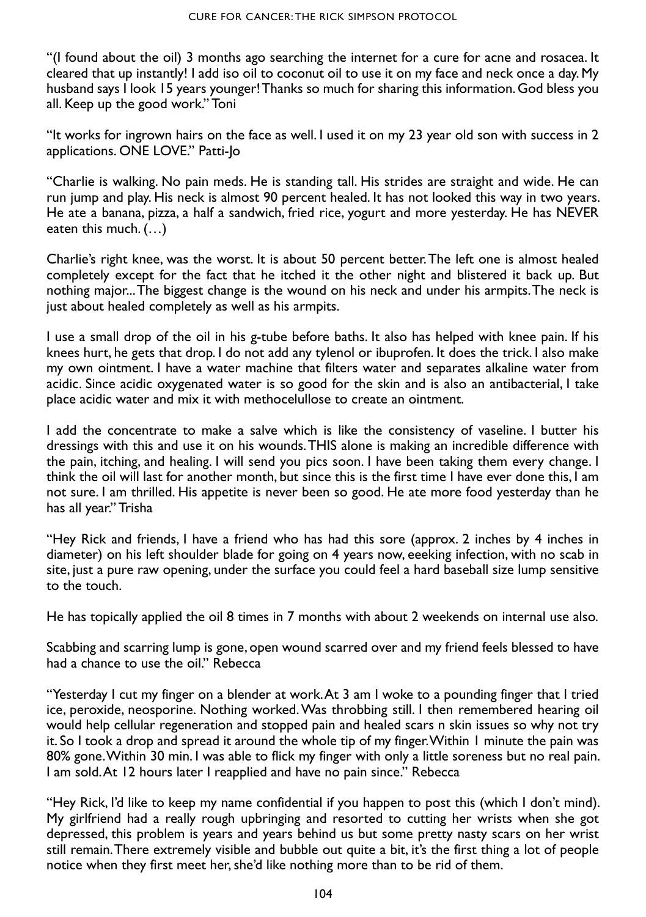"(I found about the oil) 3 months ago searching the internet for a cure for acne and rosacea. It cleared that up instantly! I add iso oil to coconut oil to use it on my face and neck once a day. My husband says I look 15 years younger! Thanks so much for sharing this information. God bless you all. Keep up the good work." Toni

"It works for ingrown hairs on the face as well. I used it on my 23 year old son with success in 2 applications. ONE LOVE." Patti-Jo

"Charlie is walking. No pain meds. He is standing tall. His strides are straight and wide. He can run jump and play. His neck is almost 90 percent healed. It has not looked this way in two years. He ate a banana, pizza, a half a sandwich, fried rice, yogurt and more yesterday. He has NEVER eaten this much. (…)

Charlie's right knee, was the worst. It is about 50 percent better. The left one is almost healed completely except for the fact that he itched it the other night and blistered it back up. But nothing major... The biggest change is the wound on his neck and under his armpits. The neck is just about healed completely as well as his armpits.

I use a small drop of the oil in his g-tube before baths. It also has helped with knee pain. If his knees hurt, he gets that drop. I do not add any tylenol or ibuprofen. It does the trick. I also make my own ointment. I have a water machine that filters water and separates alkaline water from acidic. Since acidic oxygenated water is so good for the skin and is also an antibacterial, I take place acidic water and mix it with methocelullose to create an ointment.

I add the concentrate to make a salve which is like the consistency of vaseline. I butter his dressings with this and use it on his wounds. THIS alone is making an incredible difference with the pain, itching, and healing. I will send you pics soon. I have been taking them every change. I think the oil will last for another month, but since this is the first time I have ever done this, I am not sure. I am thrilled. His appetite is never been so good. He ate more food yesterday than he has all year." Trisha

"Hey Rick and friends, I have a friend who has had this sore (approx. 2 inches by 4 inches in diameter) on his left shoulder blade for going on 4 years now, eeeking infection, with no scab in site, just a pure raw opening, under the surface you could feel a hard baseball size lump sensitive to the touch.

He has topically applied the oil 8 times in 7 months with about 2 weekends on internal use also.

Scabbing and scarring lump is gone, open wound scarred over and my friend feels blessed to have had a chance to use the oil." Rebecca

"Yesterday I cut my finger on a blender at work. At 3 am I woke to a pounding finger that I tried ice, peroxide, neosporine. Nothing worked. Was throbbing still. I then remembered hearing oil would help cellular regeneration and stopped pain and healed scars n skin issues so why not try it. So I took a drop and spread it around the whole tip of my finger. Within 1 minute the pain was 80% gone. Within 30 min. I was able to flick my finger with only a little soreness but no real pain. I am sold. At 12 hours later I reapplied and have no pain since." Rebecca

"Hey Rick, I'd like to keep my name confidential if you happen to post this (which I don't mind). My girlfriend had a really rough upbringing and resorted to cutting her wrists when she got depressed, this problem is years and years behind us but some pretty nasty scars on her wrist still remain. There extremely visible and bubble out quite a bit, it's the first thing a lot of people notice when they first meet her, she'd like nothing more than to be rid of them.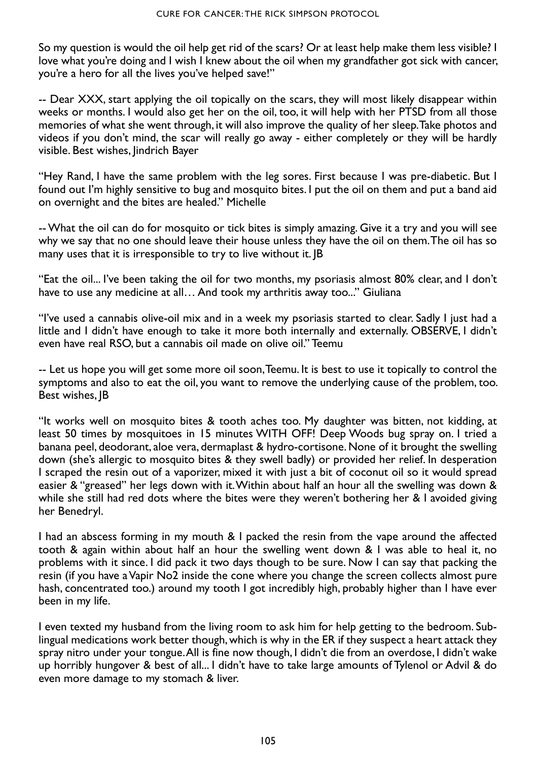So my question is would the oil help get rid of the scars? Or at least help make them less visible? I love what you're doing and I wish I knew about the oil when my grandfather got sick with cancer, you're a hero for all the lives you've helped save!"

-- Dear XXX, start applying the oil topically on the scars, they will most likely disappear within weeks or months. I would also get her on the oil, too, it will help with her PTSD from all those memories of what she went through, it will also improve the quality of her sleep. Take photos and videos if you don't mind, the scar will really go away - either completely or they will be hardly visible. Best wishes, Jindrich Bayer

"Hey Rand, I have the same problem with the leg sores. First because I was pre-diabetic. But I found out I'm highly sensitive to bug and mosquito bites. I put the oil on them and put a band aid on overnight and the bites are healed." Michelle

-- What the oil can do for mosquito or tick bites is simply amazing. Give it a try and you will see why we say that no one should leave their house unless they have the oil on them. The oil has so many uses that it is irresponsible to try to live without it. JB

"Eat the oil... I've been taking the oil for two months, my psoriasis almost 80% clear, and I don't have to use any medicine at all… And took my arthritis away too..." Giuliana

"I've used a cannabis olive-oil mix and in a week my psoriasis started to clear. Sadly I just had a little and I didn't have enough to take it more both internally and externally. OBSERVE, I didn't even have real RSO, but a cannabis oil made on olive oil." Teemu

-- Let us hope you will get some more oil soon, Teemu. It is best to use it topically to control the symptoms and also to eat the oil, you want to remove the underlying cause of the problem, too. Best wishes, JB

"It works well on mosquito bites & tooth aches too. My daughter was bitten, not kidding, at least 50 times by mosquitoes in 15 minutes WITH OFF! Deep Woods bug spray on. I tried a banana peel, deodorant, aloe vera, dermaplast & hydro-cortisone. None of it brought the swelling down (she's allergic to mosquito bites & they swell badly) or provided her relief. In desperation I scraped the resin out of a vaporizer, mixed it with just a bit of coconut oil so it would spread easier & "greased" her legs down with it. Within about half an hour all the swelling was down & while she still had red dots where the bites were they weren't bothering her & I avoided giving her Benedryl.

I had an abscess forming in my mouth & I packed the resin from the vape around the affected tooth & again within about half an hour the swelling went down & I was able to heal it, no problems with it since. I did pack it two days though to be sure. Now I can say that packing the resin (if you have a Vapir No2 inside the cone where you change the screen collects almost pure hash, concentrated too.) around my tooth I got incredibly high, probably higher than I have ever been in my life.

I even texted my husband from the living room to ask him for help getting to the bedroom. Sublingual medications work better though, which is why in the ER if they suspect a heart attack they spray nitro under your tongue. All is fine now though, I didn't die from an overdose, I didn't wake up horribly hungover & best of all... I didn't have to take large amounts of Tylenol or Advil & do even more damage to my stomach & liver.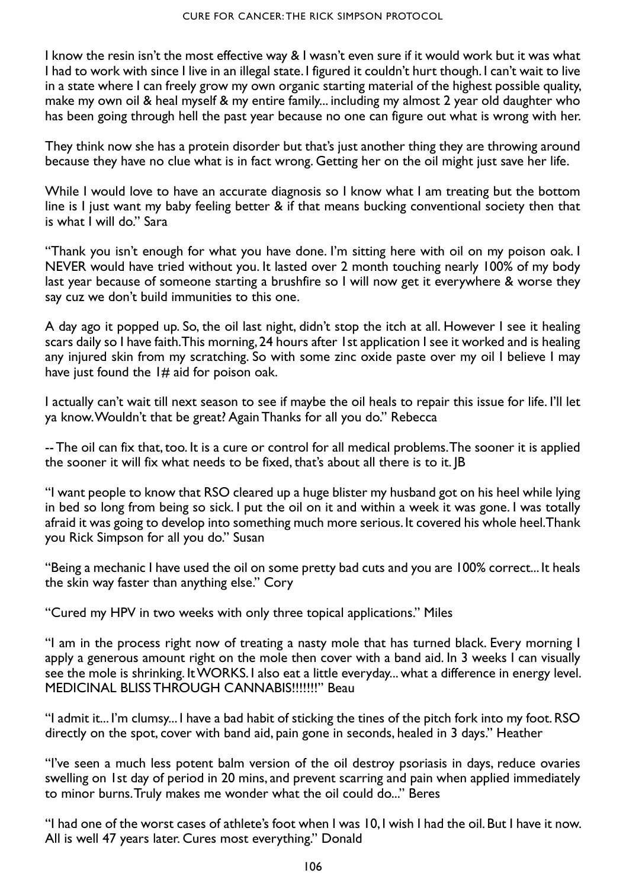I know the resin isn't the most effective way & I wasn't even sure if it would work but it was what I had to work with since I live in an illegal state. I figured it couldn't hurt though. I can't wait to live in a state where I can freely grow my own organic starting material of the highest possible quality, make my own oil & heal myself & my entire family... including my almost 2 year old daughter who has been going through hell the past year because no one can figure out what is wrong with her.

They think now she has a protein disorder but that's just another thing they are throwing around because they have no clue what is in fact wrong. Getting her on the oil might just save her life.

While I would love to have an accurate diagnosis so I know what I am treating but the bottom line is I just want my baby feeling better & if that means bucking conventional society then that is what I will do." Sara

"Thank you isn't enough for what you have done. I'm sitting here with oil on my poison oak. I NEVER would have tried without you. It lasted over 2 month touching nearly 100% of my body last year because of someone starting a brushfire so I will now get it everywhere & worse they say cuz we don't build immunities to this one.

A day ago it popped up. So, the oil last night, didn't stop the itch at all. However I see it healing scars daily so I have faith. This morning, 24 hours after 1st application I see it worked and is healing any injured skin from my scratching. So with some zinc oxide paste over my oil I believe I may have just found the 1# aid for poison oak.

I actually can't wait till next season to see if maybe the oil heals to repair this issue for life. I'll let ya know. Wouldn't that be great? Again Thanks for all you do." Rebecca

-- The oil can fix that, too. It is a cure or control for all medical problems. The sooner it is applied the sooner it will fix what needs to be fixed, that's about all there is to it. JB

"I want people to know that RSO cleared up a huge blister my husband got on his heel while lying in bed so long from being so sick. I put the oil on it and within a week it was gone. I was totally afraid it was going to develop into something much more serious. It covered his whole heel. Thank you Rick Simpson for all you do." Susan

"Being a mechanic I have used the oil on some pretty bad cuts and you are 100% correct... It heals the skin way faster than anything else." Cory

"Cured my HPV in two weeks with only three topical applications." Miles

"I am in the process right now of treating a nasty mole that has turned black. Every morning I apply a generous amount right on the mole then cover with a band aid. In 3 weeks I can visually see the mole is shrinking. It WORKS. I also eat a little everyday... what a difference in energy level. MEDICINAL BLISS THROUGH CANNABIS!!!!!!!" Beau

"I admit it... I'm clumsy... I have a bad habit of sticking the tines of the pitch fork into my foot. RSO directly on the spot, cover with band aid, pain gone in seconds, healed in 3 days." Heather

"I've seen a much less potent balm version of the oil destroy psoriasis in days, reduce ovaries swelling on 1st day of period in 20 mins, and prevent scarring and pain when applied immediately to minor burns. Truly makes me wonder what the oil could do..." Beres

"I had one of the worst cases of athlete's foot when I was 10, I wish I had the oil. But I have it now. All is well 47 years later. Cures most everything." Donald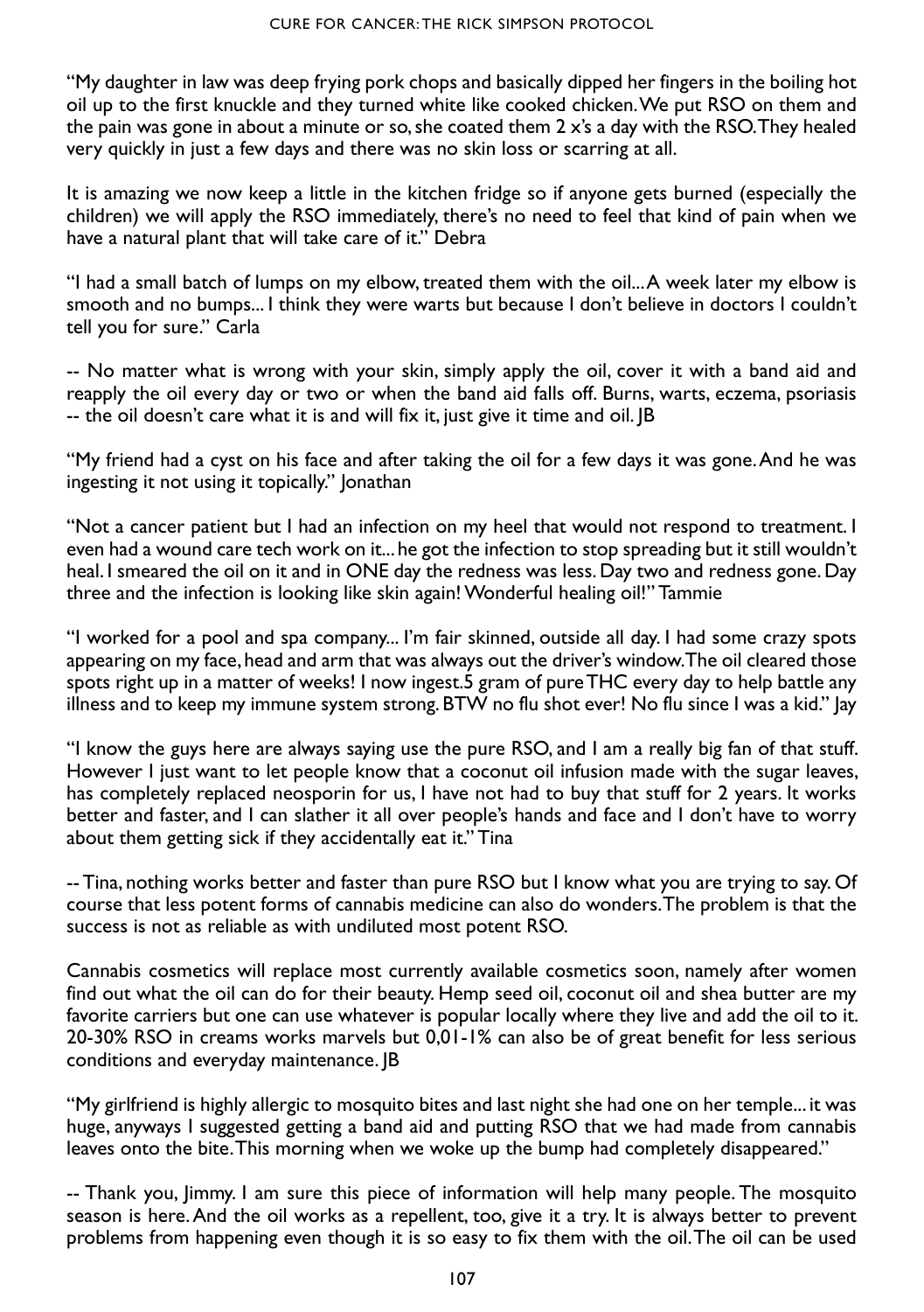"My daughter in law was deep frying pork chops and basically dipped her fingers in the boiling hot oil up to the first knuckle and they turned white like cooked chicken. We put RSO on them and the pain was gone in about a minute or so, she coated them 2 x's a day with the RSO. They healed very quickly in just a few days and there was no skin loss or scarring at all.

It is amazing we now keep a little in the kitchen fridge so if anyone gets burned (especially the children) we will apply the RSO immediately, there's no need to feel that kind of pain when we have a natural plant that will take care of it." Debra

"I had a small batch of lumps on my elbow, treated them with the oil... A week later my elbow is smooth and no bumps... I think they were warts but because I don't believe in doctors I couldn't tell you for sure." Carla

-- No matter what is wrong with your skin, simply apply the oil, cover it with a band aid and reapply the oil every day or two or when the band aid falls off. Burns, warts, eczema, psoriasis -- the oil doesn't care what it is and will fix it, just give it time and oil. JB

"My friend had a cyst on his face and after taking the oil for a few days it was gone. And he was ingesting it not using it topically." Jonathan

"Not a cancer patient but I had an infection on my heel that would not respond to treatment. I even had a wound care tech work on it... he got the infection to stop spreading but it still wouldn't heal. I smeared the oil on it and in ONE day the redness was less. Day two and redness gone. Day three and the infection is looking like skin again! Wonderful healing oil!" Tammie

"I worked for a pool and spa company... I'm fair skinned, outside all day. I had some crazy spots appearing on my face, head and arm that was always out the driver's window. The oil cleared those spots right up in a matter of weeks! I now ingest.5 gram of pure THC every day to help battle any illness and to keep my immune system strong. BTW no flu shot ever! No flu since I was a kid." Jay

"I know the guys here are always saying use the pure RSO, and I am a really big fan of that stuff. However I just want to let people know that a coconut oil infusion made with the sugar leaves, has completely replaced neosporin for us, I have not had to buy that stuff for 2 years. It works better and faster, and I can slather it all over people's hands and face and I don't have to worry about them getting sick if they accidentally eat it." Tina

-- Tina, nothing works better and faster than pure RSO but I know what you are trying to say. Of course that less potent forms of cannabis medicine can also do wonders. The problem is that the success is not as reliable as with undiluted most potent RSO.

Cannabis cosmetics will replace most currently available cosmetics soon, namely after women find out what the oil can do for their beauty. Hemp seed oil, coconut oil and shea butter are my favorite carriers but one can use whatever is popular locally where they live and add the oil to it. 20-30% RSO in creams works marvels but 0,01-1% can also be of great benefit for less serious conditions and everyday maintenance. JB

"My girlfriend is highly allergic to mosquito bites and last night she had one on her temple... it was huge, anyways I suggested getting a band aid and putting RSO that we had made from cannabis leaves onto the bite. This morning when we woke up the bump had completely disappeared."

-- Thank you, Jimmy. I am sure this piece of information will help many people. The mosquito season is here. And the oil works as a repellent, too, give it a try. It is always better to prevent problems from happening even though it is so easy to fix them with the oil. The oil can be used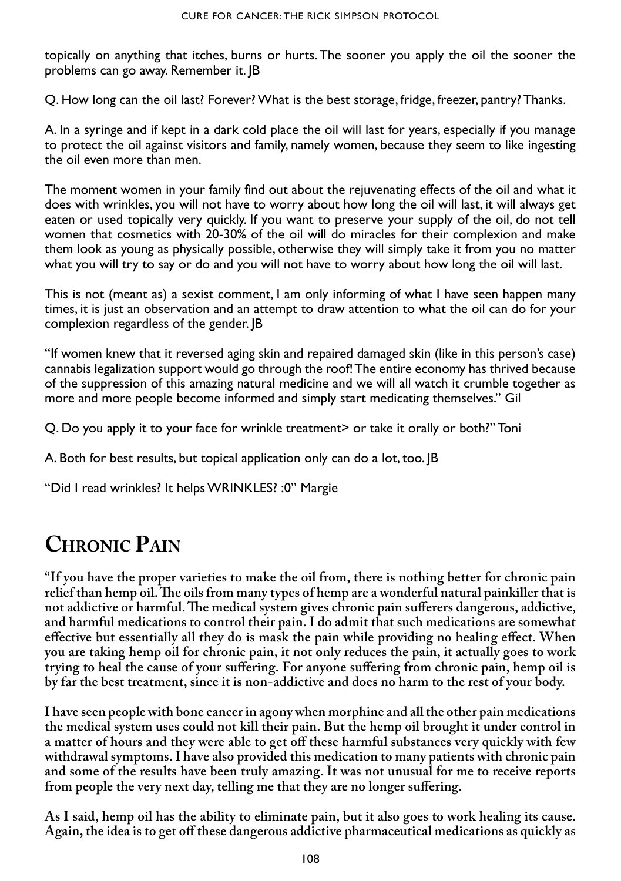topically on anything that itches, burns or hurts. The sooner you apply the oil the sooner the problems can go away. Remember it. JB

Q. How long can the oil last? Forever? What is the best storage, fridge, freezer, pantry? Thanks.

A. In a syringe and if kept in a dark cold place the oil will last for years, especially if you manage to protect the oil against visitors and family, namely women, because they seem to like ingesting the oil even more than men.

The moment women in your family find out about the rejuvenating effects of the oil and what it does with wrinkles, you will not have to worry about how long the oil will last, it will always get eaten or used topically very quickly. If you want to preserve your supply of the oil, do not tell women that cosmetics with 20-30% of the oil will do miracles for their complexion and make them look as young as physically possible, otherwise they will simply take it from you no matter what you will try to say or do and you will not have to worry about how long the oil will last.

This is not (meant as) a sexist comment, I am only informing of what I have seen happen many times, it is just an observation and an attempt to draw attention to what the oil can do for your complexion regardless of the gender. JB

"If women knew that it reversed aging skin and repaired damaged skin (like in this person's case) cannabis legalization support would go through the roof! The entire economy has thrived because of the suppression of this amazing natural medicine and we will all watch it crumble together as more and more people become informed and simply start medicating themselves." Gil

Q. Do you apply it to your face for wrinkle treatment> or take it orally or both?" Toni

A. Both for best results, but topical application only can do a lot, too. JB

"Did I read wrinkles? It helps WRINKLES? :0" Margie

# Chronic Pain

**"If you have the proper varieties to make the oil from, there is nothing better for chronic pain relief than hemp oil. The oils from many types of hemp are a wonderful natural painkiller that is not addictive or harmful. The medical system gives chronic pain sufferers dangerous, addictive, and harmful medications to control their pain. I do admit that such medications are somewhat effective but essentially all they do is mask the pain while providing no healing effect. When you are taking hemp oil for chronic pain, it not only reduces the pain, it actually goes to work trying to heal the cause of your suffering. For anyone suffering from chronic pain, hemp oil is by far the best treatment, since it is non-addictive and does no harm to the rest of your body.**

**I have seen people with bone cancer in agony when morphine and all the other pain medications the medical system uses could not kill their pain. But the hemp oil brought it under control in a matter of hours and they were able to get off these harmful substances very quickly with few withdrawal symptoms. I have also provided this medication to many patients with chronic pain and some of the results have been truly amazing. It was not unusual for me to receive reports from people the very next day, telling me that they are no longer suffering.**

**As I said, hemp oil has the ability to eliminate pain, but it also goes to work healing its cause. Again, the idea is to get off these dangerous addictive pharmaceutical medications as quickly as**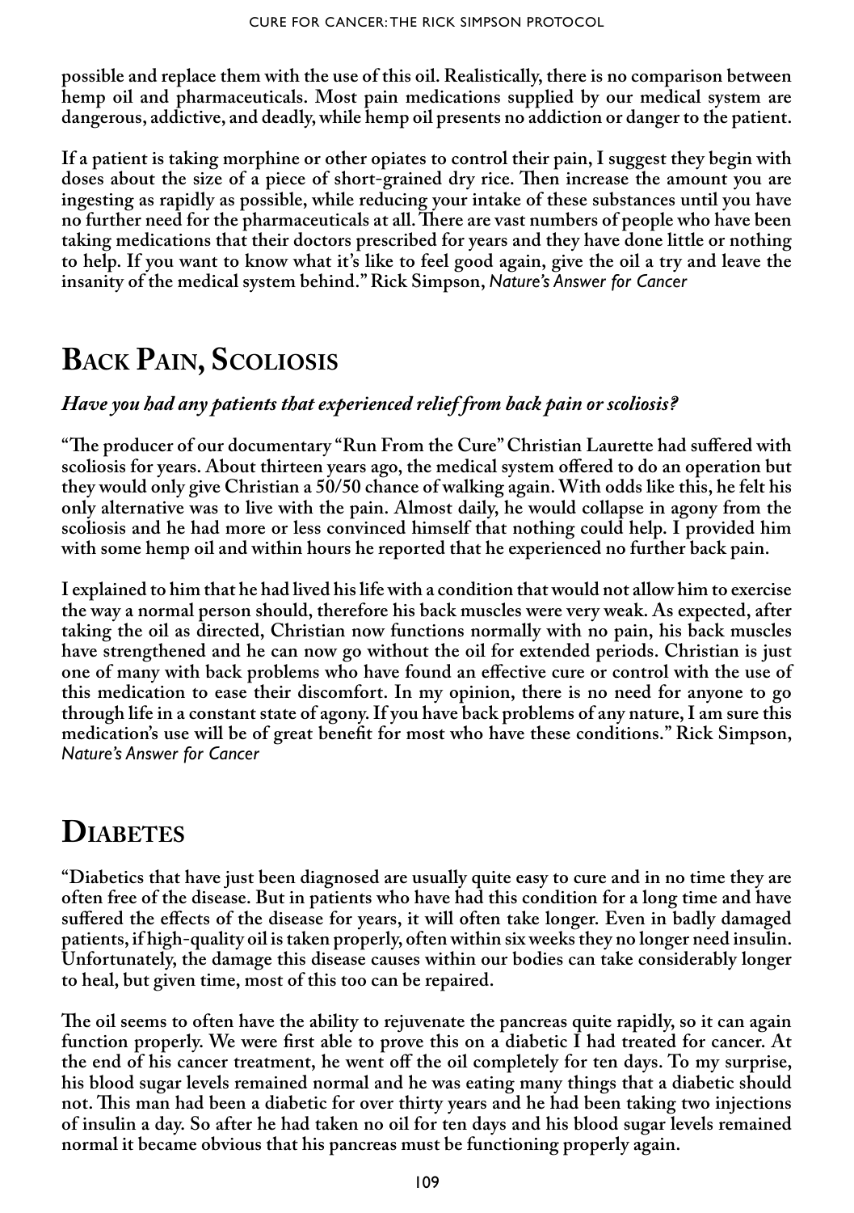**possible and replace them with the use of this oil. Realistically, there is no comparison between hemp oil and pharmaceuticals. Most pain medications supplied by our medical system are dangerous, addictive, and deadly, while hemp oil presents no addiction or danger to the patient.**

**If a patient is taking morphine or other opiates to control their pain, I suggest they begin with doses about the size of a piece of short-grained dry rice. Then increase the amount you are ingesting as rapidly as possible, while reducing your intake of these substances until you have no further need for the pharmaceuticals at all. There are vast numbers of people who have been taking medications that their doctors prescribed for years and they have done little or nothing to help. If you want to know what it's like to feel good again, give the oil a try and leave the insanity of the medical system behind." Rick Simpson,** ***Nature's Answer for Cancer***

## Back Pain, Scoliosis

***Have you had any patients that experienced relief from back pain or scoliosis?***

**"The producer of our documentary "Run From the Cure" Christian Laurette had suffered with scoliosis for years. About thirteen years ago, the medical system offered to do an operation but they would only give Christian a 50/50 chance of walking again. With odds like this, he felt his only alternative was to live with the pain. Almost daily, he would collapse in agony from the scoliosis and he had more or less convinced himself that nothing could help. I provided him with some hemp oil and within hours he reported that he experienced no further back pain.**

**I explained to him that he had lived his life with a condition that would not allow him to exercise the way a normal person should, therefore his back muscles were very weak. As expected, after taking the oil as directed, Christian now functions normally with no pain, his back muscles have strengthened and he can now go without the oil for extended periods. Christian is just one of many with back problems who have found an effective cure or control with the use of this medication to ease their discomfort. In my opinion, there is no need for anyone to go through life in a constant state of agony. If you have back problems of any nature, I am sure this medication's use will be of great benefit for most who have these conditions." Rick Simpson,** ***Nature's Answer for Cancer***

## Diabetes

**"Diabetics that have just been diagnosed are usually quite easy to cure and in no time they are often free of the disease. But in patients who have had this condition for a long time and have suffered the effects of the disease for years, it will often take longer. Even in badly damaged patients, if high-quality oil is taken properly, often within six weeks they no longer need insulin. Unfortunately, the damage this disease causes within our bodies can take considerably longer to heal, but given time, most of this too can be repaired.**

**The oil seems to often have the ability to rejuvenate the pancreas quite rapidly, so it can again function properly. We were first able to prove this on a diabetic I had treated for cancer. At the end of his cancer treatment, he went off the oil completely for ten days. To my surprise, his blood sugar levels remained normal and he was eating many things that a diabetic should not. This man had been a diabetic for over thirty years and he had been taking two injections of insulin a day. So after he had taken no oil for ten days and his blood sugar levels remained normal it became obvious that his pancreas must be functioning properly again.**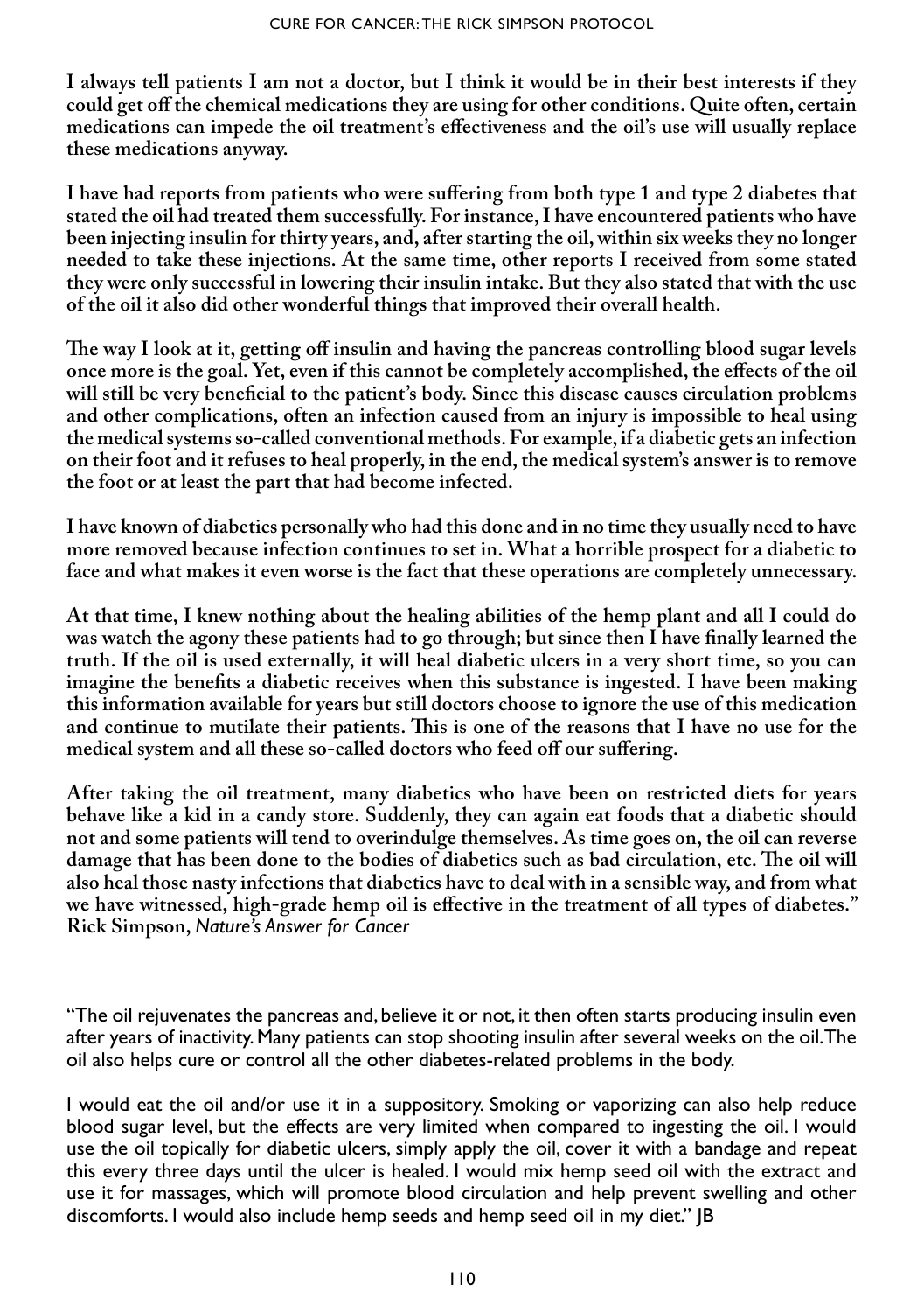**I always tell patients I am not a doctor, but I think it would be in their best interests if they could get off the chemical medications they are using for other conditions. Quite often, certain medications can impede the oil treatment's effectiveness and the oil's use will usually replace these medications anyway.**

**I have had reports from patients who were suffering from both type 1 and type 2 diabetes that stated the oil had treated them successfully. For instance, I have encountered patients who have been injecting insulin for thirty years, and, after starting the oil, within six weeks they no longer needed to take these injections. At the same time, other reports I received from some stated they were only successful in lowering their insulin intake. But they also stated that with the use of the oil it also did other wonderful things that improved their overall health.**

**The way I look at it, getting off insulin and having the pancreas controlling blood sugar levels once more is the goal. Yet, even if this cannot be completely accomplished, the effects of the oil will still be very beneficial to the patient's body. Since this disease causes circulation problems and other complications, often an infection caused from an injury is impossible to heal using the medical systems so-called conventional methods. For example, if a diabetic gets an infection on their foot and it refuses to heal properly, in the end, the medical system's answer is to remove the foot or at least the part that had become infected.**

**I have known of diabetics personally who had this done and in no time they usually need to have more removed because infection continues to set in. What a horrible prospect for a diabetic to face and what makes it even worse is the fact that these operations are completely unnecessary.**

**At that time, I knew nothing about the healing abilities of the hemp plant and all I could do was watch the agony these patients had to go through; but since then I have finally learned the truth. If the oil is used externally, it will heal diabetic ulcers in a very short time, so you can imagine the benefits a diabetic receives when this substance is ingested. I have been making this information available for years but still doctors choose to ignore the use of this medication and continue to mutilate their patients. This is one of the reasons that I have no use for the medical system and all these so-called doctors who feed off our suffering.**

**After taking the oil treatment, many diabetics who have been on restricted diets for years behave like a kid in a candy store. Suddenly, they can again eat foods that a diabetic should not and some patients will tend to overindulge themselves. As time goes on, the oil can reverse damage that has been done to the bodies of diabetics such as bad circulation, etc. The oil will also heal those nasty infections that diabetics have to deal with in a sensible way, and from what we have witnessed, high-grade hemp oil is effective in the treatment of all types of diabetes." Rick Simpson,** ***Nature's Answer for Cancer***

"The oil rejuvenates the pancreas and, believe it or not, it then often starts producing insulin even after years of inactivity. Many patients can stop shooting insulin after several weeks on the oil. The oil also helps cure or control all the other diabetes-related problems in the body.

I would eat the oil and/or use it in a suppository. Smoking or vaporizing can also help reduce blood sugar level, but the effects are very limited when compared to ingesting the oil. I would use the oil topically for diabetic ulcers, simply apply the oil, cover it with a bandage and repeat this every three days until the ulcer is healed. I would mix hemp seed oil with the extract and use it for massages, which will promote blood circulation and help prevent swelling and other discomforts. I would also include hemp seeds and hemp seed oil in my diet." JB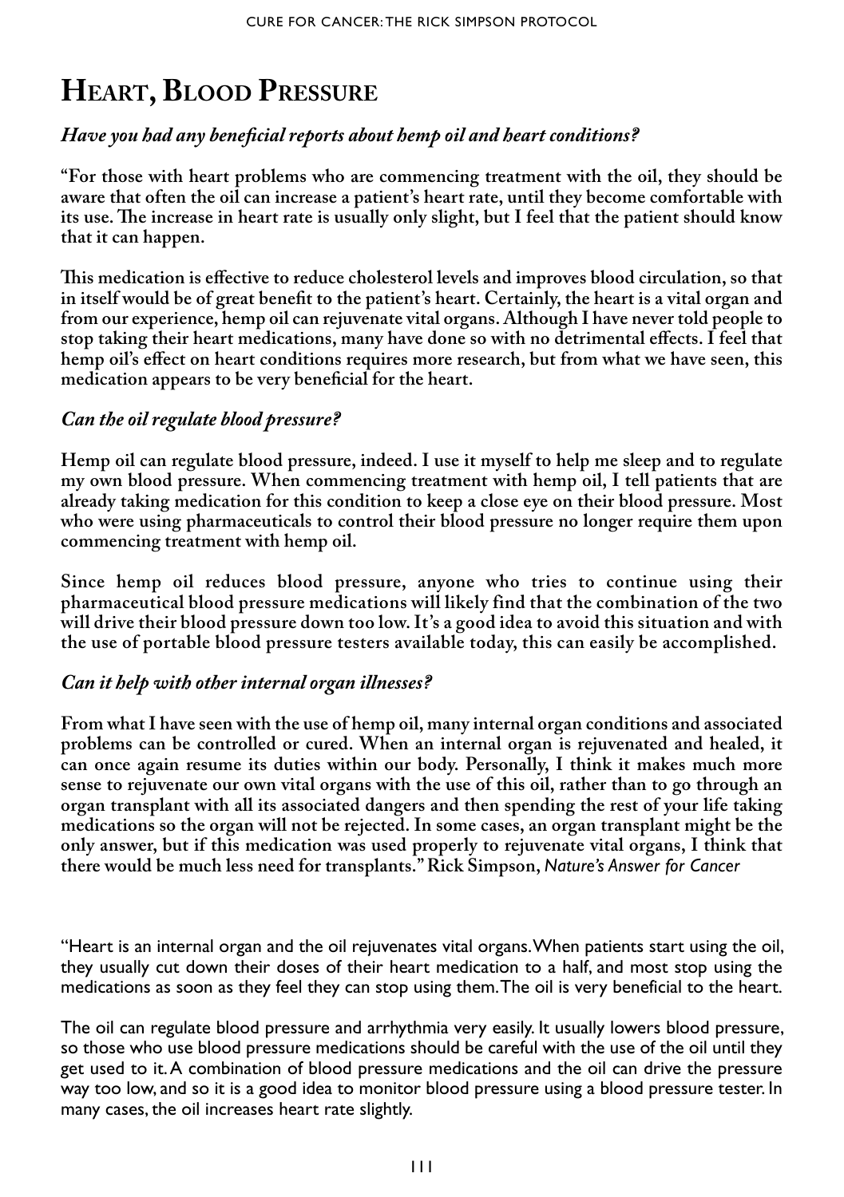# Heart, Blood Pressure

***Have you had any beneficial reports about hemp oil and heart conditions?***

**"For those with heart problems who are commencing treatment with the oil, they should be aware that often the oil can increase a patient's heart rate, until they become comfortable with its use. The increase in heart rate is usually only slight, but I feel that the patient should know that it can happen.**

**This medication is effective to reduce cholesterol levels and improves blood circulation, so that in itself would be of great benefit to the patient's heart. Certainly, the heart is a vital organ and from our experience, hemp oil can rejuvenate vital organs. Although I have never told people to stop taking their heart medications, many have done so with no detrimental effects. I feel that hemp oil's effect on heart conditions requires more research, but from what we have seen, this medication appears to be very beneficial for the heart.**

***Can the oil regulate blood pressure?***

**Hemp oil can regulate blood pressure, indeed. I use it myself to help me sleep and to regulate my own blood pressure. When commencing treatment with hemp oil, I tell patients that are already taking medication for this condition to keep a close eye on their blood pressure. Most who were using pharmaceuticals to control their blood pressure no longer require them upon commencing treatment with hemp oil.**

**Since hemp oil reduces blood pressure, anyone who tries to continue using their pharmaceutical blood pressure medications will likely find that the combination of the two will drive their blood pressure down too low. It's a good idea to avoid this situation and with the use of portable blood pressure testers available today, this can easily be accomplished.**

***Can it help with other internal organ illnesses?***

**From what I have seen with the use of hemp oil, many internal organ conditions and associated problems can be controlled or cured. When an internal organ is rejuvenated and healed, it can once again resume its duties within our body. Personally, I think it makes much more sense to rejuvenate our own vital organs with the use of this oil, rather than to go through an organ transplant with all its associated dangers and then spending the rest of your life taking medications so the organ will not be rejected. In some cases, an organ transplant might be the only answer, but if this medication was used properly to rejuvenate vital organs, I think that there would be much less need for transplants." Rick Simpson,** *Nature's Answer for Cancer*

"Heart is an internal organ and the oil rejuvenates vital organs. When patients start using the oil, they usually cut down their doses of their heart medication to a half, and most stop using the medications as soon as they feel they can stop using them. The oil is very beneficial to the heart.

The oil can regulate blood pressure and arrhythmia very easily. It usually lowers blood pressure, so those who use blood pressure medications should be careful with the use of the oil until they get used to it. A combination of blood pressure medications and the oil can drive the pressure way too low, and so it is a good idea to monitor blood pressure using a blood pressure tester. In many cases, the oil increases heart rate slightly.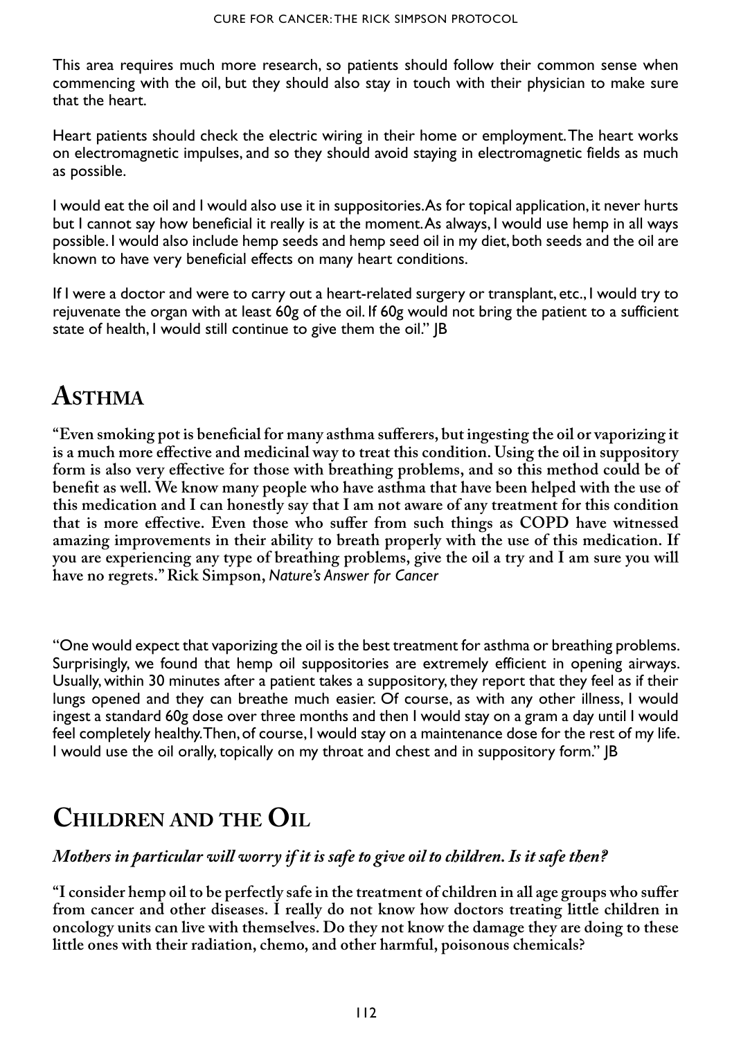This area requires much more research, so patients should follow their common sense when commencing with the oil, but they should also stay in touch with their physician to make sure that the heart.

Heart patients should check the electric wiring in their home or employment. The heart works on electromagnetic impulses, and so they should avoid staying in electromagnetic fields as much as possible.

I would eat the oil and I would also use it in suppositories. As for topical application, it never hurts but I cannot say how beneficial it really is at the moment. As always, I would use hemp in all ways possible. I would also include hemp seeds and hemp seed oil in my diet, both seeds and the oil are known to have very beneficial effects on many heart conditions.

If I were a doctor and were to carry out a heart-related surgery or transplant, etc., I would try to rejuvenate the organ with at least 60g of the oil. If 60g would not bring the patient to a sufficient state of health, I would still continue to give them the oil." JB

## Asthma

**"Even smoking pot is beneficial for many asthma sufferers, but ingesting the oil or vaporizing it is a much more effective and medicinal way to treat this condition. Using the oil in suppository form is also very effective for those with breathing problems, and so this method could be of benefit as well. We know many people who have asthma that have been helped with the use of this medication and I can honestly say that I am not aware of any treatment for this condition that is more effective. Even those who suffer from such things as COPD have witnessed amazing improvements in their ability to breath properly with the use of this medication. If you are experiencing any type of breathing problems, give the oil a try and I am sure you will have no regrets." Rick Simpson, *Nature's Answer for Cancer***

"One would expect that vaporizing the oil is the best treatment for asthma or breathing problems. Surprisingly, we found that hemp oil suppositories are extremely efficient in opening airways. Usually, within 30 minutes after a patient takes a suppository, they report that they feel as if their lungs opened and they can breathe much easier. Of course, as with any other illness, I would ingest a standard 60g dose over three months and then I would stay on a gram a day until I would feel completely healthy. Then, of course, I would stay on a maintenance dose for the rest of my life. I would use the oil orally, topically on my throat and chest and in suppository form." JB

## Children and the Oil

***Mothers in particular will worry if it is safe to give oil to children. Is it safe then?***

**"I consider hemp oil to be perfectly safe in the treatment of children in all age groups who suffer from cancer and other diseases. I really do not know how doctors treating little children in oncology units can live with themselves. Do they not know the damage they are doing to these little ones with their radiation, chemo, and other harmful, poisonous chemicals?**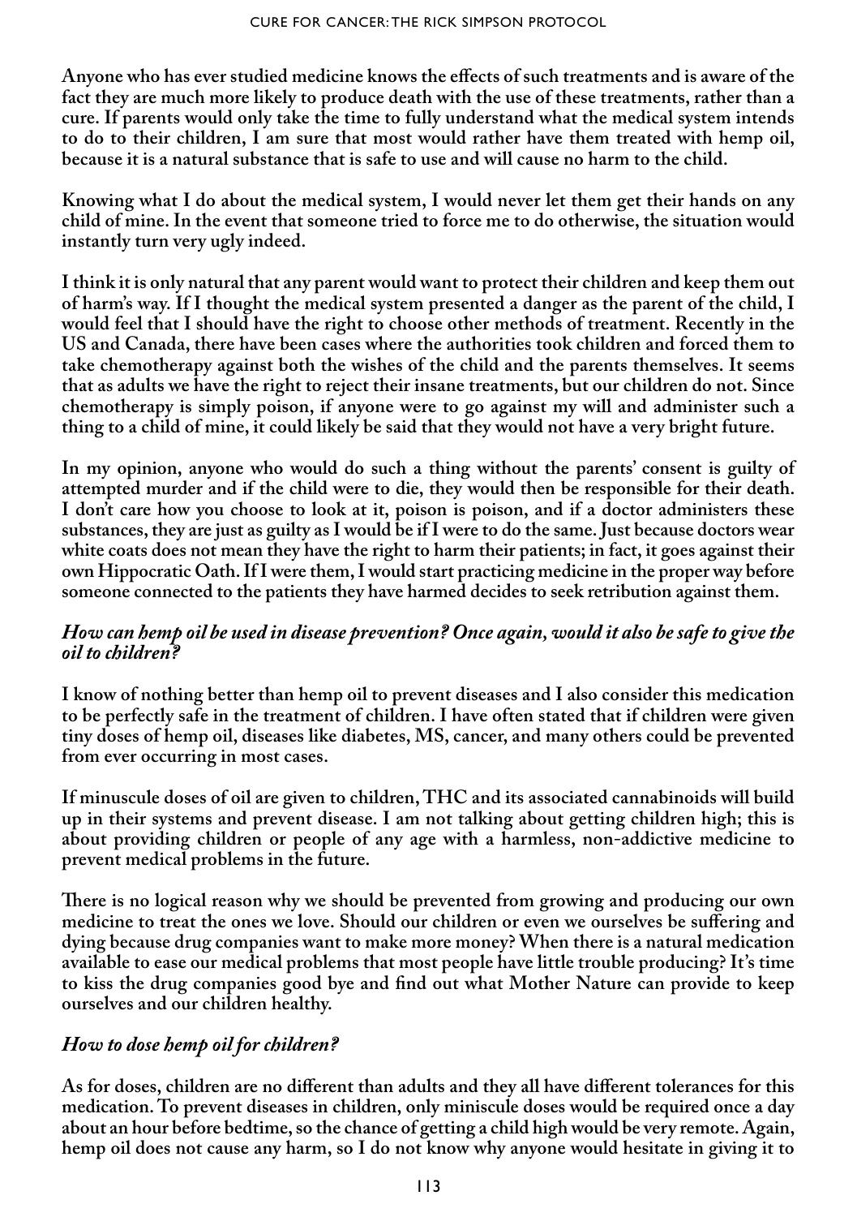Anyone who has ever studied medicine knows the effects of such treatments and is aware of the fact they are much more likely to produce death with the use of these treatments, rather than a cure. If parents would only take the time to fully understand what the medical system intends to do to their children, I am sure that most would rather have them treated with hemp oil, because it is a natural substance that is safe to use and will cause no harm to the child.

Knowing what I do about the medical system, I would never let them get their hands on any child of mine. In the event that someone tried to force me to do otherwise, the situation would instantly turn very ugly indeed.

I think it is only natural that any parent would want to protect their children and keep them out of harm's way. If I thought the medical system presented a danger as the parent of the child, I would feel that I should have the right to choose other methods of treatment. Recently in the US and Canada, there have been cases where the authorities took children and forced them to take chemotherapy against both the wishes of the child and the parents themselves. It seems that as adults we have the right to reject their insane treatments, but our children do not. Since chemotherapy is simply poison, if anyone were to go against my will and administer such a thing to a child of mine, it could likely be said that they would not have a very bright future.

In my opinion, anyone who would do such a thing without the parents' consent is guilty of attempted murder and if the child were to die, they would then be responsible for their death. I don't care how you choose to look at it, poison is poison, and if a doctor administers these substances, they are just as guilty as I would be if I were to do the same. Just because doctors wear white coats does not mean they have the right to harm their patients; in fact, it goes against their own Hippocratic Oath. If I were them, I would start practicing medicine in the proper way before someone connected to the patients they have harmed decides to seek retribution against them.

### *How can hemp oil be used in disease prevention? Once again, would it also be safe to give the oil to children?*

I know of nothing better than hemp oil to prevent diseases and I also consider this medication to be perfectly safe in the treatment of children. I have often stated that if children were given tiny doses of hemp oil, diseases like diabetes, MS, cancer, and many others could be prevented from ever occurring in most cases.

If minuscule doses of oil are given to children, THC and its associated cannabinoids will build up in their systems and prevent disease. I am not talking about getting children high; this is about providing children or people of any age with a harmless, non-addictive medicine to prevent medical problems in the future.

There is no logical reason why we should be prevented from growing and producing our own medicine to treat the ones we love. Should our children or even we ourselves be suffering and dying because drug companies want to make more money? When there is a natural medication available to ease our medical problems that most people have little trouble producing? It's time to kiss the drug companies good bye and find out what Mother Nature can provide to keep ourselves and our children healthy.

### *How to dose hemp oil for children?*

As for doses, children are no different than adults and they all have different tolerances for this medication. To prevent diseases in children, only miniscule doses would be required once a day about an hour before bedtime, so the chance of getting a child high would be very remote. Again, hemp oil does not cause any harm, so I do not know why anyone would hesitate in giving it to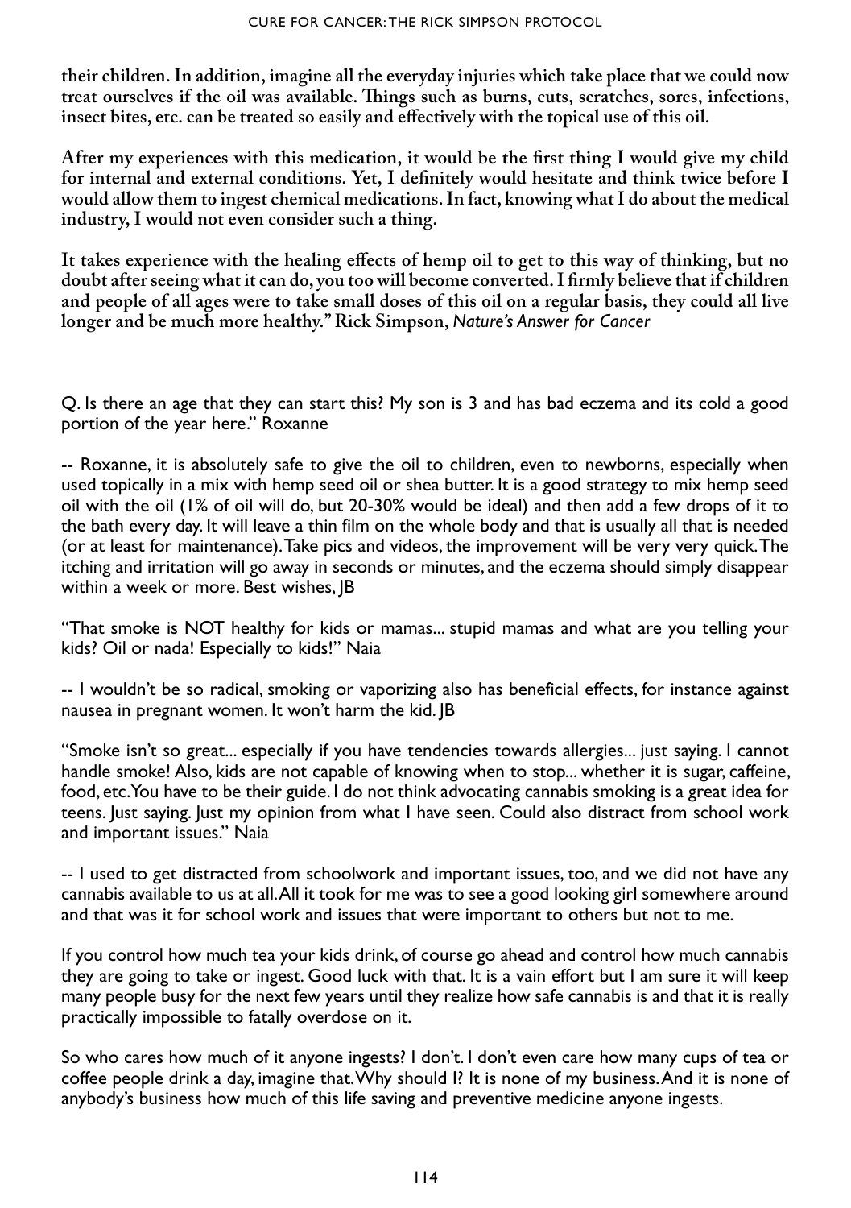**their children. In addition, imagine all the everyday injuries which take place that we could now treat ourselves if the oil was available. Things such as burns, cuts, scratches, sores, infections, insect bites, etc. can be treated so easily and effectively with the topical use of this oil.**

**After my experiences with this medication, it would be the first thing I would give my child for internal and external conditions. Yet, I definitely would hesitate and think twice before I would allow them to ingest chemical medications. In fact, knowing what I do about the medical industry, I would not even consider such a thing.**

**It takes experience with the healing effects of hemp oil to get to this way of thinking, but no doubt after seeing what it can do, you too will become converted. I firmly believe that if children and people of all ages were to take small doses of this oil on a regular basis, they could all live longer and be much more healthy." Rick Simpson,** ***Nature's Answer for Cancer***

Q. Is there an age that they can start this? My son is 3 and has bad eczema and its cold a good portion of the year here." Roxanne

-- Roxanne, it is absolutely safe to give the oil to children, even to newborns, especially when used topically in a mix with hemp seed oil or shea butter. It is a good strategy to mix hemp seed oil with the oil (1% of oil will do, but 20-30% would be ideal) and then add a few drops of it to the bath every day. It will leave a thin film on the whole body and that is usually all that is needed (or at least for maintenance). Take pics and videos, the improvement will be very very quick. The itching and irritation will go away in seconds or minutes, and the eczema should simply disappear within a week or more. Best wishes, JB

"That smoke is NOT healthy for kids or mamas... stupid mamas and what are you telling your kids? Oil or nada! Especially to kids!" Naia

-- I wouldn't be so radical, smoking or vaporizing also has beneficial effects, for instance against nausea in pregnant women. It won't harm the kid. JB

"Smoke isn't so great... especially if you have tendencies towards allergies... just saying. I cannot handle smoke! Also, kids are not capable of knowing when to stop... whether it is sugar, caffeine, food, etc. You have to be their guide. I do not think advocating cannabis smoking is a great idea for teens. Just saying. Just my opinion from what I have seen. Could also distract from school work and important issues." Naia

-- I used to get distracted from schoolwork and important issues, too, and we did not have any cannabis available to us at all. All it took for me was to see a good looking girl somewhere around and that was it for school work and issues that were important to others but not to me.

If you control how much tea your kids drink, of course go ahead and control how much cannabis they are going to take or ingest. Good luck with that. It is a vain effort but I am sure it will keep many people busy for the next few years until they realize how safe cannabis is and that it is really practically impossible to fatally overdose on it.

So who cares how much of it anyone ingests? I don't. I don't even care how many cups of tea or coffee people drink a day, imagine that. Why should I? It is none of my business. And it is none of anybody's business how much of this life saving and preventive medicine anyone ingests.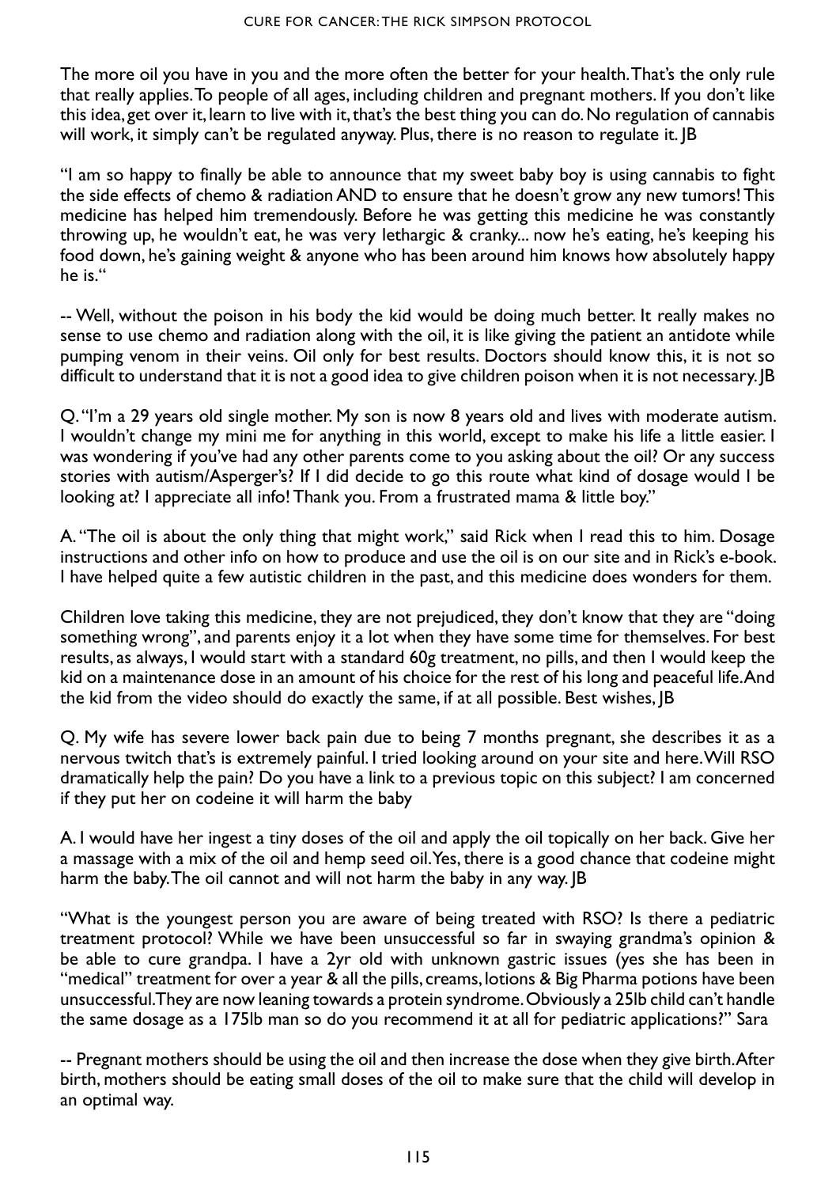The more oil you have in you and the more often the better for your health. That's the only rule that really applies. To people of all ages, including children and pregnant mothers. If you don't like this idea, get over it, learn to live with it, that's the best thing you can do. No regulation of cannabis will work, it simply can't be regulated anyway. Plus, there is no reason to regulate it. JB

"I am so happy to finally be able to announce that my sweet baby boy is using cannabis to fight the side effects of chemo & radiation AND to ensure that he doesn't grow any new tumors! This medicine has helped him tremendously. Before he was getting this medicine he was constantly throwing up, he wouldn't eat, he was very lethargic & cranky... now he's eating, he's keeping his food down, he's gaining weight & anyone who has been around him knows how absolutely happy he is."

-- Well, without the poison in his body the kid would be doing much better. It really makes no sense to use chemo and radiation along with the oil, it is like giving the patient an antidote while pumping venom in their veins. Oil only for best results. Doctors should know this, it is not so difficult to understand that it is not a good idea to give children poison when it is not necessary. JB

Q. "I'm a 29 years old single mother. My son is now 8 years old and lives with moderate autism. I wouldn't change my mini me for anything in this world, except to make his life a little easier. I was wondering if you've had any other parents come to you asking about the oil? Or any success stories with autism/Asperger's? If I did decide to go this route what kind of dosage would I be looking at? I appreciate all info! Thank you. From a frustrated mama & little boy."

A. "The oil is about the only thing that might work," said Rick when I read this to him. Dosage instructions and other info on how to produce and use the oil is on our site and in Rick's e-book. I have helped quite a few autistic children in the past, and this medicine does wonders for them.

Children love taking this medicine, they are not prejudiced, they don't know that they are "doing something wrong", and parents enjoy it a lot when they have some time for themselves. For best results, as always, I would start with a standard 60g treatment, no pills, and then I would keep the kid on a maintenance dose in an amount of his choice for the rest of his long and peaceful life. And the kid from the video should do exactly the same, if at all possible. Best wishes, JB

Q. My wife has severe lower back pain due to being 7 months pregnant, she describes it as a nervous twitch that's is extremely painful. I tried looking around on your site and here. Will RSO dramatically help the pain? Do you have a link to a previous topic on this subject? I am concerned if they put her on codeine it will harm the baby

A. I would have her ingest a tiny doses of the oil and apply the oil topically on her back. Give her a massage with a mix of the oil and hemp seed oil. Yes, there is a good chance that codeine might harm the baby. The oil cannot and will not harm the baby in any way. JB

"What is the youngest person you are aware of being treated with RSO? Is there a pediatric treatment protocol? While we have been unsuccessful so far in swaying grandma's opinion & be able to cure grandpa. I have a 2yr old with unknown gastric issues (yes she has been in "medical" treatment for over a year & all the pills, creams, lotions & Big Pharma potions have been unsuccessful. They are now leaning towards a protein syndrome. Obviously a 25lb child can't handle the same dosage as a 175lb man so do you recommend it at all for pediatric applications?" Sara

-- Pregnant mothers should be using the oil and then increase the dose when they give birth. After birth, mothers should be eating small doses of the oil to make sure that the child will develop in an optimal way.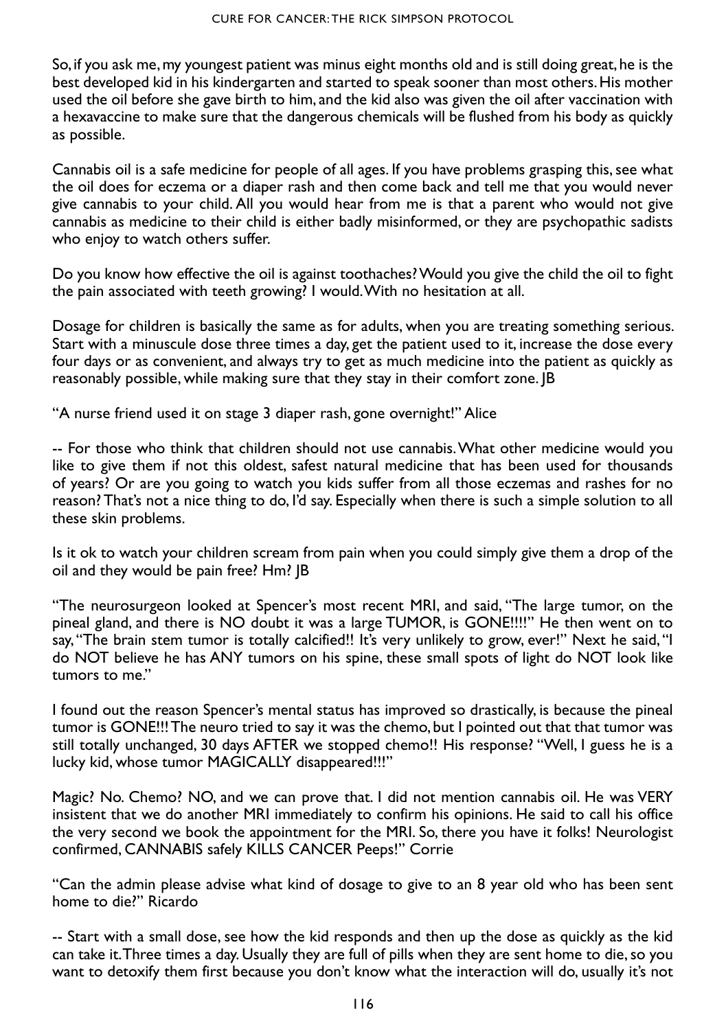So, if you ask me, my youngest patient was minus eight months old and is still doing great, he is the best developed kid in his kindergarten and started to speak sooner than most others. His mother used the oil before she gave birth to him, and the kid also was given the oil after vaccination with a hexavaccine to make sure that the dangerous chemicals will be flushed from his body as quickly as possible.

Cannabis oil is a safe medicine for people of all ages. If you have problems grasping this, see what the oil does for eczema or a diaper rash and then come back and tell me that you would never give cannabis to your child. All you would hear from me is that a parent who would not give cannabis as medicine to their child is either badly misinformed, or they are psychopathic sadists who enjoy to watch others suffer.

Do you know how effective the oil is against toothaches? Would you give the child the oil to fight the pain associated with teeth growing? I would. With no hesitation at all.

Dosage for children is basically the same as for adults, when you are treating something serious. Start with a minuscule dose three times a day, get the patient used to it, increase the dose every four days or as convenient, and always try to get as much medicine into the patient as quickly as reasonably possible, while making sure that they stay in their comfort zone. JB

"A nurse friend used it on stage 3 diaper rash, gone overnight!" Alice

-- For those who think that children should not use cannabis. What other medicine would you like to give them if not this oldest, safest natural medicine that has been used for thousands of years? Or are you going to watch you kids suffer from all those eczemas and rashes for no reason? That's not a nice thing to do, I'd say. Especially when there is such a simple solution to all these skin problems.

Is it ok to watch your children scream from pain when you could simply give them a drop of the oil and they would be pain free? Hm? JB

"The neurosurgeon looked at Spencer's most recent MRI, and said, "The large tumor, on the pineal gland, and there is NO doubt it was a large TUMOR, is GONE!!!!" He then went on to say, "The brain stem tumor is totally calcified!! It's very unlikely to grow, ever!" Next he said, "I do NOT believe he has ANY tumors on his spine, these small spots of light do NOT look like tumors to me."

I found out the reason Spencer's mental status has improved so drastically, is because the pineal tumor is GONE!!! The neuro tried to say it was the chemo, but I pointed out that that tumor was still totally unchanged, 30 days AFTER we stopped chemo!! His response? "Well, I guess he is a lucky kid, whose tumor MAGICALLY disappeared!!!"

Magic? No. Chemo? NO, and we can prove that. I did not mention cannabis oil. He was VERY insistent that we do another MRI immediately to confirm his opinions. He said to call his office the very second we book the appointment for the MRI. So, there you have it folks! Neurologist confirmed, CANNABIS safely KILLS CANCER Peeps!" Corrie

"Can the admin please advise what kind of dosage to give to an 8 year old who has been sent home to die?" Ricardo

-- Start with a small dose, see how the kid responds and then up the dose as quickly as the kid can take it. Three times a day. Usually they are full of pills when they are sent home to die, so you want to detoxify them first because you don't know what the interaction will do, usually it's not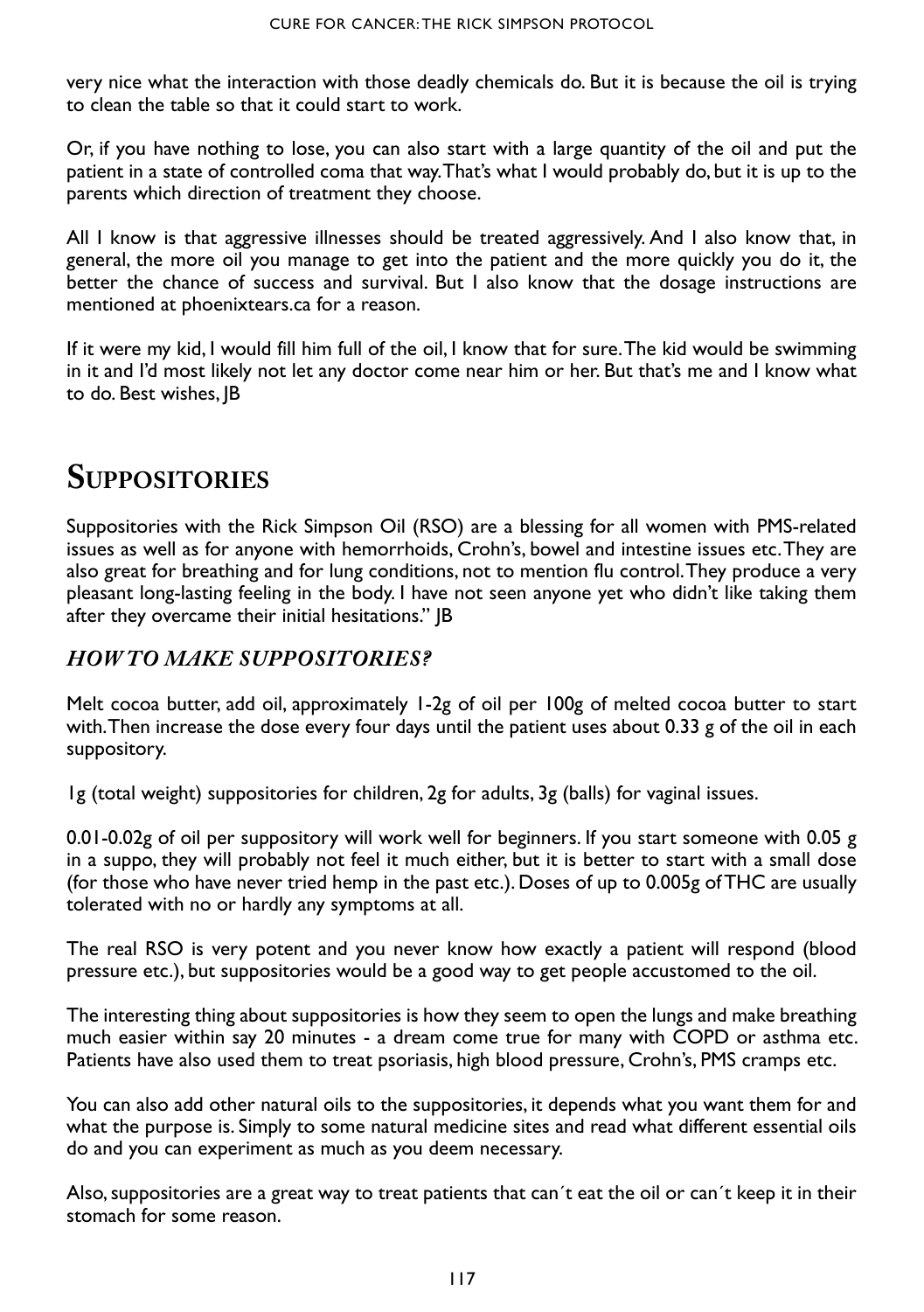very nice what the interaction with those deadly chemicals do. But it is because the oil is trying to clean the table so that it could start to work.

Or, if you have nothing to lose, you can also start with a large quantity of the oil and put the patient in a state of controlled coma that way. That's what I would probably do, but it is up to the parents which direction of treatment they choose.

All I know is that aggressive illnesses should be treated aggressively. And I also know that, in general, the more oil you manage to get into the patient and the more quickly you do it, the better the chance of success and survival. But I also know that the dosage instructions are mentioned at phoenixtears.ca for a reason.

If it were my kid, I would fill him full of the oil, I know that for sure. The kid would be swimming in it and I'd most likely not let any doctor come near him or her. But that's me and I know what to do. Best wishes, JB

## Suppositories

Suppositories with the Rick Simpson Oil (RSO) are a blessing for all women with PMS-related issues as well as for anyone with hemorrhoids, Crohn's, bowel and intestine issues etc. They are also great for breathing and for lung conditions, not to mention flu control. They produce a very pleasant long-lasting feeling in the body. I have not seen anyone yet who didn't like taking them after they overcame their initial hesitations." JB

### *HOW TO MAKE SUPPOSITORIES?*

Melt cocoa butter, add oil, approximately 1-2g of oil per 100g of melted cocoa butter to start with. Then increase the dose every four days until the patient uses about 0.33 g of the oil in each suppository.

1g (total weight) suppositories for children, 2g for adults, 3g (balls) for vaginal issues.

0.01-0.02g of oil per suppository will work well for beginners. If you start someone with 0.05 g in a suppo, they will probably not feel it much either, but it is better to start with a small dose (for those who have never tried hemp in the past etc.). Doses of up to 0.005g of THC are usually tolerated with no or hardly any symptoms at all.

The real RSO is very potent and you never know how exactly a patient will respond (blood pressure etc.), but suppositories would be a good way to get people accustomed to the oil.

The interesting thing about suppositories is how they seem to open the lungs and make breathing much easier within say 20 minutes - a dream come true for many with COPD or asthma etc. Patients have also used them to treat psoriasis, high blood pressure, Crohn's, PMS cramps etc.

You can also add other natural oils to the suppositories, it depends what you want them for and what the purpose is. Simply to some natural medicine sites and read what different essential oils do and you can experiment as much as you deem necessary.

Also, suppositories are a great way to treat patients that can´t eat the oil or can´t keep it in their stomach for some reason.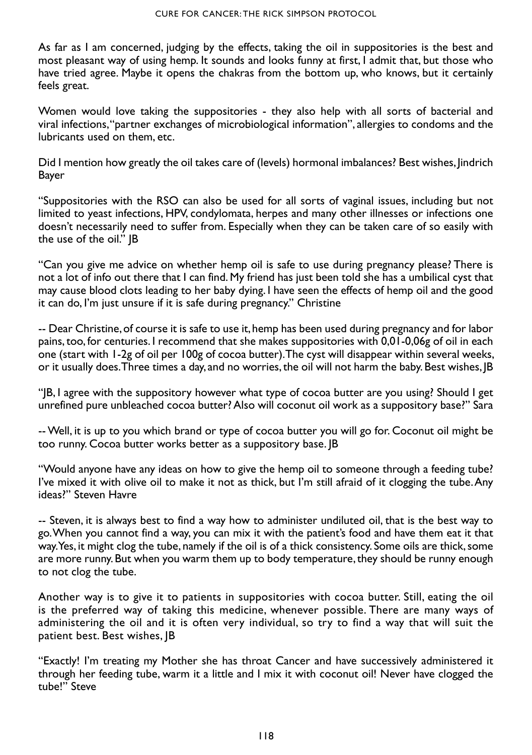As far as I am concerned, judging by the effects, taking the oil in suppositories is the best and most pleasant way of using hemp. It sounds and looks funny at first, I admit that, but those who have tried agree. Maybe it opens the chakras from the bottom up, who knows, but it certainly feels great.

Women would love taking the suppositories - they also help with all sorts of bacterial and viral infections, "partner exchanges of microbiological information", allergies to condoms and the lubricants used on them, etc.

Did I mention how greatly the oil takes care of (levels) hormonal imbalances? Best wishes, Jindrich Bayer

"Suppositories with the RSO can also be used for all sorts of vaginal issues, including but not limited to yeast infections, HPV, condylomata, herpes and many other illnesses or infections one doesn't necessarily need to suffer from. Especially when they can be taken care of so easily with the use of the oil." JB

"Can you give me advice on whether hemp oil is safe to use during pregnancy please? There is not a lot of info out there that I can find. My friend has just been told she has a umbilical cyst that may cause blood clots leading to her baby dying. I have seen the effects of hemp oil and the good it can do, I'm just unsure if it is safe during pregnancy." Christine

-- Dear Christine, of course it is safe to use it, hemp has been used during pregnancy and for labor pains, too, for centuries. I recommend that she makes suppositories with 0,01-0,06g of oil in each one (start with 1-2g of oil per 100g of cocoa butter). The cyst will disappear within several weeks, or it usually does. Three times a day, and no worries, the oil will not harm the baby. Best wishes, JB

"JB, I agree with the suppository however what type of cocoa butter are you using? Should I get unrefined pure unbleached cocoa butter? Also will coconut oil work as a suppository base?" Sara

-- Well, it is up to you which brand or type of cocoa butter you will go for. Coconut oil might be too runny. Cocoa butter works better as a suppository base. JB

"Would anyone have any ideas on how to give the hemp oil to someone through a feeding tube? I've mixed it with olive oil to make it not as thick, but I'm still afraid of it clogging the tube. Any ideas?" Steven Havre

-- Steven, it is always best to find a way how to administer undiluted oil, that is the best way to go. When you cannot find a way, you can mix it with the patient's food and have them eat it that way. Yes, it might clog the tube, namely if the oil is of a thick consistency. Some oils are thick, some are more runny. But when you warm them up to body temperature, they should be runny enough to not clog the tube.

Another way is to give it to patients in suppositories with cocoa butter. Still, eating the oil is the preferred way of taking this medicine, whenever possible. There are many ways of administering the oil and it is often very individual, so try to find a way that will suit the patient best. Best wishes, JB

"Exactly! I'm treating my Mother she has throat Cancer and have successively administered it through her feeding tube, warm it a little and I mix it with coconut oil! Never have clogged the tube!" Steve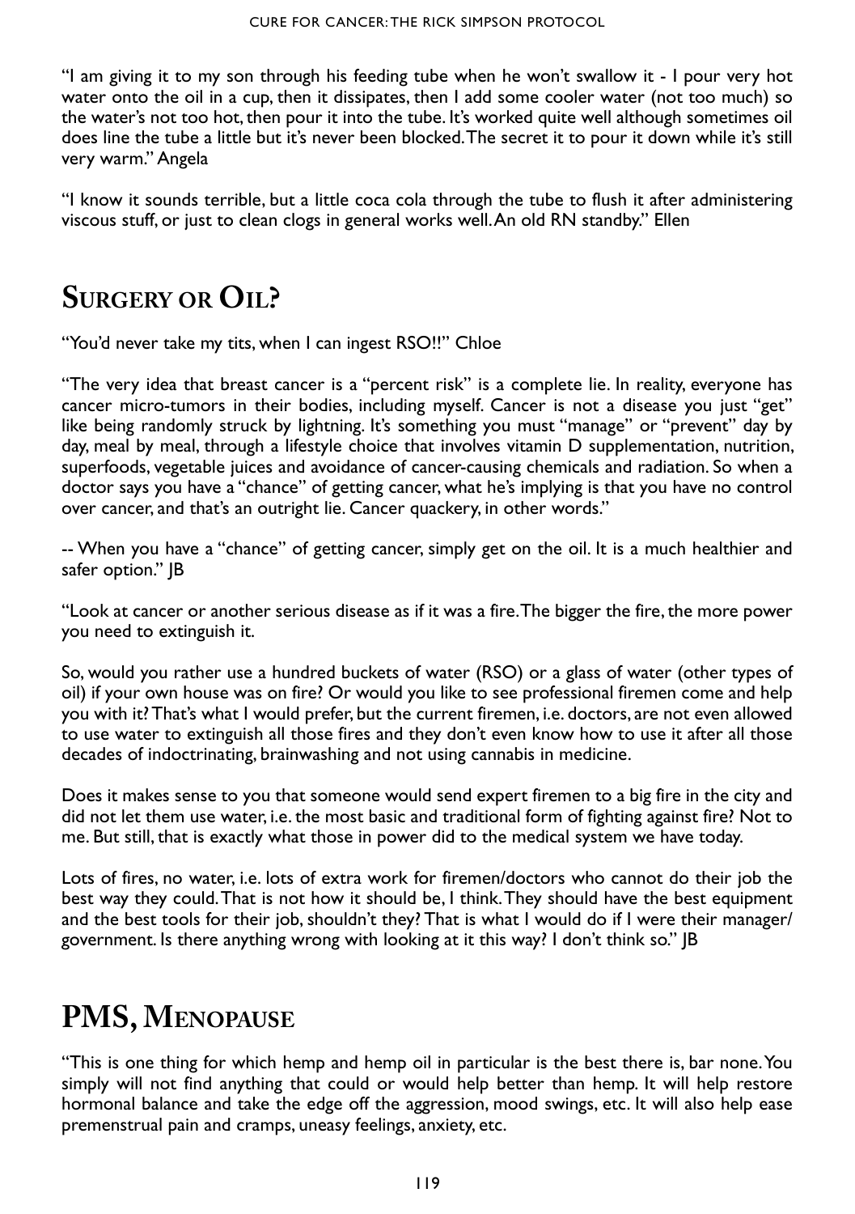"I am giving it to my son through his feeding tube when he won't swallow it - I pour very hot water onto the oil in a cup, then it dissipates, then I add some cooler water (not too much) so the water's not too hot, then pour it into the tube. It's worked quite well although sometimes oil does line the tube a little but it's never been blocked. The secret it to pour it down while it's still very warm." Angela

"I know it sounds terrible, but a little coca cola through the tube to flush it after administering viscous stuff, or just to clean clogs in general works well. An old RN standby." Ellen

## Surgery or Oil?

"You'd never take my tits, when I can ingest RSO!!" Chloe

"The very idea that breast cancer is a "percent risk" is a complete lie. In reality, everyone has cancer micro-tumors in their bodies, including myself. Cancer is not a disease you just "get" like being randomly struck by lightning. It's something you must "manage" or "prevent" day by day, meal by meal, through a lifestyle choice that involves vitamin D supplementation, nutrition, superfoods, vegetable juices and avoidance of cancer-causing chemicals and radiation. So when a doctor says you have a "chance" of getting cancer, what he's implying is that you have no control over cancer, and that's an outright lie. Cancer quackery, in other words."

-- When you have a "chance" of getting cancer, simply get on the oil. It is a much healthier and safer option." JB

"Look at cancer or another serious disease as if it was a fire. The bigger the fire, the more power you need to extinguish it.

So, would you rather use a hundred buckets of water (RSO) or a glass of water (other types of oil) if your own house was on fire? Or would you like to see professional firemen come and help you with it? That's what I would prefer, but the current firemen, i.e. doctors, are not even allowed to use water to extinguish all those fires and they don't even know how to use it after all those decades of indoctrinating, brainwashing and not using cannabis in medicine.

Does it makes sense to you that someone would send expert firemen to a big fire in the city and did not let them use water, i.e. the most basic and traditional form of fighting against fire? Not to me. But still, that is exactly what those in power did to the medical system we have today.

Lots of fires, no water, i.e. lots of extra work for firemen/doctors who cannot do their job the best way they could. That is not how it should be, I think. They should have the best equipment and the best tools for their job, shouldn't they? That is what I would do if I were their manager/ government. Is there anything wrong with looking at it this way? I don't think so." JB

## PMS, Menopause

"This is one thing for which hemp and hemp oil in particular is the best there is, bar none. You simply will not find anything that could or would help better than hemp. It will help restore hormonal balance and take the edge off the aggression, mood swings, etc. It will also help ease premenstrual pain and cramps, uneasy feelings, anxiety, etc.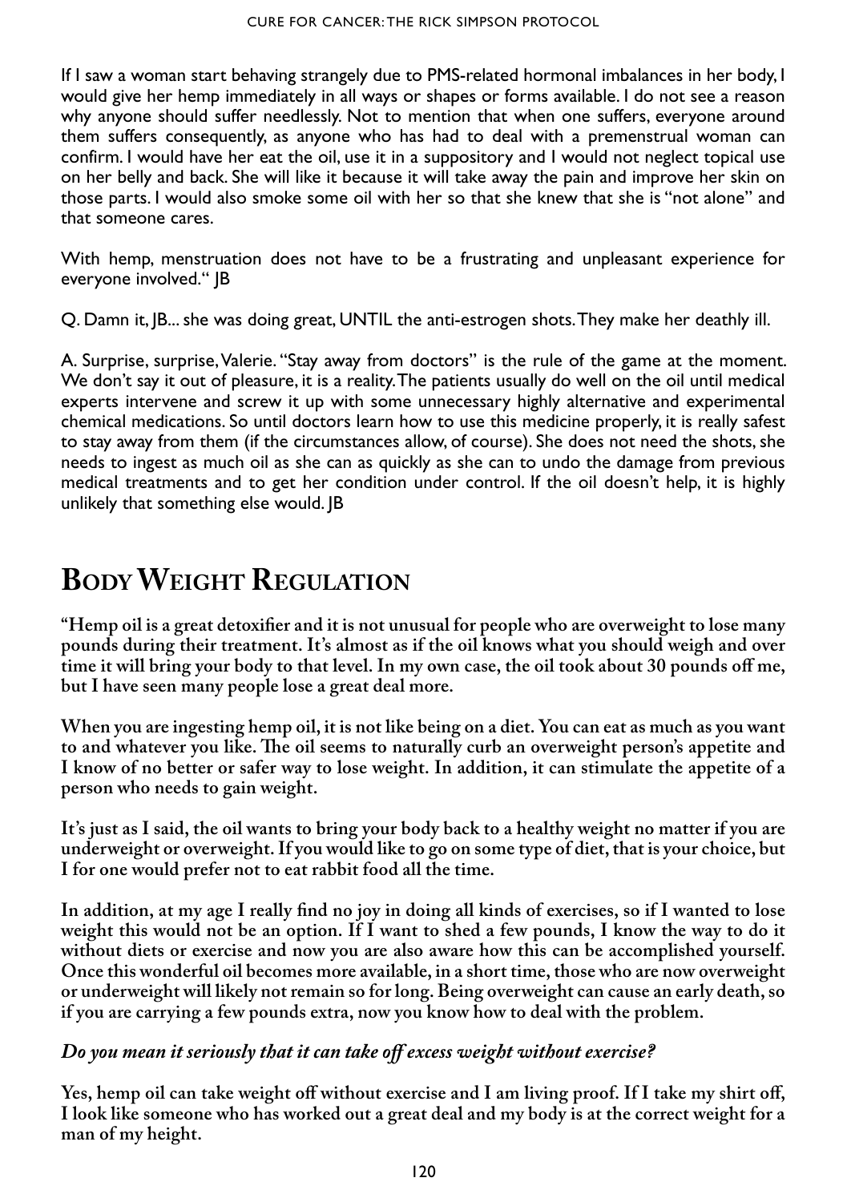If I saw a woman start behaving strangely due to PMS-related hormonal imbalances in her body, I would give her hemp immediately in all ways or shapes or forms available. I do not see a reason why anyone should suffer needlessly. Not to mention that when one suffers, everyone around them suffers consequently, as anyone who has had to deal with a premenstrual woman can confirm. I would have her eat the oil, use it in a suppository and I would not neglect topical use on her belly and back. She will like it because it will take away the pain and improve her skin on those parts. I would also smoke some oil with her so that she knew that she is "not alone" and that someone cares.

With hemp, menstruation does not have to be a frustrating and unpleasant experience for everyone involved." JB

Q. Damn it, JB... she was doing great, UNTIL the anti-estrogen shots. They make her deathly ill.

A. Surprise, surprise, Valerie. "Stay away from doctors" is the rule of the game at the moment. We don't say it out of pleasure, it is a reality. The patients usually do well on the oil until medical experts intervene and screw it up with some unnecessary highly alternative and experimental chemical medications. So until doctors learn how to use this medicine properly, it is really safest to stay away from them (if the circumstances allow, of course). She does not need the shots, she needs to ingest as much oil as she can as quickly as she can to undo the damage from previous medical treatments and to get her condition under control. If the oil doesn't help, it is highly unlikely that something else would. JB

## Body Weight Regulation

**"Hemp oil is a great detoxifier and it is not unusual for people who are overweight to lose many pounds during their treatment. It's almost as if the oil knows what you should weigh and over time it will bring your body to that level. In my own case, the oil took about 30 pounds off me, but I have seen many people lose a great deal more.**

**When you are ingesting hemp oil, it is not like being on a diet. You can eat as much as you want to and whatever you like. The oil seems to naturally curb an overweight person's appetite and I know of no better or safer way to lose weight. In addition, it can stimulate the appetite of a person who needs to gain weight.**

**It's just as I said, the oil wants to bring your body back to a healthy weight no matter if you are underweight or overweight. If you would like to go on some type of diet, that is your choice, but I for one would prefer not to eat rabbit food all the time.**

**In addition, at my age I really find no joy in doing all kinds of exercises, so if I wanted to lose weight this would not be an option. If I want to shed a few pounds, I know the way to do it without diets or exercise and now you are also aware how this can be accomplished yourself. Once this wonderful oil becomes more available, in a short time, those who are now overweight or underweight will likely not remain so for long. Being overweight can cause an early death, so if you are carrying a few pounds extra, now you know how to deal with the problem.**

***Do you mean it seriously that it can take off excess weight without exercise?***

**Yes, hemp oil can take weight off without exercise and I am living proof. If I take my shirt off, I look like someone who has worked out a great deal and my body is at the correct weight for a man of my height.**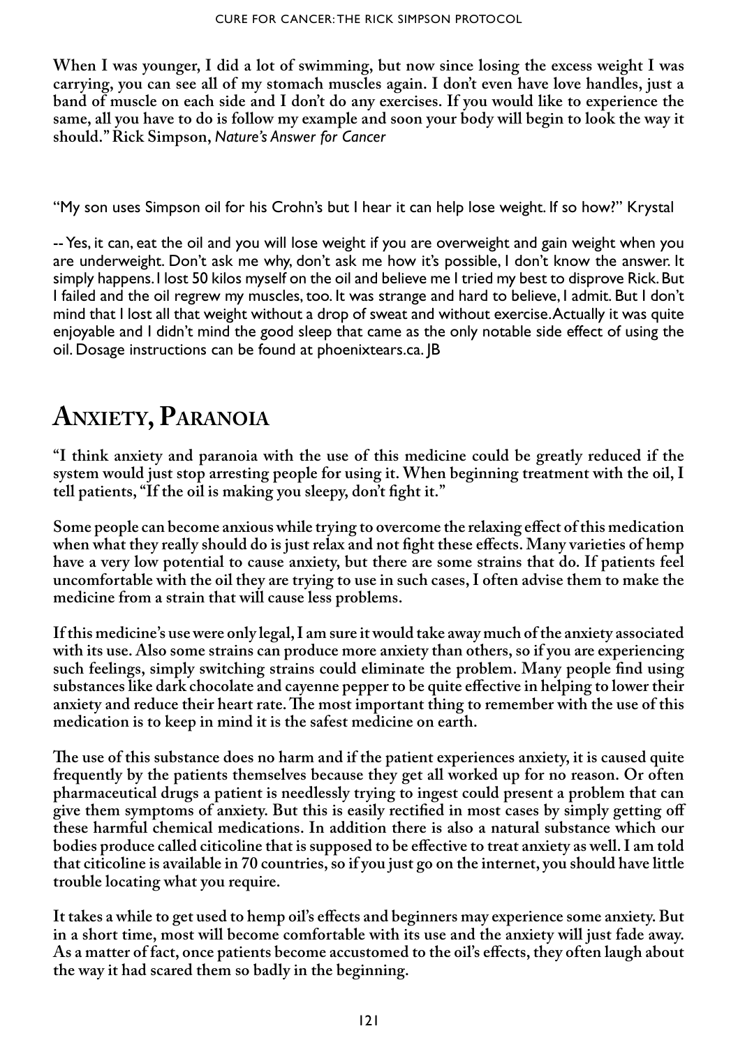**When I was younger, I did a lot of swimming, but now since losing the excess weight I was carrying, you can see all of my stomach muscles again. I don't even have love handles, just a band of muscle on each side and I don't do any exercises. If you would like to experience the same, all you have to do is follow my example and soon your body will begin to look the way it should." Rick Simpson,** ***Nature's Answer for Cancer***

"My son uses Simpson oil for his Crohn's but I hear it can help lose weight. If so how?" Krystal

-- Yes, it can, eat the oil and you will lose weight if you are overweight and gain weight when you are underweight. Don't ask me why, don't ask me how it's possible, I don't know the answer. It simply happens. I lost 50 kilos myself on the oil and believe me I tried my best to disprove Rick. But I failed and the oil regrew my muscles, too. It was strange and hard to believe, I admit. But I don't mind that I lost all that weight without a drop of sweat and without exercise. Actually it was quite enjoyable and I didn't mind the good sleep that came as the only notable side effect of using the oil. Dosage instructions can be found at phoenixtears.ca. JB

# Anxiety, Paranoia

**"I think anxiety and paranoia with the use of this medicine could be greatly reduced if the system would just stop arresting people for using it. When beginning treatment with the oil, I tell patients, "If the oil is making you sleepy, don't fight it."**

**Some people can become anxious while trying to overcome the relaxing effect of this medication when what they really should do is just relax and not fight these effects. Many varieties of hemp have a very low potential to cause anxiety, but there are some strains that do. If patients feel uncomfortable with the oil they are trying to use in such cases, I often advise them to make the medicine from a strain that will cause less problems.**

**If this medicine's use were only legal, I am sure it would take away much of the anxiety associated with its use. Also some strains can produce more anxiety than others, so if you are experiencing such feelings, simply switching strains could eliminate the problem. Many people find using substances like dark chocolate and cayenne pepper to be quite effective in helping to lower their anxiety and reduce their heart rate. The most important thing to remember with the use of this medication is to keep in mind it is the safest medicine on earth.**

**The use of this substance does no harm and if the patient experiences anxiety, it is caused quite frequently by the patients themselves because they get all worked up for no reason. Or often pharmaceutical drugs a patient is needlessly trying to ingest could present a problem that can give them symptoms of anxiety. But this is easily rectified in most cases by simply getting off these harmful chemical medications. In addition there is also a natural substance which our bodies produce called citicoline that is supposed to be effective to treat anxiety as well. I am told that citicoline is available in 70 countries, so if you just go on the internet, you should have little trouble locating what you require.**

**It takes a while to get used to hemp oil's effects and beginners may experience some anxiety. But in a short time, most will become comfortable with its use and the anxiety will just fade away. As a matter of fact, once patients become accustomed to the oil's effects, they often laugh about the way it had scared them so badly in the beginning.**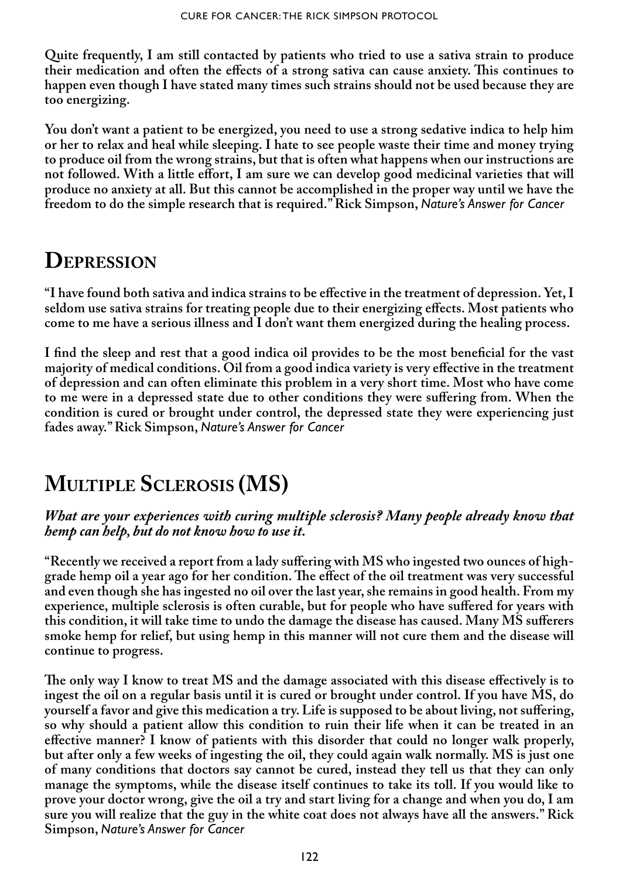**Quite frequently, I am still contacted by patients who tried to use a sativa strain to produce their medication and often the effects of a strong sativa can cause anxiety. This continues to happen even though I have stated many times such strains should not be used because they are too energizing.**

**You don't want a patient to be energized, you need to use a strong sedative indica to help him or her to relax and heal while sleeping. I hate to see people waste their time and money trying to produce oil from the wrong strains, but that is often what happens when our instructions are not followed. With a little effort, I am sure we can develop good medicinal varieties that will produce no anxiety at all. But this cannot be accomplished in the proper way until we have the freedom to do the simple research that is required." Rick Simpson, *Nature's Answer for Cancer***

## Depression

**"I have found both sativa and indica strains to be effective in the treatment of depression. Yet, I seldom use sativa strains for treating people due to their energizing effects. Most patients who come to me have a serious illness and I don't want them energized during the healing process.**

**I find the sleep and rest that a good indica oil provides to be the most beneficial for the vast majority of medical conditions. Oil from a good indica variety is very effective in the treatment of depression and can often eliminate this problem in a very short time. Most who have come to me were in a depressed state due to other conditions they were suffering from. When the condition is cured or brought under control, the depressed state they were experiencing just fades away." Rick Simpson, *Nature's Answer for Cancer***

## Multiple Sclerosis (MS)

***What are your experiences with curing multiple sclerosis? Many people already know that hemp can help, but do not know how to use it.***

**"Recently we received a report from a lady suffering with MS who ingested two ounces of high-grade hemp oil a year ago for her condition. The effect of the oil treatment was very successful and even though she has ingested no oil over the last year, she remains in good health. From my experience, multiple sclerosis is often curable, but for people who have suffered for years with this condition, it will take time to undo the damage the disease has caused. Many MS sufferers smoke hemp for relief, but using hemp in this manner will not cure them and the disease will continue to progress.**

**The only way I know to treat MS and the damage associated with this disease effectively is to ingest the oil on a regular basis until it is cured or brought under control. If you have MS, do yourself a favor and give this medication a try. Life is supposed to be about living, not suffering, so why should a patient allow this condition to ruin their life when it can be treated in an effective manner? I know of patients with this disorder that could no longer walk properly, but after only a few weeks of ingesting the oil, they could again walk normally. MS is just one of many conditions that doctors say cannot be cured, instead they tell us that they can only manage the symptoms, while the disease itself continues to take its toll. If you would like to prove your doctor wrong, give the oil a try and start living for a change and when you do, I am sure you will realize that the guy in the white coat does not always have all the answers." Rick Simpson, *Nature's Answer for Cancer***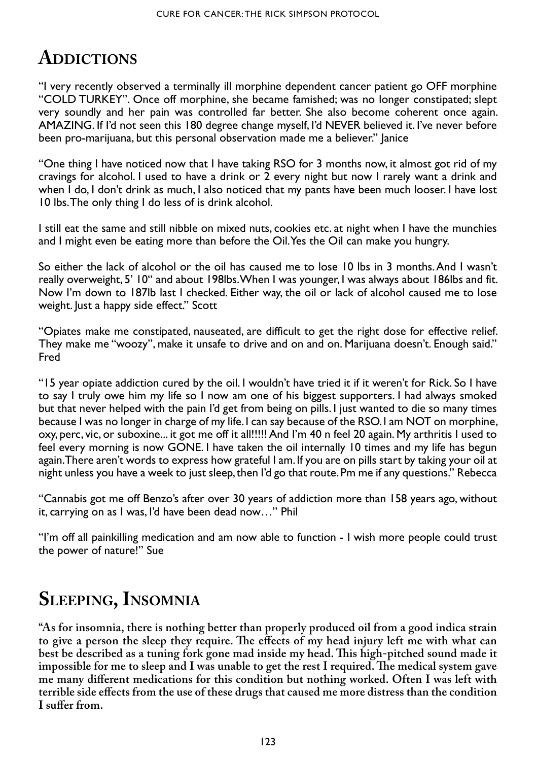## Addictions

"I very recently observed a terminally ill morphine dependent cancer patient go OFF morphine "COLD TURKEY". Once off morphine, she became famished; was no longer constipated; slept very soundly and her pain was controlled far better. She also become coherent once again. AMAZING. If I'd not seen this 180 degree change myself, I'd NEVER believed it. I've never before been pro-marijuana, but this personal observation made me a believer." Janice

"One thing I have noticed now that I have taking RSO for 3 months now, it almost got rid of my cravings for alcohol. I used to have a drink or 2 every night but now I rarely want a drink and when I do, I don't drink as much, I also noticed that my pants have been much looser. I have lost 10 lbs. The only thing I do less of is drink alcohol.

I still eat the same and still nibble on mixed nuts, cookies etc. at night when I have the munchies and I might even be eating more than before the Oil. Yes the Oil can make you hungry.

So either the lack of alcohol or the oil has caused me to lose 10 lbs in 3 months. And I wasn't really overweight, 5' 10" and about 198lbs. When I was younger, I was always about 186lbs and fit. Now I'm down to 187lb last I checked. Either way, the oil or lack of alcohol caused me to lose weight. Just a happy side effect." Scott

"Opiates make me constipated, nauseated, are difficult to get the right dose for effective relief. They make me "woozy", make it unsafe to drive and on and on. Marijuana doesn't. Enough said." Fred

"15 year opiate addiction cured by the oil. I wouldn't have tried it if it weren't for Rick. So I have to say I truly owe him my life so I now am one of his biggest supporters. I had always smoked but that never helped with the pain I'd get from being on pills. I just wanted to die so many times because I was no longer in charge of my life. I can say because of the RSO. I am NOT on morphine, oxy, perc, vic, or suboxine... it got me off it all!!!!! And I'm 40 n feel 20 again. My arthritis I used to feel every morning is now GONE. I have taken the oil internally 10 times and my life has begun again. There aren't words to express how grateful I am. If you are on pills start by taking your oil at night unless you have a week to just sleep, then I'd go that route. Pm me if any questions." Rebecca

"Cannabis got me off Benzo's after over 30 years of addiction more than 158 years ago, without it, carrying on as I was, I'd have been dead now…" Phil

"I'm off all painkilling medication and am now able to function - I wish more people could trust the power of nature!" Sue

## Sleeping, Insomnia

**"As for insomnia, there is nothing better than properly produced oil from a good indica strain to give a person the sleep they require. The effects of my head injury left me with what can best be described as a tuning fork gone mad inside my head. This high-pitched sound made it impossible for me to sleep and I was unable to get the rest I required. The medical system gave me many different medications for this condition but nothing worked. Often I was left with terrible side effects from the use of these drugs that caused me more distress than the condition I suffer from.**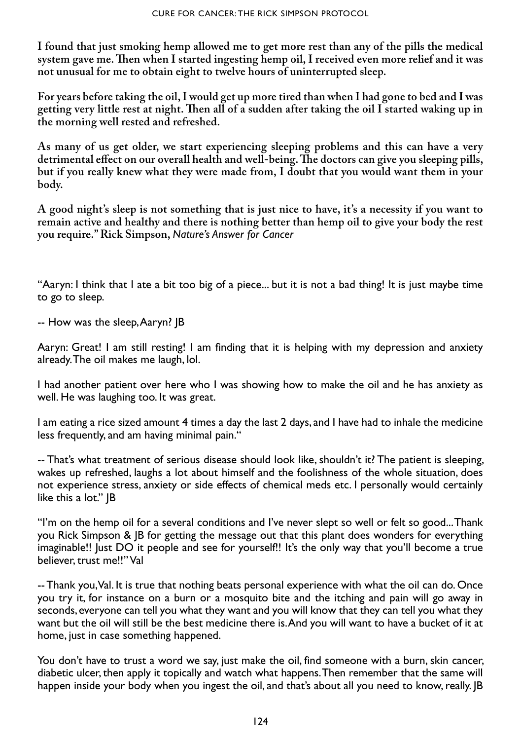**I found that just smoking hemp allowed me to get more rest than any of the pills the medical system gave me. Then when I started ingesting hemp oil, I received even more relief and it was not unusual for me to obtain eight to twelve hours of uninterrupted sleep.**

**For years before taking the oil, I would get up more tired than when I had gone to bed and I was getting very little rest at night. Then all of a sudden after taking the oil I started waking up in the morning well rested and refreshed.**

**As many of us get older, we start experiencing sleeping problems and this can have a very detrimental effect on our overall health and well-being. The doctors can give you sleeping pills, but if you really knew what they were made from, I doubt that you would want them in your body.**

**A good night's sleep is not something that is just nice to have, it's a necessity if you want to remain active and healthy and there is nothing better than hemp oil to give your body the rest you require." Rick Simpson,** *Nature's Answer for Cancer*

"Aaryn: I think that I ate a bit too big of a piece... but it is not a bad thing! It is just maybe time to go to sleep.

-- How was the sleep, Aaryn? JB

Aaryn: Great! I am still resting! I am finding that it is helping with my depression and anxiety already. The oil makes me laugh, lol.

I had another patient over here who I was showing how to make the oil and he has anxiety as well. He was laughing too. It was great.

I am eating a rice sized amount 4 times a day the last 2 days, and I have had to inhale the medicine less frequently, and am having minimal pain."

-- That's what treatment of serious disease should look like, shouldn't it? The patient is sleeping, wakes up refreshed, laughs a lot about himself and the foolishness of the whole situation, does not experience stress, anxiety or side effects of chemical meds etc. I personally would certainly like this a lot." JB

"I'm on the hemp oil for a several conditions and I've never slept so well or felt so good... Thank you Rick Simpson & JB for getting the message out that this plant does wonders for everything imaginable!! Just DO it people and see for yourself!! It's the only way that you'll become a true believer, trust me!!" Val

-- Thank you, Val. It is true that nothing beats personal experience with what the oil can do. Once you try it, for instance on a burn or a mosquito bite and the itching and pain will go away in seconds, everyone can tell you what they want and you will know that they can tell you what they want but the oil will still be the best medicine there is. And you will want to have a bucket of it at home, just in case something happened.

You don't have to trust a word we say, just make the oil, find someone with a burn, skin cancer, diabetic ulcer, then apply it topically and watch what happens. Then remember that the same will happen inside your body when you ingest the oil, and that's about all you need to know, really. JB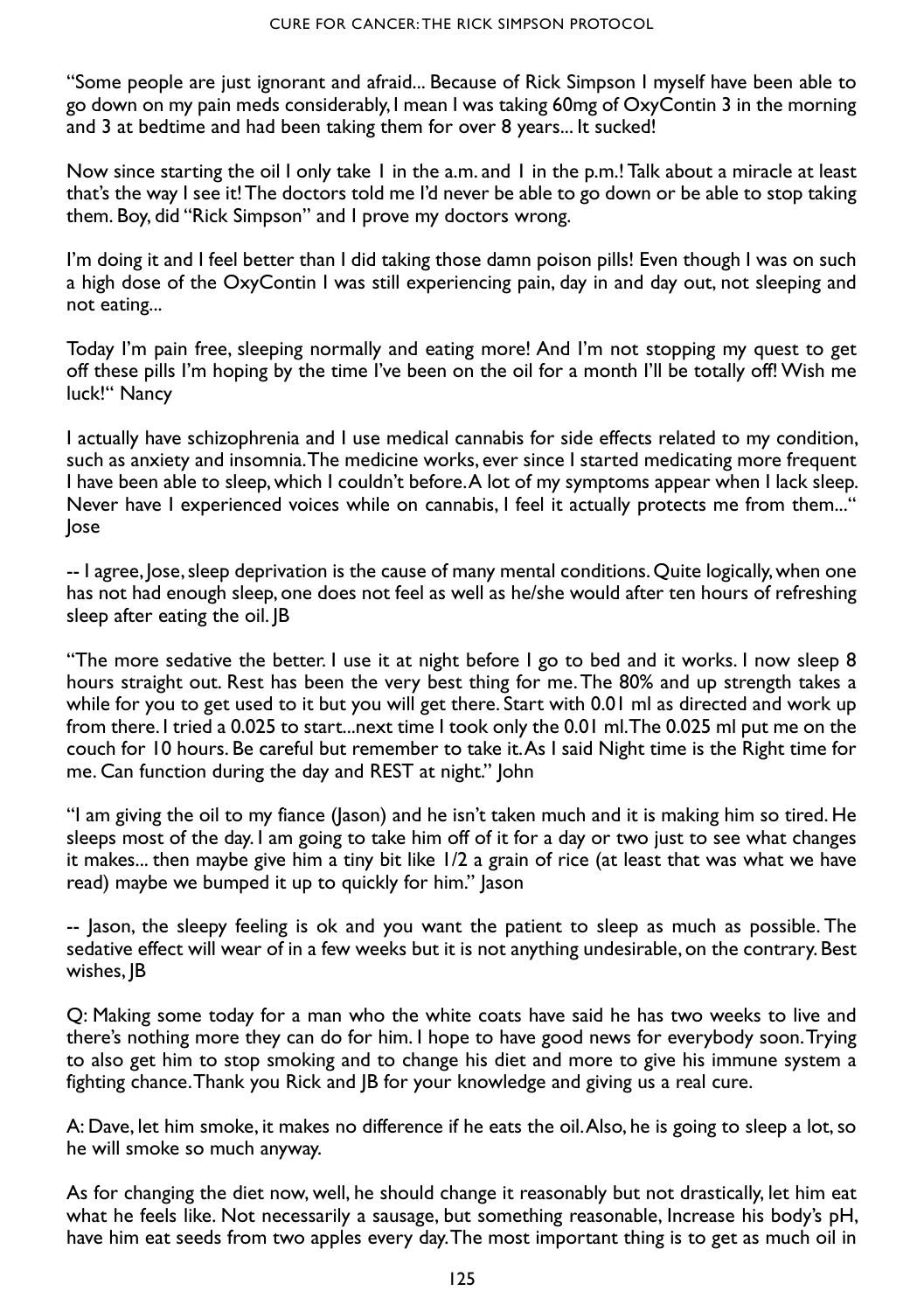"Some people are just ignorant and afraid... Because of Rick Simpson I myself have been able to go down on my pain meds considerably, I mean I was taking 60mg of OxyContin 3 in the morning and 3 at bedtime and had been taking them for over 8 years... It sucked!

Now since starting the oil I only take 1 in the a.m. and 1 in the p.m.! Talk about a miracle at least that's the way I see it! The doctors told me I'd never be able to go down or be able to stop taking them. Boy, did "Rick Simpson" and I prove my doctors wrong.

I'm doing it and I feel better than I did taking those damn poison pills! Even though I was on such a high dose of the OxyContin I was still experiencing pain, day in and day out, not sleeping and not eating...

Today I'm pain free, sleeping normally and eating more! And I'm not stopping my quest to get off these pills I'm hoping by the time I've been on the oil for a month I'll be totally off! Wish me luck!" Nancy

I actually have schizophrenia and I use medical cannabis for side effects related to my condition, such as anxiety and insomnia. The medicine works, ever since I started medicating more frequent I have been able to sleep, which I couldn't before. A lot of my symptoms appear when I lack sleep. Never have I experienced voices while on cannabis, I feel it actually protects me from them..." Jose

-- I agree, Jose, sleep deprivation is the cause of many mental conditions. Quite logically, when one has not had enough sleep, one does not feel as well as he/she would after ten hours of refreshing sleep after eating the oil. JB

"The more sedative the better. I use it at night before I go to bed and it works. I now sleep 8 hours straight out. Rest has been the very best thing for me. The 80% and up strength takes a while for you to get used to it but you will get there. Start with 0.01 ml as directed and work up from there. I tried a 0.025 to start...next time I took only the 0.01 ml. The 0.025 ml put me on the couch for 10 hours. Be careful but remember to take it. As I said Night time is the Right time for me. Can function during the day and REST at night." John

"I am giving the oil to my fiance (Jason) and he isn't taken much and it is making him so tired. He sleeps most of the day. I am going to take him off of it for a day or two just to see what changes it makes... then maybe give him a tiny bit like 1/2 a grain of rice (at least that was what we have read) maybe we bumped it up to quickly for him." Jason

-- Jason, the sleepy feeling is ok and you want the patient to sleep as much as possible. The sedative effect will wear of in a few weeks but it is not anything undesirable, on the contrary. Best wishes, JB

Q: Making some today for a man who the white coats have said he has two weeks to live and there's nothing more they can do for him. I hope to have good news for everybody soon. Trying to also get him to stop smoking and to change his diet and more to give his immune system a fighting chance. Thank you Rick and JB for your knowledge and giving us a real cure.

A: Dave, let him smoke, it makes no difference if he eats the oil. Also, he is going to sleep a lot, so he will smoke so much anyway.

As for changing the diet now, well, he should change it reasonably but not drastically, let him eat what he feels like. Not necessarily a sausage, but something reasonable, Increase his body's pH, have him eat seeds from two apples every day. The most important thing is to get as much oil in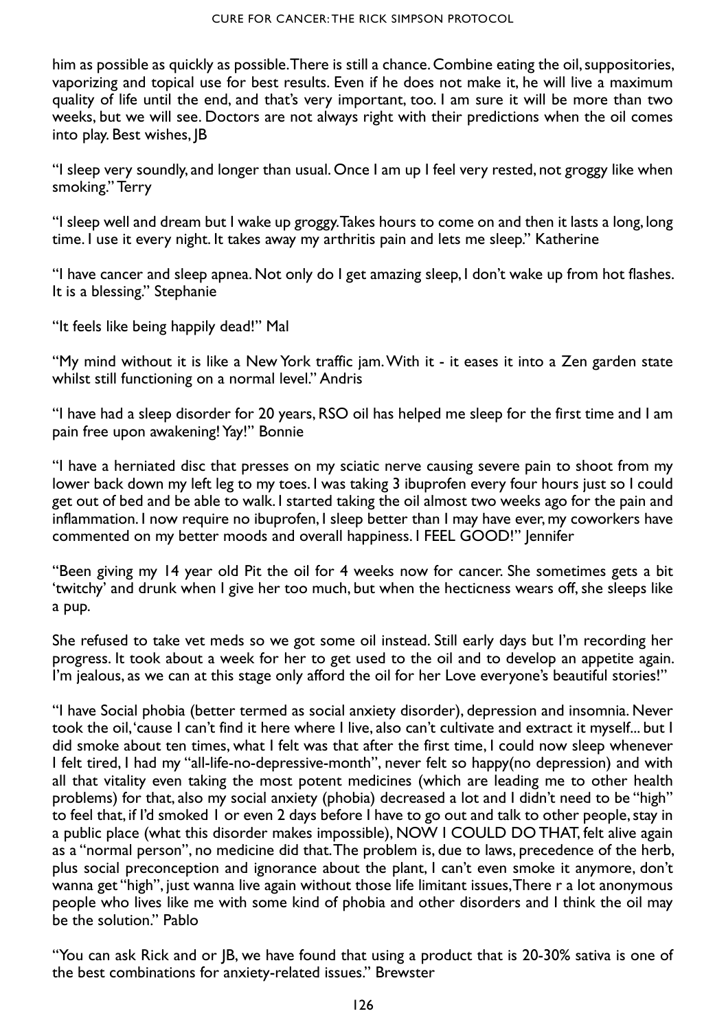him as possible as quickly as possible. There is still a chance. Combine eating the oil, suppositories, vaporizing and topical use for best results. Even if he does not make it, he will live a maximum quality of life until the end, and that's very important, too. I am sure it will be more than two weeks, but we will see. Doctors are not always right with their predictions when the oil comes into play. Best wishes, JB

"I sleep very soundly, and longer than usual. Once I am up I feel very rested, not groggy like when smoking." Terry

"I sleep well and dream but I wake up groggy. Takes hours to come on and then it lasts a long, long time. I use it every night. It takes away my arthritis pain and lets me sleep." Katherine

"I have cancer and sleep apnea. Not only do I get amazing sleep, I don't wake up from hot flashes. It is a blessing." Stephanie

"It feels like being happily dead!" Mal

"My mind without it is like a New York traffic jam. With it - it eases it into a Zen garden state whilst still functioning on a normal level." Andris

"I have had a sleep disorder for 20 years, RSO oil has helped me sleep for the first time and I am pain free upon awakening! Yay!" Bonnie

"I have a herniated disc that presses on my sciatic nerve causing severe pain to shoot from my lower back down my left leg to my toes. I was taking 3 ibuprofen every four hours just so I could get out of bed and be able to walk. I started taking the oil almost two weeks ago for the pain and inflammation. I now require no ibuprofen, I sleep better than I may have ever, my coworkers have commented on my better moods and overall happiness. I FEEL GOOD!" Jennifer

"Been giving my 14 year old Pit the oil for 4 weeks now for cancer. She sometimes gets a bit 'twitchy' and drunk when I give her too much, but when the hecticness wears off, she sleeps like a pup.

She refused to take vet meds so we got some oil instead. Still early days but I'm recording her progress. It took about a week for her to get used to the oil and to develop an appetite again. I'm jealous, as we can at this stage only afford the oil for her Love everyone's beautiful stories!"

"I have Social phobia (better termed as social anxiety disorder), depression and insomnia. Never took the oil, 'cause I can't find it here where I live, also can't cultivate and extract it myself... but I did smoke about ten times, what I felt was that after the first time, I could now sleep whenever I felt tired, I had my "all-life-no-depressive-month", never felt so happy(no depression) and with all that vitality even taking the most potent medicines (which are leading me to other health problems) for that, also my social anxiety (phobia) decreased a lot and I didn't need to be "high" to feel that, if I'd smoked 1 or even 2 days before I have to go out and talk to other people, stay in a public place (what this disorder makes impossible), NOW I COULD DO THAT, felt alive again as a "normal person", no medicine did that. The problem is, due to laws, precedence of the herb, plus social preconception and ignorance about the plant, I can't even smoke it anymore, don't wanna get "high", just wanna live again without those life limitant issues, There r a lot anonymous people who lives like me with some kind of phobia and other disorders and I think the oil may be the solution." Pablo

"You can ask Rick and or JB, we have found that using a product that is 20-30% sativa is one of the best combinations for anxiety-related issues." Brewster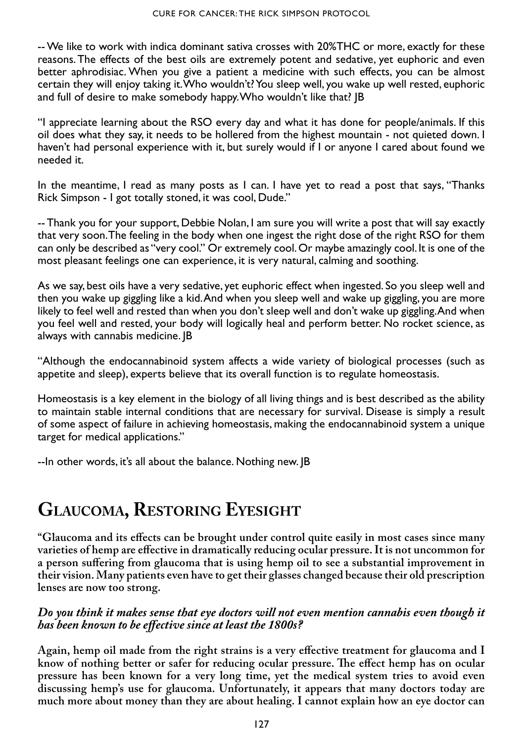-- We like to work with indica dominant sativa crosses with 20%THC or more, exactly for these reasons. The effects of the best oils are extremely potent and sedative, yet euphoric and even better aphrodisiac. When you give a patient a medicine with such effects, you can be almost certain they will enjoy taking it. Who wouldn't? You sleep well, you wake up well rested, euphoric and full of desire to make somebody happy. Who wouldn't like that? JB

"I appreciate learning about the RSO every day and what it has done for people/animals. If this oil does what they say, it needs to be hollered from the highest mountain - not quieted down. I haven't had personal experience with it, but surely would if I or anyone I cared about found we needed it.

In the meantime, I read as many posts as I can. I have yet to read a post that says, "Thanks Rick Simpson - I got totally stoned, it was cool, Dude."

-- Thank you for your support, Debbie Nolan, I am sure you will write a post that will say exactly that very soon. The feeling in the body when one ingest the right dose of the right RSO for them can only be described as "very cool." Or extremely cool. Or maybe amazingly cool. It is one of the most pleasant feelings one can experience, it is very natural, calming and soothing.

As we say, best oils have a very sedative, yet euphoric effect when ingested. So you sleep well and then you wake up giggling like a kid. And when you sleep well and wake up giggling, you are more likely to feel well and rested than when you don't sleep well and don't wake up giggling. And when you feel well and rested, your body will logically heal and perform better. No rocket science, as always with cannabis medicine. JB

"Although the endocannabinoid system affects a wide variety of biological processes (such as appetite and sleep), experts believe that its overall function is to regulate homeostasis.

Homeostasis is a key element in the biology of all living things and is best described as the ability to maintain stable internal conditions that are necessary for survival. Disease is simply a result of some aspect of failure in achieving homeostasis, making the endocannabinoid system a unique target for medical applications."

--In other words, it's all about the balance. Nothing new. JB

## Glaucoma, Restoring Eyesight

**"Glaucoma and its effects can be brought under control quite easily in most cases since many varieties of hemp are effective in dramatically reducing ocular pressure. It is not uncommon for a person suffering from glaucoma that is using hemp oil to see a substantial improvement in their vision. Many patients even have to get their glasses changed because their old prescription lenses are now too strong.**

***Do you think it makes sense that eye doctors will not even mention cannabis even though it has been known to be effective since at least the 1800s?***

**Again, hemp oil made from the right strains is a very effective treatment for glaucoma and I know of nothing better or safer for reducing ocular pressure. The effect hemp has on ocular pressure has been known for a very long time, yet the medical system tries to avoid even discussing hemp's use for glaucoma. Unfortunately, it appears that many doctors today are much more about money than they are about healing. I cannot explain how an eye doctor can**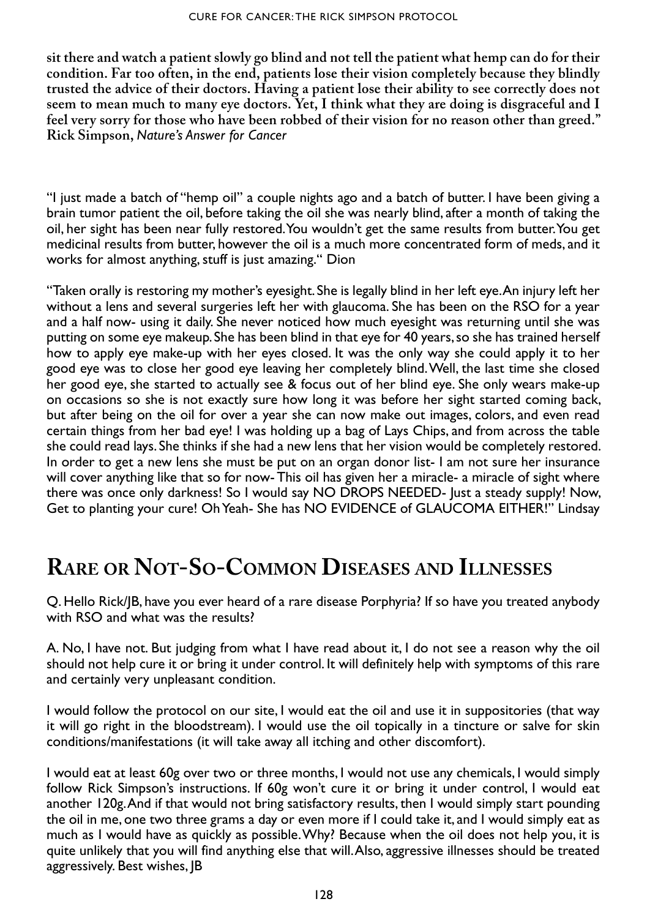**sit there and watch a patient slowly go blind and not tell the patient what hemp can do for their condition. Far too often, in the end, patients lose their vision completely because they blindly trusted the advice of their doctors. Having a patient lose their ability to see correctly does not seem to mean much to many eye doctors. Yet, I think what they are doing is disgraceful and I feel very sorry for those who have been robbed of their vision for no reason other than greed." Rick Simpson,** ***Nature's Answer for Cancer***

"I just made a batch of "hemp oil" a couple nights ago and a batch of butter. I have been giving a brain tumor patient the oil, before taking the oil she was nearly blind, after a month of taking the oil, her sight has been near fully restored. You wouldn't get the same results from butter. You get medicinal results from butter, however the oil is a much more concentrated form of meds, and it works for almost anything, stuff is just amazing." Dion

"Taken orally is restoring my mother's eyesight. She is legally blind in her left eye. An injury left her without a lens and several surgeries left her with glaucoma. She has been on the RSO for a year and a half now- using it daily. She never noticed how much eyesight was returning until she was putting on some eye makeup. She has been blind in that eye for 40 years, so she has trained herself how to apply eye make-up with her eyes closed. It was the only way she could apply it to her good eye was to close her good eye leaving her completely blind. Well, the last time she closed her good eye, she started to actually see & focus out of her blind eye. She only wears make-up on occasions so she is not exactly sure how long it was before her sight started coming back, but after being on the oil for over a year she can now make out images, colors, and even read certain things from her bad eye! I was holding up a bag of Lays Chips, and from across the table she could read lays. She thinks if she had a new lens that her vision would be completely restored. In order to get a new lens she must be put on an organ donor list- I am not sure her insurance will cover anything like that so for now- This oil has given her a miracle- a miracle of sight where there was once only darkness! So I would say NO DROPS NEEDED- Just a steady supply! Now, Get to planting your cure! Oh Yeah- She has NO EVIDENCE of GLAUCOMA EITHER!" Lindsay

# Rare or Not-So-Common Diseases and Illnesses

Q. Hello Rick/JB, have you ever heard of a rare disease Porphyria? If so have you treated anybody with RSO and what was the results?

A. No, I have not. But judging from what I have read about it, I do not see a reason why the oil should not help cure it or bring it under control. It will definitely help with symptoms of this rare and certainly very unpleasant condition.

I would follow the protocol on our site, I would eat the oil and use it in suppositories (that way it will go right in the bloodstream). I would use the oil topically in a tincture or salve for skin conditions/manifestations (it will take away all itching and other discomfort).

I would eat at least 60g over two or three months, I would not use any chemicals, I would simply follow Rick Simpson's instructions. If 60g won't cure it or bring it under control, I would eat another 120g. And if that would not bring satisfactory results, then I would simply start pounding the oil in me, one two three grams a day or even more if I could take it, and I would simply eat as much as I would have as quickly as possible. Why? Because when the oil does not help you, it is quite unlikely that you will find anything else that will. Also, aggressive illnesses should be treated aggressively. Best wishes, JB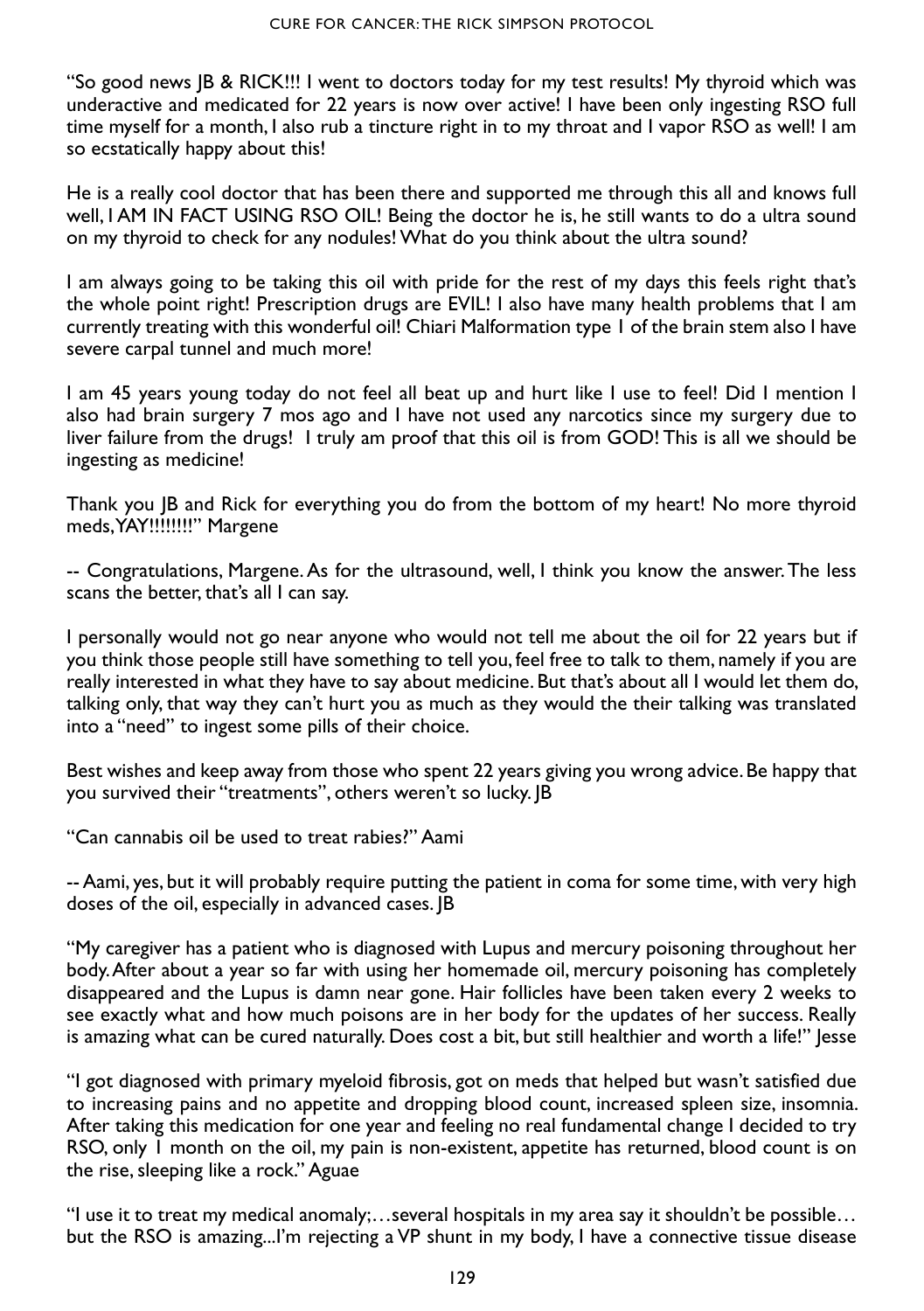"So good news JB & RICK!!! I went to doctors today for my test results! My thyroid which was underactive and medicated for 22 years is now over active! I have been only ingesting RSO full time myself for a month, I also rub a tincture right in to my throat and I vapor RSO as well! I am so ecstatically happy about this!

He is a really cool doctor that has been there and supported me through this all and knows full well, I AM IN FACT USING RSO OIL! Being the doctor he is, he still wants to do a ultra sound on my thyroid to check for any nodules! What do you think about the ultra sound?

I am always going to be taking this oil with pride for the rest of my days this feels right that's the whole point right! Prescription drugs are EVIL! I also have many health problems that I am currently treating with this wonderful oil! Chiari Malformation type 1 of the brain stem also I have severe carpal tunnel and much more!

I am 45 years young today do not feel all beat up and hurt like I use to feel! Did I mention I also had brain surgery 7 mos ago and I have not used any narcotics since my surgery due to liver failure from the drugs! I truly am proof that this oil is from GOD! This is all we should be ingesting as medicine!

Thank you JB and Rick for everything you do from the bottom of my heart! No more thyroid meds, YAY!!!!!!!!" Margene

-- Congratulations, Margene. As for the ultrasound, well, I think you know the answer. The less scans the better, that's all I can say.

I personally would not go near anyone who would not tell me about the oil for 22 years but if you think those people still have something to tell you, feel free to talk to them, namely if you are really interested in what they have to say about medicine. But that's about all I would let them do, talking only, that way they can't hurt you as much as they would the their talking was translated into a "need" to ingest some pills of their choice.

Best wishes and keep away from those who spent 22 years giving you wrong advice. Be happy that you survived their "treatments", others weren't so lucky. JB

"Can cannabis oil be used to treat rabies?" Aami

-- Aami, yes, but it will probably require putting the patient in coma for some time, with very high doses of the oil, especially in advanced cases. JB

"My caregiver has a patient who is diagnosed with Lupus and mercury poisoning throughout her body. After about a year so far with using her homemade oil, mercury poisoning has completely disappeared and the Lupus is damn near gone. Hair follicles have been taken every 2 weeks to see exactly what and how much poisons are in her body for the updates of her success. Really is amazing what can be cured naturally. Does cost a bit, but still healthier and worth a life!" Jesse

"I got diagnosed with primary myeloid fibrosis, got on meds that helped but wasn't satisfied due to increasing pains and no appetite and dropping blood count, increased spleen size, insomnia. After taking this medication for one year and feeling no real fundamental change I decided to try RSO, only 1 month on the oil, my pain is non-existent, appetite has returned, blood count is on the rise, sleeping like a rock." Aguae

"I use it to treat my medical anomaly;…several hospitals in my area say it shouldn't be possible… but the RSO is amazing...I'm rejecting a VP shunt in my body, I have a connective tissue disease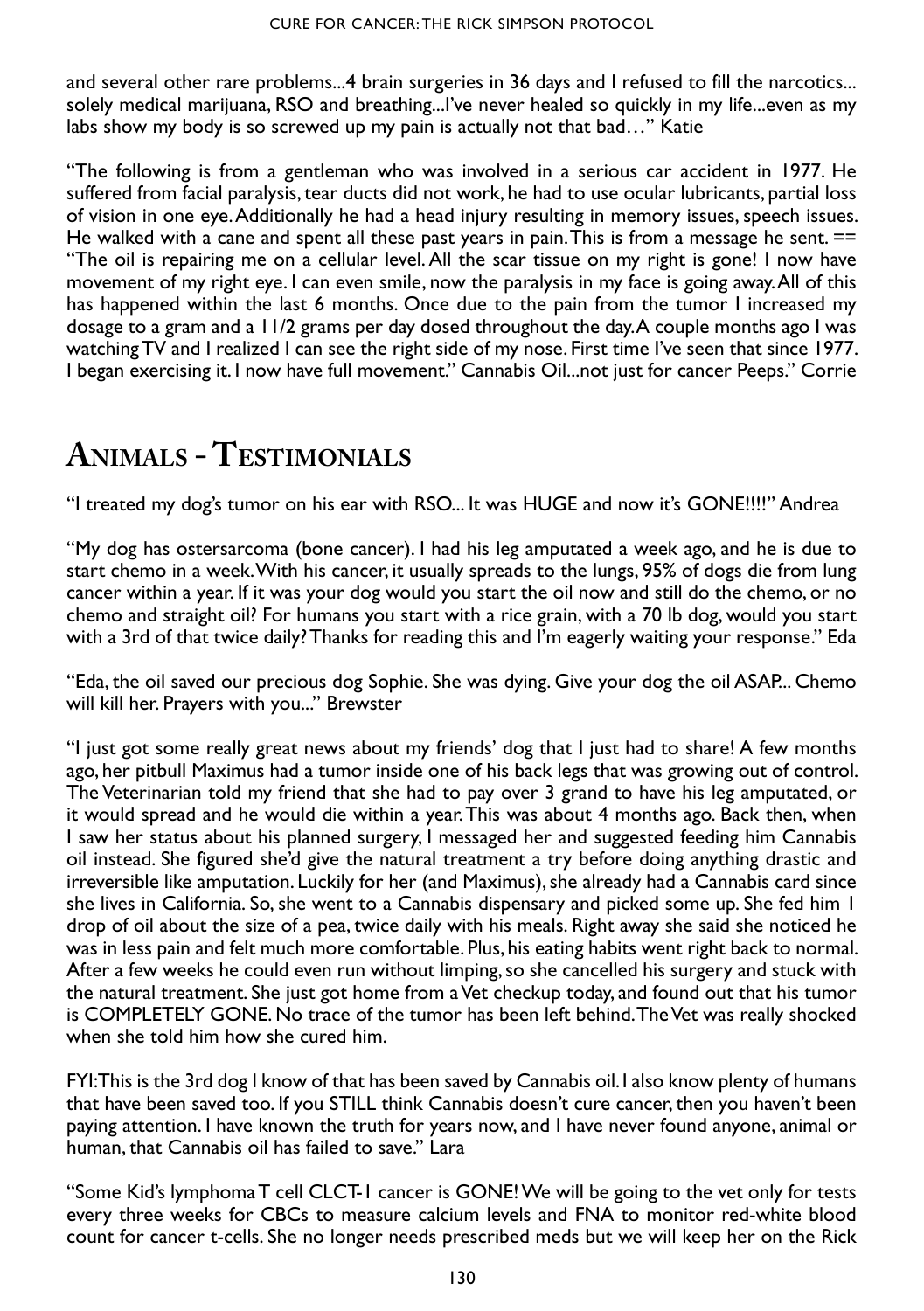and several other rare problems...4 brain surgeries in 36 days and I refused to fill the narcotics... solely medical marijuana, RSO and breathing...I've never healed so quickly in my life...even as my labs show my body is so screwed up my pain is actually not that bad…" Katie

"The following is from a gentleman who was involved in a serious car accident in 1977. He suffered from facial paralysis, tear ducts did not work, he had to use ocular lubricants, partial loss of vision in one eye. Additionally he had a head injury resulting in memory issues, speech issues. He walked with a cane and spent all these past years in pain. This is from a message he sent. == "The oil is repairing me on a cellular level. All the scar tissue on my right is gone! I now have movement of my right eye. I can even smile, now the paralysis in my face is going away. All of this has happened within the last 6 months. Once due to the pain from the tumor I increased my dosage to a gram and a 11/2 grams per day dosed throughout the day. A couple months ago I was watching TV and I realized I can see the right side of my nose. First time I've seen that since 1977. I began exercising it. I now have full movement." Cannabis Oil...not just for cancer Peeps." Corrie

# Animals - Testimonials

"I treated my dog's tumor on his ear with RSO... It was HUGE and now it's GONE!!!!" Andrea

"My dog has ostersarcoma (bone cancer). I had his leg amputated a week ago, and he is due to start chemo in a week. With his cancer, it usually spreads to the lungs, 95% of dogs die from lung cancer within a year. If it was your dog would you start the oil now and still do the chemo, or no chemo and straight oil? For humans you start with a rice grain, with a 70 lb dog, would you start with a 3rd of that twice daily? Thanks for reading this and I'm eagerly waiting your response." Eda

"Eda, the oil saved our precious dog Sophie. She was dying. Give your dog the oil ASAP... Chemo will kill her. Prayers with you..." Brewster

"I just got some really great news about my friends' dog that I just had to share! A few months ago, her pitbull Maximus had a tumor inside one of his back legs that was growing out of control. The Veterinarian told my friend that she had to pay over 3 grand to have his leg amputated, or it would spread and he would die within a year. This was about 4 months ago. Back then, when I saw her status about his planned surgery, I messaged her and suggested feeding him Cannabis oil instead. She figured she'd give the natural treatment a try before doing anything drastic and irreversible like amputation. Luckily for her (and Maximus), she already had a Cannabis card since she lives in California. So, she went to a Cannabis dispensary and picked some up. She fed him 1 drop of oil about the size of a pea, twice daily with his meals. Right away she said she noticed he was in less pain and felt much more comfortable. Plus, his eating habits went right back to normal. After a few weeks he could even run without limping, so she cancelled his surgery and stuck with the natural treatment. She just got home from a Vet checkup today, and found out that his tumor is COMPLETELY GONE. No trace of the tumor has been left behind. The Vet was really shocked when she told him how she cured him.

FYI: This is the 3rd dog I know of that has been saved by Cannabis oil. I also know plenty of humans that have been saved too. If you STILL think Cannabis doesn't cure cancer, then you haven't been paying attention. I have known the truth for years now, and I have never found anyone, animal or human, that Cannabis oil has failed to save." Lara

"Some Kid's lymphoma T cell CLCT-1 cancer is GONE! We will be going to the vet only for tests every three weeks for CBCs to measure calcium levels and FNA to monitor red-white blood count for cancer t-cells. She no longer needs prescribed meds but we will keep her on the Rick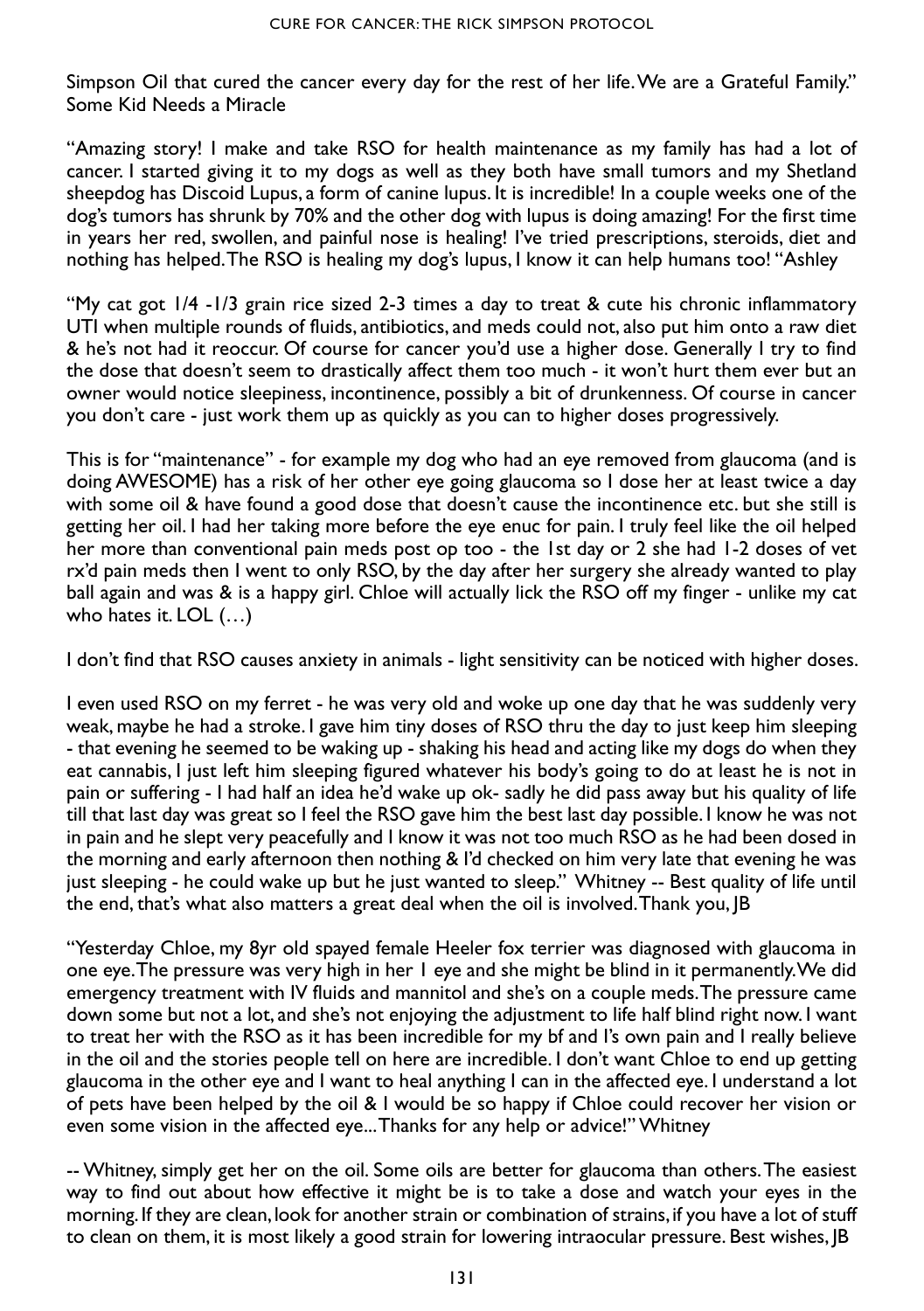Simpson Oil that cured the cancer every day for the rest of her life. We are a Grateful Family." Some Kid Needs a Miracle

"Amazing story! I make and take RSO for health maintenance as my family has had a lot of cancer. I started giving it to my dogs as well as they both have small tumors and my Shetland sheepdog has Discoid Lupus, a form of canine lupus. It is incredible! In a couple weeks one of the dog's tumors has shrunk by 70% and the other dog with lupus is doing amazing! For the first time in years her red, swollen, and painful nose is healing! I've tried prescriptions, steroids, diet and nothing has helped. The RSO is healing my dog's lupus, I know it can help humans too! "Ashley

"My cat got 1/4 -1/3 grain rice sized 2-3 times a day to treat & cute his chronic inflammatory UTI when multiple rounds of fluids, antibiotics, and meds could not, also put him onto a raw diet & he's not had it reoccur. Of course for cancer you'd use a higher dose. Generally I try to find the dose that doesn't seem to drastically affect them too much - it won't hurt them ever but an owner would notice sleepiness, incontinence, possibly a bit of drunkenness. Of course in cancer you don't care - just work them up as quickly as you can to higher doses progressively.

This is for "maintenance" - for example my dog who had an eye removed from glaucoma (and is doing AWESOME) has a risk of her other eye going glaucoma so I dose her at least twice a day with some oil & have found a good dose that doesn't cause the incontinence etc. but she still is getting her oil. I had her taking more before the eye enuc for pain. I truly feel like the oil helped her more than conventional pain meds post op too - the 1st day or 2 she had 1-2 doses of vet rx'd pain meds then I went to only RSO, by the day after her surgery she already wanted to play ball again and was & is a happy girl. Chloe will actually lick the RSO off my finger - unlike my cat who hates it. LOL (…)

I don't find that RSO causes anxiety in animals - light sensitivity can be noticed with higher doses.

I even used RSO on my ferret - he was very old and woke up one day that he was suddenly very weak, maybe he had a stroke. I gave him tiny doses of RSO thru the day to just keep him sleeping - that evening he seemed to be waking up - shaking his head and acting like my dogs do when they eat cannabis, I just left him sleeping figured whatever his body's going to do at least he is not in pain or suffering - I had half an idea he'd wake up ok- sadly he did pass away but his quality of life till that last day was great so I feel the RSO gave him the best last day possible. I know he was not in pain and he slept very peacefully and I know it was not too much RSO as he had been dosed in the morning and early afternoon then nothing & I'd checked on him very late that evening he was just sleeping - he could wake up but he just wanted to sleep." Whitney -- Best quality of life until the end, that's what also matters a great deal when the oil is involved. Thank you, JB

"Yesterday Chloe, my 8yr old spayed female Heeler fox terrier was diagnosed with glaucoma in one eye. The pressure was very high in her 1 eye and she might be blind in it permanently. We did emergency treatment with IV fluids and mannitol and she's on a couple meds. The pressure came down some but not a lot, and she's not enjoying the adjustment to life half blind right now. I want to treat her with the RSO as it has been incredible for my bf and I's own pain and I really believe in the oil and the stories people tell on here are incredible. I don't want Chloe to end up getting glaucoma in the other eye and I want to heal anything I can in the affected eye. I understand a lot of pets have been helped by the oil & I would be so happy if Chloe could recover her vision or even some vision in the affected eye... Thanks for any help or advice!" Whitney

-- Whitney, simply get her on the oil. Some oils are better for glaucoma than others. The easiest way to find out about how effective it might be is to take a dose and watch your eyes in the morning. If they are clean, look for another strain or combination of strains, if you have a lot of stuff to clean on them, it is most likely a good strain for lowering intraocular pressure. Best wishes, JB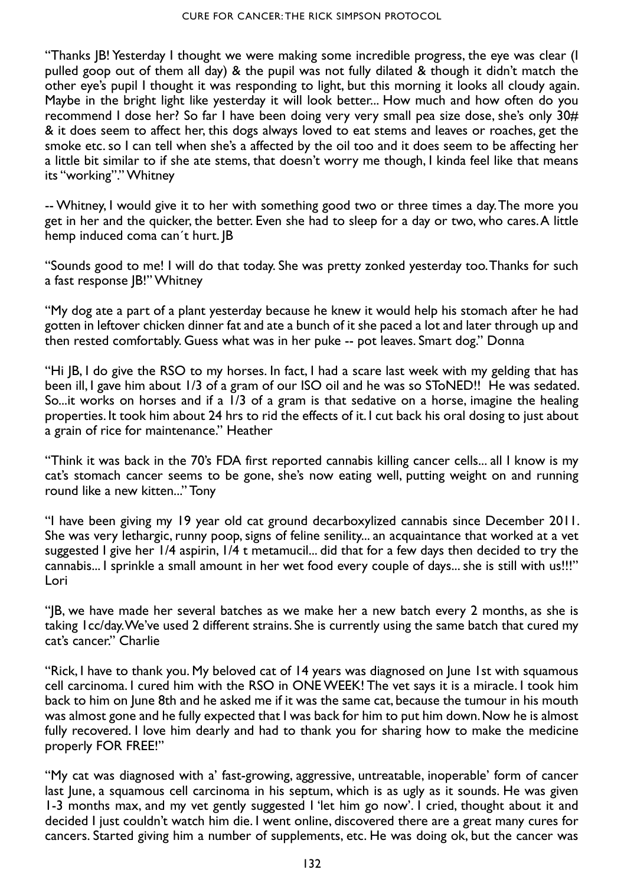"Thanks JB! Yesterday I thought we were making some incredible progress, the eye was clear (I pulled goop out of them all day) & the pupil was not fully dilated & though it didn't match the other eye's pupil I thought it was responding to light, but this morning it looks all cloudy again. Maybe in the bright light like yesterday it will look better... How much and how often do you recommend I dose her? So far I have been doing very very small pea size dose, she's only 30# & it does seem to affect her, this dogs always loved to eat stems and leaves or roaches, get the smoke etc. so I can tell when she's a affected by the oil too and it does seem to be affecting her a little bit similar to if she ate stems, that doesn't worry me though, I kinda feel like that means its "working"." Whitney

-- Whitney, I would give it to her with something good two or three times a day. The more you get in her and the quicker, the better. Even she had to sleep for a day or two, who cares. A little hemp induced coma can´t hurt. JB

"Sounds good to me! I will do that today. She was pretty zonked yesterday too. Thanks for such a fast response JB!" Whitney

"My dog ate a part of a plant yesterday because he knew it would help his stomach after he had gotten in leftover chicken dinner fat and ate a bunch of it she paced a lot and later through up and then rested comfortably. Guess what was in her puke -- pot leaves. Smart dog." Donna

"Hi JB, I do give the RSO to my horses. In fact, I had a scare last week with my gelding that has been ill, I gave him about 1/3 of a gram of our ISO oil and he was so SToNED!! He was sedated. So...it works on horses and if a 1/3 of a gram is that sedative on a horse, imagine the healing properties. It took him about 24 hrs to rid the effects of it. I cut back his oral dosing to just about a grain of rice for maintenance." Heather

"Think it was back in the 70's FDA first reported cannabis killing cancer cells... all I know is my cat's stomach cancer seems to be gone, she's now eating well, putting weight on and running round like a new kitten..." Tony

"I have been giving my 19 year old cat ground decarboxylized cannabis since December 2011. She was very lethargic, runny poop, signs of feline senility... an acquaintance that worked at a vet suggested I give her 1/4 aspirin, 1/4 t metamucil... did that for a few days then decided to try the cannabis... I sprinkle a small amount in her wet food every couple of days... she is still with us!!!" Lori

"JB, we have made her several batches as we make her a new batch every 2 months, as she is taking 1cc/day. We've used 2 different strains. She is currently using the same batch that cured my cat's cancer." Charlie

"Rick, I have to thank you. My beloved cat of 14 years was diagnosed on June 1st with squamous cell carcinoma. I cured him with the RSO in ONE WEEK! The vet says it is a miracle. I took him back to him on June 8th and he asked me if it was the same cat, because the tumour in his mouth was almost gone and he fully expected that I was back for him to put him down. Now he is almost fully recovered. I love him dearly and had to thank you for sharing how to make the medicine properly FOR FREE!"

"My cat was diagnosed with a' fast-growing, aggressive, untreatable, inoperable' form of cancer last June, a squamous cell carcinoma in his septum, which is as ugly as it sounds. He was given 1-3 months max, and my vet gently suggested I 'let him go now'. I cried, thought about it and decided I just couldn't watch him die. I went online, discovered there are a great many cures for cancers. Started giving him a number of supplements, etc. He was doing ok, but the cancer was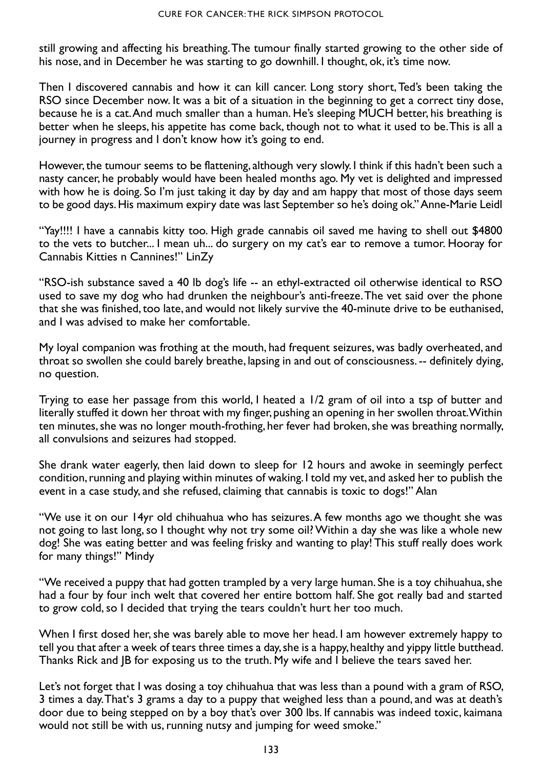still growing and affecting his breathing. The tumour finally started growing to the other side of his nose, and in December he was starting to go downhill. I thought, ok, it's time now.

Then I discovered cannabis and how it can kill cancer. Long story short, Ted's been taking the RSO since December now. It was a bit of a situation in the beginning to get a correct tiny dose, because he is a cat. And much smaller than a human. He's sleeping MUCH better, his breathing is better when he sleeps, his appetite has come back, though not to what it used to be. This is all a journey in progress and I don't know how it's going to end.

However, the tumour seems to be flattening, although very slowly. I think if this hadn't been such a nasty cancer, he probably would have been healed months ago. My vet is delighted and impressed with how he is doing. So I'm just taking it day by day and am happy that most of those days seem to be good days. His maximum expiry date was last September so he's doing ok." Anne-Marie Leidl

"Yay!!!! I have a cannabis kitty too. High grade cannabis oil saved me having to shell out $4800 to the vets to butcher... I mean uh... do surgery on my cat's ear to remove a tumor. Hooray for Cannabis Kitties n Cannines!" LinZy

"RSO-ish substance saved a 40 lb dog's life -- an ethyl-extracted oil otherwise identical to RSO used to save my dog who had drunken the neighbour's anti-freeze. The vet said over the phone that she was finished, too late, and would not likely survive the 40-minute drive to be euthanised, and I was advised to make her comfortable.

My loyal companion was frothing at the mouth, had frequent seizures, was badly overheated, and throat so swollen she could barely breathe, lapsing in and out of consciousness. -- definitely dying, no question.

Trying to ease her passage from this world, I heated a 1/2 gram of oil into a tsp of butter and literally stuffed it down her throat with my finger, pushing an opening in her swollen throat. Within ten minutes, she was no longer mouth-frothing, her fever had broken, she was breathing normally, all convulsions and seizures had stopped.

She drank water eagerly, then laid down to sleep for 12 hours and awoke in seemingly perfect condition, running and playing within minutes of waking. I told my vet, and asked her to publish the event in a case study, and she refused, claiming that cannabis is toxic to dogs!" Alan

"We use it on our 14yr old chihuahua who has seizures. A few months ago we thought she was not going to last long, so I thought why not try some oil? Within a day she was like a whole new dog! She was eating better and was feeling frisky and wanting to play! This stuff really does work for many things!" Mindy

"We received a puppy that had gotten trampled by a very large human. She is a toy chihuahua, she had a four by four inch welt that covered her entire bottom half. She got really bad and started to grow cold, so I decided that trying the tears couldn't hurt her too much.

When I first dosed her, she was barely able to move her head. I am however extremely happy to tell you that after a week of tears three times a day, she is a happy, healthy and yippy little butthead. Thanks Rick and JB for exposing us to the truth. My wife and I believe the tears saved her.

Let's not forget that I was dosing a toy chihuahua that was less than a pound with a gram of RSO, 3 times a day. That's 3 grams a day to a puppy that weighed less than a pound, and was at death's door due to being stepped on by a boy that's over 300 lbs. If cannabis was indeed toxic, kaimana would not still be with us, running nutsy and jumping for weed smoke."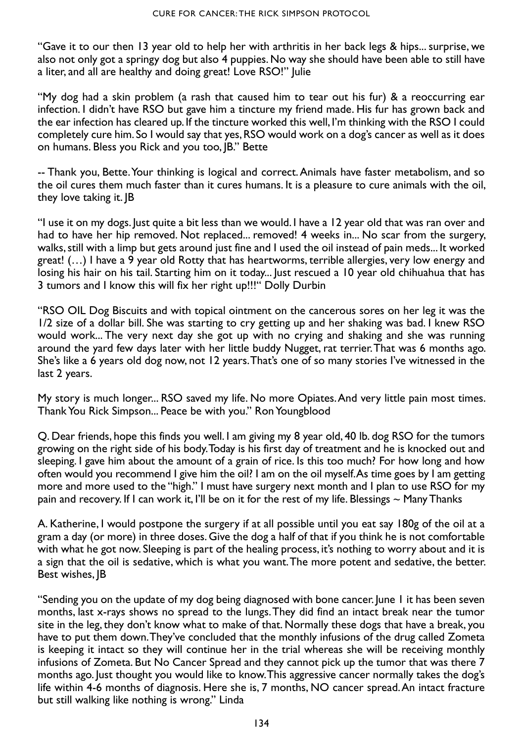"Gave it to our then 13 year old to help her with arthritis in her back legs & hips... surprise, we also not only got a springy dog but also 4 puppies. No way she should have been able to still have a liter, and all are healthy and doing great! Love RSO!" Julie

"My dog had a skin problem (a rash that caused him to tear out his fur) & a reoccurring ear infection. I didn't have RSO but gave him a tincture my friend made. His fur has grown back and the ear infection has cleared up. If the tincture worked this well, I'm thinking with the RSO I could completely cure him. So I would say that yes, RSO would work on a dog's cancer as well as it does on humans. Bless you Rick and you too, JB." Bette

-- Thank you, Bette. Your thinking is logical and correct. Animals have faster metabolism, and so the oil cures them much faster than it cures humans. It is a pleasure to cure animals with the oil, they love taking it. JB

"I use it on my dogs. Just quite a bit less than we would. I have a 12 year old that was ran over and had to have her hip removed. Not replaced... removed! 4 weeks in... No scar from the surgery, walks, still with a limp but gets around just fine and I used the oil instead of pain meds... It worked great! (…) I have a 9 year old Rotty that has heartworms, terrible allergies, very low energy and losing his hair on his tail. Starting him on it today... Just rescued a 10 year old chihuahua that has 3 tumors and I know this will fix her right up!!!" Dolly Durbin

"RSO OIL Dog Biscuits and with topical ointment on the cancerous sores on her leg it was the 1/2 size of a dollar bill. She was starting to cry getting up and her shaking was bad. I knew RSO would work... The very next day she got up with no crying and shaking and she was running around the yard few days later with her little buddy Nugget, rat terrier. That was 6 months ago. She's like a 6 years old dog now, not 12 years. That's one of so many stories I've witnessed in the last 2 years.

My story is much longer... RSO saved my life. No more Opiates. And very little pain most times. Thank You Rick Simpson... Peace be with you." Ron Youngblood

Q. Dear friends, hope this finds you well. I am giving my 8 year old, 40 lb. dog RSO for the tumors growing on the right side of his body. Today is his first day of treatment and he is knocked out and sleeping. I gave him about the amount of a grain of rice. Is this too much? For how long and how often would you recommend I give him the oil? I am on the oil myself. As time goes by I am getting more and more used to the "high." I must have surgery next month and I plan to use RSO for my pain and recovery. If I can work it, I'll be on it for the rest of my life. Blessings ~ Many Thanks

A. Katherine, I would postpone the surgery if at all possible until you eat say 180g of the oil at a gram a day (or more) in three doses. Give the dog a half of that if you think he is not comfortable with what he got now. Sleeping is part of the healing process, it's nothing to worry about and it is a sign that the oil is sedative, which is what you want. The more potent and sedative, the better. Best wishes, JB

"Sending you on the update of my dog being diagnosed with bone cancer. June 1 it has been seven months, last x-rays shows no spread to the lungs. They did find an intact break near the tumor site in the leg, they don't know what to make of that. Normally these dogs that have a break, you have to put them down. They've concluded that the monthly infusions of the drug called Zometa is keeping it intact so they will continue her in the trial whereas she will be receiving monthly infusions of Zometa. But No Cancer Spread and they cannot pick up the tumor that was there 7 months ago. Just thought you would like to know. This aggressive cancer normally takes the dog's life within 4-6 months of diagnosis. Here she is, 7 months, NO cancer spread. An intact fracture but still walking like nothing is wrong." Linda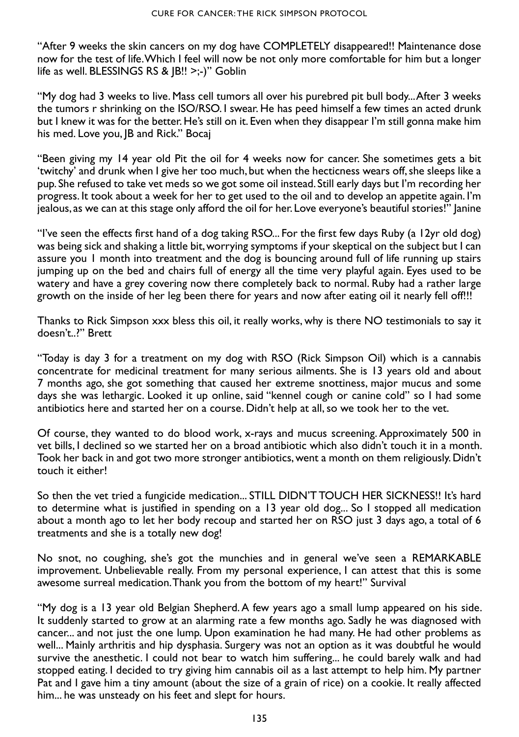"After 9 weeks the skin cancers on my dog have COMPLETELY disappeared!! Maintenance dose now for the test of life. Which I feel will now be not only more comfortable for him but a longer life as well. BLESSINGS RS & JB!! >;-)" Goblin

"My dog had 3 weeks to live. Mass cell tumors all over his purebred pit bull body... After 3 weeks the tumors r shrinking on the ISO/RSO. I swear. He has peed himself a few times an acted drunk but I knew it was for the better. He's still on it. Even when they disappear I'm still gonna make him his med. Love you, JB and Rick." Bocaj

"Been giving my 14 year old Pit the oil for 4 weeks now for cancer. She sometimes gets a bit 'twitchy' and drunk when I give her too much, but when the hecticness wears off, she sleeps like a pup. She refused to take vet meds so we got some oil instead. Still early days but I'm recording her progress. It took about a week for her to get used to the oil and to develop an appetite again. I'm jealous, as we can at this stage only afford the oil for her. Love everyone's beautiful stories!" Janine

"I've seen the effects first hand of a dog taking RSO... For the first few days Ruby (a 12yr old dog) was being sick and shaking a little bit, worrying symptoms if your skeptical on the subject but I can assure you 1 month into treatment and the dog is bouncing around full of life running up stairs jumping up on the bed and chairs full of energy all the time very playful again. Eyes used to be watery and have a grey covering now there completely back to normal. Ruby had a rather large growth on the inside of her leg been there for years and now after eating oil it nearly fell off!!!

Thanks to Rick Simpson xxx bless this oil, it really works, why is there NO testimonials to say it doesn't..?" Brett

"Today is day 3 for a treatment on my dog with RSO (Rick Simpson Oil) which is a cannabis concentrate for medicinal treatment for many serious ailments. She is 13 years old and about 7 months ago, she got something that caused her extreme snottiness, major mucus and some days she was lethargic. Looked it up online, said "kennel cough or canine cold" so I had some antibiotics here and started her on a course. Didn't help at all, so we took her to the vet.

Of course, they wanted to do blood work, x-rays and mucus screening. Approximately 500 in vet bills, I declined so we started her on a broad antibiotic which also didn't touch it in a month. Took her back in and got two more stronger antibiotics, went a month on them religiously. Didn't touch it either!

So then the vet tried a fungicide medication... STILL DIDN'T TOUCH HER SICKNESS!! It's hard to determine what is justified in spending on a 13 year old dog... So I stopped all medication about a month ago to let her body recoup and started her on RSO just 3 days ago, a total of 6 treatments and she is a totally new dog!

No snot, no coughing, she's got the munchies and in general we've seen a REMARKABLE improvement. Unbelievable really. From my personal experience, I can attest that this is some awesome surreal medication. Thank you from the bottom of my heart!" Survival

"My dog is a 13 year old Belgian Shepherd. A few years ago a small lump appeared on his side. It suddenly started to grow at an alarming rate a few months ago. Sadly he was diagnosed with cancer... and not just the one lump. Upon examination he had many. He had other problems as well... Mainly arthritis and hip dysphasia. Surgery was not an option as it was doubtful he would survive the anesthetic. I could not bear to watch him suffering... he could barely walk and had stopped eating. I decided to try giving him cannabis oil as a last attempt to help him. My partner Pat and I gave him a tiny amount (about the size of a grain of rice) on a cookie. It really affected him... he was unsteady on his feet and slept for hours.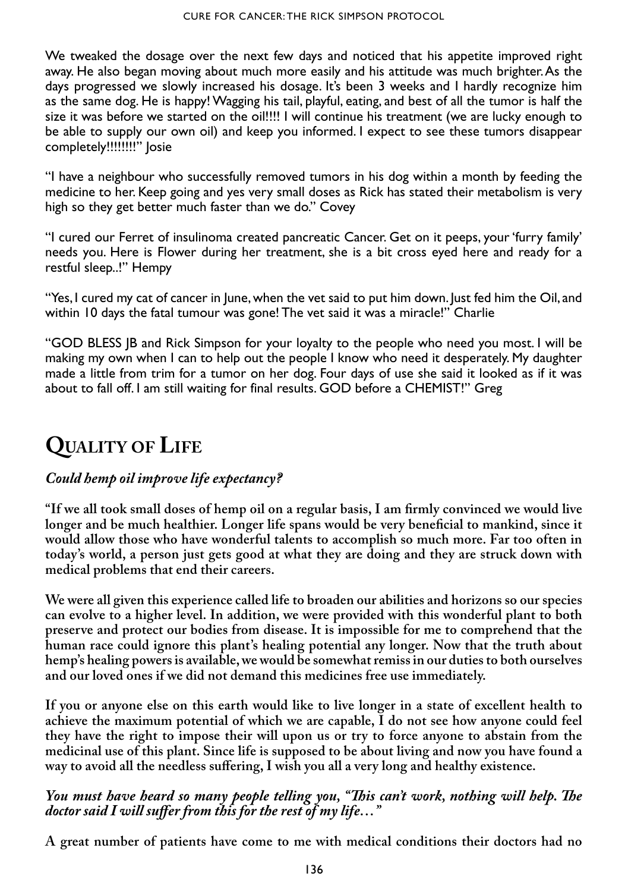We tweaked the dosage over the next few days and noticed that his appetite improved right away. He also began moving about much more easily and his attitude was much brighter. As the days progressed we slowly increased his dosage. It's been 3 weeks and I hardly recognize him as the same dog. He is happy! Wagging his tail, playful, eating, and best of all the tumor is half the size it was before we started on the oil!!!! I will continue his treatment (we are lucky enough to be able to supply our own oil) and keep you informed. I expect to see these tumors disappear completely!!!!!!!!" Josie

"I have a neighbour who successfully removed tumors in his dog within a month by feeding the medicine to her. Keep going and yes very small doses as Rick has stated their metabolism is very high so they get better much faster than we do." Covey

"I cured our Ferret of insulinoma created pancreatic Cancer. Get on it peeps, your 'furry family' needs you. Here is Flower during her treatment, she is a bit cross eyed here and ready for a restful sleep..!" Hempy

"Yes, I cured my cat of cancer in June, when the vet said to put him down. Just fed him the Oil, and within 10 days the fatal tumour was gone! The vet said it was a miracle!" Charlie

"GOD BLESS JB and Rick Simpson for your loyalty to the people who need you most. I will be making my own when I can to help out the people I know who need it desperately. My daughter made a little from trim for a tumor on her dog. Four days of use she said it looked as if it was about to fall off. I am still waiting for final results. GOD before a CHEMIST!" Greg

# Quality of Life

***Could hemp oil improve life expectancy?***

**"If we all took small doses of hemp oil on a regular basis, I am firmly convinced we would live longer and be much healthier. Longer life spans would be very beneficial to mankind, since it would allow those who have wonderful talents to accomplish so much more. Far too often in today's world, a person just gets good at what they are doing and they are struck down with medical problems that end their careers.**

**We were all given this experience called life to broaden our abilities and horizons so our species can evolve to a higher level. In addition, we were provided with this wonderful plant to both preserve and protect our bodies from disease. It is impossible for me to comprehend that the human race could ignore this plant's healing potential any longer. Now that the truth about hemp's healing powers is available, we would be somewhat remiss in our duties to both ourselves and our loved ones if we did not demand this medicines free use immediately.**

**If you or anyone else on this earth would like to live longer in a state of excellent health to achieve the maximum potential of which we are capable, I do not see how anyone could feel they have the right to impose their will upon us or try to force anyone to abstain from the medicinal use of this plant. Since life is supposed to be about living and now you have found a way to avoid all the needless suffering, I wish you all a very long and healthy existence.**

***You must have heard so many people telling you, "This can't work, nothing will help. The doctor said I will suffer from this for the rest of my life…"***

**A great number of patients have come to me with medical conditions their doctors had no**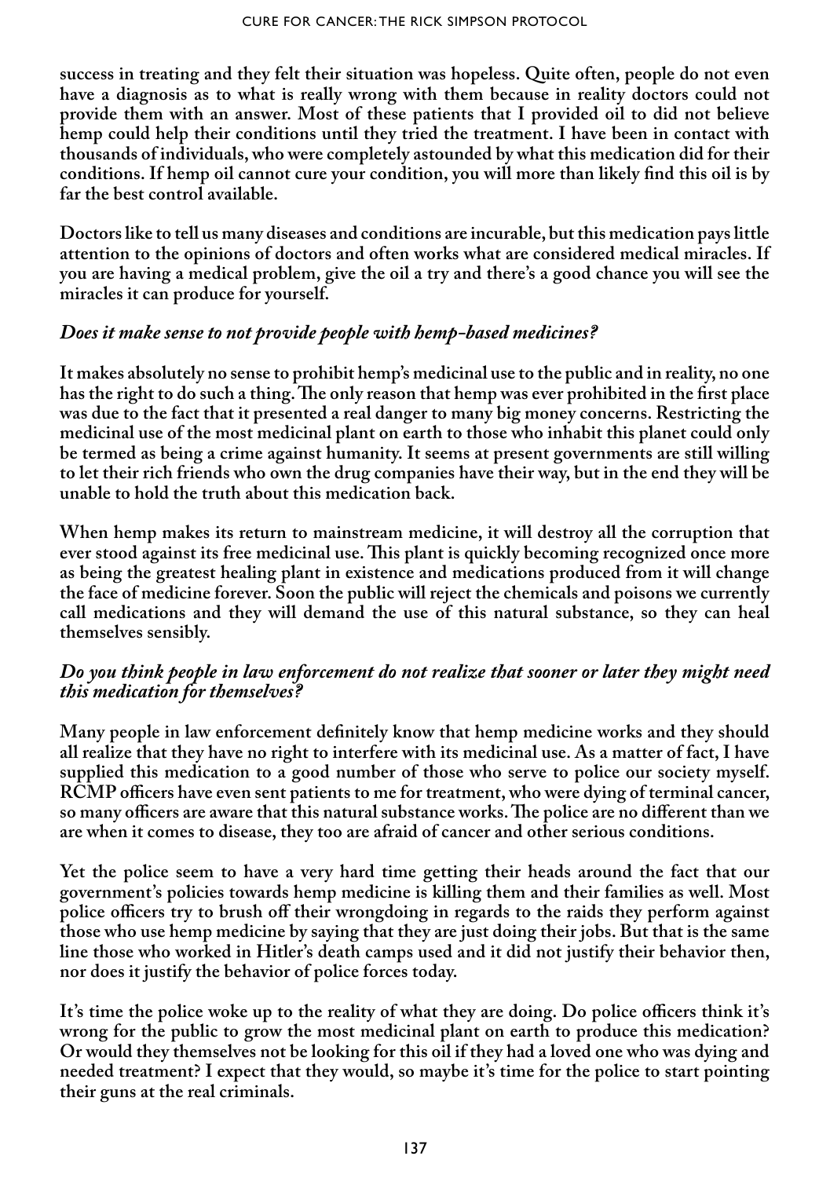**success in treating and they felt their situation was hopeless. Quite often, people do not even have a diagnosis as to what is really wrong with them because in reality doctors could not provide them with an answer. Most of these patients that I provided oil to did not believe hemp could help their conditions until they tried the treatment. I have been in contact with thousands of individuals, who were completely astounded by what this medication did for their conditions. If hemp oil cannot cure your condition, you will more than likely find this oil is by far the best control available.**

**Doctors like to tell us many diseases and conditions are incurable, but this medication pays little attention to the opinions of doctors and often works what are considered medical miracles. If you are having a medical problem, give the oil a try and there's a good chance you will see the miracles it can produce for yourself.**

***Does it make sense to not provide people with hemp-based medicines?***

**It makes absolutely no sense to prohibit hemp's medicinal use to the public and in reality, no one has the right to do such a thing. The only reason that hemp was ever prohibited in the first place was due to the fact that it presented a real danger to many big money concerns. Restricting the medicinal use of the most medicinal plant on earth to those who inhabit this planet could only be termed as being a crime against humanity. It seems at present governments are still willing to let their rich friends who own the drug companies have their way, but in the end they will be unable to hold the truth about this medication back.**

**When hemp makes its return to mainstream medicine, it will destroy all the corruption that ever stood against its free medicinal use. This plant is quickly becoming recognized once more as being the greatest healing plant in existence and medications produced from it will change the face of medicine forever. Soon the public will reject the chemicals and poisons we currently call medications and they will demand the use of this natural substance, so they can heal themselves sensibly.**

***Do you think people in law enforcement do not realize that sooner or later they might need this medication for themselves?***

**Many people in law enforcement definitely know that hemp medicine works and they should all realize that they have no right to interfere with its medicinal use. As a matter of fact, I have supplied this medication to a good number of those who serve to police our society myself. RCMP officers have even sent patients to me for treatment, who were dying of terminal cancer, so many officers are aware that this natural substance works. The police are no different than we are when it comes to disease, they too are afraid of cancer and other serious conditions.**

**Yet the police seem to have a very hard time getting their heads around the fact that our government's policies towards hemp medicine is killing them and their families as well. Most police officers try to brush off their wrongdoing in regards to the raids they perform against those who use hemp medicine by saying that they are just doing their jobs. But that is the same line those who worked in Hitler's death camps used and it did not justify their behavior then, nor does it justify the behavior of police forces today.**

**It's time the police woke up to the reality of what they are doing. Do police officers think it's wrong for the public to grow the most medicinal plant on earth to produce this medication? Or would they themselves not be looking for this oil if they had a loved one who was dying and needed treatment? I expect that they would, so maybe it's time for the police to start pointing their guns at the real criminals.**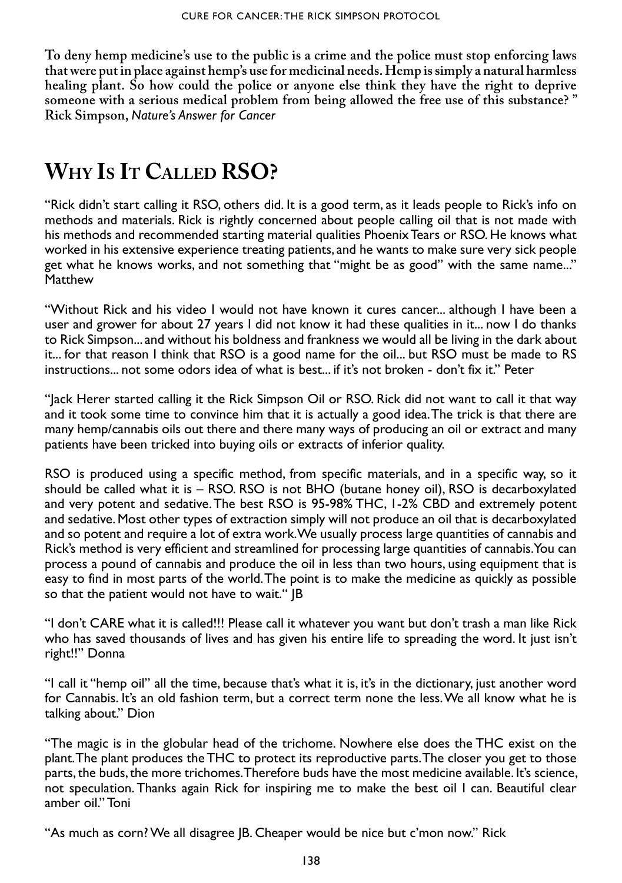**To deny hemp medicine's use to the public is a crime and the police must stop enforcing laws that were put in place against hemp's use for medicinal needs. Hemp is simply a natural harmless healing plant. So how could the police or anyone else think they have the right to deprive someone with a serious medical problem from being allowed the free use of this substance? " Rick Simpson,** ***Nature's Answer for Cancer***

# Why Is It Called RSO?

"Rick didn't start calling it RSO, others did. It is a good term, as it leads people to Rick's info on methods and materials. Rick is rightly concerned about people calling oil that is not made with his methods and recommended starting material qualities Phoenix Tears or RSO. He knows what worked in his extensive experience treating patients, and he wants to make sure very sick people get what he knows works, and not something that "might be as good" with the same name..." Matthew

"Without Rick and his video I would not have known it cures cancer... although I have been a user and grower for about 27 years I did not know it had these qualities in it... now I do thanks to Rick Simpson... and without his boldness and frankness we would all be living in the dark about it... for that reason I think that RSO is a good name for the oil... but RSO must be made to RS instructions... not some odors idea of what is best... if it's not broken - don't fix it." Peter

"Jack Herer started calling it the Rick Simpson Oil or RSO. Rick did not want to call it that way and it took some time to convince him that it is actually a good idea. The trick is that there are many hemp/cannabis oils out there and there many ways of producing an oil or extract and many patients have been tricked into buying oils or extracts of inferior quality.

RSO is produced using a specific method, from specific materials, and in a specific way, so it should be called what it is – RSO. RSO is not BHO (butane honey oil), RSO is decarboxylated and very potent and sedative. The best RSO is 95-98% THC, 1-2% CBD and extremely potent and sedative. Most other types of extraction simply will not produce an oil that is decarboxylated and so potent and require a lot of extra work. We usually process large quantities of cannabis and Rick's method is very efficient and streamlined for processing large quantities of cannabis. You can process a pound of cannabis and produce the oil in less than two hours, using equipment that is easy to find in most parts of the world. The point is to make the medicine as quickly as possible so that the patient would not have to wait." JB

"I don't CARE what it is called!!! Please call it whatever you want but don't trash a man like Rick who has saved thousands of lives and has given his entire life to spreading the word. It just isn't right!!" Donna

"I call it "hemp oil" all the time, because that's what it is, it's in the dictionary, just another word for Cannabis. It's an old fashion term, but a correct term none the less. We all know what he is talking about." Dion

"The magic is in the globular head of the trichome. Nowhere else does the THC exist on the plant. The plant produces the THC to protect its reproductive parts. The closer you get to those parts, the buds, the more trichomes. Therefore buds have the most medicine available. It's science, not speculation. Thanks again Rick for inspiring me to make the best oil I can. Beautiful clear amber oil." Toni

"As much as corn? We all disagree JB. Cheaper would be nice but c'mon now." Rick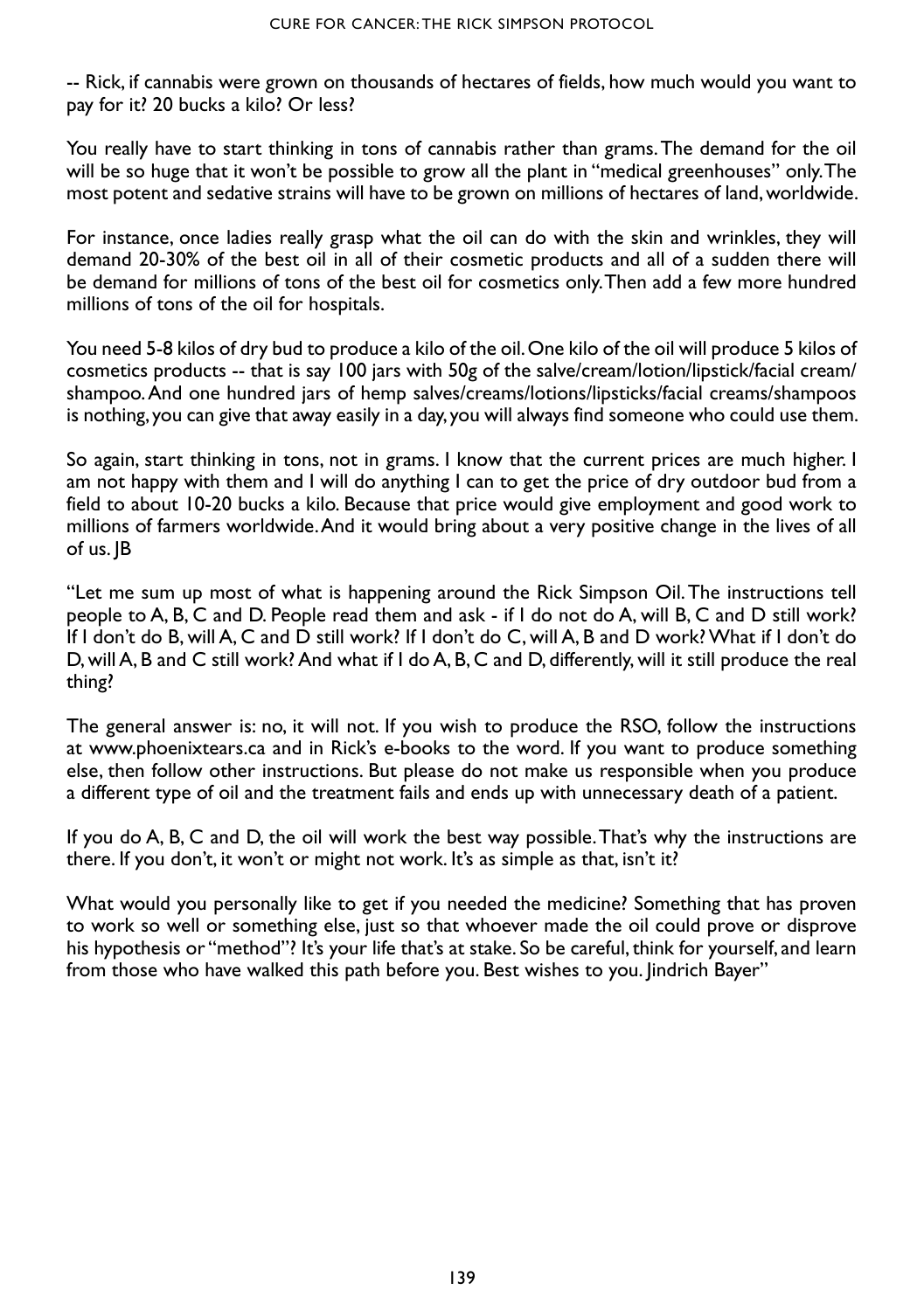-- Rick, if cannabis were grown on thousands of hectares of fields, how much would you want to pay for it? 20 bucks a kilo? Or less?

You really have to start thinking in tons of cannabis rather than grams. The demand for the oil will be so huge that it won't be possible to grow all the plant in "medical greenhouses" only. The most potent and sedative strains will have to be grown on millions of hectares of land, worldwide.

For instance, once ladies really grasp what the oil can do with the skin and wrinkles, they will demand 20-30% of the best oil in all of their cosmetic products and all of a sudden there will be demand for millions of tons of the best oil for cosmetics only. Then add a few more hundred millions of tons of the oil for hospitals.

You need 5-8 kilos of dry bud to produce a kilo of the oil. One kilo of the oil will produce 5 kilos of cosmetics products -- that is say 100 jars with 50g of the salve/cream/lotion/lipstick/facial cream/shampoo. And one hundred jars of hemp salves/creams/lotions/lipsticks/facial creams/shampoos is nothing, you can give that away easily in a day, you will always find someone who could use them.

So again, start thinking in tons, not in grams. I know that the current prices are much higher. I am not happy with them and I will do anything I can to get the price of dry outdoor bud from a field to about 10-20 bucks a kilo. Because that price would give employment and good work to millions of farmers worldwide. And it would bring about a very positive change in the lives of all of us. JB

"Let me sum up most of what is happening around the Rick Simpson Oil. The instructions tell people to A, B, C and D. People read them and ask - if I do not do A, will B, C and D still work? If I don't do B, will A, C and D still work? If I don't do C, will A, B and D work? What if I don't do D, will A, B and C still work? And what if I do A, B, C and D, differently, will it still produce the real thing?

The general answer is: no, it will not. If you wish to produce the RSO, follow the instructions at www.phoenixtears.ca and in Rick's e-books to the word. If you want to produce something else, then follow other instructions. But please do not make us responsible when you produce a different type of oil and the treatment fails and ends up with unnecessary death of a patient.

If you do A, B, C and D, the oil will work the best way possible. That's why the instructions are there. If you don't, it won't or might not work. It's as simple as that, isn't it?

What would you personally like to get if you needed the medicine? Something that has proven to work so well or something else, just so that whoever made the oil could prove or disprove his hypothesis or "method"? It's your life that's at stake. So be careful, think for yourself, and learn from those who have walked this path before you. Best wishes to you. Jindrich Bayer"